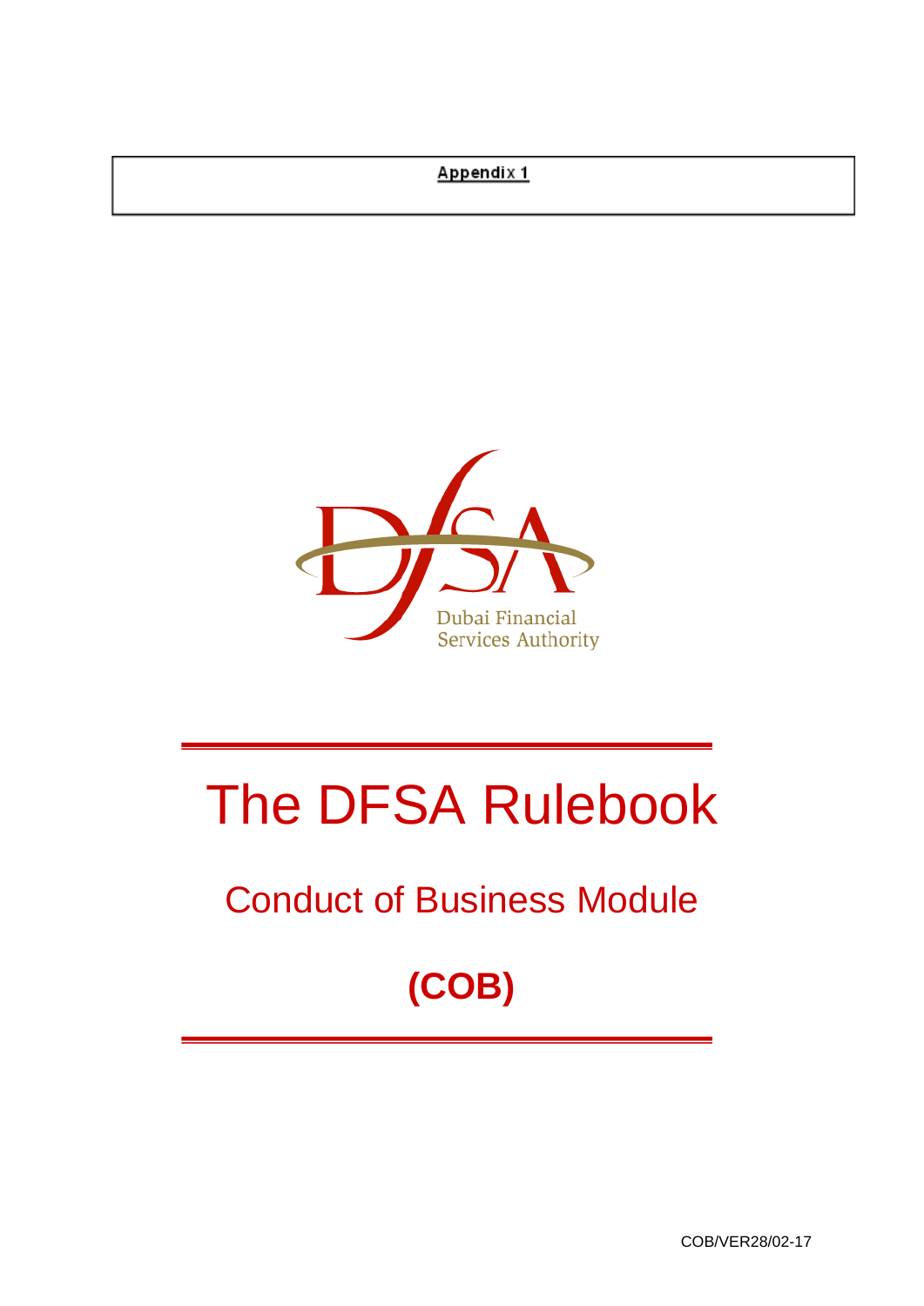Appendix 1

Dubai Financial Services Authority

# The DFSA Rulebook

## Conduct of Business Module

## (COB)

COB/VER28/02-17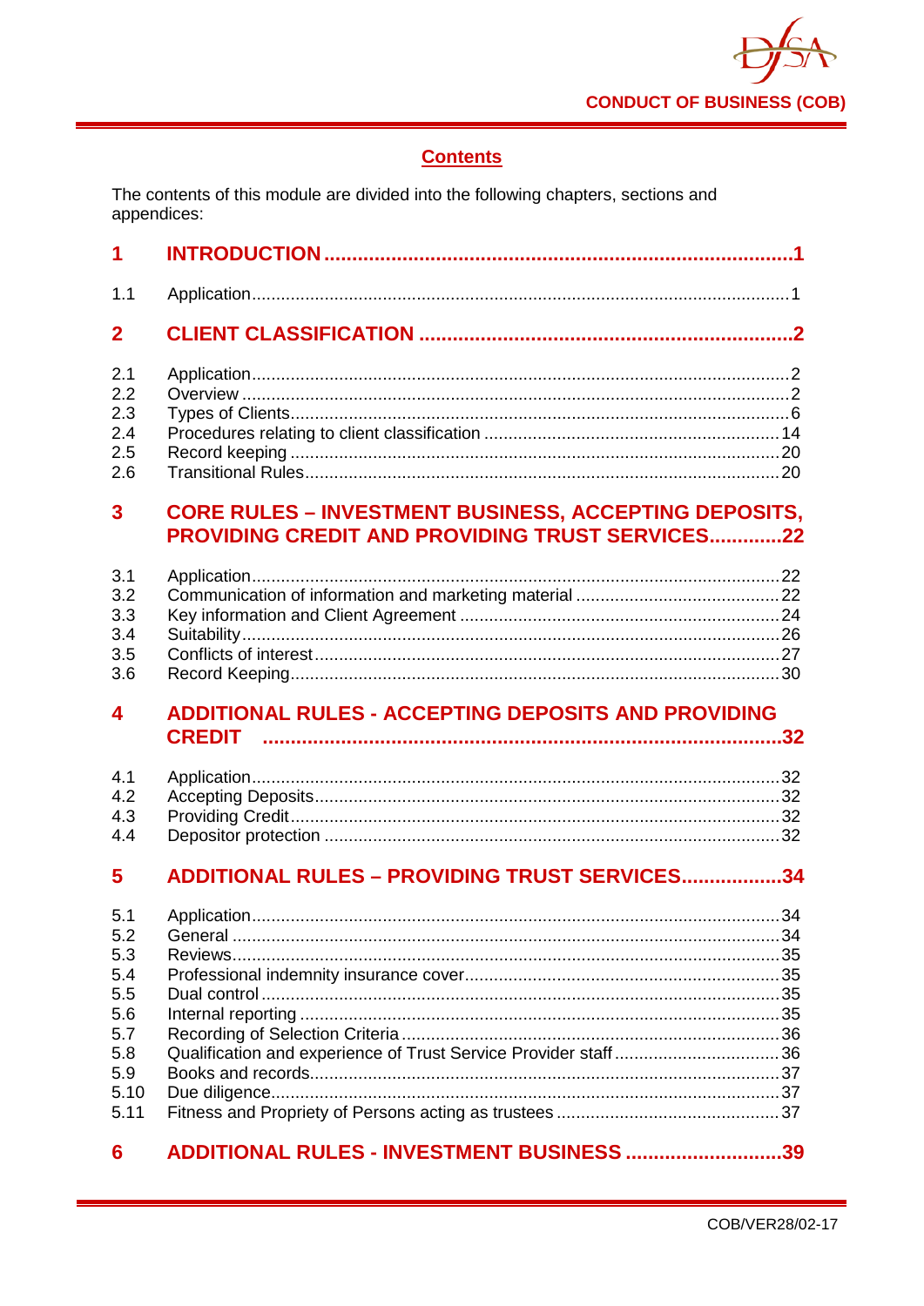## Contents

The contents of this module are divided into the following chapters, sections and appendices:

**1 INTRODUCTION ..... 1**

1.1 Application ..... 1

**2 CLIENT CLASSIFICATION ..... 2**

2.1 Application ..... 2
2.2 Overview ..... 2
2.3 Types of Clients ..... 6
2.4 Procedures relating to client classification ..... 14
2.5 Record keeping ..... 20
2.6 Transitional Rules ..... 20

**3 CORE RULES – INVESTMENT BUSINESS, ACCEPTING DEPOSITS, PROVIDING CREDIT AND PROVIDING TRUST SERVICES ..... 22**

3.1 Application ..... 22
3.2 Communication of information and marketing material ..... 22
3.3 Key information and Client Agreement ..... 24
3.4 Suitability ..... 26
3.5 Conflicts of interest ..... 27
3.6 Record Keeping ..... 30

**4 ADDITIONAL RULES - ACCEPTING DEPOSITS AND PROVIDING CREDIT ..... 32**

4.1 Application ..... 32
4.2 Accepting Deposits ..... 32
4.3 Providing Credit ..... 32
4.4 Depositor protection ..... 32

**5 ADDITIONAL RULES – PROVIDING TRUST SERVICES ..... 34**

5.1 Application ..... 34
5.2 General ..... 34
5.3 Reviews ..... 35
5.4 Professional indemnity insurance cover ..... 35
5.5 Dual control ..... 35
5.6 Internal reporting ..... 35
5.7 Recording of Selection Criteria ..... 36
5.8 Qualification and experience of Trust Service Provider staff ..... 36
5.9 Books and records ..... 37
5.10 Due diligence ..... 37
5.11 Fitness and Propriety of Persons acting as trustees ..... 37

**6 ADDITIONAL RULES - INVESTMENT BUSINESS ..... 39**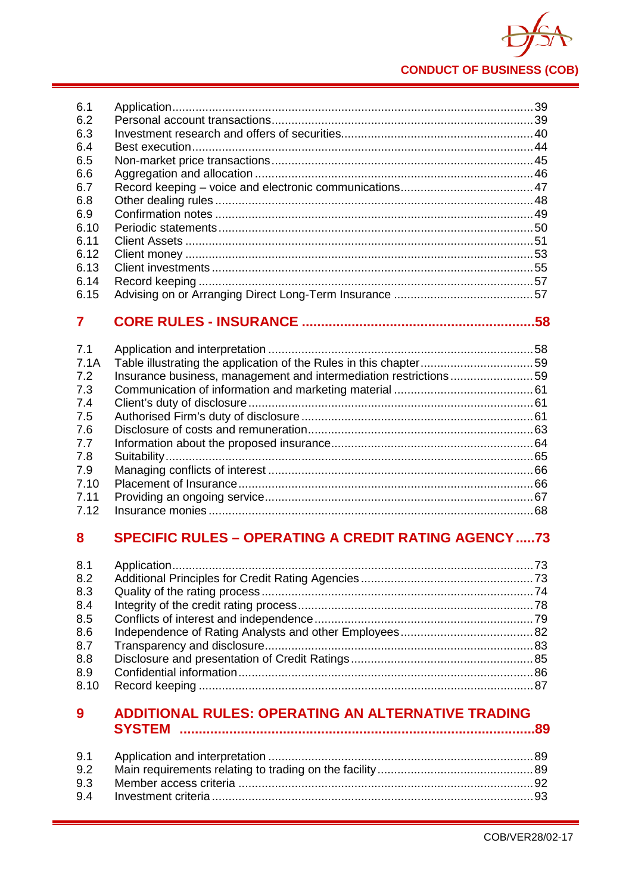| | | |
|---|---|---|
| 6.1 | Application | 39 |
| 6.2 | Personal account transactions | 39 |
| 6.3 | Investment research and offers of securities | 40 |
| 6.4 | Best execution | 44 |
| 6.5 | Non-market price transactions | 45 |
| 6.6 | Aggregation and allocation | 46 |
| 6.7 | Record keeping – voice and electronic communications | 47 |
| 6.8 | Other dealing rules | 48 |
| 6.9 | Confirmation notes | 49 |
| 6.10 | Periodic statements | 50 |
| 6.11 | Client Assets | 51 |
| 6.12 | Client money | 53 |
| 6.13 | Client investments | 55 |
| 6.14 | Record keeping | 57 |
| 6.15 | Advising on or Arranging Direct Long-Term Insurance | 57 |

## 7 CORE RULES - INSURANCE ....58

| | | |
|---|---|---|
| 7.1 | Application and interpretation | 58 |
| 7.1A | Table illustrating the application of the Rules in this chapter | 59 |
| 7.2 | Insurance business, management and intermediation restrictions | 59 |
| 7.3 | Communication of information and marketing material | 61 |
| 7.4 | Client's duty of disclosure | 61 |
| 7.5 | Authorised Firm's duty of disclosure | 61 |
| 7.6 | Disclosure of costs and remuneration | 63 |
| 7.7 | Information about the proposed insurance | 64 |
| 7.8 | Suitability | 65 |
| 7.9 | Managing conflicts of interest | 66 |
| 7.10 | Placement of Insurance | 66 |
| 7.11 | Providing an ongoing service | 67 |
| 7.12 | Insurance monies | 68 |

## 8 SPECIFIC RULES – OPERATING A CREDIT RATING AGENCY ....73

| | | |
|---|---|---|
| 8.1 | Application | 73 |
| 8.2 | Additional Principles for Credit Rating Agencies | 73 |
| 8.3 | Quality of the rating process | 74 |
| 8.4 | Integrity of the credit rating process | 78 |
| 8.5 | Conflicts of interest and independence | 79 |
| 8.6 | Independence of Rating Analysts and other Employees | 82 |
| 8.7 | Transparency and disclosure | 83 |
| 8.8 | Disclosure and presentation of Credit Ratings | 85 |
| 8.9 | Confidential information | 86 |
| 8.10 | Record keeping | 87 |

## 9 ADDITIONAL RULES: OPERATING AN ALTERNATIVE TRADING SYSTEM ....89

| | | |
|---|---|---|
| 9.1 | Application and interpretation | 89 |
| 9.2 | Main requirements relating to trading on the facility | 89 |
| 9.3 | Member access criteria | 92 |
| 9.4 | Investment criteria | 93 |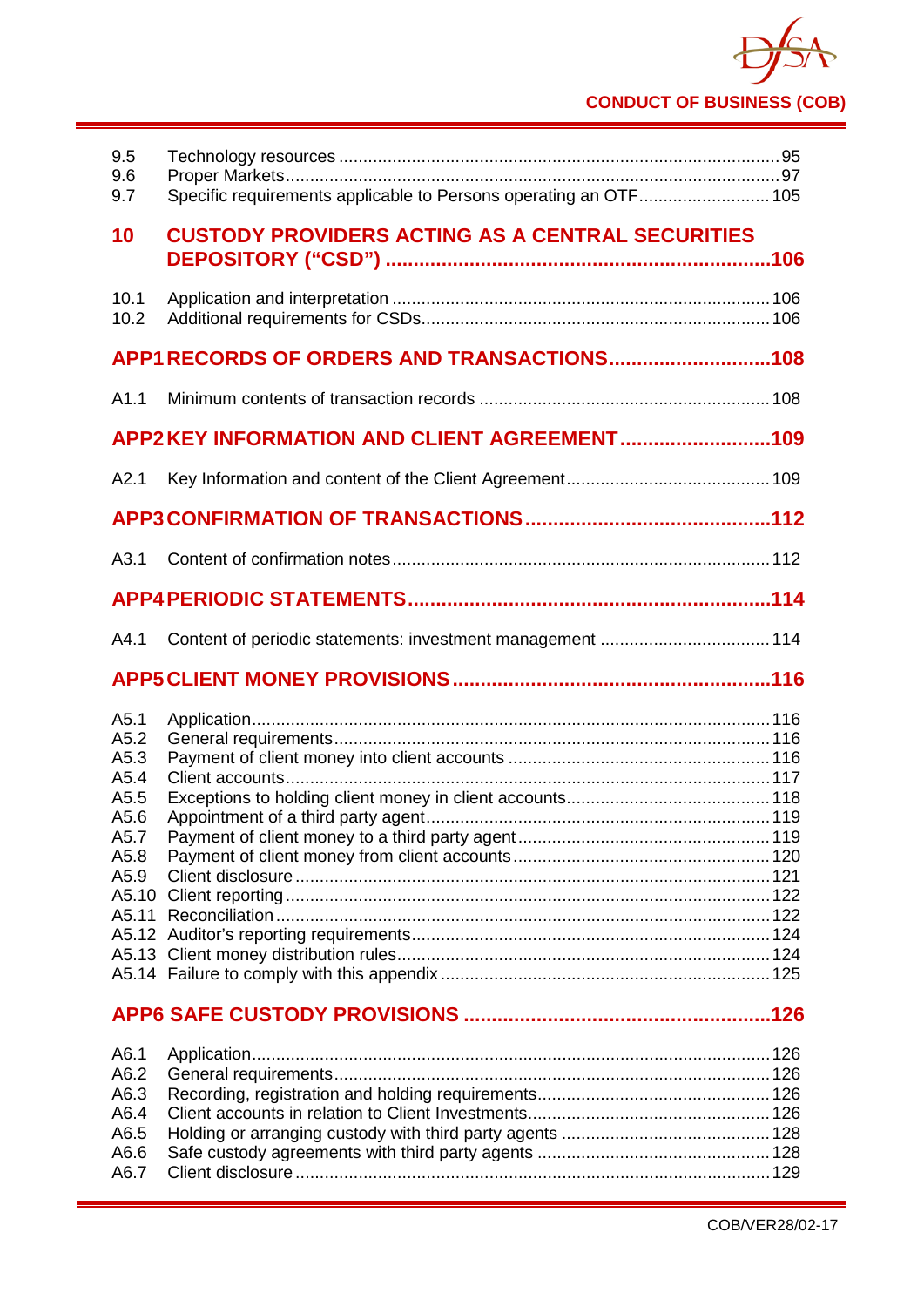9.5 Technology resources ........................................................................................ 95
9.6 Proper Markets.................................................................................................. 97
9.7 Specific requirements applicable to Persons operating an OTF......................... 105

**10 CUSTODY PROVIDERS ACTING AS A CENTRAL SECURITIES DEPOSITORY ("CSD") .................................................................... 106**

10.1 Application and interpretation ......................................................................... 106
10.2 Additional requirements for CSDs.................................................................... 106

**APP1 RECORDS OF ORDERS AND TRANSACTIONS............................ 108**

A1.1 Minimum contents of transaction records ....................................................... 108

**APP2 KEY INFORMATION AND CLIENT AGREEMENT .......................... 109**

A2.1 Key Information and content of the Client Agreement...................................... 109

**APP3 CONFIRMATION OF TRANSACTIONS........................................... 112**

A3.1 Content of confirmation notes.......................................................................... 112

**APP4 PERIODIC STATEMENTS............................................................... 114**

A4.1 Content of periodic statements: investment management ................................ 114

**APP5 CLIENT MONEY PROVISIONS........................................................ 116**

A5.1 Application....................................................................................................... 116
A5.2 General requirements...................................................................................... 116
A5.3 Payment of client money into client accounts .................................................. 116
A5.4 Client accounts................................................................................................ 117
A5.5 Exceptions to holding client money in client accounts...................................... 118
A5.6 Appointment of a third party agent................................................................... 119
A5.7 Payment of client money to a third party agent ................................................ 119
A5.8 Payment of client money from client accounts ................................................. 120
A5.9 Client disclosure .............................................................................................. 121
A5.10 Client reporting ................................................................................................ 122
A5.11 Reconciliation .................................................................................................. 122
A5.12 Auditor's reporting requirements...................................................................... 124
A5.13 Client money distribution rules......................................................................... 124
A5.14 Failure to comply with this appendix ............................................................... 125

**APP6 SAFE CUSTODY PROVISIONS ..................................................... 126**

A6.1 Application....................................................................................................... 126
A6.2 General requirements...................................................................................... 126
A6.3 Recording, registration and holding requirements............................................ 126
A6.4 Client accounts in relation to Client Investments.............................................. 126
A6.5 Holding or arranging custody with third party agents ....................................... 128
A6.6 Safe custody agreements with third party agents ............................................ 128
A6.7 Client disclosure .............................................................................................. 129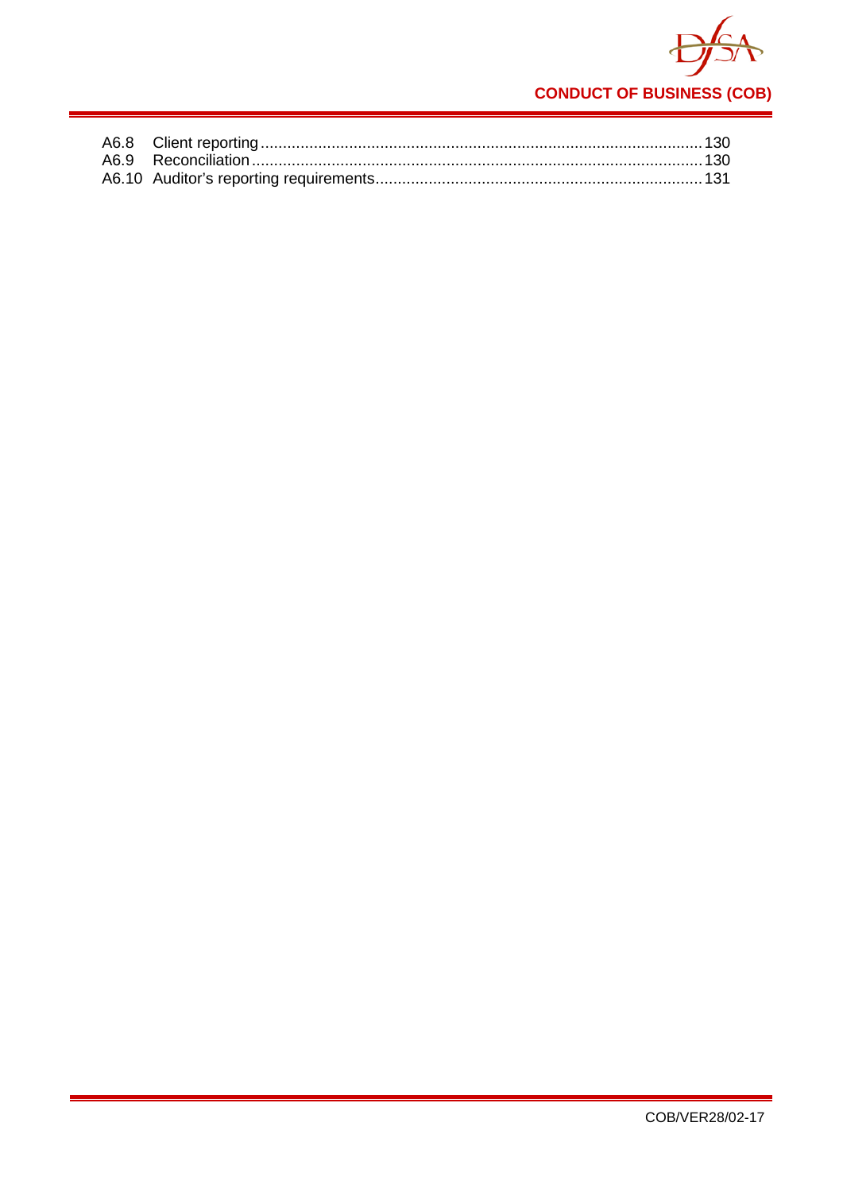A6.8 Client reporting .................................................................................................... 130
A6.9 Reconciliation ...................................................................................................... 130
A6.10 Auditor's reporting requirements .......................................................................... 131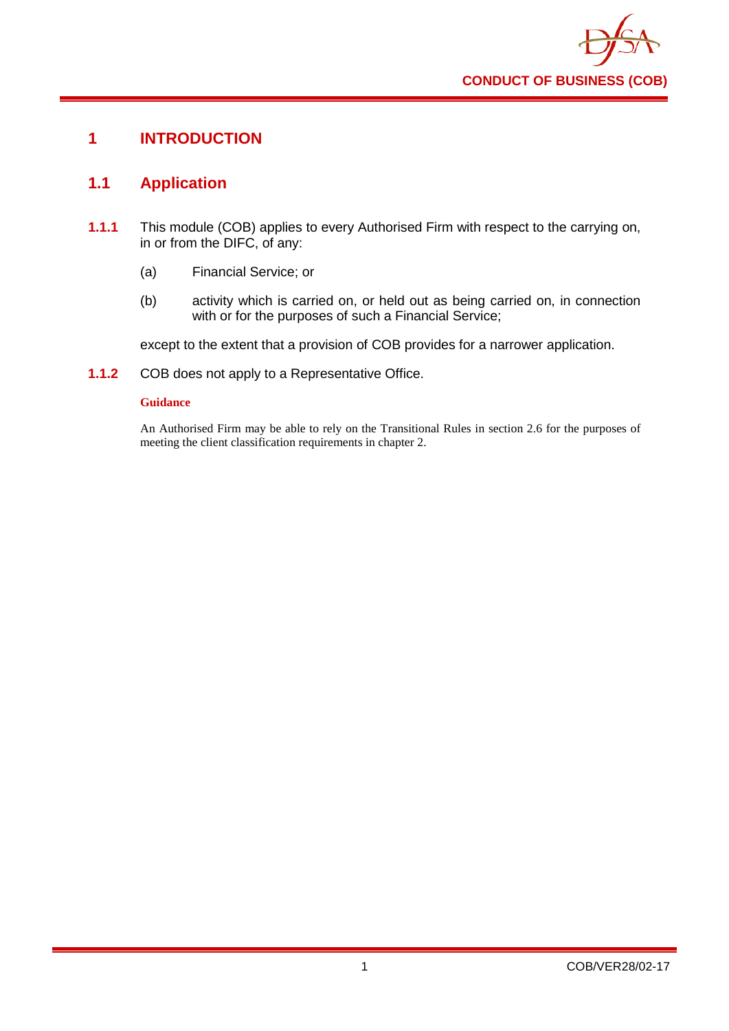# 1 INTRODUCTION

## 1.1 Application

**1.1.1** This module (COB) applies to every Authorised Firm with respect to the carrying on, in or from the DIFC, of any:

(a) Financial Service; or

(b) activity which is carried on, or held out as being carried on, in connection with or for the purposes of such a Financial Service;

except to the extent that a provision of COB provides for a narrower application.

**1.1.2** COB does not apply to a Representative Office.

**Guidance**

An Authorised Firm may be able to rely on the Transitional Rules in section 2.6 for the purposes of meeting the client classification requirements in chapter 2.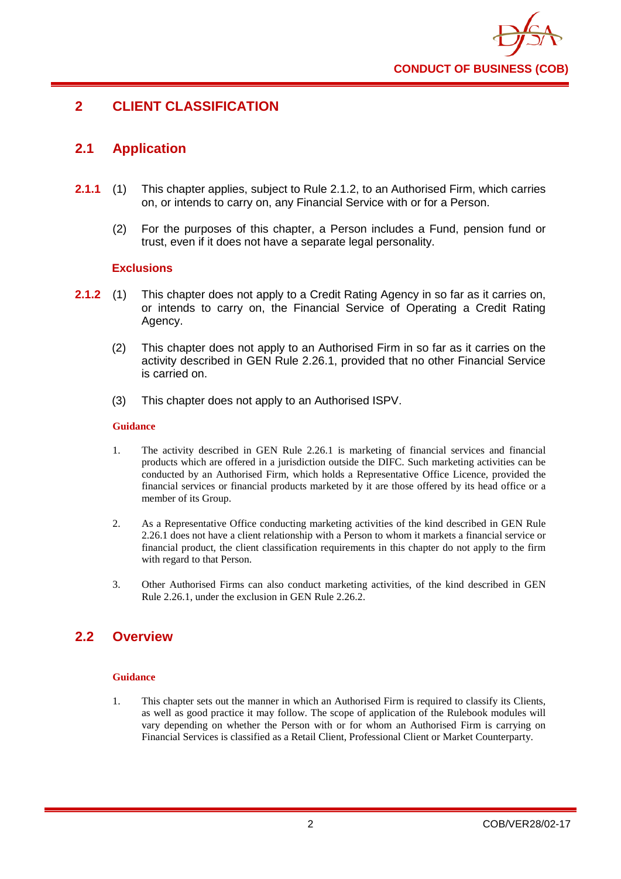# 2 CLIENT CLASSIFICATION

## 2.1 Application

**2.1.1** (1) This chapter applies, subject to Rule 2.1.2, to an Authorised Firm, which carries on, or intends to carry on, any Financial Service with or for a Person.

(2) For the purposes of this chapter, a Person includes a Fund, pension fund or trust, even if it does not have a separate legal personality.

### Exclusions

**2.1.2** (1) This chapter does not apply to a Credit Rating Agency in so far as it carries on, or intends to carry on, the Financial Service of Operating a Credit Rating Agency.

(2) This chapter does not apply to an Authorised Firm in so far as it carries on the activity described in GEN Rule 2.26.1, provided that no other Financial Service is carried on.

(3) This chapter does not apply to an Authorised ISPV.

**Guidance**

1. The activity described in GEN Rule 2.26.1 is marketing of financial services and financial products which are offered in a jurisdiction outside the DIFC. Such marketing activities can be conducted by an Authorised Firm, which holds a Representative Office Licence, provided the financial services or financial products marketed by it are those offered by its head office or a member of its Group.

2. As a Representative Office conducting marketing activities of the kind described in GEN Rule 2.26.1 does not have a client relationship with a Person to whom it markets a financial service or financial product, the client classification requirements in this chapter do not apply to the firm with regard to that Person.

3. Other Authorised Firms can also conduct marketing activities, of the kind described in GEN Rule 2.26.1, under the exclusion in GEN Rule 2.26.2.

## 2.2 Overview

**Guidance**

1. This chapter sets out the manner in which an Authorised Firm is required to classify its Clients, as well as good practice it may follow. The scope of application of the Rulebook modules will vary depending on whether the Person with or for whom an Authorised Firm is carrying on Financial Services is classified as a Retail Client, Professional Client or Market Counterparty.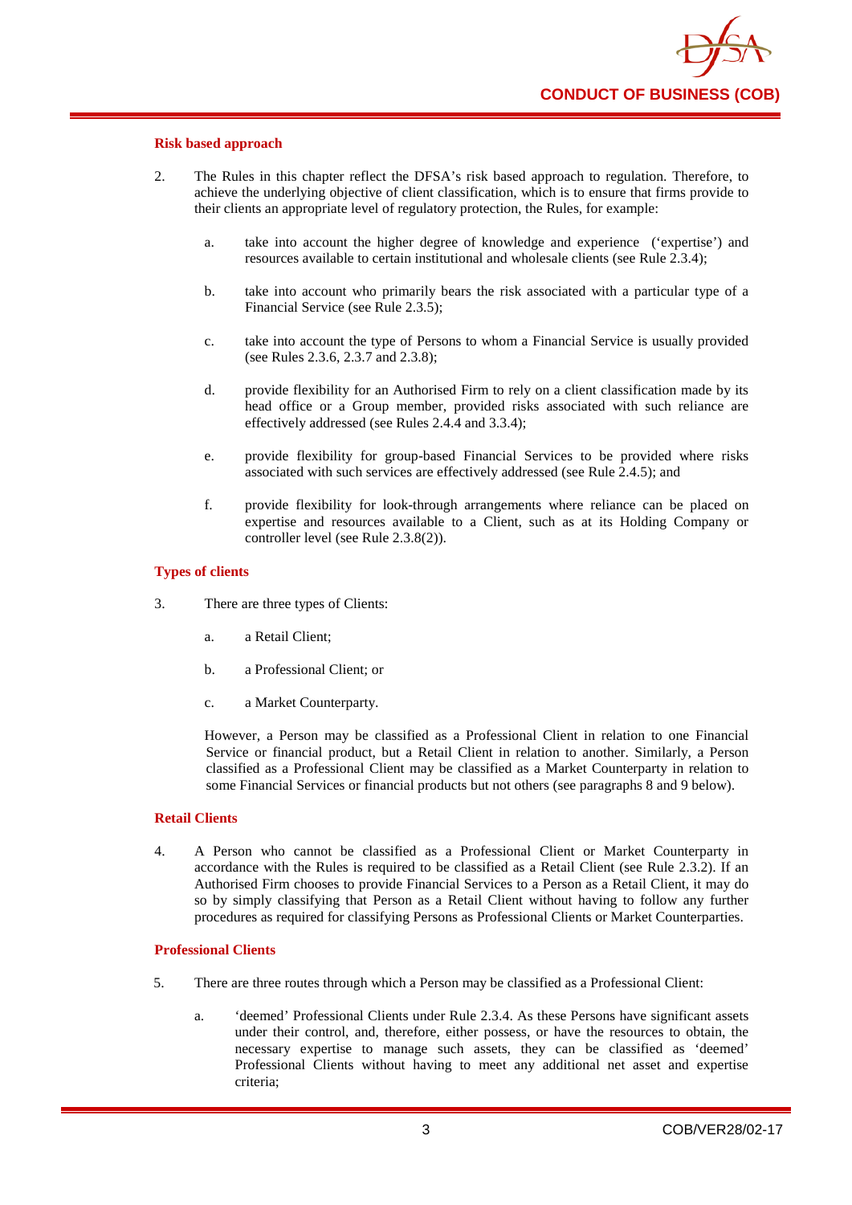#### Risk based approach

2. The Rules in this chapter reflect the DFSA's risk based approach to regulation. Therefore, to achieve the underlying objective of client classification, which is to ensure that firms provide to their clients an appropriate level of regulatory protection, the Rules, for example:

   a. take into account the higher degree of knowledge and experience ('expertise') and resources available to certain institutional and wholesale clients (see Rule 2.3.4);

   b. take into account who primarily bears the risk associated with a particular type of a Financial Service (see Rule 2.3.5);

   c. take into account the type of Persons to whom a Financial Service is usually provided (see Rules 2.3.6, 2.3.7 and 2.3.8);

   d. provide flexibility for an Authorised Firm to rely on a client classification made by its head office or a Group member, provided risks associated with such reliance are effectively addressed (see Rules 2.4.4 and 3.3.4);

   e. provide flexibility for group-based Financial Services to be provided where risks associated with such services are effectively addressed (see Rule 2.4.5); and

   f. provide flexibility for look-through arrangements where reliance can be placed on expertise and resources available to a Client, such as at its Holding Company or controller level (see Rule 2.3.8(2)).

#### Types of clients

3. There are three types of Clients:

   a. a Retail Client;

   b. a Professional Client; or

   c. a Market Counterparty.

   However, a Person may be classified as a Professional Client in relation to one Financial Service or financial product, but a Retail Client in relation to another. Similarly, a Person classified as a Professional Client may be classified as a Market Counterparty in relation to some Financial Services or financial products but not others (see paragraphs 8 and 9 below).

#### Retail Clients

4. A Person who cannot be classified as a Professional Client or Market Counterparty in accordance with the Rules is required to be classified as a Retail Client (see Rule 2.3.2). If an Authorised Firm chooses to provide Financial Services to a Person as a Retail Client, it may do so by simply classifying that Person as a Retail Client without having to follow any further procedures as required for classifying Persons as Professional Clients or Market Counterparties.

#### Professional Clients

5. There are three routes through which a Person may be classified as a Professional Client:

   a. 'deemed' Professional Clients under Rule 2.3.4. As these Persons have significant assets under their control, and, therefore, either possess, or have the resources to obtain, the necessary expertise to manage such assets, they can be classified as 'deemed' Professional Clients without having to meet any additional net asset and expertise criteria;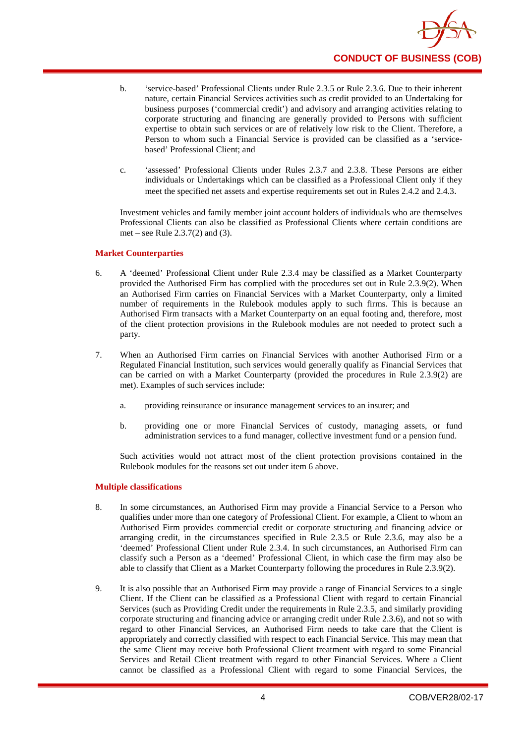b. 'service-based' Professional Clients under Rule 2.3.5 or Rule 2.3.6. Due to their inherent nature, certain Financial Services activities such as credit provided to an Undertaking for business purposes ('commercial credit') and advisory and arranging activities relating to corporate structuring and financing are generally provided to Persons with sufficient expertise to obtain such services or are of relatively low risk to the Client. Therefore, a Person to whom such a Financial Service is provided can be classified as a 'service-based' Professional Client; and

c. 'assessed' Professional Clients under Rules 2.3.7 and 2.3.8. These Persons are either individuals or Undertakings which can be classified as a Professional Client only if they meet the specified net assets and expertise requirements set out in Rules 2.4.2 and 2.4.3.

Investment vehicles and family member joint account holders of individuals who are themselves Professional Clients can also be classified as Professional Clients where certain conditions are met – see Rule 2.3.7(2) and (3).

**Market Counterparties**

6. A 'deemed' Professional Client under Rule 2.3.4 may be classified as a Market Counterparty provided the Authorised Firm has complied with the procedures set out in Rule 2.3.9(2). When an Authorised Firm carries on Financial Services with a Market Counterparty, only a limited number of requirements in the Rulebook modules apply to such firms. This is because an Authorised Firm transacts with a Market Counterparty on an equal footing and, therefore, most of the client protection provisions in the Rulebook modules are not needed to protect such a party.

7. When an Authorised Firm carries on Financial Services with another Authorised Firm or a Regulated Financial Institution, such services would generally qualify as Financial Services that can be carried on with a Market Counterparty (provided the procedures in Rule 2.3.9(2) are met). Examples of such services include:

   a. providing reinsurance or insurance management services to an insurer; and

   b. providing one or more Financial Services of custody, managing assets, or fund administration services to a fund manager, collective investment fund or a pension fund.

   Such activities would not attract most of the client protection provisions contained in the Rulebook modules for the reasons set out under item 6 above.

**Multiple classifications**

8. In some circumstances, an Authorised Firm may provide a Financial Service to a Person who qualifies under more than one category of Professional Client. For example, a Client to whom an Authorised Firm provides commercial credit or corporate structuring and financing advice or arranging credit, in the circumstances specified in Rule 2.3.5 or Rule 2.3.6, may also be a 'deemed' Professional Client under Rule 2.3.4. In such circumstances, an Authorised Firm can classify such a Person as a 'deemed' Professional Client, in which case the firm may also be able to classify that Client as a Market Counterparty following the procedures in Rule 2.3.9(2).

9. It is also possible that an Authorised Firm may provide a range of Financial Services to a single Client. If the Client can be classified as a Professional Client with regard to certain Financial Services (such as Providing Credit under the requirements in Rule 2.3.5, and similarly providing corporate structuring and financing advice or arranging credit under Rule 2.3.6), and not so with regard to other Financial Services, an Authorised Firm needs to take care that the Client is appropriately and correctly classified with respect to each Financial Service. This may mean that the same Client may receive both Professional Client treatment with regard to some Financial Services and Retail Client treatment with regard to other Financial Services. Where a Client cannot be classified as a Professional Client with regard to some Financial Services, the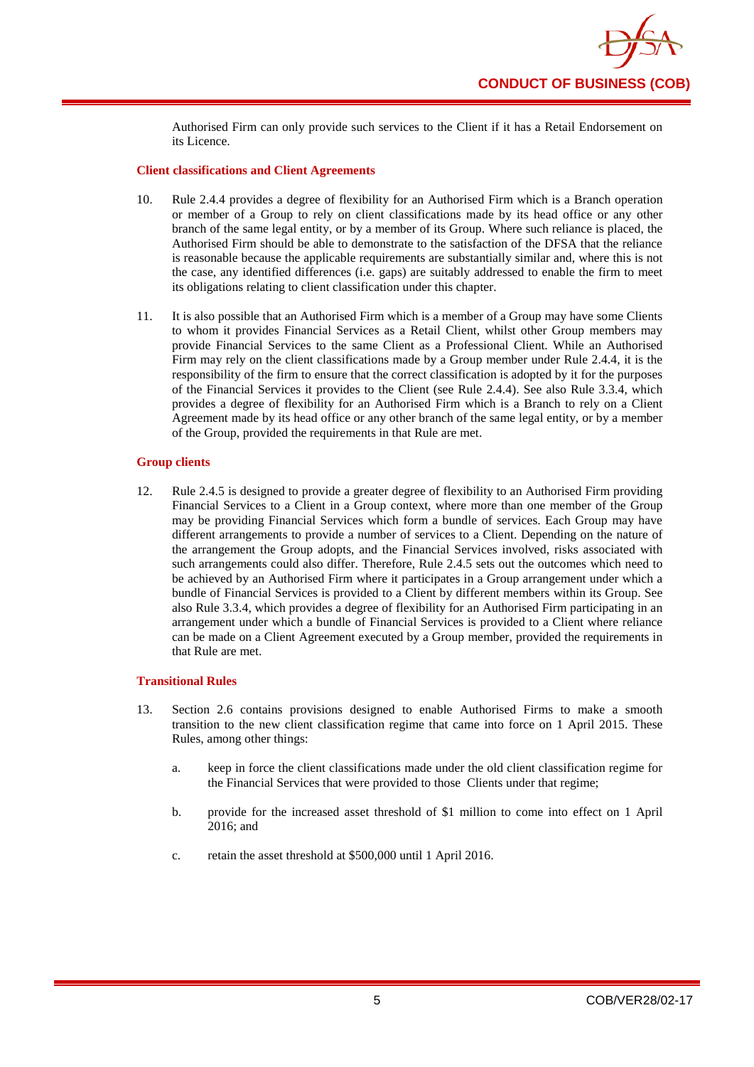Authorised Firm can only provide such services to the Client if it has a Retail Endorsement on its Licence.

### Client classifications and Client Agreements

10. Rule 2.4.4 provides a degree of flexibility for an Authorised Firm which is a Branch operation or member of a Group to rely on client classifications made by its head office or any other branch of the same legal entity, or by a member of its Group. Where such reliance is placed, the Authorised Firm should be able to demonstrate to the satisfaction of the DFSA that the reliance is reasonable because the applicable requirements are substantially similar and, where this is not the case, any identified differences (i.e. gaps) are suitably addressed to enable the firm to meet its obligations relating to client classification under this chapter.

11. It is also possible that an Authorised Firm which is a member of a Group may have some Clients to whom it provides Financial Services as a Retail Client, whilst other Group members may provide Financial Services to the same Client as a Professional Client. While an Authorised Firm may rely on the client classifications made by a Group member under Rule 2.4.4, it is the responsibility of the firm to ensure that the correct classification is adopted by it for the purposes of the Financial Services it provides to the Client (see Rule 2.4.4). See also Rule 3.3.4, which provides a degree of flexibility for an Authorised Firm which is a Branch to rely on a Client Agreement made by its head office or any other branch of the same legal entity, or by a member of the Group, provided the requirements in that Rule are met.

### Group clients

12. Rule 2.4.5 is designed to provide a greater degree of flexibility to an Authorised Firm providing Financial Services to a Client in a Group context, where more than one member of the Group may be providing Financial Services which form a bundle of services. Each Group may have different arrangements to provide a number of services to a Client. Depending on the nature of the arrangement the Group adopts, and the Financial Services involved, risks associated with such arrangements could also differ. Therefore, Rule 2.4.5 sets out the outcomes which need to be achieved by an Authorised Firm where it participates in a Group arrangement under which a bundle of Financial Services is provided to a Client by different members within its Group. See also Rule 3.3.4, which provides a degree of flexibility for an Authorised Firm participating in an arrangement under which a bundle of Financial Services is provided to a Client where reliance can be made on a Client Agreement executed by a Group member, provided the requirements in that Rule are met.

### Transitional Rules

13. Section 2.6 contains provisions designed to enable Authorised Firms to make a smooth transition to the new client classification regime that came into force on 1 April 2015. These Rules, among other things:

    a. keep in force the client classifications made under the old client classification regime for the Financial Services that were provided to those Clients under that regime;

    b. provide for the increased asset threshold of $1 million to come into effect on 1 April 2016; and

    c. retain the asset threshold at $500,000 until 1 April 2016.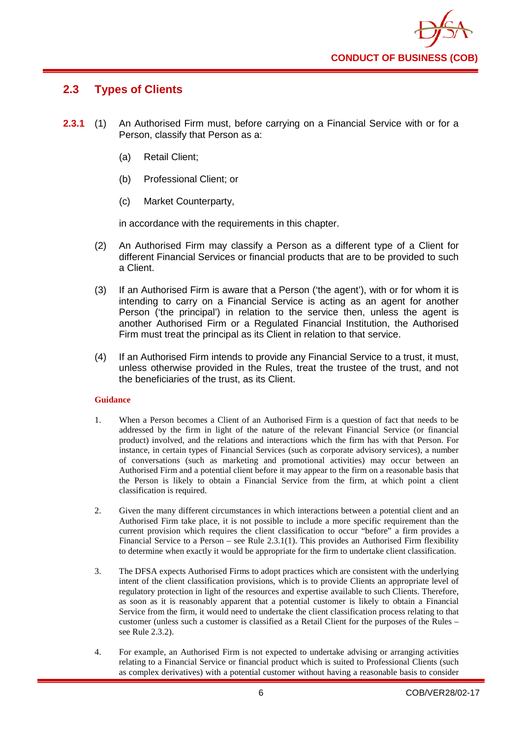## 2.3 Types of Clients

**2.3.1** (1) An Authorised Firm must, before carrying on a Financial Service with or for a Person, classify that Person as a:

(a) Retail Client;

(b) Professional Client; or

(c) Market Counterparty,

in accordance with the requirements in this chapter.

(2) An Authorised Firm may classify a Person as a different type of a Client for different Financial Services or financial products that are to be provided to such a Client.

(3) If an Authorised Firm is aware that a Person ('the agent'), with or for whom it is intending to carry on a Financial Service is acting as an agent for another Person ('the principal') in relation to the service then, unless the agent is another Authorised Firm or a Regulated Financial Institution, the Authorised Firm must treat the principal as its Client in relation to that service.

(4) If an Authorised Firm intends to provide any Financial Service to a trust, it must, unless otherwise provided in the Rules, treat the trustee of the trust, and not the beneficiaries of the trust, as its Client.

**Guidance**

1. When a Person becomes a Client of an Authorised Firm is a question of fact that needs to be addressed by the firm in light of the nature of the relevant Financial Service (or financial product) involved, and the relations and interactions which the firm has with that Person. For instance, in certain types of Financial Services (such as corporate advisory services), a number of conversations (such as marketing and promotional activities) may occur between an Authorised Firm and a potential client before it may appear to the firm on a reasonable basis that the Person is likely to obtain a Financial Service from the firm, at which point a client classification is required.

2. Given the many different circumstances in which interactions between a potential client and an Authorised Firm take place, it is not possible to include a more specific requirement than the current provision which requires the client classification to occur "before" a firm provides a Financial Service to a Person – see Rule 2.3.1(1). This provides an Authorised Firm flexibility to determine when exactly it would be appropriate for the firm to undertake client classification.

3. The DFSA expects Authorised Firms to adopt practices which are consistent with the underlying intent of the client classification provisions, which is to provide Clients an appropriate level of regulatory protection in light of the resources and expertise available to such Clients. Therefore, as soon as it is reasonably apparent that a potential customer is likely to obtain a Financial Service from the firm, it would need to undertake the client classification process relating to that customer (unless such a customer is classified as a Retail Client for the purposes of the Rules – see Rule 2.3.2).

4. For example, an Authorised Firm is not expected to undertake advising or arranging activities relating to a Financial Service or financial product which is suited to Professional Clients (such as complex derivatives) with a potential customer without having a reasonable basis to consider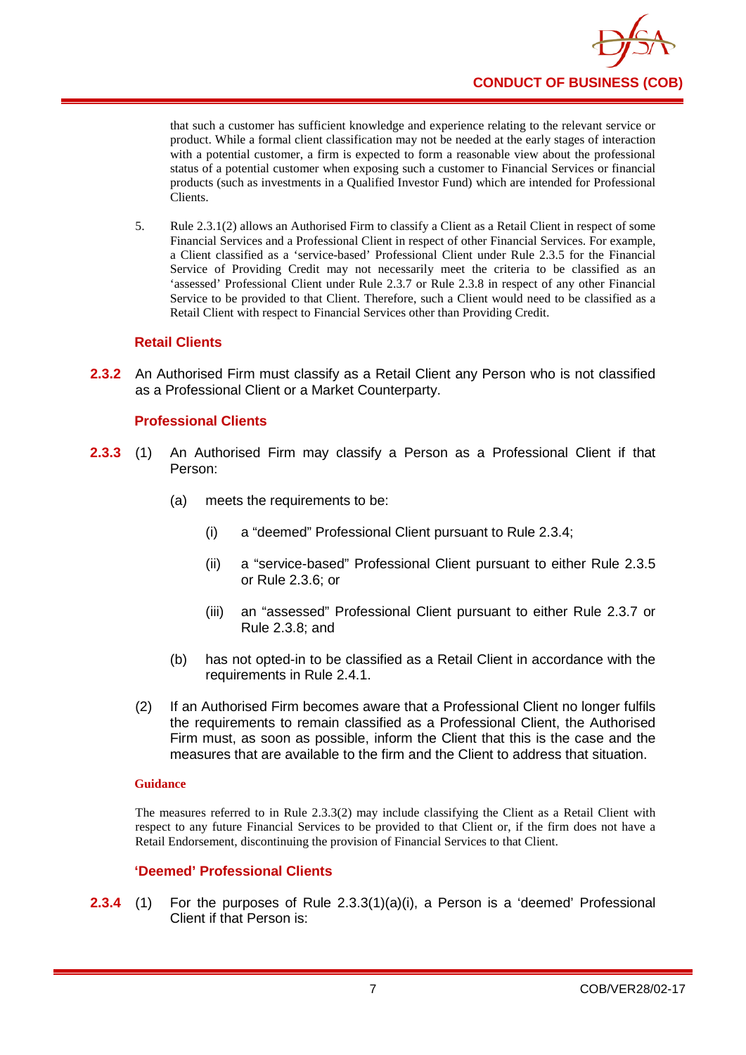that such a customer has sufficient knowledge and experience relating to the relevant service or product. While a formal client classification may not be needed at the early stages of interaction with a potential customer, a firm is expected to form a reasonable view about the professional status of a potential customer when exposing such a customer to Financial Services or financial products (such as investments in a Qualified Investor Fund) which are intended for Professional Clients.

5. Rule 2.3.1(2) allows an Authorised Firm to classify a Client as a Retail Client in respect of some Financial Services and a Professional Client in respect of other Financial Services. For example, a Client classified as a 'service-based' Professional Client under Rule 2.3.5 for the Financial Service of Providing Credit may not necessarily meet the criteria to be classified as an 'assessed' Professional Client under Rule 2.3.7 or Rule 2.3.8 in respect of any other Financial Service to be provided to that Client. Therefore, such a Client would need to be classified as a Retail Client with respect to Financial Services other than Providing Credit.

### Retail Clients

**2.3.2** An Authorised Firm must classify as a Retail Client any Person who is not classified as a Professional Client or a Market Counterparty.

### Professional Clients

**2.3.3** (1) An Authorised Firm may classify a Person as a Professional Client if that Person:

(a) meets the requirements to be:

(i) a "deemed" Professional Client pursuant to Rule 2.3.4;

(ii) a "service-based" Professional Client pursuant to either Rule 2.3.5 or Rule 2.3.6; or

(iii) an "assessed" Professional Client pursuant to either Rule 2.3.7 or Rule 2.3.8; and

(b) has not opted-in to be classified as a Retail Client in accordance with the requirements in Rule 2.4.1.

(2) If an Authorised Firm becomes aware that a Professional Client no longer fulfils the requirements to remain classified as a Professional Client, the Authorised Firm must, as soon as possible, inform the Client that this is the case and the measures that are available to the firm and the Client to address that situation.

#### Guidance

The measures referred to in Rule 2.3.3(2) may include classifying the Client as a Retail Client with respect to any future Financial Services to be provided to that Client or, if the firm does not have a Retail Endorsement, discontinuing the provision of Financial Services to that Client.

### 'Deemed' Professional Clients

**2.3.4** (1) For the purposes of Rule 2.3.3(1)(a)(i), a Person is a 'deemed' Professional Client if that Person is: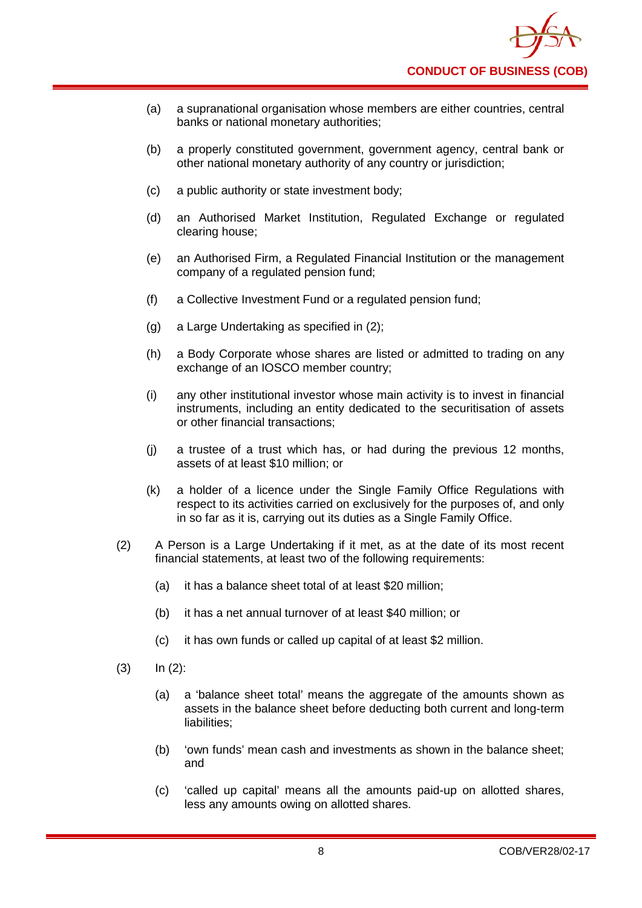(a) a supranational organisation whose members are either countries, central banks or national monetary authorities;

(b) a properly constituted government, government agency, central bank or other national monetary authority of any country or jurisdiction;

(c) a public authority or state investment body;

(d) an Authorised Market Institution, Regulated Exchange or regulated clearing house;

(e) an Authorised Firm, a Regulated Financial Institution or the management company of a regulated pension fund;

(f) a Collective Investment Fund or a regulated pension fund;

(g) a Large Undertaking as specified in (2);

(h) a Body Corporate whose shares are listed or admitted to trading on any exchange of an IOSCO member country;

(i) any other institutional investor whose main activity is to invest in financial instruments, including an entity dedicated to the securitisation of assets or other financial transactions;

(j) a trustee of a trust which has, or had during the previous 12 months, assets of at least $10 million; or

(k) a holder of a licence under the Single Family Office Regulations with respect to its activities carried on exclusively for the purposes of, and only in so far as it is, carrying out its duties as a Single Family Office.

(2) A Person is a Large Undertaking if it met, as at the date of its most recent financial statements, at least two of the following requirements:

(a) it has a balance sheet total of at least $20 million;

(b) it has a net annual turnover of at least $40 million; or

(c) it has own funds or called up capital of at least $2 million.

(3) In (2):

(a) a 'balance sheet total' means the aggregate of the amounts shown as assets in the balance sheet before deducting both current and long-term liabilities;

(b) 'own funds' mean cash and investments as shown in the balance sheet; and

(c) 'called up capital' means all the amounts paid-up on allotted shares, less any amounts owing on allotted shares.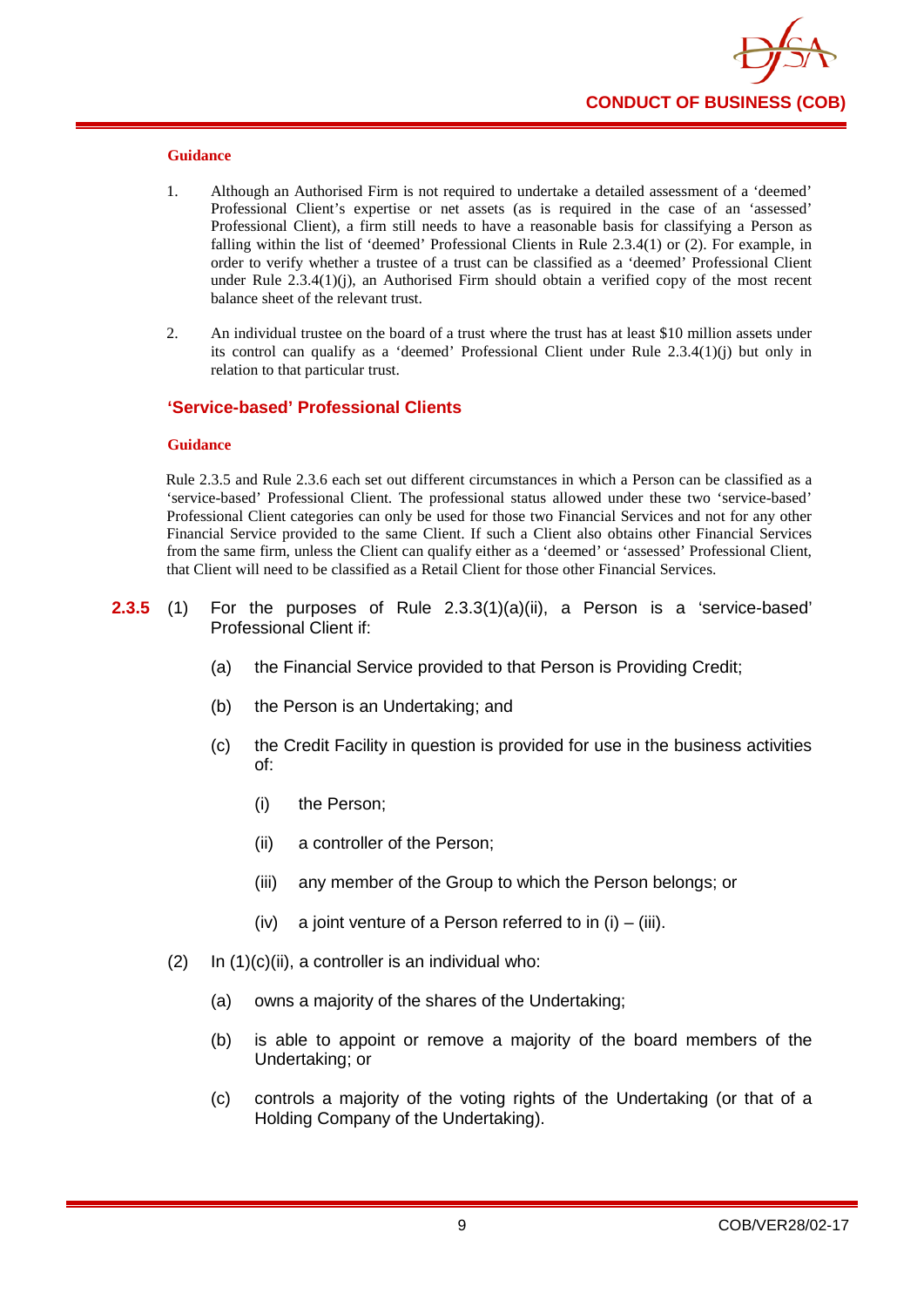**Guidance**

1. Although an Authorised Firm is not required to undertake a detailed assessment of a 'deemed' Professional Client's expertise or net assets (as is required in the case of an 'assessed' Professional Client), a firm still needs to have a reasonable basis for classifying a Person as falling within the list of 'deemed' Professional Clients in Rule 2.3.4(1) or (2). For example, in order to verify whether a trustee of a trust can be classified as a 'deemed' Professional Client under Rule 2.3.4(1)(j), an Authorised Firm should obtain a verified copy of the most recent balance sheet of the relevant trust.

2. An individual trustee on the board of a trust where the trust has at least $10 million assets under its control can qualify as a 'deemed' Professional Client under Rule 2.3.4(1)(j) but only in relation to that particular trust.

### 'Service-based' Professional Clients

**Guidance**

Rule 2.3.5 and Rule 2.3.6 each set out different circumstances in which a Person can be classified as a 'service-based' Professional Client. The professional status allowed under these two 'service-based' Professional Client categories can only be used for those two Financial Services and not for any other Financial Service provided to the same Client. If such a Client also obtains other Financial Services from the same firm, unless the Client can qualify either as a 'deemed' or 'assessed' Professional Client, that Client will need to be classified as a Retail Client for those other Financial Services.

**2.3.5** (1) For the purposes of Rule 2.3.3(1)(a)(ii), a Person is a 'service-based' Professional Client if:

(a) the Financial Service provided to that Person is Providing Credit;

(b) the Person is an Undertaking; and

(c) the Credit Facility in question is provided for use in the business activities of:

(i) the Person;

(ii) a controller of the Person;

(iii) any member of the Group to which the Person belongs; or

(iv) a joint venture of a Person referred to in (i) – (iii).

(2) In (1)(c)(ii), a controller is an individual who:

(a) owns a majority of the shares of the Undertaking;

(b) is able to appoint or remove a majority of the board members of the Undertaking; or

(c) controls a majority of the voting rights of the Undertaking (or that of a Holding Company of the Undertaking).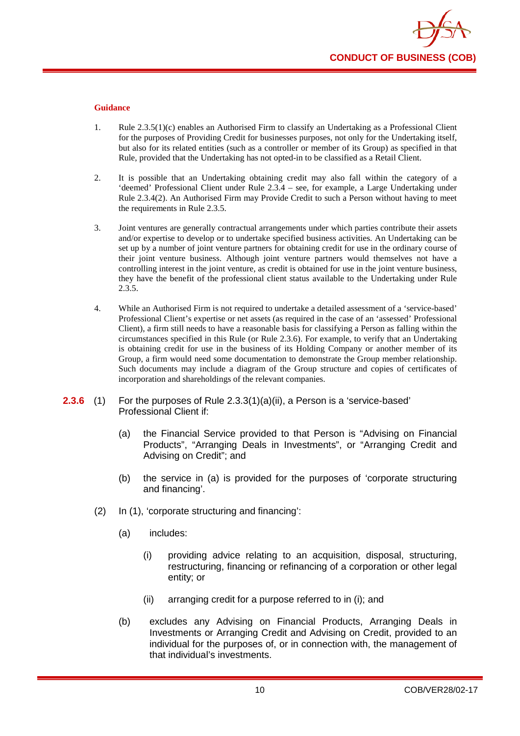**Guidance**

1. Rule 2.3.5(1)(c) enables an Authorised Firm to classify an Undertaking as a Professional Client for the purposes of Providing Credit for businesses purposes, not only for the Undertaking itself, but also for its related entities (such as a controller or member of its Group) as specified in that Rule, provided that the Undertaking has not opted-in to be classified as a Retail Client.

2. It is possible that an Undertaking obtaining credit may also fall within the category of a 'deemed' Professional Client under Rule 2.3.4 – see, for example, a Large Undertaking under Rule 2.3.4(2). An Authorised Firm may Provide Credit to such a Person without having to meet the requirements in Rule 2.3.5.

3. Joint ventures are generally contractual arrangements under which parties contribute their assets and/or expertise to develop or to undertake specified business activities. An Undertaking can be set up by a number of joint venture partners for obtaining credit for use in the ordinary course of their joint venture business. Although joint venture partners would themselves not have a controlling interest in the joint venture, as credit is obtained for use in the joint venture business, they have the benefit of the professional client status available to the Undertaking under Rule 2.3.5.

4. While an Authorised Firm is not required to undertake a detailed assessment of a 'service-based' Professional Client's expertise or net assets (as required in the case of an 'assessed' Professional Client), a firm still needs to have a reasonable basis for classifying a Person as falling within the circumstances specified in this Rule (or Rule 2.3.6). For example, to verify that an Undertaking is obtaining credit for use in the business of its Holding Company or another member of its Group, a firm would need some documentation to demonstrate the Group member relationship. Such documents may include a diagram of the Group structure and copies of certificates of incorporation and shareholdings of the relevant companies.

**2.3.6** (1) For the purposes of Rule 2.3.3(1)(a)(ii), a Person is a 'service-based' Professional Client if:

(a) the Financial Service provided to that Person is "Advising on Financial Products", "Arranging Deals in Investments", or "Arranging Credit and Advising on Credit"; and

(b) the service in (a) is provided for the purposes of 'corporate structuring and financing'.

(2) In (1), 'corporate structuring and financing':

(a) includes:

(i) providing advice relating to an acquisition, disposal, structuring, restructuring, financing or refinancing of a corporation or other legal entity; or

(ii) arranging credit for a purpose referred to in (i); and

(b) excludes any Advising on Financial Products, Arranging Deals in Investments or Arranging Credit and Advising on Credit, provided to an individual for the purposes of, or in connection with, the management of that individual's investments.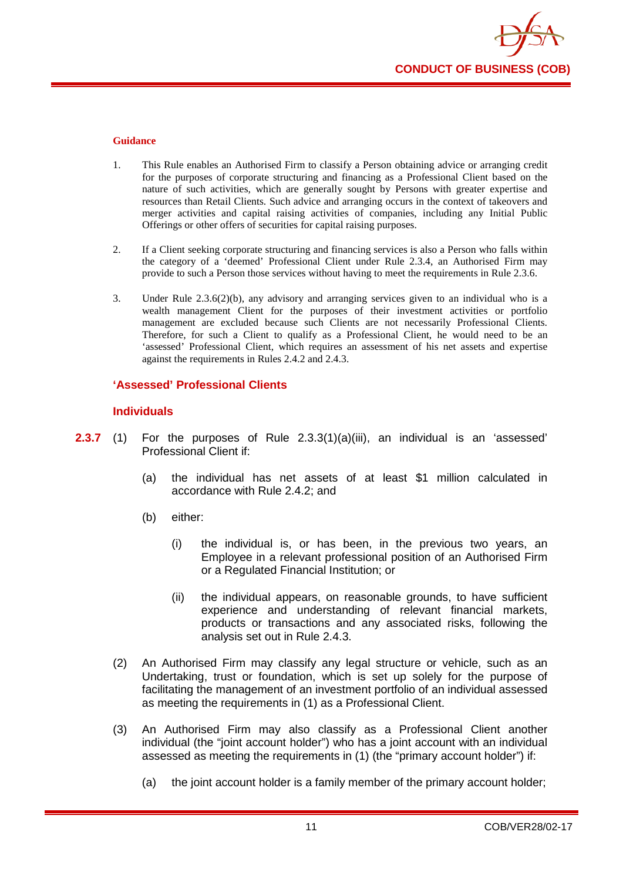**Guidance**

1. This Rule enables an Authorised Firm to classify a Person obtaining advice or arranging credit for the purposes of corporate structuring and financing as a Professional Client based on the nature of such activities, which are generally sought by Persons with greater expertise and resources than Retail Clients. Such advice and arranging occurs in the context of takeovers and merger activities and capital raising activities of companies, including any Initial Public Offerings or other offers of securities for capital raising purposes.

2. If a Client seeking corporate structuring and financing services is also a Person who falls within the category of a 'deemed' Professional Client under Rule 2.3.4, an Authorised Firm may provide to such a Person those services without having to meet the requirements in Rule 2.3.6.

3. Under Rule 2.3.6(2)(b), any advisory and arranging services given to an individual who is a wealth management Client for the purposes of their investment activities or portfolio management are excluded because such Clients are not necessarily Professional Clients. Therefore, for such a Client to qualify as a Professional Client, he would need to be an 'assessed' Professional Client, which requires an assessment of his net assets and expertise against the requirements in Rules 2.4.2 and 2.4.3.

### 'Assessed' Professional Clients

#### Individuals

**2.3.7** (1) For the purposes of Rule 2.3.3(1)(a)(iii), an individual is an 'assessed' Professional Client if:

(a) the individual has net assets of at least $1 million calculated in accordance with Rule 2.4.2; and

(b) either:

(i) the individual is, or has been, in the previous two years, an Employee in a relevant professional position of an Authorised Firm or a Regulated Financial Institution; or

(ii) the individual appears, on reasonable grounds, to have sufficient experience and understanding of relevant financial markets, products or transactions and any associated risks, following the analysis set out in Rule 2.4.3.

(2) An Authorised Firm may classify any legal structure or vehicle, such as an Undertaking, trust or foundation, which is set up solely for the purpose of facilitating the management of an investment portfolio of an individual assessed as meeting the requirements in (1) as a Professional Client.

(3) An Authorised Firm may also classify as a Professional Client another individual (the "joint account holder") who has a joint account with an individual assessed as meeting the requirements in (1) (the "primary account holder") if:

(a) the joint account holder is a family member of the primary account holder;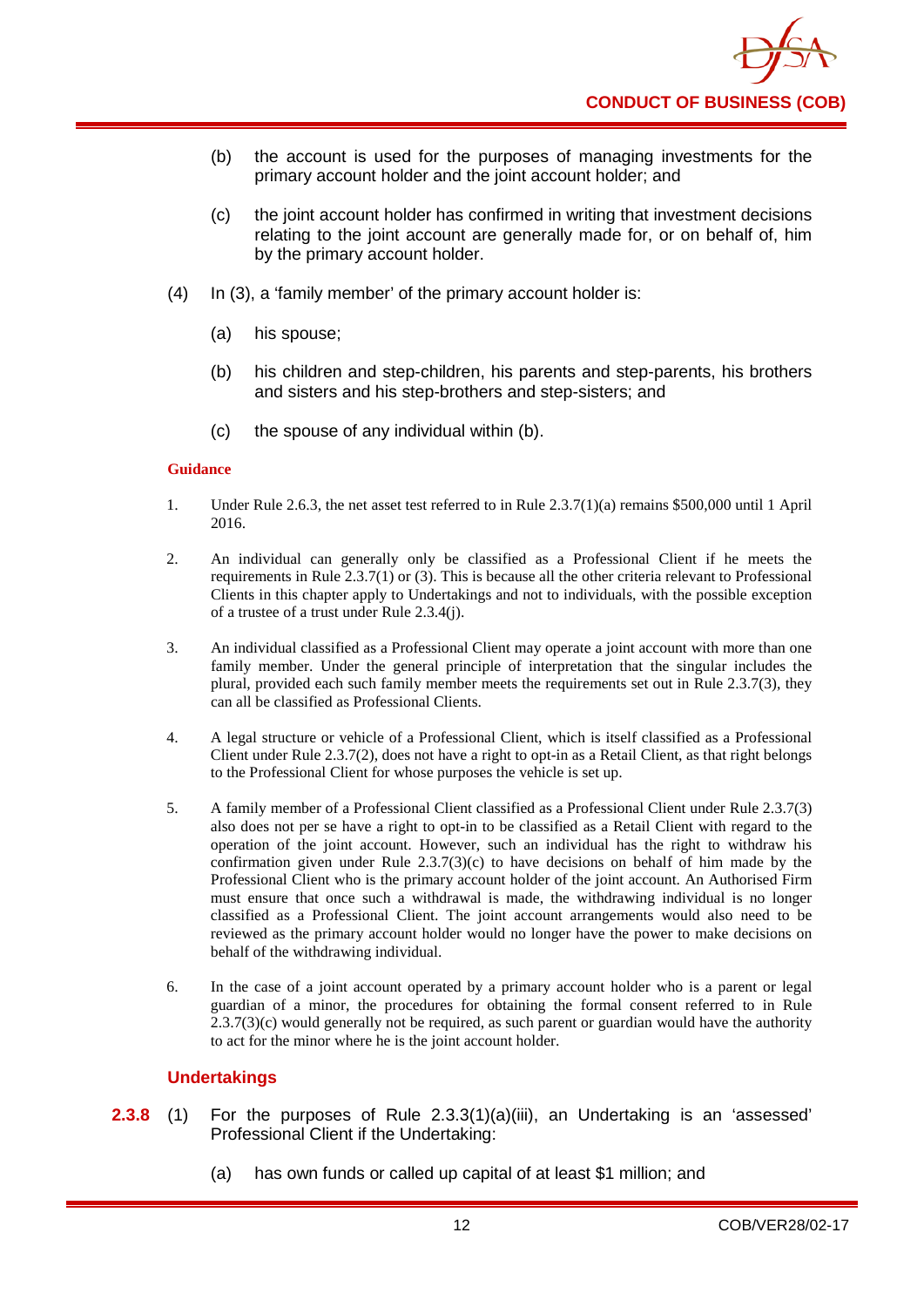(b) the account is used for the purposes of managing investments for the primary account holder and the joint account holder; and

(c) the joint account holder has confirmed in writing that investment decisions relating to the joint account are generally made for, or on behalf of, him by the primary account holder.

(4) In (3), a 'family member' of the primary account holder is:

(a) his spouse;

(b) his children and step-children, his parents and step-parents, his brothers and sisters and his step-brothers and step-sisters; and

(c) the spouse of any individual within (b).

**Guidance**

1. Under Rule 2.6.3, the net asset test referred to in Rule 2.3.7(1)(a) remains $500,000 until 1 April 2016.

2. An individual can generally only be classified as a Professional Client if he meets the requirements in Rule 2.3.7(1) or (3). This is because all the other criteria relevant to Professional Clients in this chapter apply to Undertakings and not to individuals, with the possible exception of a trustee of a trust under Rule 2.3.4(j).

3. An individual classified as a Professional Client may operate a joint account with more than one family member. Under the general principle of interpretation that the singular includes the plural, provided each such family member meets the requirements set out in Rule 2.3.7(3), they can all be classified as Professional Clients.

4. A legal structure or vehicle of a Professional Client, which is itself classified as a Professional Client under Rule 2.3.7(2), does not have a right to opt-in as a Retail Client, as that right belongs to the Professional Client for whose purposes the vehicle is set up.

5. A family member of a Professional Client classified as a Professional Client under Rule 2.3.7(3) also does not per se have a right to opt-in to be classified as a Retail Client with regard to the operation of the joint account. However, such an individual has the right to withdraw his confirmation given under Rule 2.3.7(3)(c) to have decisions on behalf of him made by the Professional Client who is the primary account holder of the joint account. An Authorised Firm must ensure that once such a withdrawal is made, the withdrawing individual is no longer classified as a Professional Client. The joint account arrangements would also need to be reviewed as the primary account holder would no longer have the power to make decisions on behalf of the withdrawing individual.

6. In the case of a joint account operated by a primary account holder who is a parent or legal guardian of a minor, the procedures for obtaining the formal consent referred to in Rule 2.3.7(3)(c) would generally not be required, as such parent or guardian would have the authority to act for the minor where he is the joint account holder.

### Undertakings

**2.3.8** (1) For the purposes of Rule 2.3.3(1)(a)(iii), an Undertaking is an 'assessed' Professional Client if the Undertaking:

(a) has own funds or called up capital of at least $1 million; and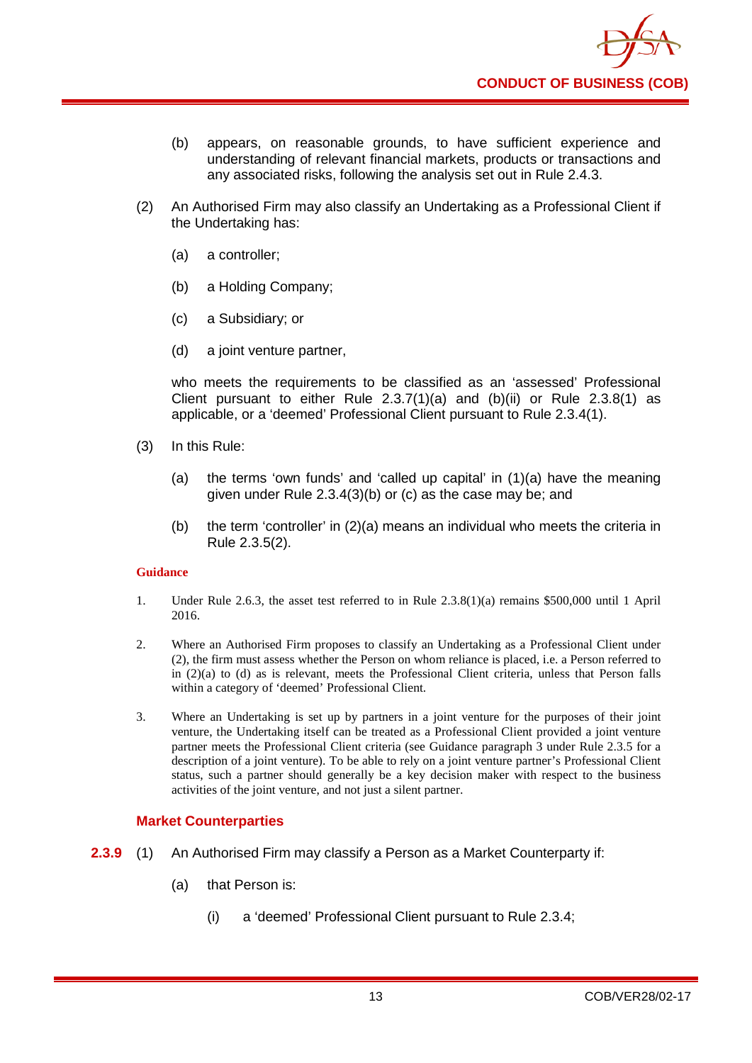(b) appears, on reasonable grounds, to have sufficient experience and understanding of relevant financial markets, products or transactions and any associated risks, following the analysis set out in Rule 2.4.3.

(2) An Authorised Firm may also classify an Undertaking as a Professional Client if the Undertaking has:

(a) a controller;

(b) a Holding Company;

(c) a Subsidiary; or

(d) a joint venture partner,

who meets the requirements to be classified as an 'assessed' Professional Client pursuant to either Rule 2.3.7(1)(a) and (b)(ii) or Rule 2.3.8(1) as applicable, or a 'deemed' Professional Client pursuant to Rule 2.3.4(1).

(3) In this Rule:

(a) the terms 'own funds' and 'called up capital' in (1)(a) have the meaning given under Rule 2.3.4(3)(b) or (c) as the case may be; and

(b) the term 'controller' in (2)(a) means an individual who meets the criteria in Rule 2.3.5(2).

**Guidance**

1. Under Rule 2.6.3, the asset test referred to in Rule 2.3.8(1)(a) remains $500,000 until 1 April 2016.

2. Where an Authorised Firm proposes to classify an Undertaking as a Professional Client under (2), the firm must assess whether the Person on whom reliance is placed, i.e. a Person referred to in (2)(a) to (d) as is relevant, meets the Professional Client criteria, unless that Person falls within a category of 'deemed' Professional Client.

3. Where an Undertaking is set up by partners in a joint venture for the purposes of their joint venture, the Undertaking itself can be treated as a Professional Client provided a joint venture partner meets the Professional Client criteria (see Guidance paragraph 3 under Rule 2.3.5 for a description of a joint venture). To be able to rely on a joint venture partner's Professional Client status, such a partner should generally be a key decision maker with respect to the business activities of the joint venture, and not just a silent partner.

### Market Counterparties

**2.3.9** (1) An Authorised Firm may classify a Person as a Market Counterparty if:

(a) that Person is:

(i) a 'deemed' Professional Client pursuant to Rule 2.3.4;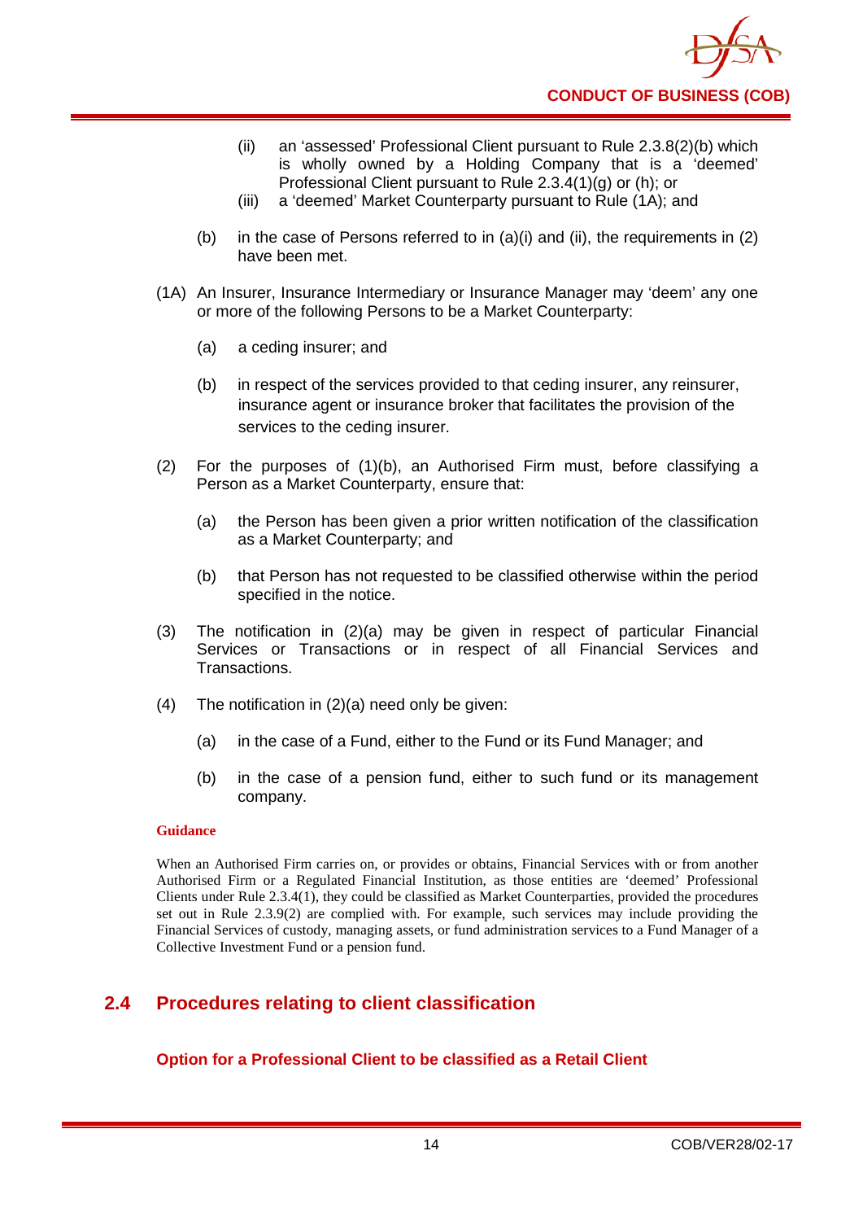(ii) an 'assessed' Professional Client pursuant to Rule 2.3.8(2)(b) which is wholly owned by a Holding Company that is a 'deemed' Professional Client pursuant to Rule 2.3.4(1)(g) or (h); or

(iii) a 'deemed' Market Counterparty pursuant to Rule (1A); and

(b) in the case of Persons referred to in (a)(i) and (ii), the requirements in (2) have been met.

(1A) An Insurer, Insurance Intermediary or Insurance Manager may 'deem' any one or more of the following Persons to be a Market Counterparty:

(a) a ceding insurer; and

(b) in respect of the services provided to that ceding insurer, any reinsurer, insurance agent or insurance broker that facilitates the provision of the services to the ceding insurer.

(2) For the purposes of (1)(b), an Authorised Firm must, before classifying a Person as a Market Counterparty, ensure that:

(a) the Person has been given a prior written notification of the classification as a Market Counterparty; and

(b) that Person has not requested to be classified otherwise within the period specified in the notice.

(3) The notification in (2)(a) may be given in respect of particular Financial Services or Transactions or in respect of all Financial Services and Transactions.

(4) The notification in (2)(a) need only be given:

(a) in the case of a Fund, either to the Fund or its Fund Manager; and

(b) in the case of a pension fund, either to such fund or its management company.

**Guidance**

When an Authorised Firm carries on, or provides or obtains, Financial Services with or from another Authorised Firm or a Regulated Financial Institution, as those entities are 'deemed' Professional Clients under Rule 2.3.4(1), they could be classified as Market Counterparties, provided the procedures set out in Rule 2.3.9(2) are complied with. For example, such services may include providing the Financial Services of custody, managing assets, or fund administration services to a Fund Manager of a Collective Investment Fund or a pension fund.

## 2.4 Procedures relating to client classification

### Option for a Professional Client to be classified as a Retail Client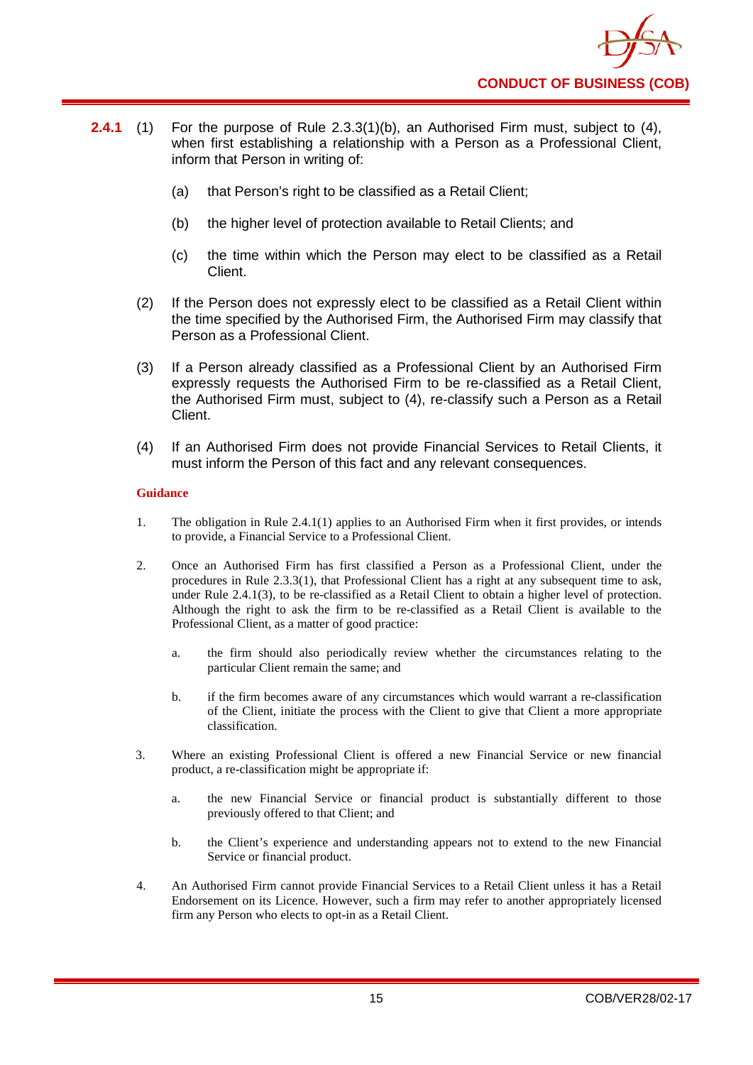**2.4.1** (1) For the purpose of Rule 2.3.3(1)(b), an Authorised Firm must, subject to (4), when first establishing a relationship with a Person as a Professional Client, inform that Person in writing of:

(a) that Person's right to be classified as a Retail Client;

(b) the higher level of protection available to Retail Clients; and

(c) the time within which the Person may elect to be classified as a Retail Client.

(2) If the Person does not expressly elect to be classified as a Retail Client within the time specified by the Authorised Firm, the Authorised Firm may classify that Person as a Professional Client.

(3) If a Person already classified as a Professional Client by an Authorised Firm expressly requests the Authorised Firm to be re-classified as a Retail Client, the Authorised Firm must, subject to (4), re-classify such a Person as a Retail Client.

(4) If an Authorised Firm does not provide Financial Services to Retail Clients, it must inform the Person of this fact and any relevant consequences.

**Guidance**

1. The obligation in Rule 2.4.1(1) applies to an Authorised Firm when it first provides, or intends to provide, a Financial Service to a Professional Client.

2. Once an Authorised Firm has first classified a Person as a Professional Client, under the procedures in Rule 2.3.3(1), that Professional Client has a right at any subsequent time to ask, under Rule 2.4.1(3), to be re-classified as a Retail Client to obtain a higher level of protection. Although the right to ask the firm to be re-classified as a Retail Client is available to the Professional Client, as a matter of good practice:

   a. the firm should also periodically review whether the circumstances relating to the particular Client remain the same; and

   b. if the firm becomes aware of any circumstances which would warrant a re-classification of the Client, initiate the process with the Client to give that Client a more appropriate classification.

3. Where an existing Professional Client is offered a new Financial Service or new financial product, a re-classification might be appropriate if:

   a. the new Financial Service or financial product is substantially different to those previously offered to that Client; and

   b. the Client's experience and understanding appears not to extend to the new Financial Service or financial product.

4. An Authorised Firm cannot provide Financial Services to a Retail Client unless it has a Retail Endorsement on its Licence. However, such a firm may refer to another appropriately licensed firm any Person who elects to opt-in as a Retail Client.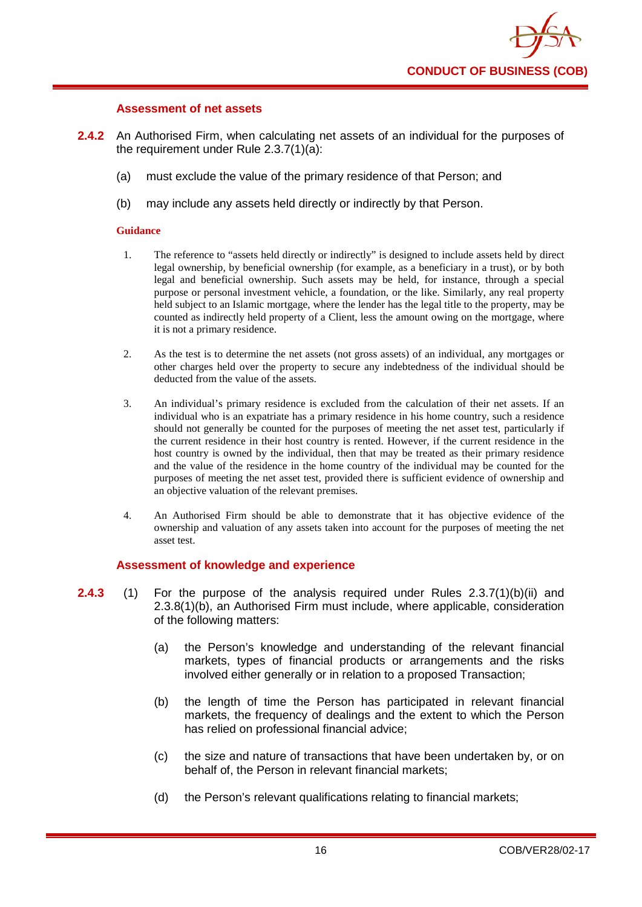### Assessment of net assets

**2.4.2** An Authorised Firm, when calculating net assets of an individual for the purposes of the requirement under Rule 2.3.7(1)(a):

(a) must exclude the value of the primary residence of that Person; and

(b) may include any assets held directly or indirectly by that Person.

**Guidance**

1. The reference to "assets held directly or indirectly" is designed to include assets held by direct legal ownership, by beneficial ownership (for example, as a beneficiary in a trust), or by both legal and beneficial ownership. Such assets may be held, for instance, through a special purpose or personal investment vehicle, a foundation, or the like. Similarly, any real property held subject to an Islamic mortgage, where the lender has the legal title to the property, may be counted as indirectly held property of a Client, less the amount owing on the mortgage, where it is not a primary residence.

2. As the test is to determine the net assets (not gross assets) of an individual, any mortgages or other charges held over the property to secure any indebtedness of the individual should be deducted from the value of the assets.

3. An individual's primary residence is excluded from the calculation of their net assets. If an individual who is an expatriate has a primary residence in his home country, such a residence should not generally be counted for the purposes of meeting the net asset test, particularly if the current residence in their host country is rented. However, if the current residence in the host country is owned by the individual, then that may be treated as their primary residence and the value of the residence in the home country of the individual may be counted for the purposes of meeting the net asset test, provided there is sufficient evidence of ownership and an objective valuation of the relevant premises.

4. An Authorised Firm should be able to demonstrate that it has objective evidence of the ownership and valuation of any assets taken into account for the purposes of meeting the net asset test.

### Assessment of knowledge and experience

**2.4.3** (1) For the purpose of the analysis required under Rules 2.3.7(1)(b)(ii) and 2.3.8(1)(b), an Authorised Firm must include, where applicable, consideration of the following matters:

(a) the Person's knowledge and understanding of the relevant financial markets, types of financial products or arrangements and the risks involved either generally or in relation to a proposed Transaction;

(b) the length of time the Person has participated in relevant financial markets, the frequency of dealings and the extent to which the Person has relied on professional financial advice;

(c) the size and nature of transactions that have been undertaken by, or on behalf of, the Person in relevant financial markets;

(d) the Person's relevant qualifications relating to financial markets;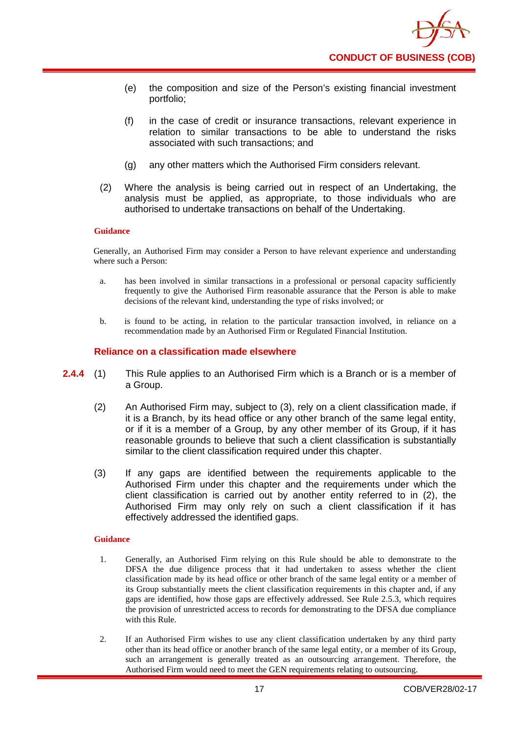(e) the composition and size of the Person's existing financial investment portfolio;

(f) in the case of credit or insurance transactions, relevant experience in relation to similar transactions to be able to understand the risks associated with such transactions; and

(g) any other matters which the Authorised Firm considers relevant.

(2) Where the analysis is being carried out in respect of an Undertaking, the analysis must be applied, as appropriate, to those individuals who are authorised to undertake transactions on behalf of the Undertaking.

**Guidance**

Generally, an Authorised Firm may consider a Person to have relevant experience and understanding where such a Person:

a. has been involved in similar transactions in a professional or personal capacity sufficiently frequently to give the Authorised Firm reasonable assurance that the Person is able to make decisions of the relevant kind, understanding the type of risks involved; or

b. is found to be acting, in relation to the particular transaction involved, in reliance on a recommendation made by an Authorised Firm or Regulated Financial Institution.

### Reliance on a classification made elsewhere

**2.4.4** (1) This Rule applies to an Authorised Firm which is a Branch or is a member of a Group.

(2) An Authorised Firm may, subject to (3), rely on a client classification made, if it is a Branch, by its head office or any other branch of the same legal entity, or if it is a member of a Group, by any other member of its Group, if it has reasonable grounds to believe that such a client classification is substantially similar to the client classification required under this chapter.

(3) If any gaps are identified between the requirements applicable to the Authorised Firm under this chapter and the requirements under which the client classification is carried out by another entity referred to in (2), the Authorised Firm may only rely on such a client classification if it has effectively addressed the identified gaps.

**Guidance**

1. Generally, an Authorised Firm relying on this Rule should be able to demonstrate to the DFSA the due diligence process that it had undertaken to assess whether the client classification made by its head office or other branch of the same legal entity or a member of its Group substantially meets the client classification requirements in this chapter and, if any gaps are identified, how those gaps are effectively addressed. See Rule 2.5.3, which requires the provision of unrestricted access to records for demonstrating to the DFSA due compliance with this Rule.

2. If an Authorised Firm wishes to use any client classification undertaken by any third party other than its head office or another branch of the same legal entity, or a member of its Group, such an arrangement is generally treated as an outsourcing arrangement. Therefore, the Authorised Firm would need to meet the GEN requirements relating to outsourcing.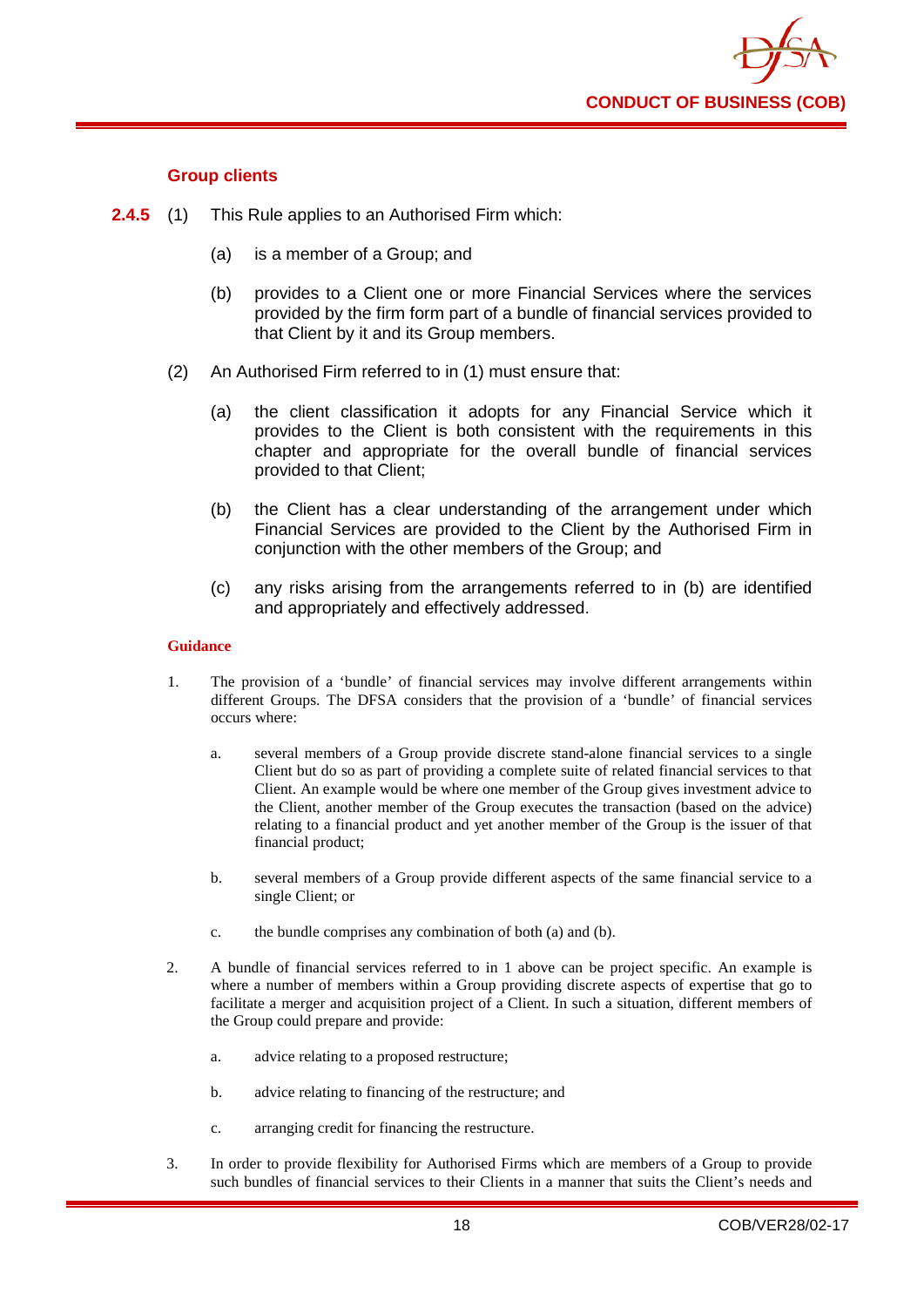### Group clients

**2.4.5** (1) This Rule applies to an Authorised Firm which:

(a) is a member of a Group; and

(b) provides to a Client one or more Financial Services where the services provided by the firm form part of a bundle of financial services provided to that Client by it and its Group members.

(2) An Authorised Firm referred to in (1) must ensure that:

(a) the client classification it adopts for any Financial Service which it provides to the Client is both consistent with the requirements in this chapter and appropriate for the overall bundle of financial services provided to that Client;

(b) the Client has a clear understanding of the arrangement under which Financial Services are provided to the Client by the Authorised Firm in conjunction with the other members of the Group; and

(c) any risks arising from the arrangements referred to in (b) are identified and appropriately and effectively addressed.

**Guidance**

1. The provision of a 'bundle' of financial services may involve different arrangements within different Groups. The DFSA considers that the provision of a 'bundle' of financial services occurs where:

   a. several members of a Group provide discrete stand-alone financial services to a single Client but do so as part of providing a complete suite of related financial services to that Client. An example would be where one member of the Group gives investment advice to the Client, another member of the Group executes the transaction (based on the advice) relating to a financial product and yet another member of the Group is the issuer of that financial product;

   b. several members of a Group provide different aspects of the same financial service to a single Client; or

   c. the bundle comprises any combination of both (a) and (b).

2. A bundle of financial services referred to in 1 above can be project specific. An example is where a number of members within a Group providing discrete aspects of expertise that go to facilitate a merger and acquisition project of a Client. In such a situation, different members of the Group could prepare and provide:

   a. advice relating to a proposed restructure;

   b. advice relating to financing of the restructure; and

   c. arranging credit for financing the restructure.

3. In order to provide flexibility for Authorised Firms which are members of a Group to provide such bundles of financial services to their Clients in a manner that suits the Client's needs and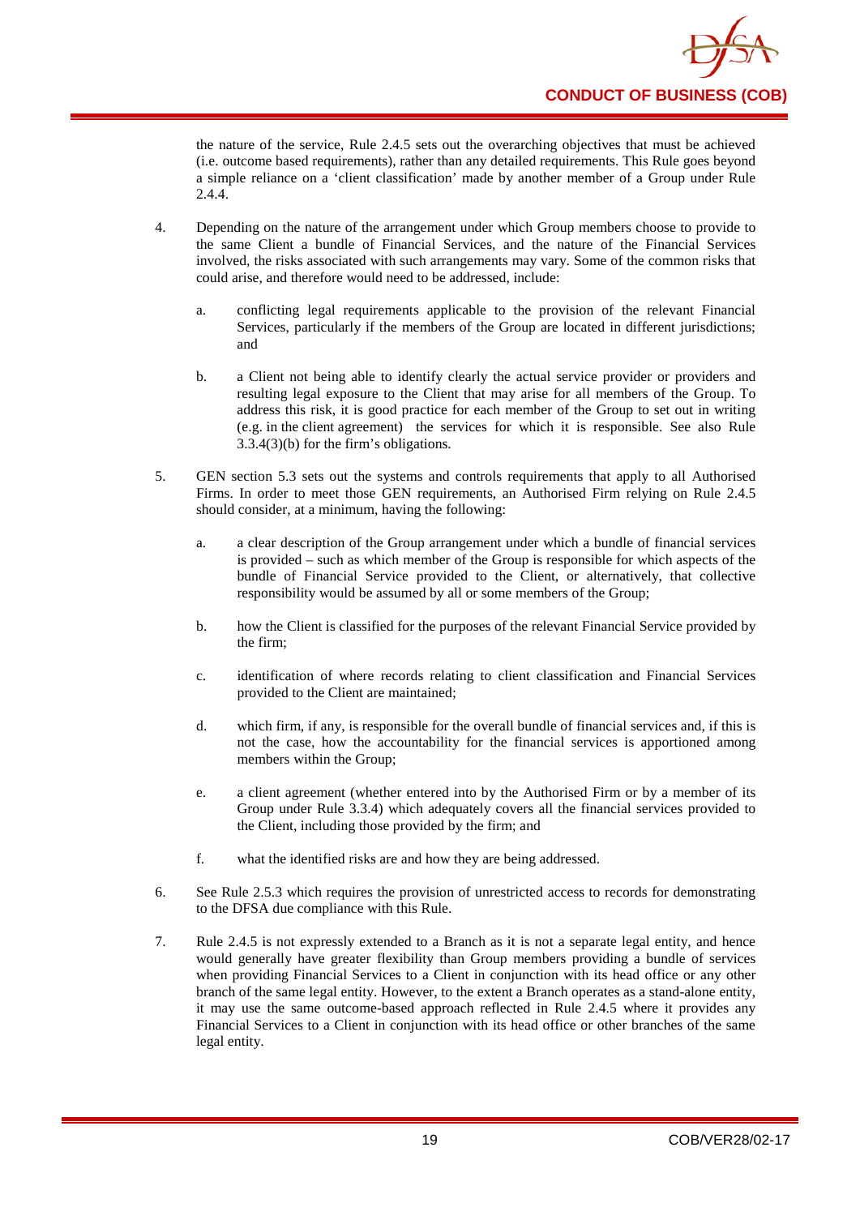the nature of the service, Rule 2.4.5 sets out the overarching objectives that must be achieved (i.e. outcome based requirements), rather than any detailed requirements. This Rule goes beyond a simple reliance on a 'client classification' made by another member of a Group under Rule 2.4.4.

4. Depending on the nature of the arrangement under which Group members choose to provide to the same Client a bundle of Financial Services, and the nature of the Financial Services involved, the risks associated with such arrangements may vary. Some of the common risks that could arise, and therefore would need to be addressed, include:

   a. conflicting legal requirements applicable to the provision of the relevant Financial Services, particularly if the members of the Group are located in different jurisdictions; and

   b. a Client not being able to identify clearly the actual service provider or providers and resulting legal exposure to the Client that may arise for all members of the Group. To address this risk, it is good practice for each member of the Group to set out in writing (e.g. in the client agreement) the services for which it is responsible. See also Rule 3.3.4(3)(b) for the firm's obligations.

5. GEN section 5.3 sets out the systems and controls requirements that apply to all Authorised Firms. In order to meet those GEN requirements, an Authorised Firm relying on Rule 2.4.5 should consider, at a minimum, having the following:

   a. a clear description of the Group arrangement under which a bundle of financial services is provided – such as which member of the Group is responsible for which aspects of the bundle of Financial Service provided to the Client, or alternatively, that collective responsibility would be assumed by all or some members of the Group;

   b. how the Client is classified for the purposes of the relevant Financial Service provided by the firm;

   c. identification of where records relating to client classification and Financial Services provided to the Client are maintained;

   d. which firm, if any, is responsible for the overall bundle of financial services and, if this is not the case, how the accountability for the financial services is apportioned among members within the Group;

   e. a client agreement (whether entered into by the Authorised Firm or by a member of its Group under Rule 3.3.4) which adequately covers all the financial services provided to the Client, including those provided by the firm; and

   f. what the identified risks are and how they are being addressed.

6. See Rule 2.5.3 which requires the provision of unrestricted access to records for demonstrating to the DFSA due compliance with this Rule.

7. Rule 2.4.5 is not expressly extended to a Branch as it is not a separate legal entity, and hence would generally have greater flexibility than Group members providing a bundle of services when providing Financial Services to a Client in conjunction with its head office or any other branch of the same legal entity. However, to the extent a Branch operates as a stand-alone entity, it may use the same outcome-based approach reflected in Rule 2.4.5 where it provides any Financial Services to a Client in conjunction with its head office or other branches of the same legal entity.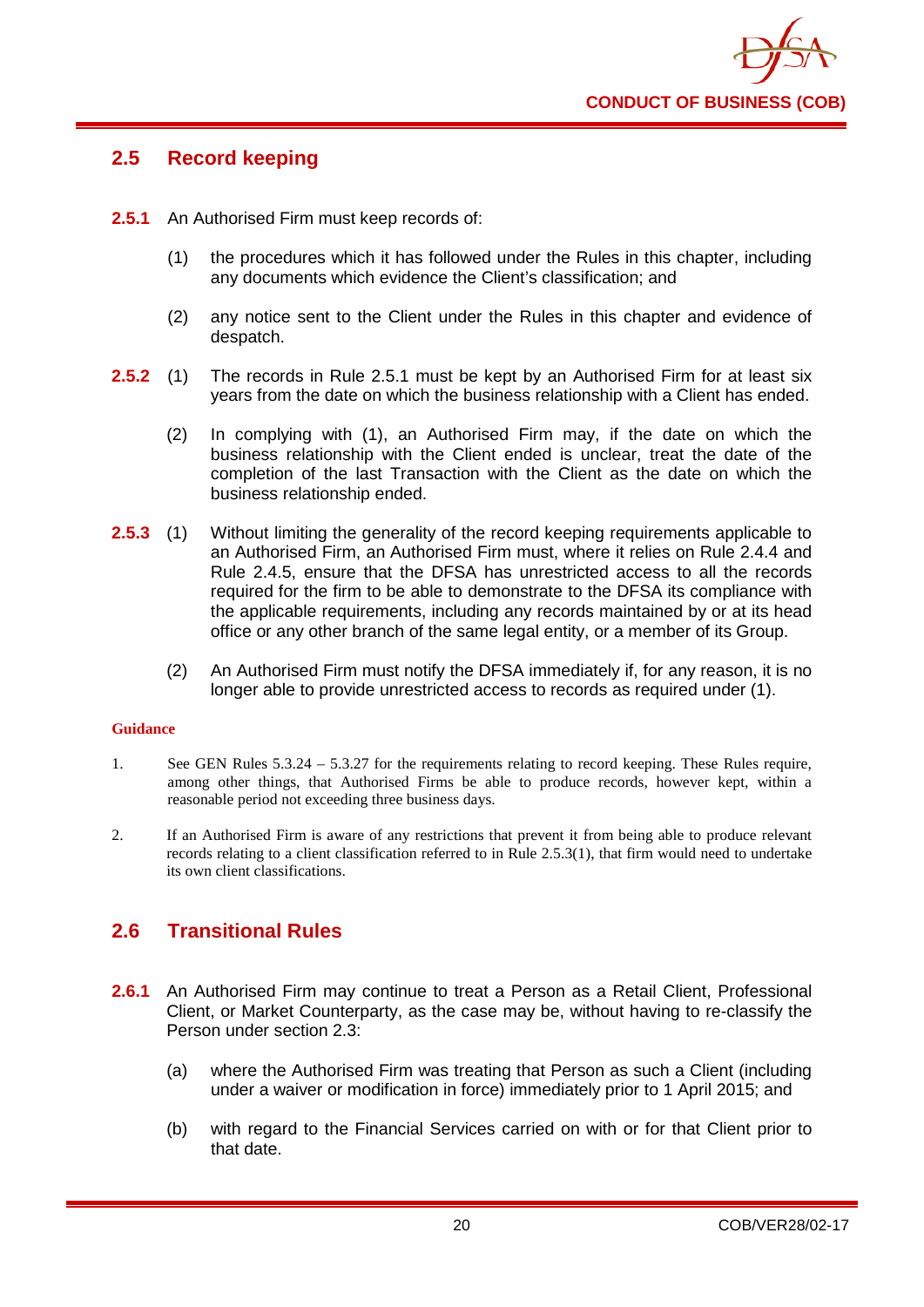## 2.5 Record keeping

**2.5.1** An Authorised Firm must keep records of:

(1) the procedures which it has followed under the Rules in this chapter, including any documents which evidence the Client's classification; and

(2) any notice sent to the Client under the Rules in this chapter and evidence of despatch.

**2.5.2** (1) The records in Rule 2.5.1 must be kept by an Authorised Firm for at least six years from the date on which the business relationship with a Client has ended.

(2) In complying with (1), an Authorised Firm may, if the date on which the business relationship with the Client ended is unclear, treat the date of the completion of the last Transaction with the Client as the date on which the business relationship ended.

**2.5.3** (1) Without limiting the generality of the record keeping requirements applicable to an Authorised Firm, an Authorised Firm must, where it relies on Rule 2.4.4 and Rule 2.4.5, ensure that the DFSA has unrestricted access to all the records required for the firm to be able to demonstrate to the DFSA its compliance with the applicable requirements, including any records maintained by or at its head office or any other branch of the same legal entity, or a member of its Group.

(2) An Authorised Firm must notify the DFSA immediately if, for any reason, it is no longer able to provide unrestricted access to records as required under (1).

**Guidance**

1. See GEN Rules 5.3.24 – 5.3.27 for the requirements relating to record keeping. These Rules require, among other things, that Authorised Firms be able to produce records, however kept, within a reasonable period not exceeding three business days.

2. If an Authorised Firm is aware of any restrictions that prevent it from being able to produce relevant records relating to a client classification referred to in Rule 2.5.3(1), that firm would need to undertake its own client classifications.

## 2.6 Transitional Rules

**2.6.1** An Authorised Firm may continue to treat a Person as a Retail Client, Professional Client, or Market Counterparty, as the case may be, without having to re-classify the Person under section 2.3:

(a) where the Authorised Firm was treating that Person as such a Client (including under a waiver or modification in force) immediately prior to 1 April 2015; and

(b) with regard to the Financial Services carried on with or for that Client prior to that date.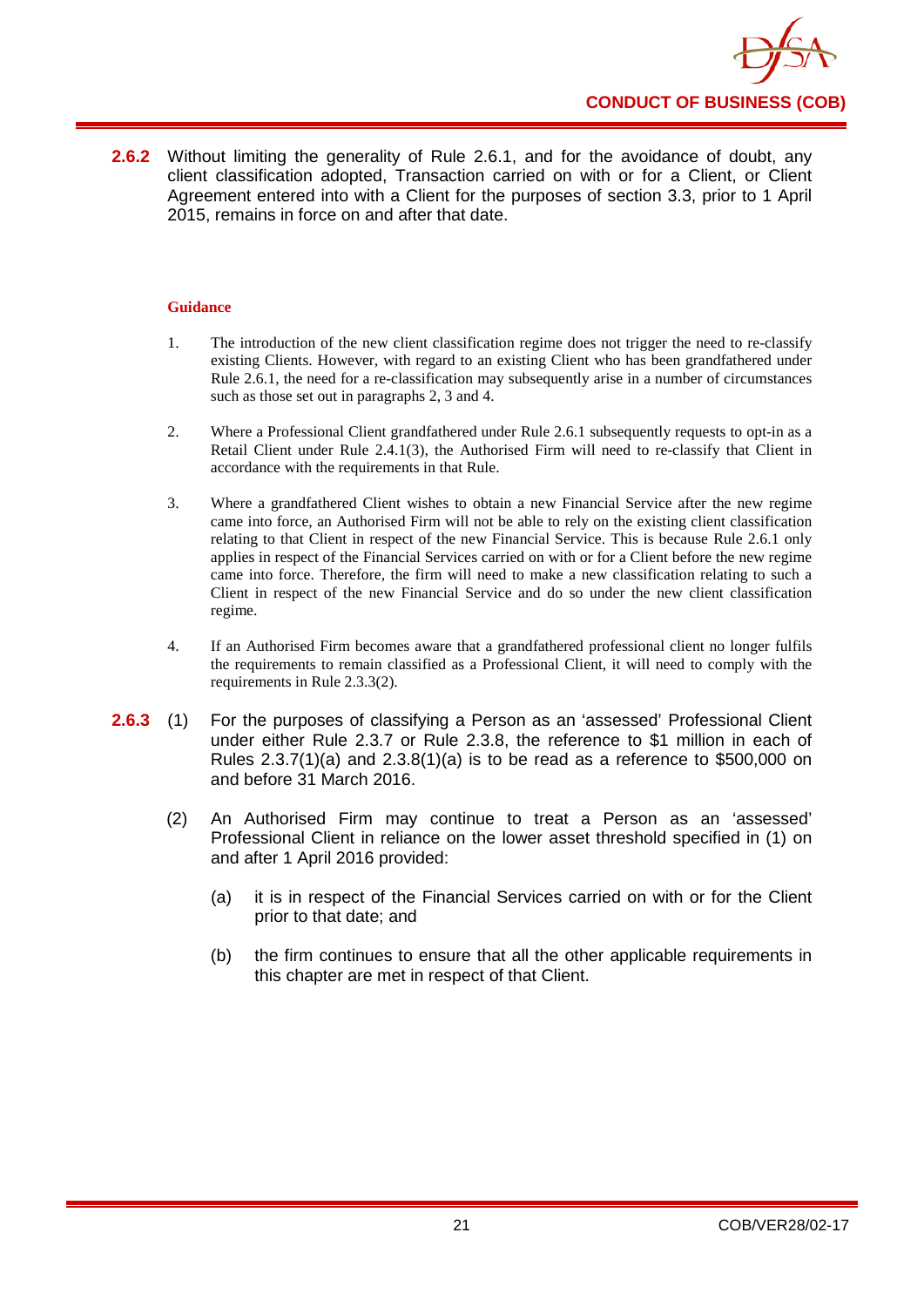**2.6.2** Without limiting the generality of Rule 2.6.1, and for the avoidance of doubt, any client classification adopted, Transaction carried on with or for a Client, or Client Agreement entered into with a Client for the purposes of section 3.3, prior to 1 April 2015, remains in force on and after that date.

**Guidance**

1. The introduction of the new client classification regime does not trigger the need to re-classify existing Clients. However, with regard to an existing Client who has been grandfathered under Rule 2.6.1, the need for a re-classification may subsequently arise in a number of circumstances such as those set out in paragraphs 2, 3 and 4.

2. Where a Professional Client grandfathered under Rule 2.6.1 subsequently requests to opt-in as a Retail Client under Rule 2.4.1(3), the Authorised Firm will need to re-classify that Client in accordance with the requirements in that Rule.

3. Where a grandfathered Client wishes to obtain a new Financial Service after the new regime came into force, an Authorised Firm will not be able to rely on the existing client classification relating to that Client in respect of the new Financial Service. This is because Rule 2.6.1 only applies in respect of the Financial Services carried on with or for a Client before the new regime came into force. Therefore, the firm will need to make a new classification relating to such a Client in respect of the new Financial Service and do so under the new client classification regime.

4. If an Authorised Firm becomes aware that a grandfathered professional client no longer fulfils the requirements to remain classified as a Professional Client, it will need to comply with the requirements in Rule 2.3.3(2).

**2.6.3** (1) For the purposes of classifying a Person as an 'assessed' Professional Client under either Rule 2.3.7 or Rule 2.3.8, the reference to $1 million in each of Rules 2.3.7(1)(a) and 2.3.8(1)(a) is to be read as a reference to $500,000 on and before 31 March 2016.

(2) An Authorised Firm may continue to treat a Person as an 'assessed' Professional Client in reliance on the lower asset threshold specified in (1) on and after 1 April 2016 provided:

(a) it is in respect of the Financial Services carried on with or for the Client prior to that date; and

(b) the firm continues to ensure that all the other applicable requirements in this chapter are met in respect of that Client.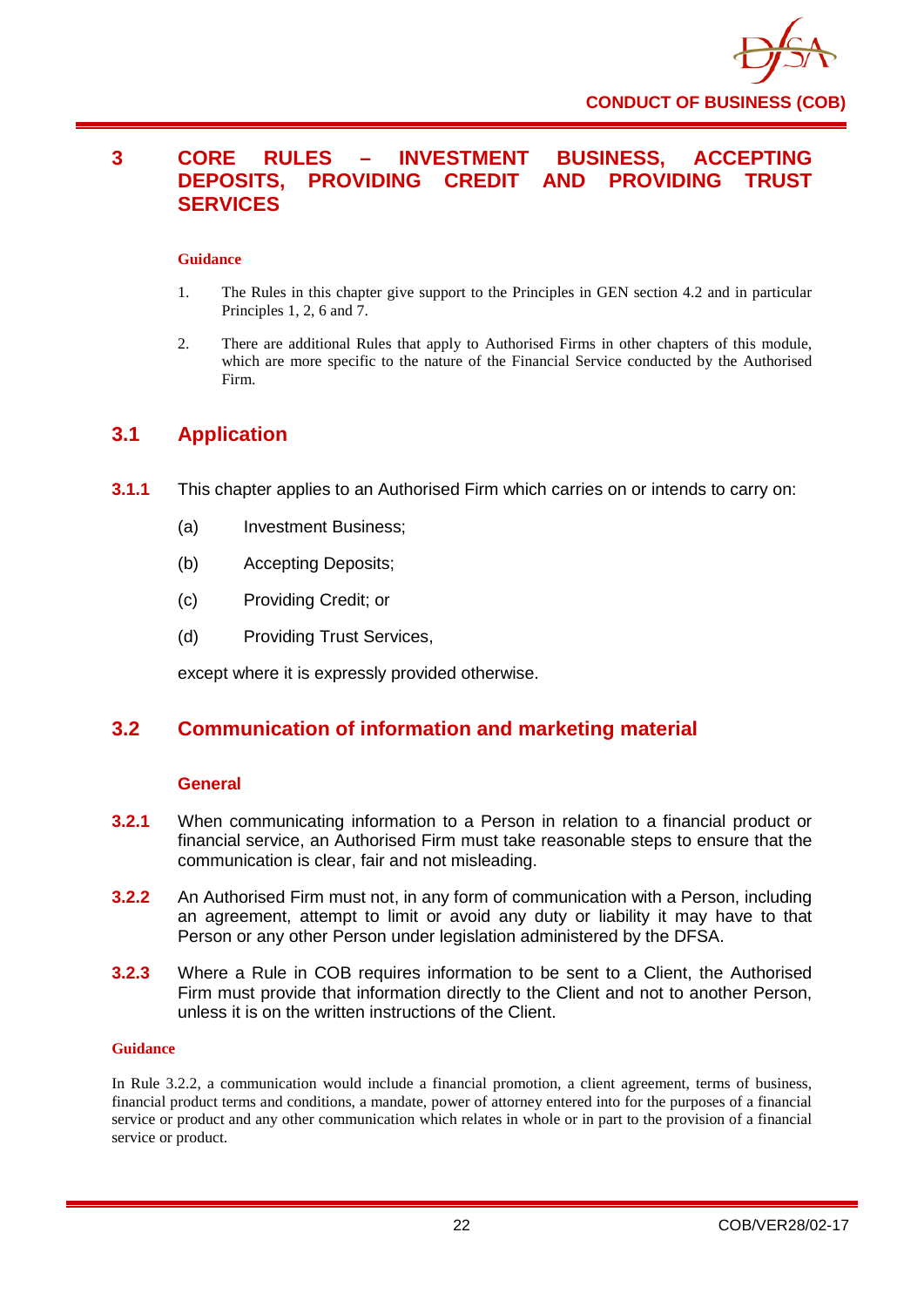# 3 CORE RULES – INVESTMENT BUSINESS, ACCEPTING DEPOSITS, PROVIDING CREDIT AND PROVIDING TRUST SERVICES

**Guidance**

1. The Rules in this chapter give support to the Principles in GEN section 4.2 and in particular Principles 1, 2, 6 and 7.
2. There are additional Rules that apply to Authorised Firms in other chapters of this module, which are more specific to the nature of the Financial Service conducted by the Authorised Firm.

## 3.1 Application

**3.1.1** This chapter applies to an Authorised Firm which carries on or intends to carry on:

(a) Investment Business;

(b) Accepting Deposits;

(c) Providing Credit; or

(d) Providing Trust Services,

except where it is expressly provided otherwise.

## 3.2 Communication of information and marketing material

### General

**3.2.1** When communicating information to a Person in relation to a financial product or financial service, an Authorised Firm must take reasonable steps to ensure that the communication is clear, fair and not misleading.

**3.2.2** An Authorised Firm must not, in any form of communication with a Person, including an agreement, attempt to limit or avoid any duty or liability it may have to that Person or any other Person under legislation administered by the DFSA.

**3.2.3** Where a Rule in COB requires information to be sent to a Client, the Authorised Firm must provide that information directly to the Client and not to another Person, unless it is on the written instructions of the Client.

**Guidance**

In Rule 3.2.2, a communication would include a financial promotion, a client agreement, terms of business, financial product terms and conditions, a mandate, power of attorney entered into for the purposes of a financial service or product and any other communication which relates in whole or in part to the provision of a financial service or product.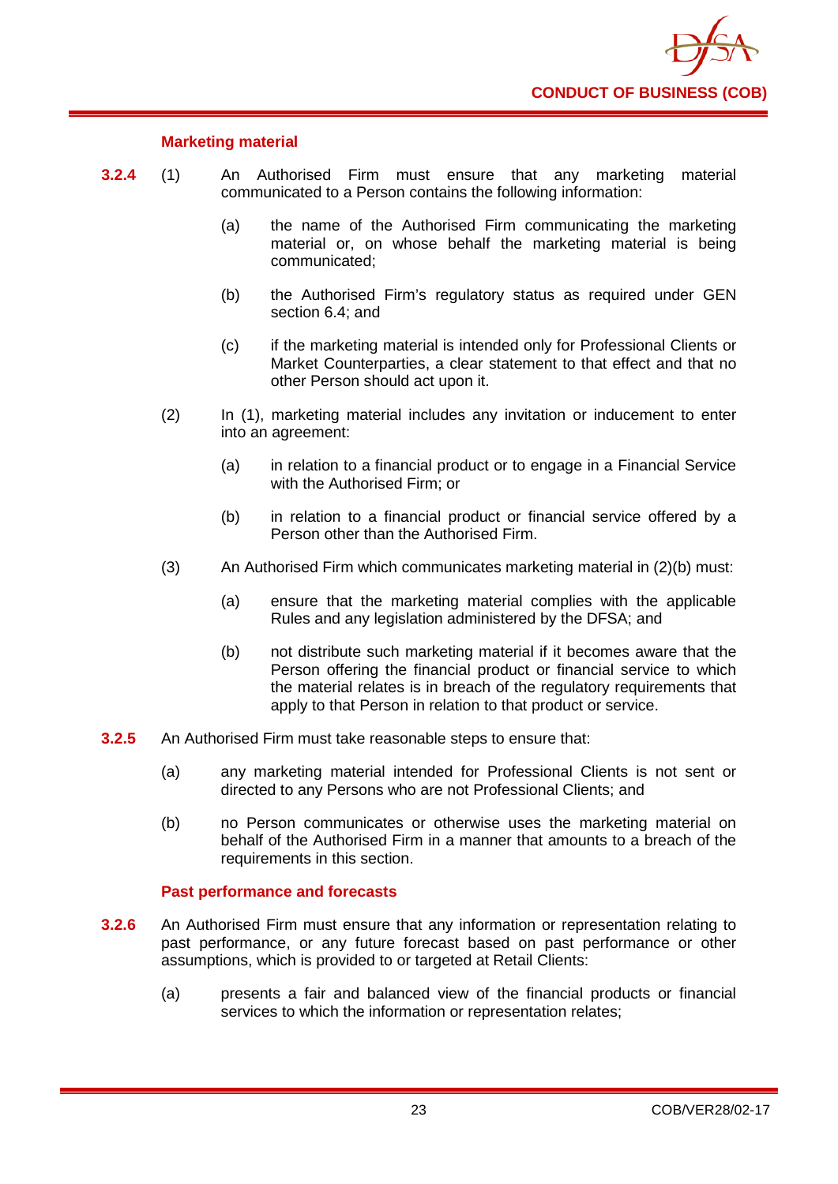### Marketing material

**3.2.4** (1) An Authorised Firm must ensure that any marketing material communicated to a Person contains the following information:

(a) the name of the Authorised Firm communicating the marketing material or, on whose behalf the marketing material is being communicated;

(b) the Authorised Firm's regulatory status as required under GEN section 6.4; and

(c) if the marketing material is intended only for Professional Clients or Market Counterparties, a clear statement to that effect and that no other Person should act upon it.

(2) In (1), marketing material includes any invitation or inducement to enter into an agreement:

(a) in relation to a financial product or to engage in a Financial Service with the Authorised Firm; or

(b) in relation to a financial product or financial service offered by a Person other than the Authorised Firm.

(3) An Authorised Firm which communicates marketing material in (2)(b) must:

(a) ensure that the marketing material complies with the applicable Rules and any legislation administered by the DFSA; and

(b) not distribute such marketing material if it becomes aware that the Person offering the financial product or financial service to which the material relates is in breach of the regulatory requirements that apply to that Person in relation to that product or service.

**3.2.5** An Authorised Firm must take reasonable steps to ensure that:

(a) any marketing material intended for Professional Clients is not sent or directed to any Persons who are not Professional Clients; and

(b) no Person communicates or otherwise uses the marketing material on behalf of the Authorised Firm in a manner that amounts to a breach of the requirements in this section.

### Past performance and forecasts

**3.2.6** An Authorised Firm must ensure that any information or representation relating to past performance, or any future forecast based on past performance or other assumptions, which is provided to or targeted at Retail Clients:

(a) presents a fair and balanced view of the financial products or financial services to which the information or representation relates;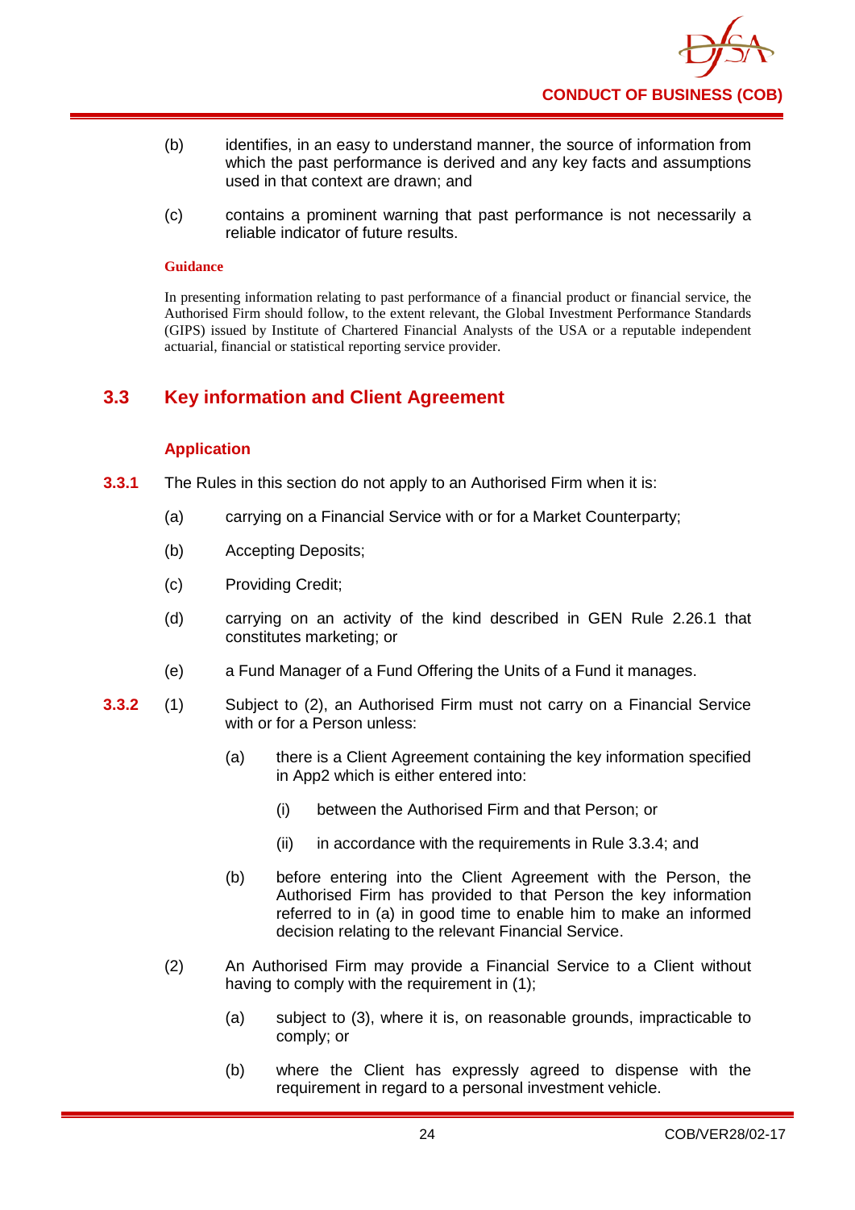(b) identifies, in an easy to understand manner, the source of information from which the past performance is derived and any key facts and assumptions used in that context are drawn; and

(c) contains a prominent warning that past performance is not necessarily a reliable indicator of future results.

**Guidance**

In presenting information relating to past performance of a financial product or financial service, the Authorised Firm should follow, to the extent relevant, the Global Investment Performance Standards (GIPS) issued by Institute of Chartered Financial Analysts of the USA or a reputable independent actuarial, financial or statistical reporting service provider.

## 3.3 Key information and Client Agreement

### Application

**3.3.1** The Rules in this section do not apply to an Authorised Firm when it is:

(a) carrying on a Financial Service with or for a Market Counterparty;

(b) Accepting Deposits;

(c) Providing Credit;

(d) carrying on an activity of the kind described in GEN Rule 2.26.1 that constitutes marketing; or

(e) a Fund Manager of a Fund Offering the Units of a Fund it manages.

**3.3.2** (1) Subject to (2), an Authorised Firm must not carry on a Financial Service with or for a Person unless:

(a) there is a Client Agreement containing the key information specified in App2 which is either entered into:

(i) between the Authorised Firm and that Person; or

(ii) in accordance with the requirements in Rule 3.3.4; and

(b) before entering into the Client Agreement with the Person, the Authorised Firm has provided to that Person the key information referred to in (a) in good time to enable him to make an informed decision relating to the relevant Financial Service.

(2) An Authorised Firm may provide a Financial Service to a Client without having to comply with the requirement in (1);

(a) subject to (3), where it is, on reasonable grounds, impracticable to comply; or

(b) where the Client has expressly agreed to dispense with the requirement in regard to a personal investment vehicle.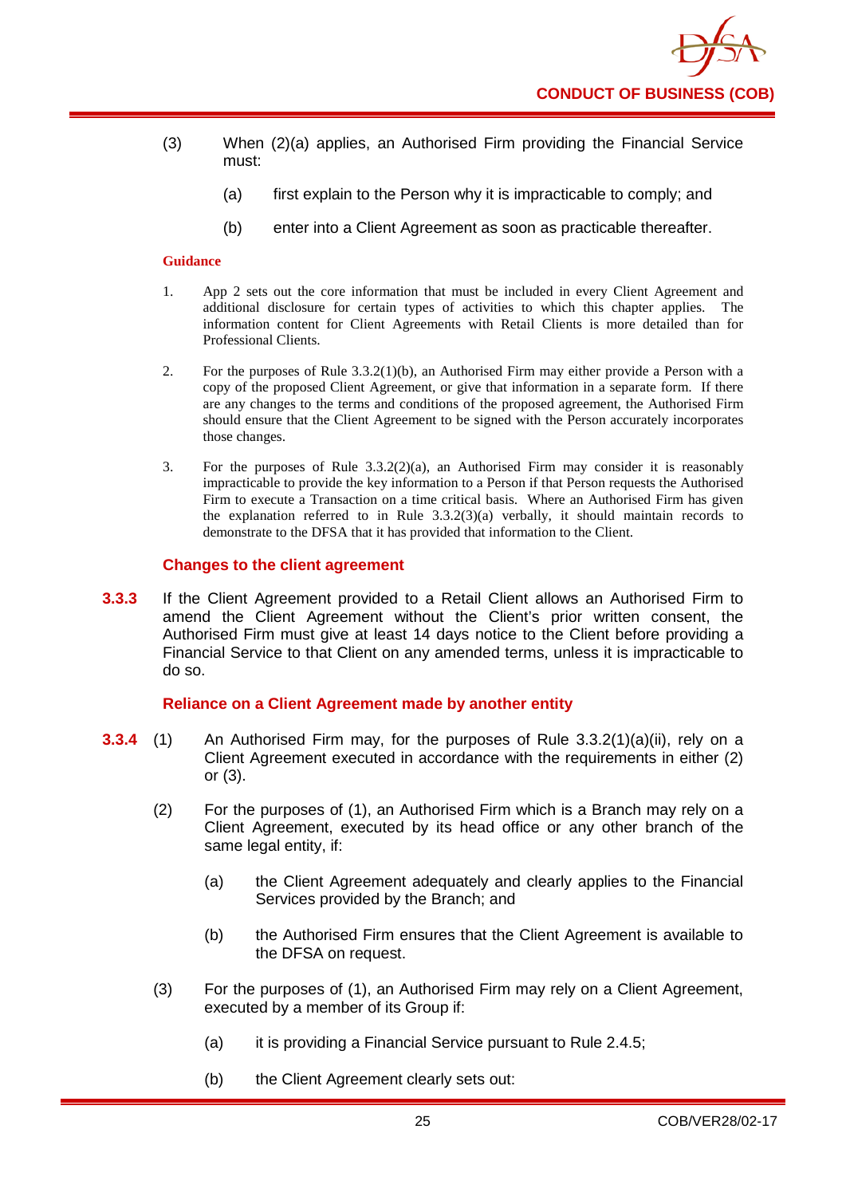(3) When (2)(a) applies, an Authorised Firm providing the Financial Service must:

   (a) first explain to the Person why it is impracticable to comply; and

   (b) enter into a Client Agreement as soon as practicable thereafter.

**Guidance**

1. App 2 sets out the core information that must be included in every Client Agreement and additional disclosure for certain types of activities to which this chapter applies. The information content for Client Agreements with Retail Clients is more detailed than for Professional Clients.

2. For the purposes of Rule 3.3.2(1)(b), an Authorised Firm may either provide a Person with a copy of the proposed Client Agreement, or give that information in a separate form. If there are any changes to the terms and conditions of the proposed agreement, the Authorised Firm should ensure that the Client Agreement to be signed with the Person accurately incorporates those changes.

3. For the purposes of Rule 3.3.2(2)(a), an Authorised Firm may consider it is reasonably impracticable to provide the key information to a Person if that Person requests the Authorised Firm to execute a Transaction on a time critical basis. Where an Authorised Firm has given the explanation referred to in Rule 3.3.2(3)(a) verbally, it should maintain records to demonstrate to the DFSA that it has provided that information to the Client.

### Changes to the client agreement

**3.3.3** If the Client Agreement provided to a Retail Client allows an Authorised Firm to amend the Client Agreement without the Client's prior written consent, the Authorised Firm must give at least 14 days notice to the Client before providing a Financial Service to that Client on any amended terms, unless it is impracticable to do so.

### Reliance on a Client Agreement made by another entity

**3.3.4** (1) An Authorised Firm may, for the purposes of Rule 3.3.2(1)(a)(ii), rely on a Client Agreement executed in accordance with the requirements in either (2) or (3).

(2) For the purposes of (1), an Authorised Firm which is a Branch may rely on a Client Agreement, executed by its head office or any other branch of the same legal entity, if:

   (a) the Client Agreement adequately and clearly applies to the Financial Services provided by the Branch; and

   (b) the Authorised Firm ensures that the Client Agreement is available to the DFSA on request.

(3) For the purposes of (1), an Authorised Firm may rely on a Client Agreement, executed by a member of its Group if:

   (a) it is providing a Financial Service pursuant to Rule 2.4.5;

   (b) the Client Agreement clearly sets out: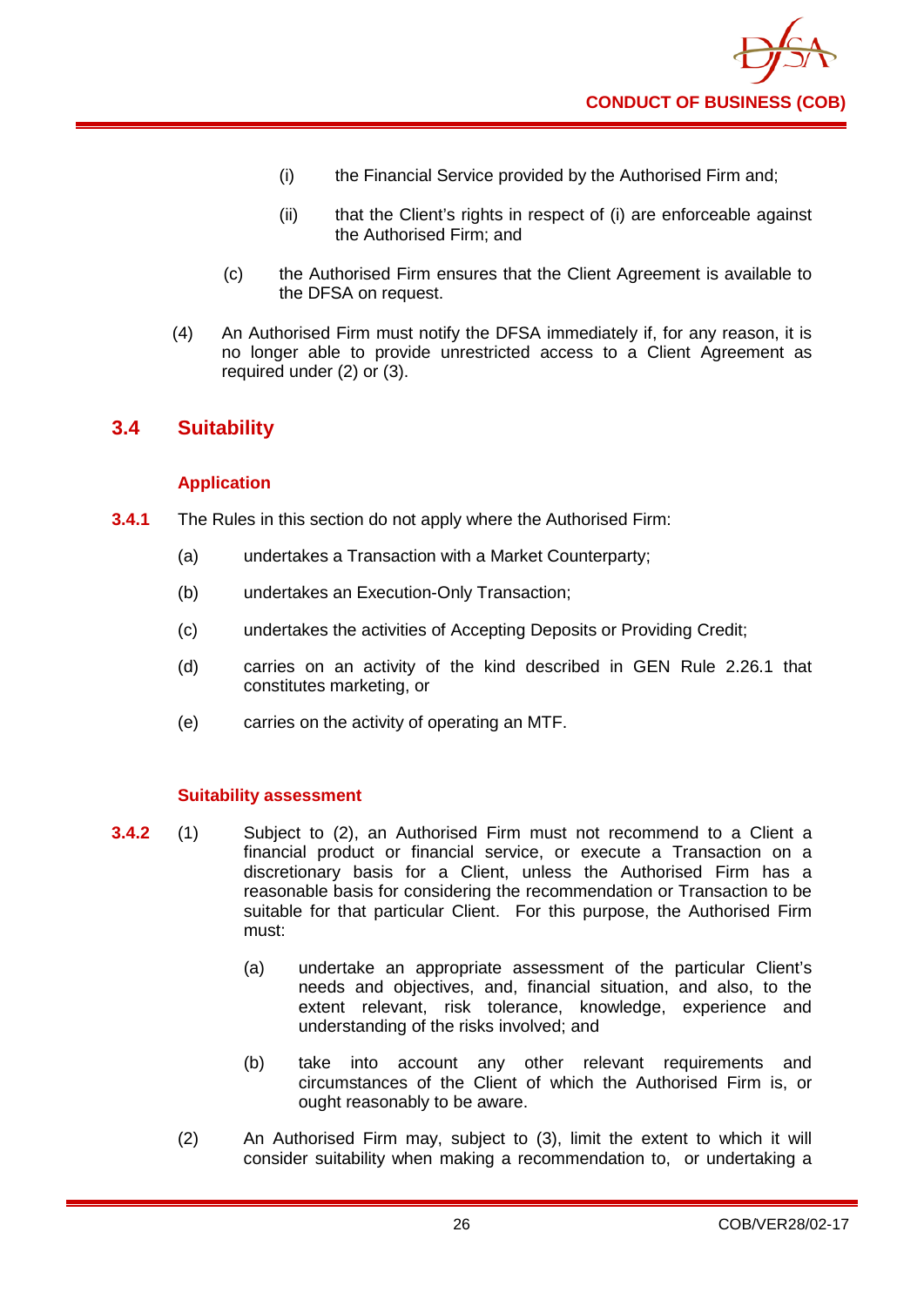(i) the Financial Service provided by the Authorised Firm and;

(ii) that the Client's rights in respect of (i) are enforceable against the Authorised Firm; and

(c) the Authorised Firm ensures that the Client Agreement is available to the DFSA on request.

(4) An Authorised Firm must notify the DFSA immediately if, for any reason, it is no longer able to provide unrestricted access to a Client Agreement as required under (2) or (3).

## 3.4 Suitability

### Application

**3.4.1** The Rules in this section do not apply where the Authorised Firm:

(a) undertakes a Transaction with a Market Counterparty;

(b) undertakes an Execution-Only Transaction;

(c) undertakes the activities of Accepting Deposits or Providing Credit;

(d) carries on an activity of the kind described in GEN Rule 2.26.1 that constitutes marketing, or

(e) carries on the activity of operating an MTF.

### Suitability assessment

**3.4.2** (1) Subject to (2), an Authorised Firm must not recommend to a Client a financial product or financial service, or execute a Transaction on a discretionary basis for a Client, unless the Authorised Firm has a reasonable basis for considering the recommendation or Transaction to be suitable for that particular Client. For this purpose, the Authorised Firm must:

(a) undertake an appropriate assessment of the particular Client's needs and objectives, and, financial situation, and also, to the extent relevant, risk tolerance, knowledge, experience and understanding of the risks involved; and

(b) take into account any other relevant requirements and circumstances of the Client of which the Authorised Firm is, or ought reasonably to be aware.

(2) An Authorised Firm may, subject to (3), limit the extent to which it will consider suitability when making a recommendation to, or undertaking a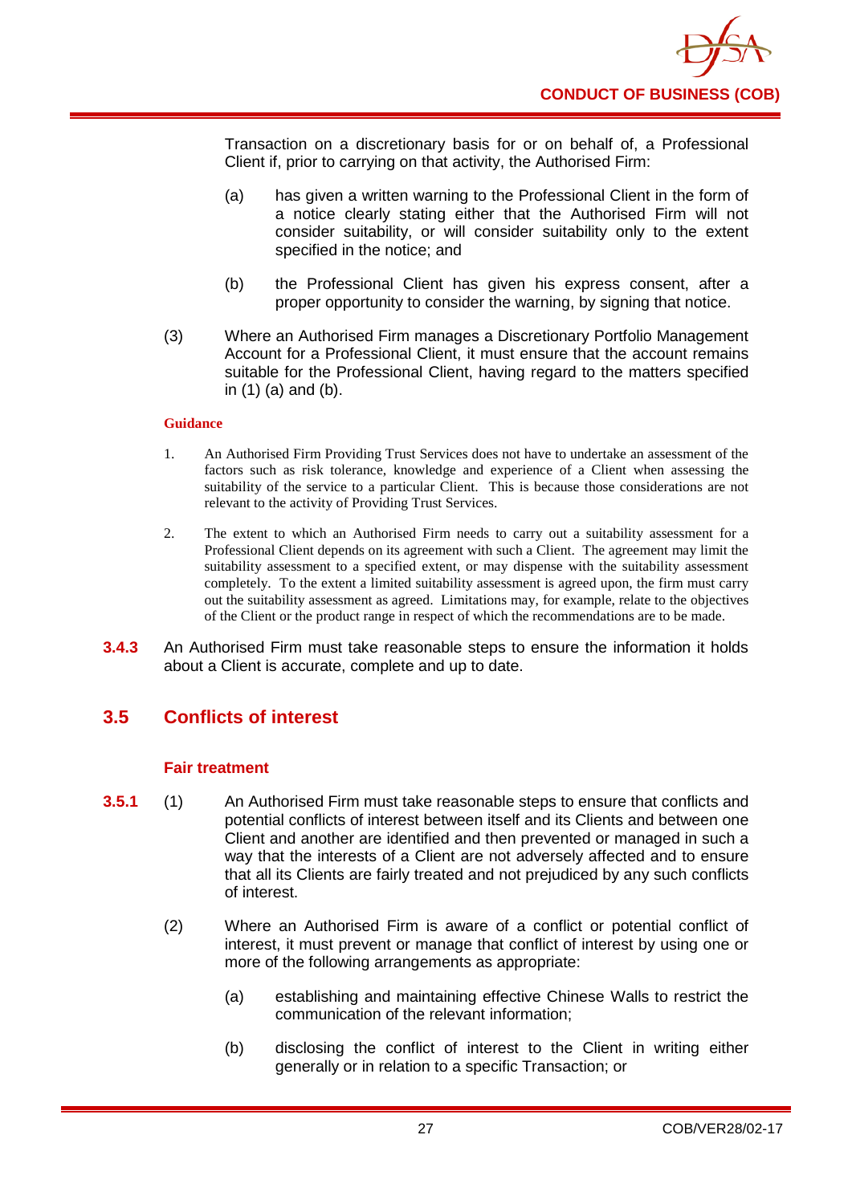Transaction on a discretionary basis for or on behalf of, a Professional Client if, prior to carrying on that activity, the Authorised Firm:

(a) has given a written warning to the Professional Client in the form of a notice clearly stating either that the Authorised Firm will not consider suitability, or will consider suitability only to the extent specified in the notice; and

(b) the Professional Client has given his express consent, after a proper opportunity to consider the warning, by signing that notice.

(3) Where an Authorised Firm manages a Discretionary Portfolio Management Account for a Professional Client, it must ensure that the account remains suitable for the Professional Client, having regard to the matters specified in (1) (a) and (b).

**Guidance**

1. An Authorised Firm Providing Trust Services does not have to undertake an assessment of the factors such as risk tolerance, knowledge and experience of a Client when assessing the suitability of the service to a particular Client. This is because those considerations are not relevant to the activity of Providing Trust Services.

2. The extent to which an Authorised Firm needs to carry out a suitability assessment for a Professional Client depends on its agreement with such a Client. The agreement may limit the suitability assessment to a specified extent, or may dispense with the suitability assessment completely. To the extent a limited suitability assessment is agreed upon, the firm must carry out the suitability assessment as agreed. Limitations may, for example, relate to the objectives of the Client or the product range in respect of which the recommendations are to be made.

**3.4.3** An Authorised Firm must take reasonable steps to ensure the information it holds about a Client is accurate, complete and up to date.

## 3.5 Conflicts of interest

### Fair treatment

**3.5.1** (1) An Authorised Firm must take reasonable steps to ensure that conflicts and potential conflicts of interest between itself and its Clients and between one Client and another are identified and then prevented or managed in such a way that the interests of a Client are not adversely affected and to ensure that all its Clients are fairly treated and not prejudiced by any such conflicts of interest.

(2) Where an Authorised Firm is aware of a conflict or potential conflict of interest, it must prevent or manage that conflict of interest by using one or more of the following arrangements as appropriate:

(a) establishing and maintaining effective Chinese Walls to restrict the communication of the relevant information;

(b) disclosing the conflict of interest to the Client in writing either generally or in relation to a specific Transaction; or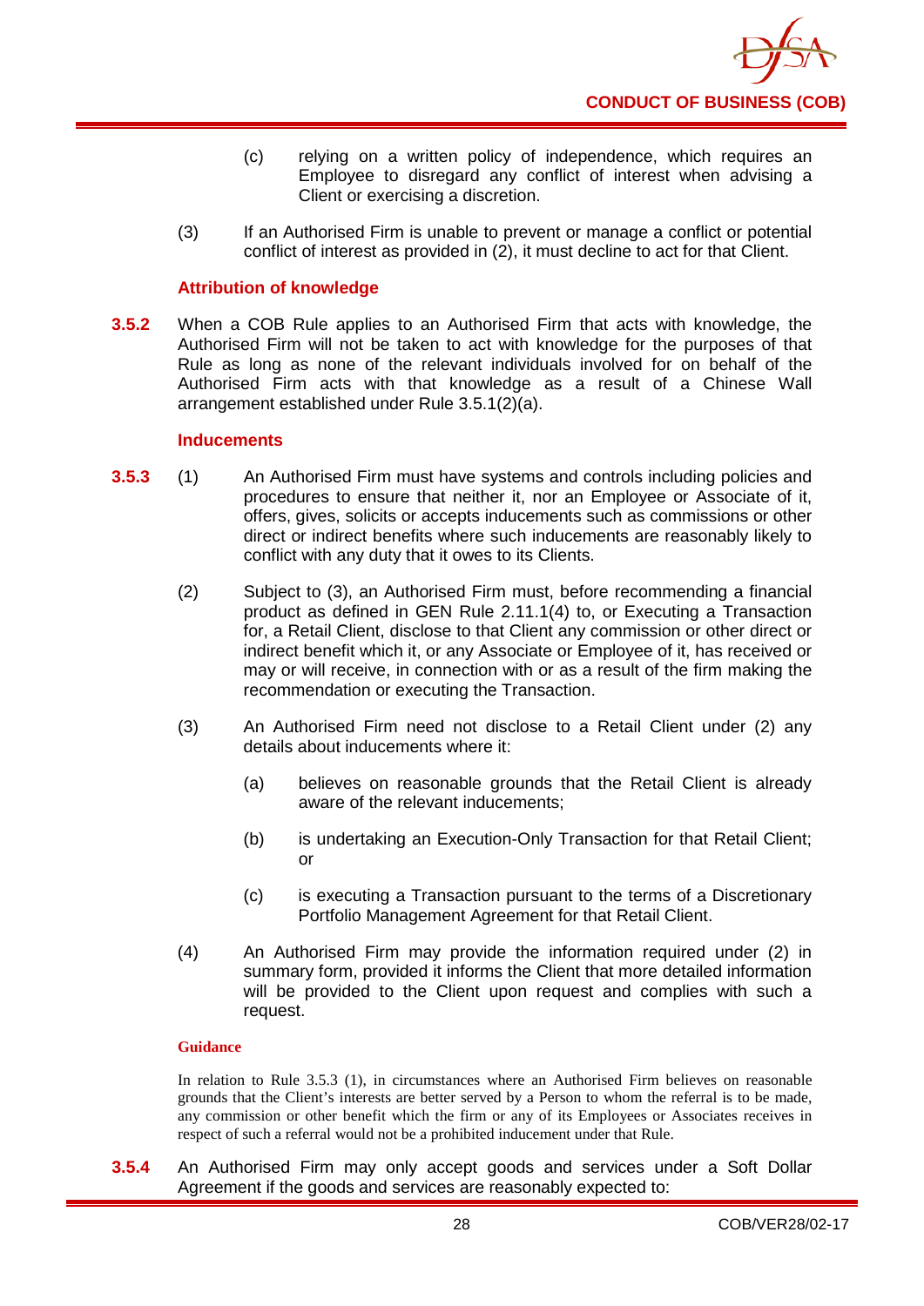(c) relying on a written policy of independence, which requires an Employee to disregard any conflict of interest when advising a Client or exercising a discretion.

(3) If an Authorised Firm is unable to prevent or manage a conflict or potential conflict of interest as provided in (2), it must decline to act for that Client.

### Attribution of knowledge

**3.5.2** When a COB Rule applies to an Authorised Firm that acts with knowledge, the Authorised Firm will not be taken to act with knowledge for the purposes of that Rule as long as none of the relevant individuals involved for on behalf of the Authorised Firm acts with that knowledge as a result of a Chinese Wall arrangement established under Rule 3.5.1(2)(a).

### Inducements

**3.5.3** (1) An Authorised Firm must have systems and controls including policies and procedures to ensure that neither it, nor an Employee or Associate of it, offers, gives, solicits or accepts inducements such as commissions or other direct or indirect benefits where such inducements are reasonably likely to conflict with any duty that it owes to its Clients.

(2) Subject to (3), an Authorised Firm must, before recommending a financial product as defined in GEN Rule 2.11.1(4) to, or Executing a Transaction for, a Retail Client, disclose to that Client any commission or other direct or indirect benefit which it, or any Associate or Employee of it, has received or may or will receive, in connection with or as a result of the firm making the recommendation or executing the Transaction.

(3) An Authorised Firm need not disclose to a Retail Client under (2) any details about inducements where it:

(a) believes on reasonable grounds that the Retail Client is already aware of the relevant inducements;

(b) is undertaking an Execution-Only Transaction for that Retail Client; or

(c) is executing a Transaction pursuant to the terms of a Discretionary Portfolio Management Agreement for that Retail Client.

(4) An Authorised Firm may provide the information required under (2) in summary form, provided it informs the Client that more detailed information will be provided to the Client upon request and complies with such a request.

#### Guidance

In relation to Rule 3.5.3 (1), in circumstances where an Authorised Firm believes on reasonable grounds that the Client's interests are better served by a Person to whom the referral is to be made, any commission or other benefit which the firm or any of its Employees or Associates receives in respect of such a referral would not be a prohibited inducement under that Rule.

**3.5.4** An Authorised Firm may only accept goods and services under a Soft Dollar Agreement if the goods and services are reasonably expected to: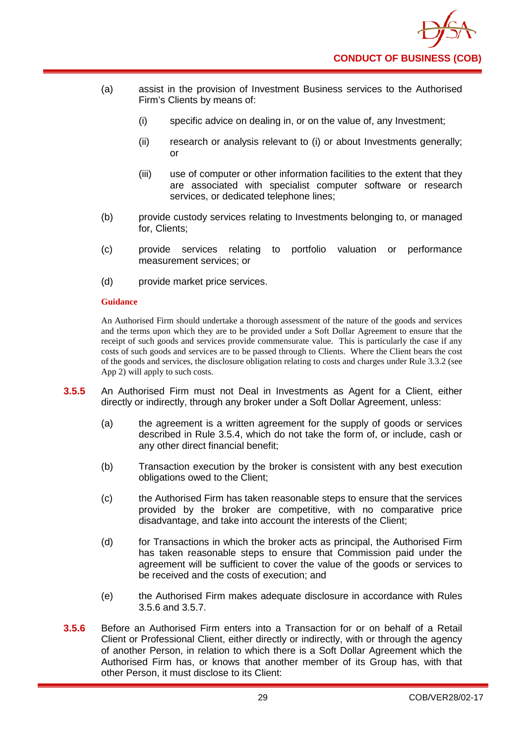(a) assist in the provision of Investment Business services to the Authorised Firm's Clients by means of:

   (i) specific advice on dealing in, or on the value of, any Investment;

   (ii) research or analysis relevant to (i) or about Investments generally; or

   (iii) use of computer or other information facilities to the extent that they are associated with specialist computer software or research services, or dedicated telephone lines;

(b) provide custody services relating to Investments belonging to, or managed for, Clients;

(c) provide services relating to portfolio valuation or performance measurement services; or

(d) provide market price services.

**Guidance**

An Authorised Firm should undertake a thorough assessment of the nature of the goods and services and the terms upon which they are to be provided under a Soft Dollar Agreement to ensure that the receipt of such goods and services provide commensurate value. This is particularly the case if any costs of such goods and services are to be passed through to Clients. Where the Client bears the cost of the goods and services, the disclosure obligation relating to costs and charges under Rule 3.3.2 (see App 2) will apply to such costs.

**3.5.5** An Authorised Firm must not Deal in Investments as Agent for a Client, either directly or indirectly, through any broker under a Soft Dollar Agreement, unless:

(a) the agreement is a written agreement for the supply of goods or services described in Rule 3.5.4, which do not take the form of, or include, cash or any other direct financial benefit;

(b) Transaction execution by the broker is consistent with any best execution obligations owed to the Client;

(c) the Authorised Firm has taken reasonable steps to ensure that the services provided by the broker are competitive, with no comparative price disadvantage, and take into account the interests of the Client;

(d) for Transactions in which the broker acts as principal, the Authorised Firm has taken reasonable steps to ensure that Commission paid under the agreement will be sufficient to cover the value of the goods or services to be received and the costs of execution; and

(e) the Authorised Firm makes adequate disclosure in accordance with Rules 3.5.6 and 3.5.7.

**3.5.6** Before an Authorised Firm enters into a Transaction for or on behalf of a Retail Client or Professional Client, either directly or indirectly, with or through the agency of another Person, in relation to which there is a Soft Dollar Agreement which the Authorised Firm has, or knows that another member of its Group has, with that other Person, it must disclose to its Client: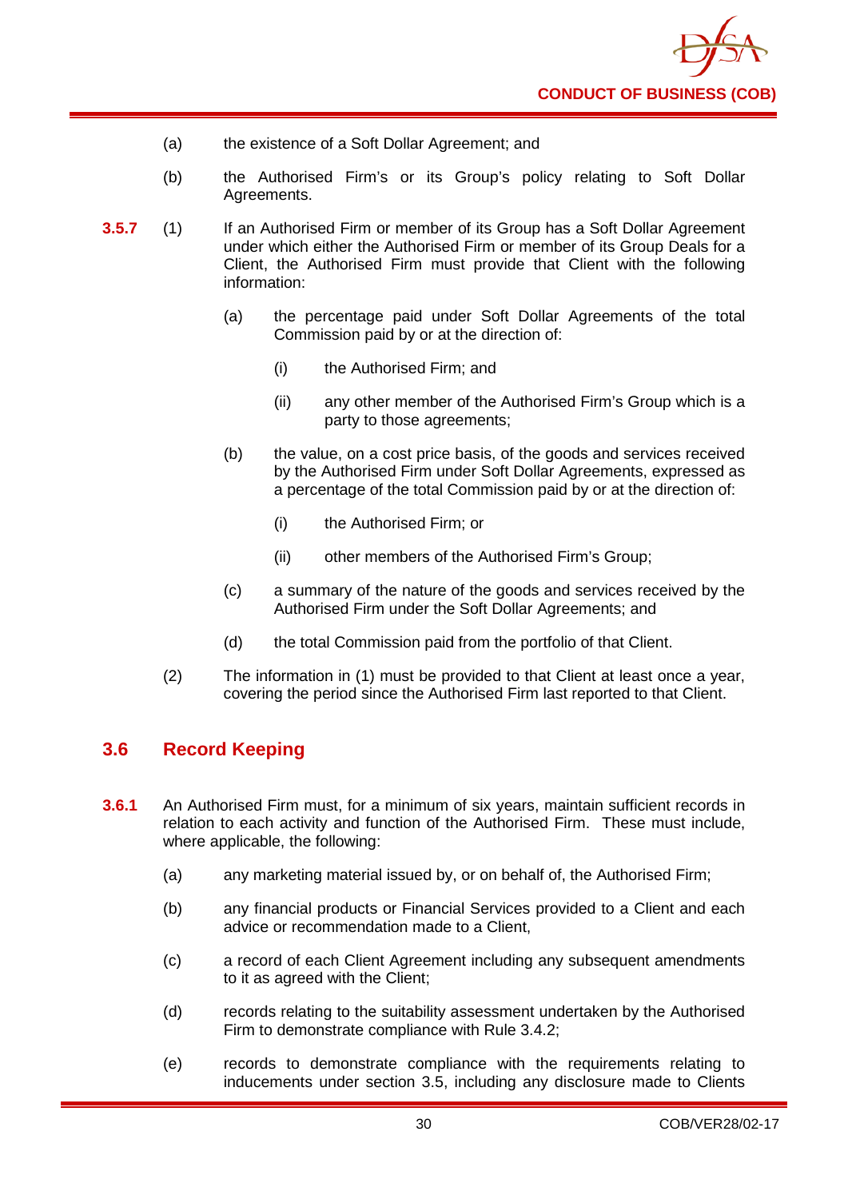(a) the existence of a Soft Dollar Agreement; and

(b) the Authorised Firm's or its Group's policy relating to Soft Dollar Agreements.

**3.5.7** (1) If an Authorised Firm or member of its Group has a Soft Dollar Agreement under which either the Authorised Firm or member of its Group Deals for a Client, the Authorised Firm must provide that Client with the following information:

(a) the percentage paid under Soft Dollar Agreements of the total Commission paid by or at the direction of:

(i) the Authorised Firm; and

(ii) any other member of the Authorised Firm's Group which is a party to those agreements;

(b) the value, on a cost price basis, of the goods and services received by the Authorised Firm under Soft Dollar Agreements, expressed as a percentage of the total Commission paid by or at the direction of:

(i) the Authorised Firm; or

(ii) other members of the Authorised Firm's Group;

(c) a summary of the nature of the goods and services received by the Authorised Firm under the Soft Dollar Agreements; and

(d) the total Commission paid from the portfolio of that Client.

(2) The information in (1) must be provided to that Client at least once a year, covering the period since the Authorised Firm last reported to that Client.

## 3.6 Record Keeping

**3.6.1** An Authorised Firm must, for a minimum of six years, maintain sufficient records in relation to each activity and function of the Authorised Firm. These must include, where applicable, the following:

(a) any marketing material issued by, or on behalf of, the Authorised Firm;

(b) any financial products or Financial Services provided to a Client and each advice or recommendation made to a Client,

(c) a record of each Client Agreement including any subsequent amendments to it as agreed with the Client;

(d) records relating to the suitability assessment undertaken by the Authorised Firm to demonstrate compliance with Rule 3.4.2;

(e) records to demonstrate compliance with the requirements relating to inducements under section 3.5, including any disclosure made to Clients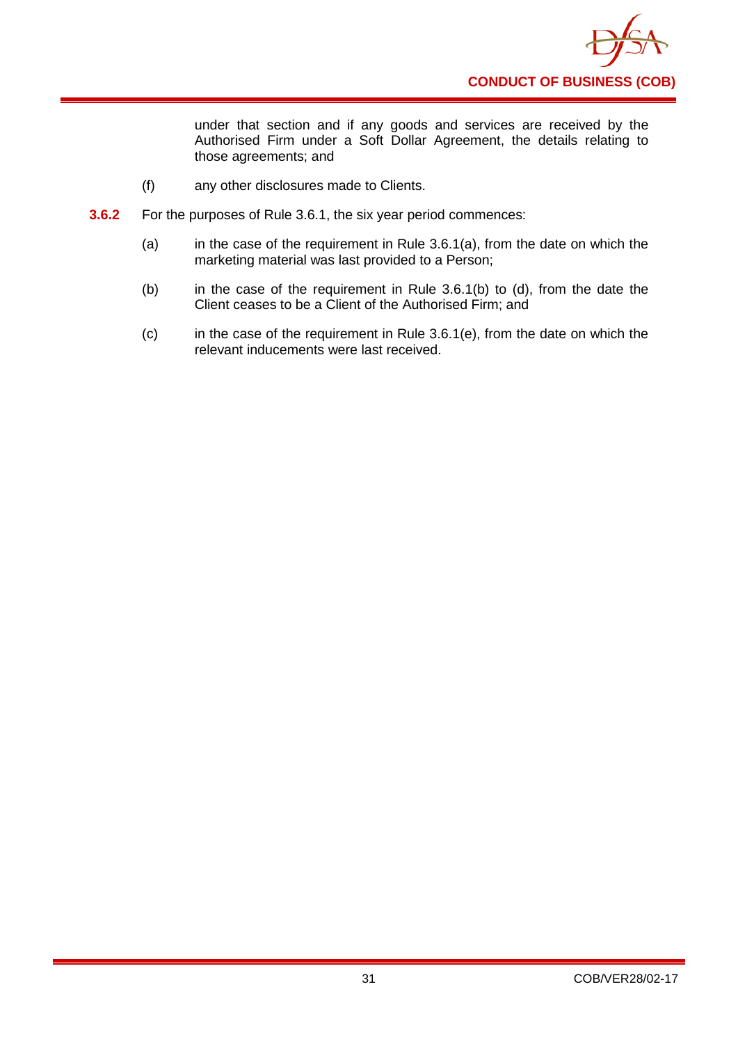under that section and if any goods and services are received by the Authorised Firm under a Soft Dollar Agreement, the details relating to those agreements; and

(f) any other disclosures made to Clients.

**3.6.2** For the purposes of Rule 3.6.1, the six year period commences:

(a) in the case of the requirement in Rule 3.6.1(a), from the date on which the marketing material was last provided to a Person;

(b) in the case of the requirement in Rule 3.6.1(b) to (d), from the date the Client ceases to be a Client of the Authorised Firm; and

(c) in the case of the requirement in Rule 3.6.1(e), from the date on which the relevant inducements were last received.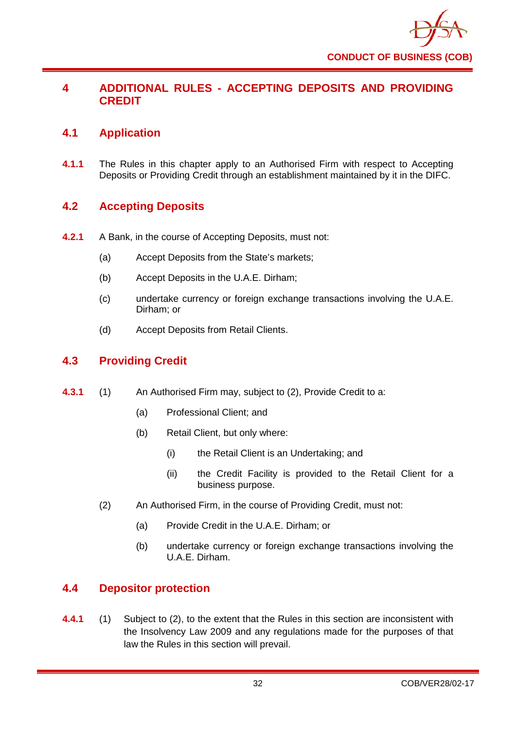# 4 ADDITIONAL RULES - ACCEPTING DEPOSITS AND PROVIDING CREDIT

## 4.1 Application

**4.1.1** The Rules in this chapter apply to an Authorised Firm with respect to Accepting Deposits or Providing Credit through an establishment maintained by it in the DIFC.

## 4.2 Accepting Deposits

**4.2.1** A Bank, in the course of Accepting Deposits, must not:

- (a) Accept Deposits from the State's markets;
- (b) Accept Deposits in the U.A.E. Dirham;
- (c) undertake currency or foreign exchange transactions involving the U.A.E. Dirham; or
- (d) Accept Deposits from Retail Clients.

## 4.3 Providing Credit

**4.3.1** (1) An Authorised Firm may, subject to (2), Provide Credit to a:

- (a) Professional Client; and
- (b) Retail Client, but only where:
  - (i) the Retail Client is an Undertaking; and
  - (ii) the Credit Facility is provided to the Retail Client for a business purpose.

(2) An Authorised Firm, in the course of Providing Credit, must not:

- (a) Provide Credit in the U.A.E. Dirham; or
- (b) undertake currency or foreign exchange transactions involving the U.A.E. Dirham.

## 4.4 Depositor protection

**4.4.1** (1) Subject to (2), to the extent that the Rules in this section are inconsistent with the Insolvency Law 2009 and any regulations made for the purposes of that law the Rules in this section will prevail.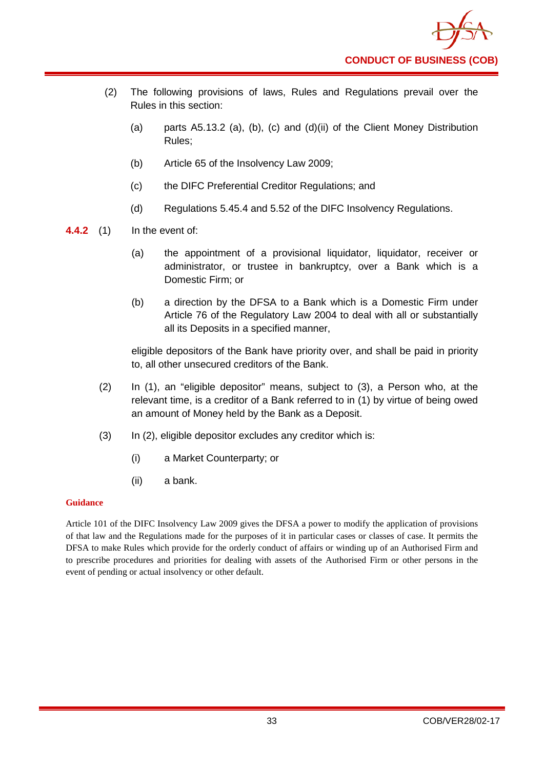(2) The following provisions of laws, Rules and Regulations prevail over the Rules in this section:

  (a) parts A5.13.2 (a), (b), (c) and (d)(ii) of the Client Money Distribution Rules;

  (b) Article 65 of the Insolvency Law 2009;

  (c) the DIFC Preferential Creditor Regulations; and

  (d) Regulations 5.45.4 and 5.52 of the DIFC Insolvency Regulations.

**4.4.2** (1) In the event of:

  (a) the appointment of a provisional liquidator, liquidator, receiver or administrator, or trustee in bankruptcy, over a Bank which is a Domestic Firm; or

  (b) a direction by the DFSA to a Bank which is a Domestic Firm under Article 76 of the Regulatory Law 2004 to deal with all or substantially all its Deposits in a specified manner,

eligible depositors of the Bank have priority over, and shall be paid in priority to, all other unsecured creditors of the Bank.

(2) In (1), an "eligible depositor" means, subject to (3), a Person who, at the relevant time, is a creditor of a Bank referred to in (1) by virtue of being owed an amount of Money held by the Bank as a Deposit.

(3) In (2), eligible depositor excludes any creditor which is:

  (i) a Market Counterparty; or

  (ii) a bank.

**Guidance**

Article 101 of the DIFC Insolvency Law 2009 gives the DFSA a power to modify the application of provisions of that law and the Regulations made for the purposes of it in particular cases or classes of case. It permits the DFSA to make Rules which provide for the orderly conduct of affairs or winding up of an Authorised Firm and to prescribe procedures and priorities for dealing with assets of the Authorised Firm or other persons in the event of pending or actual insolvency or other default.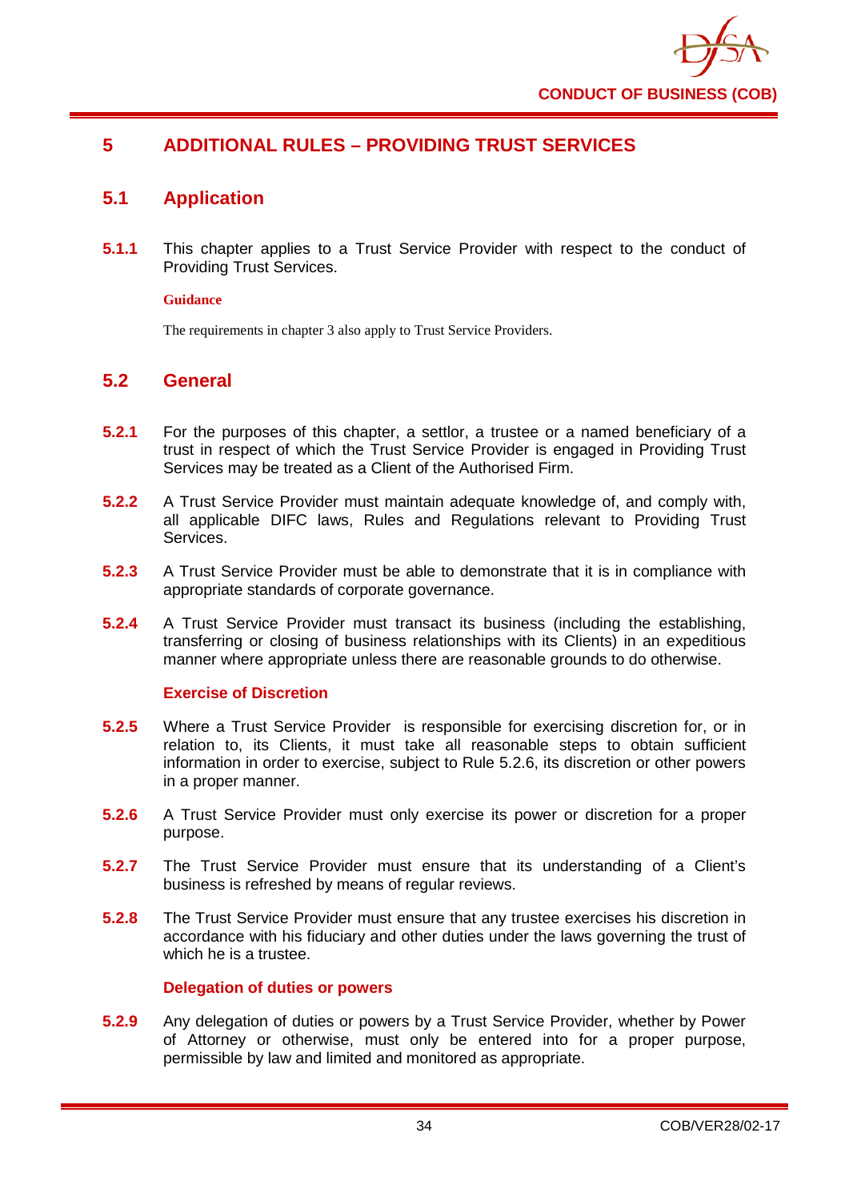# 5 ADDITIONAL RULES – PROVIDING TRUST SERVICES

## 5.1 Application

**5.1.1** This chapter applies to a Trust Service Provider with respect to the conduct of Providing Trust Services.

**Guidance**

The requirements in chapter 3 also apply to Trust Service Providers.

## 5.2 General

**5.2.1** For the purposes of this chapter, a settlor, a trustee or a named beneficiary of a trust in respect of which the Trust Service Provider is engaged in Providing Trust Services may be treated as a Client of the Authorised Firm.

**5.2.2** A Trust Service Provider must maintain adequate knowledge of, and comply with, all applicable DIFC laws, Rules and Regulations relevant to Providing Trust Services.

**5.2.3** A Trust Service Provider must be able to demonstrate that it is in compliance with appropriate standards of corporate governance.

**5.2.4** A Trust Service Provider must transact its business (including the establishing, transferring or closing of business relationships with its Clients) in an expeditious manner where appropriate unless there are reasonable grounds to do otherwise.

### Exercise of Discretion

**5.2.5** Where a Trust Service Provider is responsible for exercising discretion for, or in relation to, its Clients, it must take all reasonable steps to obtain sufficient information in order to exercise, subject to Rule 5.2.6, its discretion or other powers in a proper manner.

**5.2.6** A Trust Service Provider must only exercise its power or discretion for a proper purpose.

**5.2.7** The Trust Service Provider must ensure that its understanding of a Client's business is refreshed by means of regular reviews.

**5.2.8** The Trust Service Provider must ensure that any trustee exercises his discretion in accordance with his fiduciary and other duties under the laws governing the trust of which he is a trustee.

### Delegation of duties or powers

**5.2.9** Any delegation of duties or powers by a Trust Service Provider, whether by Power of Attorney or otherwise, must only be entered into for a proper purpose, permissible by law and limited and monitored as appropriate.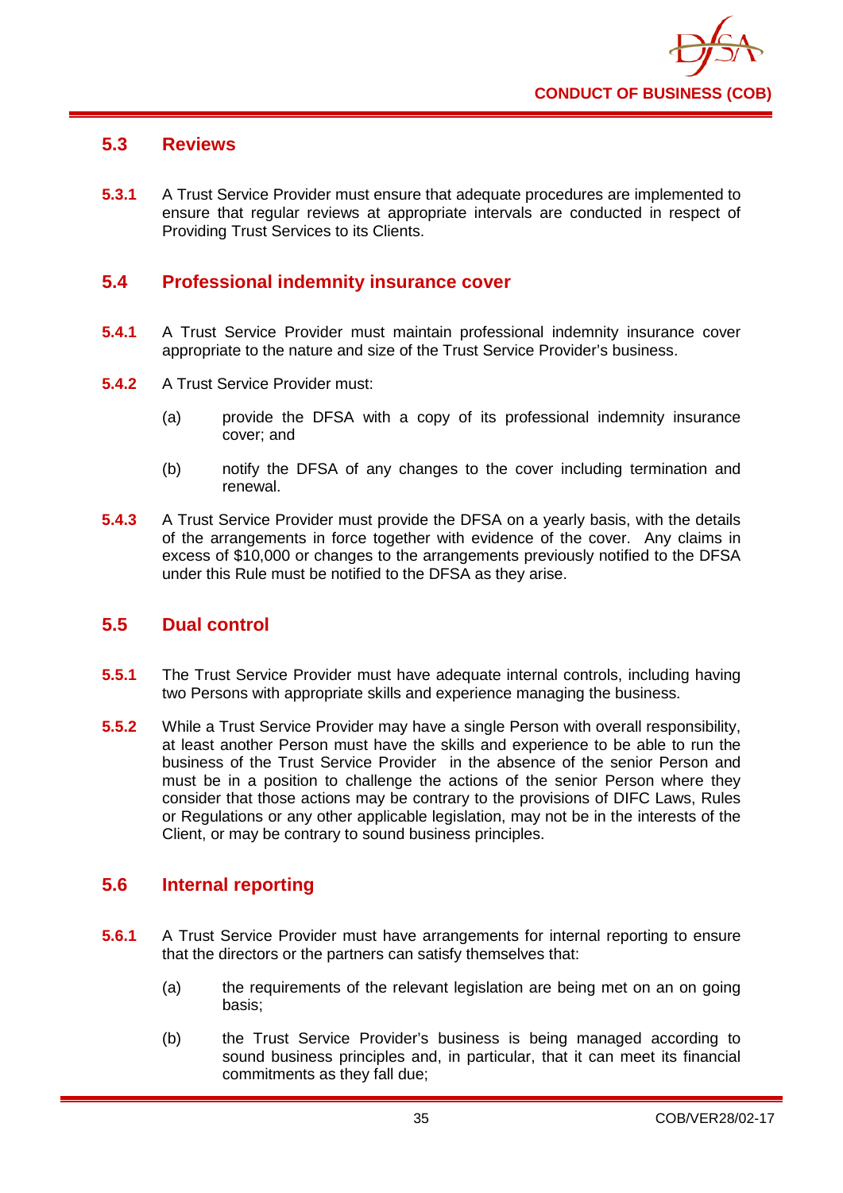## 5.3 Reviews

**5.3.1** A Trust Service Provider must ensure that adequate procedures are implemented to ensure that regular reviews at appropriate intervals are conducted in respect of Providing Trust Services to its Clients.

## 5.4 Professional indemnity insurance cover

**5.4.1** A Trust Service Provider must maintain professional indemnity insurance cover appropriate to the nature and size of the Trust Service Provider's business.

**5.4.2** A Trust Service Provider must:

(a) provide the DFSA with a copy of its professional indemnity insurance cover; and

(b) notify the DFSA of any changes to the cover including termination and renewal.

**5.4.3** A Trust Service Provider must provide the DFSA on a yearly basis, with the details of the arrangements in force together with evidence of the cover. Any claims in excess of $10,000 or changes to the arrangements previously notified to the DFSA under this Rule must be notified to the DFSA as they arise.

## 5.5 Dual control

**5.5.1** The Trust Service Provider must have adequate internal controls, including having two Persons with appropriate skills and experience managing the business.

**5.5.2** While a Trust Service Provider may have a single Person with overall responsibility, at least another Person must have the skills and experience to be able to run the business of the Trust Service Provider in the absence of the senior Person and must be in a position to challenge the actions of the senior Person where they consider that those actions may be contrary to the provisions of DIFC Laws, Rules or Regulations or any other applicable legislation, may not be in the interests of the Client, or may be contrary to sound business principles.

## 5.6 Internal reporting

**5.6.1** A Trust Service Provider must have arrangements for internal reporting to ensure that the directors or the partners can satisfy themselves that:

(a) the requirements of the relevant legislation are being met on an on going basis;

(b) the Trust Service Provider's business is being managed according to sound business principles and, in particular, that it can meet its financial commitments as they fall due;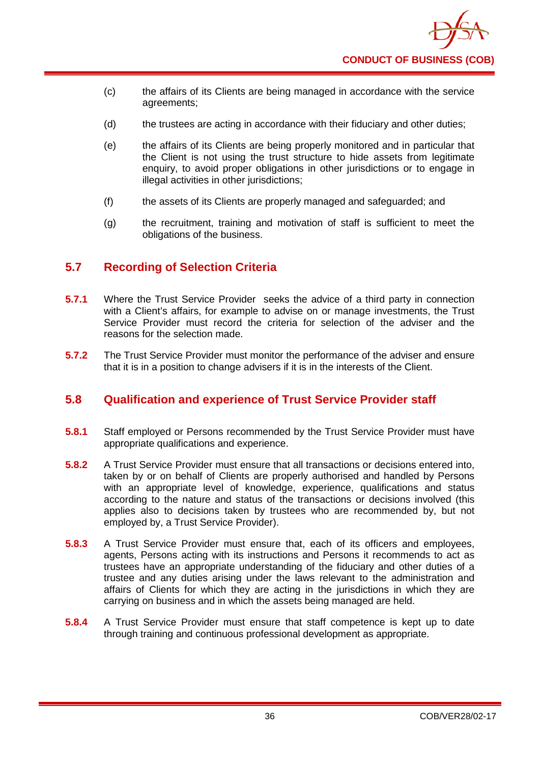(c) the affairs of its Clients are being managed in accordance with the service agreements;

(d) the trustees are acting in accordance with their fiduciary and other duties;

(e) the affairs of its Clients are being properly monitored and in particular that the Client is not using the trust structure to hide assets from legitimate enquiry, to avoid proper obligations in other jurisdictions or to engage in illegal activities in other jurisdictions;

(f) the assets of its Clients are properly managed and safeguarded; and

(g) the recruitment, training and motivation of staff is sufficient to meet the obligations of the business.

## 5.7 Recording of Selection Criteria

**5.7.1** Where the Trust Service Provider seeks the advice of a third party in connection with a Client's affairs, for example to advise on or manage investments, the Trust Service Provider must record the criteria for selection of the adviser and the reasons for the selection made.

**5.7.2** The Trust Service Provider must monitor the performance of the adviser and ensure that it is in a position to change advisers if it is in the interests of the Client.

## 5.8 Qualification and experience of Trust Service Provider staff

**5.8.1** Staff employed or Persons recommended by the Trust Service Provider must have appropriate qualifications and experience.

**5.8.2** A Trust Service Provider must ensure that all transactions or decisions entered into, taken by or on behalf of Clients are properly authorised and handled by Persons with an appropriate level of knowledge, experience, qualifications and status according to the nature and status of the transactions or decisions involved (this applies also to decisions taken by trustees who are recommended by, but not employed by, a Trust Service Provider).

**5.8.3** A Trust Service Provider must ensure that, each of its officers and employees, agents, Persons acting with its instructions and Persons it recommends to act as trustees have an appropriate understanding of the fiduciary and other duties of a trustee and any duties arising under the laws relevant to the administration and affairs of Clients for which they are acting in the jurisdictions in which they are carrying on business and in which the assets being managed are held.

**5.8.4** A Trust Service Provider must ensure that staff competence is kept up to date through training and continuous professional development as appropriate.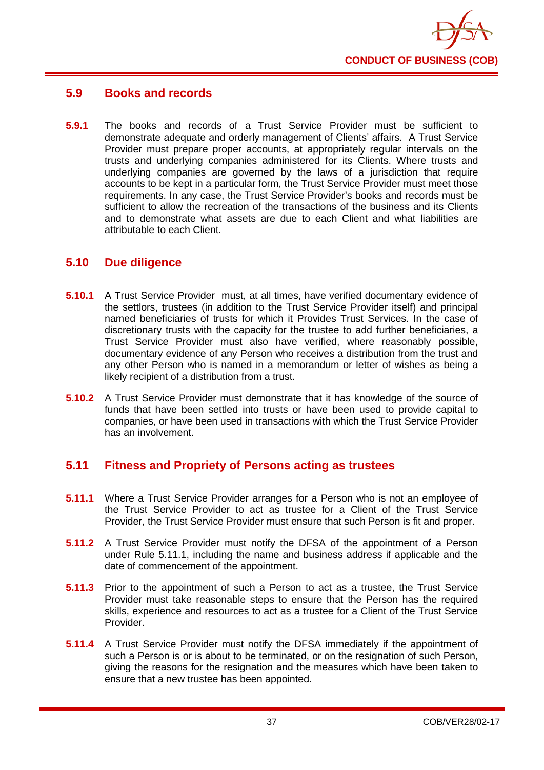## 5.9 Books and records

**5.9.1** The books and records of a Trust Service Provider must be sufficient to demonstrate adequate and orderly management of Clients' affairs. A Trust Service Provider must prepare proper accounts, at appropriately regular intervals on the trusts and underlying companies administered for its Clients. Where trusts and underlying companies are governed by the laws of a jurisdiction that require accounts to be kept in a particular form, the Trust Service Provider must meet those requirements. In any case, the Trust Service Provider's books and records must be sufficient to allow the recreation of the transactions of the business and its Clients and to demonstrate what assets are due to each Client and what liabilities are attributable to each Client.

## 5.10 Due diligence

**5.10.1** A Trust Service Provider must, at all times, have verified documentary evidence of the settlors, trustees (in addition to the Trust Service Provider itself) and principal named beneficiaries of trusts for which it Provides Trust Services. In the case of discretionary trusts with the capacity for the trustee to add further beneficiaries, a Trust Service Provider must also have verified, where reasonably possible, documentary evidence of any Person who receives a distribution from the trust and any other Person who is named in a memorandum or letter of wishes as being a likely recipient of a distribution from a trust.

**5.10.2** A Trust Service Provider must demonstrate that it has knowledge of the source of funds that have been settled into trusts or have been used to provide capital to companies, or have been used in transactions with which the Trust Service Provider has an involvement.

## 5.11 Fitness and Propriety of Persons acting as trustees

**5.11.1** Where a Trust Service Provider arranges for a Person who is not an employee of the Trust Service Provider to act as trustee for a Client of the Trust Service Provider, the Trust Service Provider must ensure that such Person is fit and proper.

**5.11.2** A Trust Service Provider must notify the DFSA of the appointment of a Person under Rule 5.11.1, including the name and business address if applicable and the date of commencement of the appointment.

**5.11.3** Prior to the appointment of such a Person to act as a trustee, the Trust Service Provider must take reasonable steps to ensure that the Person has the required skills, experience and resources to act as a trustee for a Client of the Trust Service Provider.

**5.11.4** A Trust Service Provider must notify the DFSA immediately if the appointment of such a Person is or is about to be terminated, or on the resignation of such Person, giving the reasons for the resignation and the measures which have been taken to ensure that a new trustee has been appointed.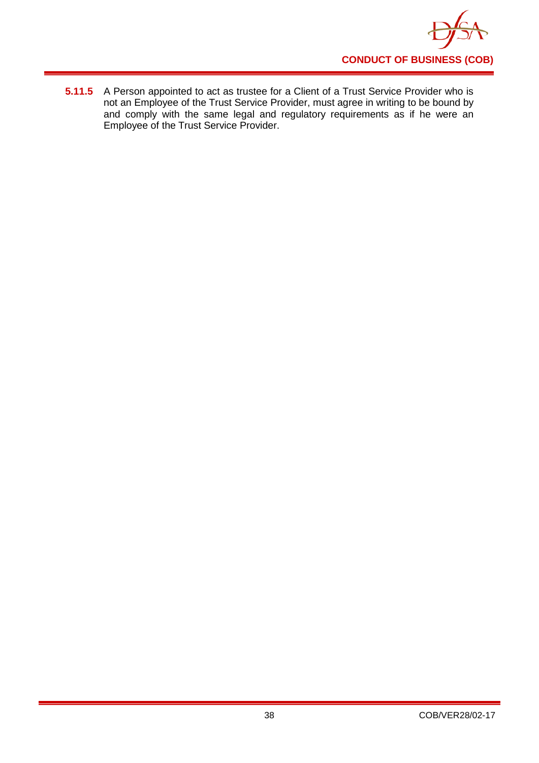**5.11.5** A Person appointed to act as trustee for a Client of a Trust Service Provider who is not an Employee of the Trust Service Provider, must agree in writing to be bound by and comply with the same legal and regulatory requirements as if he were an Employee of the Trust Service Provider.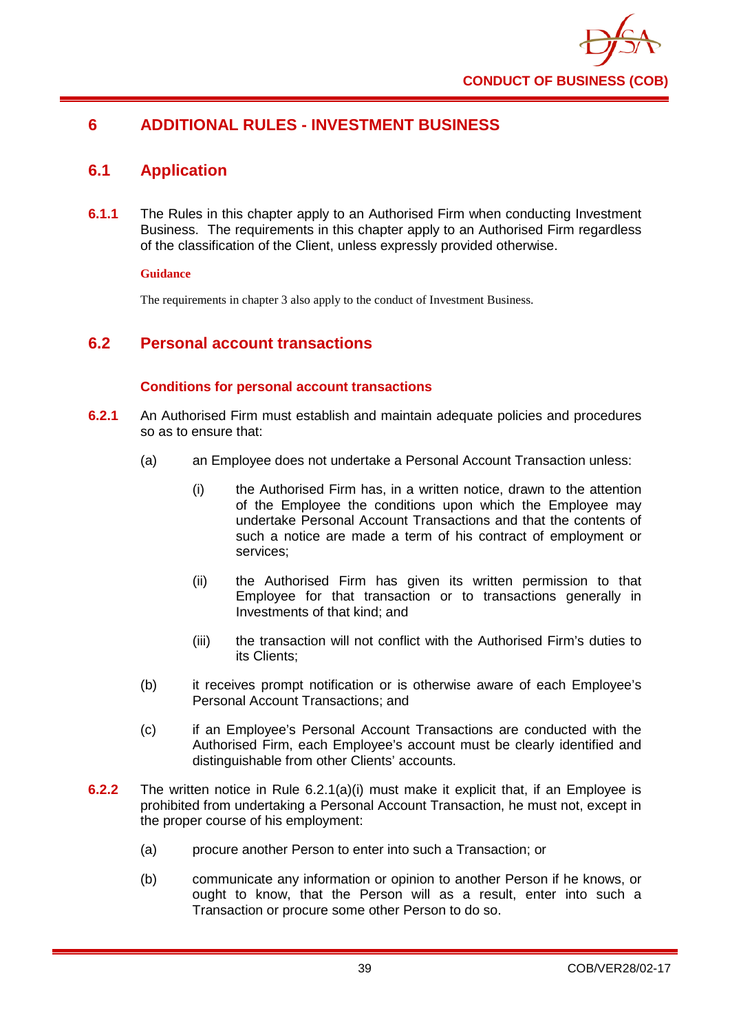# 6 ADDITIONAL RULES - INVESTMENT BUSINESS

## 6.1 Application

**6.1.1** The Rules in this chapter apply to an Authorised Firm when conducting Investment Business. The requirements in this chapter apply to an Authorised Firm regardless of the classification of the Client, unless expressly provided otherwise.

**Guidance**

The requirements in chapter 3 also apply to the conduct of Investment Business.

## 6.2 Personal account transactions

### Conditions for personal account transactions

**6.2.1** An Authorised Firm must establish and maintain adequate policies and procedures so as to ensure that:

(a) an Employee does not undertake a Personal Account Transaction unless:

(i) the Authorised Firm has, in a written notice, drawn to the attention of the Employee the conditions upon which the Employee may undertake Personal Account Transactions and that the contents of such a notice are made a term of his contract of employment or services;

(ii) the Authorised Firm has given its written permission to that Employee for that transaction or to transactions generally in Investments of that kind; and

(iii) the transaction will not conflict with the Authorised Firm's duties to its Clients;

(b) it receives prompt notification or is otherwise aware of each Employee's Personal Account Transactions; and

(c) if an Employee's Personal Account Transactions are conducted with the Authorised Firm, each Employee's account must be clearly identified and distinguishable from other Clients' accounts.

**6.2.2** The written notice in Rule 6.2.1(a)(i) must make it explicit that, if an Employee is prohibited from undertaking a Personal Account Transaction, he must not, except in the proper course of his employment:

(a) procure another Person to enter into such a Transaction; or

(b) communicate any information or opinion to another Person if he knows, or ought to know, that the Person will as a result, enter into such a Transaction or procure some other Person to do so.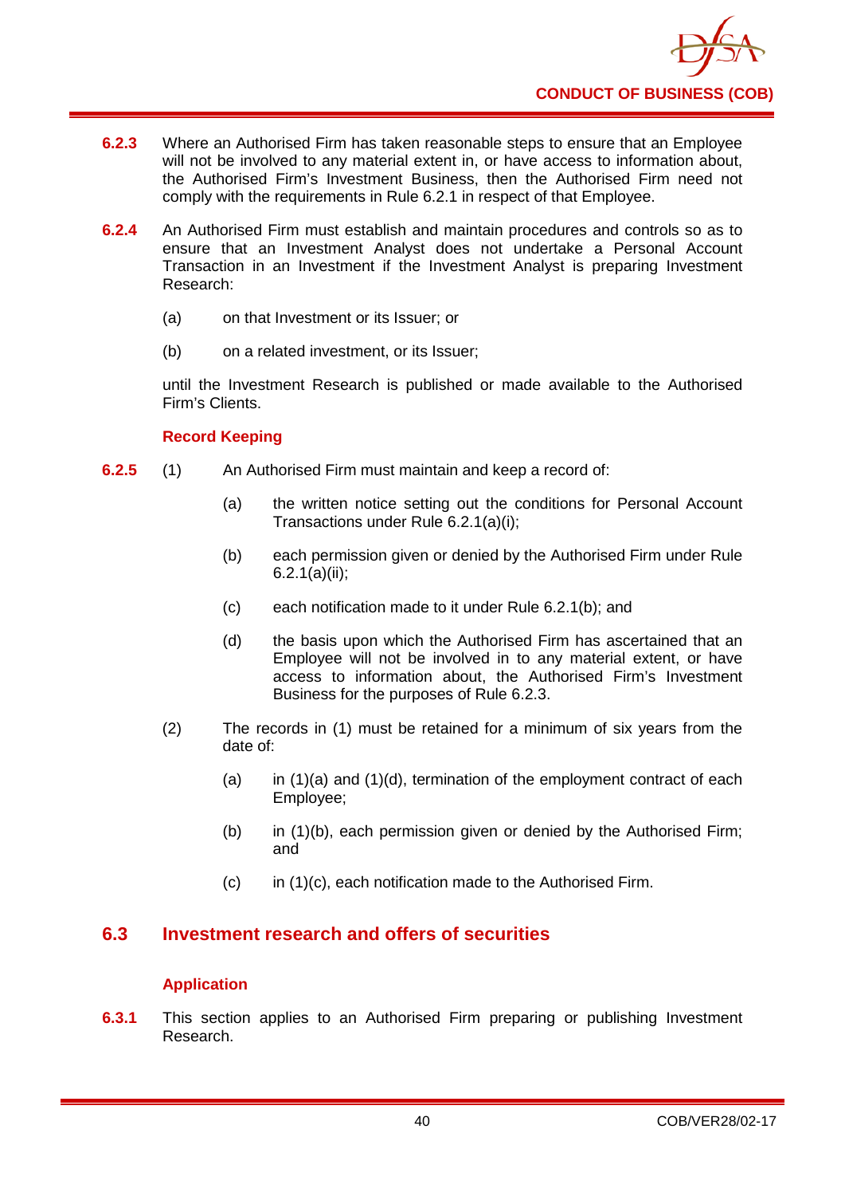**6.2.3** Where an Authorised Firm has taken reasonable steps to ensure that an Employee will not be involved to any material extent in, or have access to information about, the Authorised Firm's Investment Business, then the Authorised Firm need not comply with the requirements in Rule 6.2.1 in respect of that Employee.

**6.2.4** An Authorised Firm must establish and maintain procedures and controls so as to ensure that an Investment Analyst does not undertake a Personal Account Transaction in an Investment if the Investment Analyst is preparing Investment Research:

(a) on that Investment or its Issuer; or

(b) on a related investment, or its Issuer;

until the Investment Research is published or made available to the Authorised Firm's Clients.

**Record Keeping**

**6.2.5** (1) An Authorised Firm must maintain and keep a record of:

(a) the written notice setting out the conditions for Personal Account Transactions under Rule 6.2.1(a)(i);

(b) each permission given or denied by the Authorised Firm under Rule 6.2.1(a)(ii);

(c) each notification made to it under Rule 6.2.1(b); and

(d) the basis upon which the Authorised Firm has ascertained that an Employee will not be involved in to any material extent, or have access to information about, the Authorised Firm's Investment Business for the purposes of Rule 6.2.3.

(2) The records in (1) must be retained for a minimum of six years from the date of:

(a) in (1)(a) and (1)(d), termination of the employment contract of each Employee;

(b) in (1)(b), each permission given or denied by the Authorised Firm; and

(c) in (1)(c), each notification made to the Authorised Firm.

## 6.3 Investment research and offers of securities

**Application**

**6.3.1** This section applies to an Authorised Firm preparing or publishing Investment Research.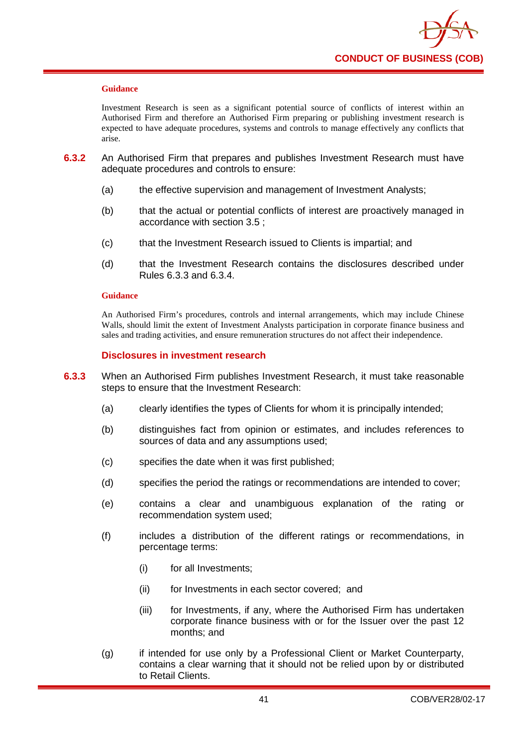**Guidance**

Investment Research is seen as a significant potential source of conflicts of interest within an Authorised Firm and therefore an Authorised Firm preparing or publishing investment research is expected to have adequate procedures, systems and controls to manage effectively any conflicts that arise.

**6.3.2** An Authorised Firm that prepares and publishes Investment Research must have adequate procedures and controls to ensure:

(a) the effective supervision and management of Investment Analysts;

(b) that the actual or potential conflicts of interest are proactively managed in accordance with section 3.5 ;

(c) that the Investment Research issued to Clients is impartial; and

(d) that the Investment Research contains the disclosures described under Rules 6.3.3 and 6.3.4.

**Guidance**

An Authorised Firm's procedures, controls and internal arrangements, which may include Chinese Walls, should limit the extent of Investment Analysts participation in corporate finance business and sales and trading activities, and ensure remuneration structures do not affect their independence.

### Disclosures in investment research

**6.3.3** When an Authorised Firm publishes Investment Research, it must take reasonable steps to ensure that the Investment Research:

(a) clearly identifies the types of Clients for whom it is principally intended;

(b) distinguishes fact from opinion or estimates, and includes references to sources of data and any assumptions used;

(c) specifies the date when it was first published;

(d) specifies the period the ratings or recommendations are intended to cover;

(e) contains a clear and unambiguous explanation of the rating or recommendation system used;

(f) includes a distribution of the different ratings or recommendations, in percentage terms:

(i) for all Investments;

(ii) for Investments in each sector covered; and

(iii) for Investments, if any, where the Authorised Firm has undertaken corporate finance business with or for the Issuer over the past 12 months; and

(g) if intended for use only by a Professional Client or Market Counterparty, contains a clear warning that it should not be relied upon by or distributed to Retail Clients.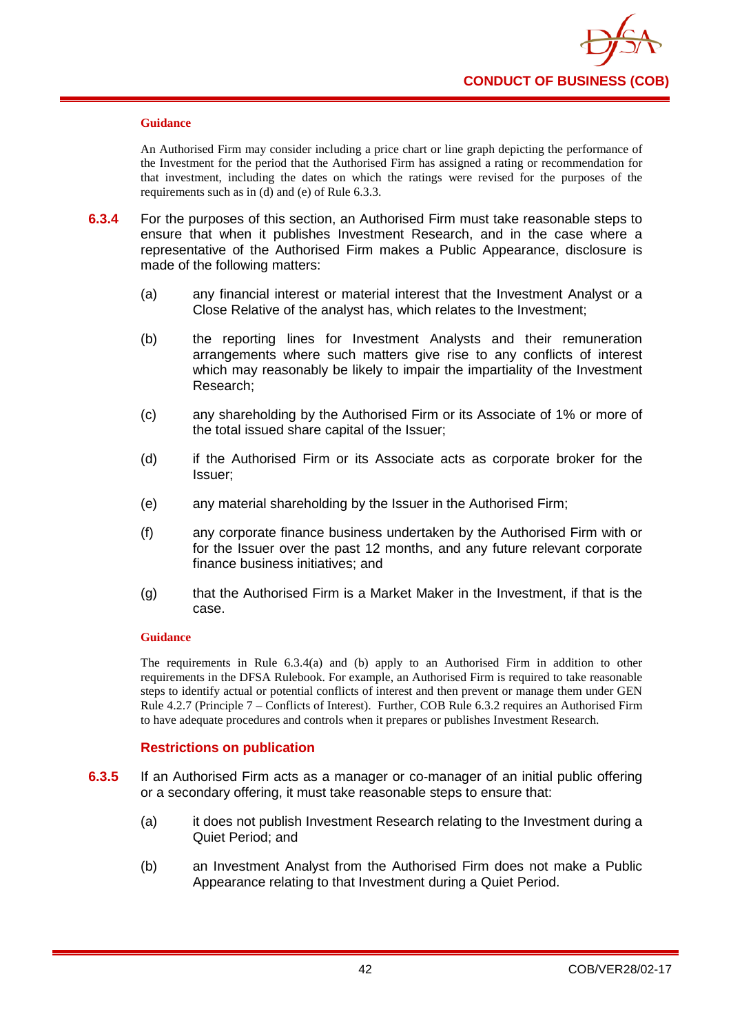#### Guidance

An Authorised Firm may consider including a price chart or line graph depicting the performance of the Investment for the period that the Authorised Firm has assigned a rating or recommendation for that investment, including the dates on which the ratings were revised for the purposes of the requirements such as in (d) and (e) of Rule 6.3.3.

**6.3.4** For the purposes of this section, an Authorised Firm must take reasonable steps to ensure that when it publishes Investment Research, and in the case where a representative of the Authorised Firm makes a Public Appearance, disclosure is made of the following matters:

(a) any financial interest or material interest that the Investment Analyst or a Close Relative of the analyst has, which relates to the Investment;

(b) the reporting lines for Investment Analysts and their remuneration arrangements where such matters give rise to any conflicts of interest which may reasonably be likely to impair the impartiality of the Investment Research;

(c) any shareholding by the Authorised Firm or its Associate of 1% or more of the total issued share capital of the Issuer;

(d) if the Authorised Firm or its Associate acts as corporate broker for the Issuer;

(e) any material shareholding by the Issuer in the Authorised Firm;

(f) any corporate finance business undertaken by the Authorised Firm with or for the Issuer over the past 12 months, and any future relevant corporate finance business initiatives; and

(g) that the Authorised Firm is a Market Maker in the Investment, if that is the case.

#### Guidance

The requirements in Rule 6.3.4(a) and (b) apply to an Authorised Firm in addition to other requirements in the DFSA Rulebook. For example, an Authorised Firm is required to take reasonable steps to identify actual or potential conflicts of interest and then prevent or manage them under GEN Rule 4.2.7 (Principle 7 – Conflicts of Interest). Further, COB Rule 6.3.2 requires an Authorised Firm to have adequate procedures and controls when it prepares or publishes Investment Research.

### Restrictions on publication

**6.3.5** If an Authorised Firm acts as a manager or co-manager of an initial public offering or a secondary offering, it must take reasonable steps to ensure that:

(a) it does not publish Investment Research relating to the Investment during a Quiet Period; and

(b) an Investment Analyst from the Authorised Firm does not make a Public Appearance relating to that Investment during a Quiet Period.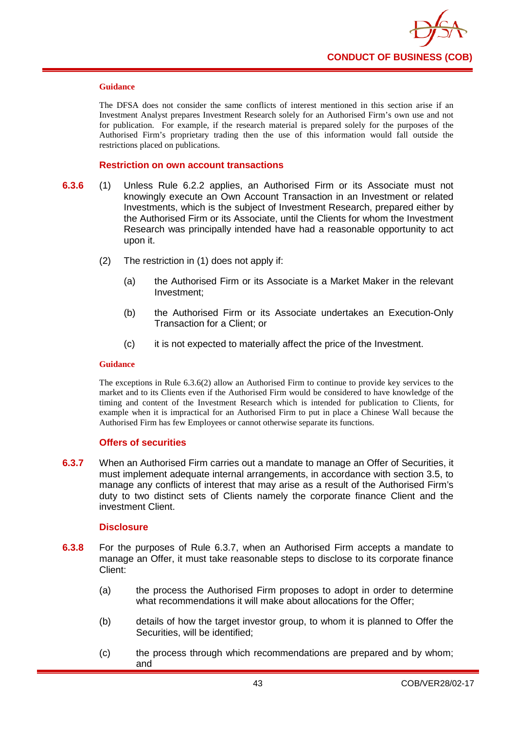#### Guidance

The DFSA does not consider the same conflicts of interest mentioned in this section arise if an Investment Analyst prepares Investment Research solely for an Authorised Firm's own use and not for publication. For example, if the research material is prepared solely for the purposes of the Authorised Firm's proprietary trading then the use of this information would fall outside the restrictions placed on publications.

### Restriction on own account transactions

**6.3.6** (1) Unless Rule 6.2.2 applies, an Authorised Firm or its Associate must not knowingly execute an Own Account Transaction in an Investment or related Investments, which is the subject of Investment Research, prepared either by the Authorised Firm or its Associate, until the Clients for whom the Investment Research was principally intended have had a reasonable opportunity to act upon it.

(2) The restriction in (1) does not apply if:

(a) the Authorised Firm or its Associate is a Market Maker in the relevant Investment;

(b) the Authorised Firm or its Associate undertakes an Execution-Only Transaction for a Client; or

(c) it is not expected to materially affect the price of the Investment.

#### Guidance

The exceptions in Rule 6.3.6(2) allow an Authorised Firm to continue to provide key services to the market and to its Clients even if the Authorised Firm would be considered to have knowledge of the timing and content of the Investment Research which is intended for publication to Clients, for example when it is impractical for an Authorised Firm to put in place a Chinese Wall because the Authorised Firm has few Employees or cannot otherwise separate its functions.

### Offers of securities

**6.3.7** When an Authorised Firm carries out a mandate to manage an Offer of Securities, it must implement adequate internal arrangements, in accordance with section 3.5, to manage any conflicts of interest that may arise as a result of the Authorised Firm's duty to two distinct sets of Clients namely the corporate finance Client and the investment Client.

### Disclosure

**6.3.8** For the purposes of Rule 6.3.7, when an Authorised Firm accepts a mandate to manage an Offer, it must take reasonable steps to disclose to its corporate finance Client:

(a) the process the Authorised Firm proposes to adopt in order to determine what recommendations it will make about allocations for the Offer;

(b) details of how the target investor group, to whom it is planned to Offer the Securities, will be identified;

(c) the process through which recommendations are prepared and by whom; and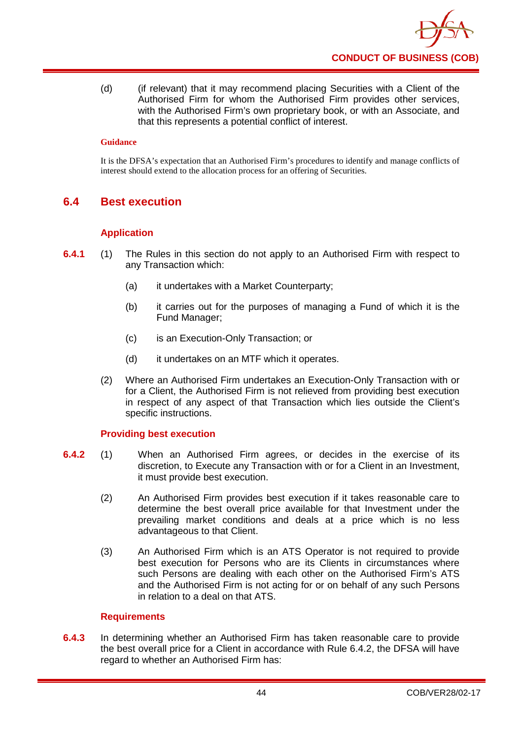(d) (if relevant) that it may recommend placing Securities with a Client of the Authorised Firm for whom the Authorised Firm provides other services, with the Authorised Firm's own proprietary book, or with an Associate, and that this represents a potential conflict of interest.

**Guidance**

It is the DFSA's expectation that an Authorised Firm's procedures to identify and manage conflicts of interest should extend to the allocation process for an offering of Securities.

## 6.4 Best execution

### Application

**6.4.1** (1) The Rules in this section do not apply to an Authorised Firm with respect to any Transaction which:

(a) it undertakes with a Market Counterparty;

(b) it carries out for the purposes of managing a Fund of which it is the Fund Manager;

(c) is an Execution-Only Transaction; or

(d) it undertakes on an MTF which it operates.

(2) Where an Authorised Firm undertakes an Execution-Only Transaction with or for a Client, the Authorised Firm is not relieved from providing best execution in respect of any aspect of that Transaction which lies outside the Client's specific instructions.

### Providing best execution

**6.4.2** (1) When an Authorised Firm agrees, or decides in the exercise of its discretion, to Execute any Transaction with or for a Client in an Investment, it must provide best execution.

(2) An Authorised Firm provides best execution if it takes reasonable care to determine the best overall price available for that Investment under the prevailing market conditions and deals at a price which is no less advantageous to that Client.

(3) An Authorised Firm which is an ATS Operator is not required to provide best execution for Persons who are its Clients in circumstances where such Persons are dealing with each other on the Authorised Firm's ATS and the Authorised Firm is not acting for or on behalf of any such Persons in relation to a deal on that ATS.

### Requirements

**6.4.3** In determining whether an Authorised Firm has taken reasonable care to provide the best overall price for a Client in accordance with Rule 6.4.2, the DFSA will have regard to whether an Authorised Firm has: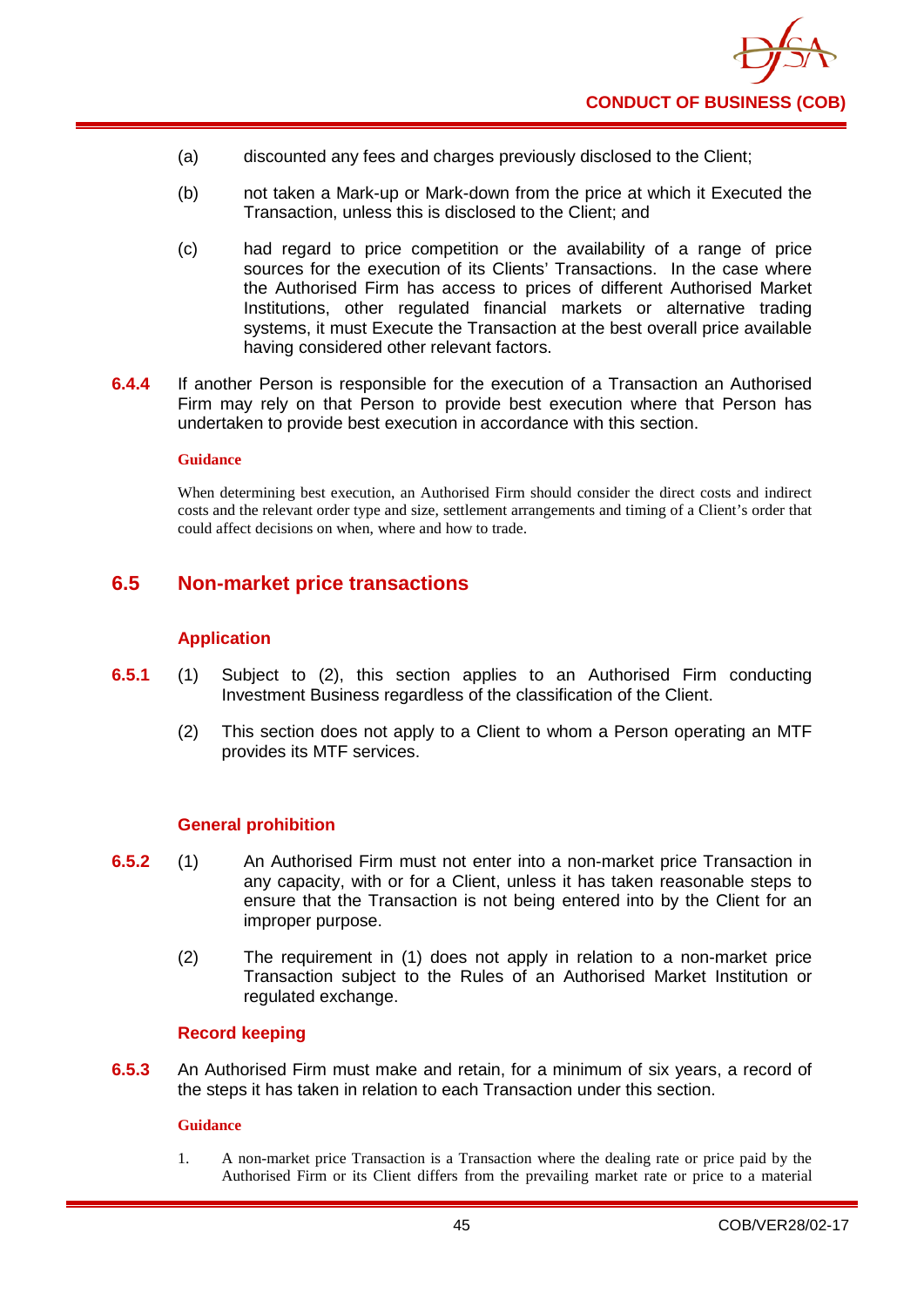(a) discounted any fees and charges previously disclosed to the Client;

(b) not taken a Mark-up or Mark-down from the price at which it Executed the Transaction, unless this is disclosed to the Client; and

(c) had regard to price competition or the availability of a range of price sources for the execution of its Clients' Transactions. In the case where the Authorised Firm has access to prices of different Authorised Market Institutions, other regulated financial markets or alternative trading systems, it must Execute the Transaction at the best overall price available having considered other relevant factors.

**6.4.4** If another Person is responsible for the execution of a Transaction an Authorised Firm may rely on that Person to provide best execution where that Person has undertaken to provide best execution in accordance with this section.

**Guidance**

When determining best execution, an Authorised Firm should consider the direct costs and indirect costs and the relevant order type and size, settlement arrangements and timing of a Client's order that could affect decisions on when, where and how to trade.

## 6.5 Non-market price transactions

### Application

**6.5.1** (1) Subject to (2), this section applies to an Authorised Firm conducting Investment Business regardless of the classification of the Client.

(2) This section does not apply to a Client to whom a Person operating an MTF provides its MTF services.

### General prohibition

**6.5.2** (1) An Authorised Firm must not enter into a non-market price Transaction in any capacity, with or for a Client, unless it has taken reasonable steps to ensure that the Transaction is not being entered into by the Client for an improper purpose.

(2) The requirement in (1) does not apply in relation to a non-market price Transaction subject to the Rules of an Authorised Market Institution or regulated exchange.

### Record keeping

**6.5.3** An Authorised Firm must make and retain, for a minimum of six years, a record of the steps it has taken in relation to each Transaction under this section.

**Guidance**

1. A non-market price Transaction is a Transaction where the dealing rate or price paid by the Authorised Firm or its Client differs from the prevailing market rate or price to a material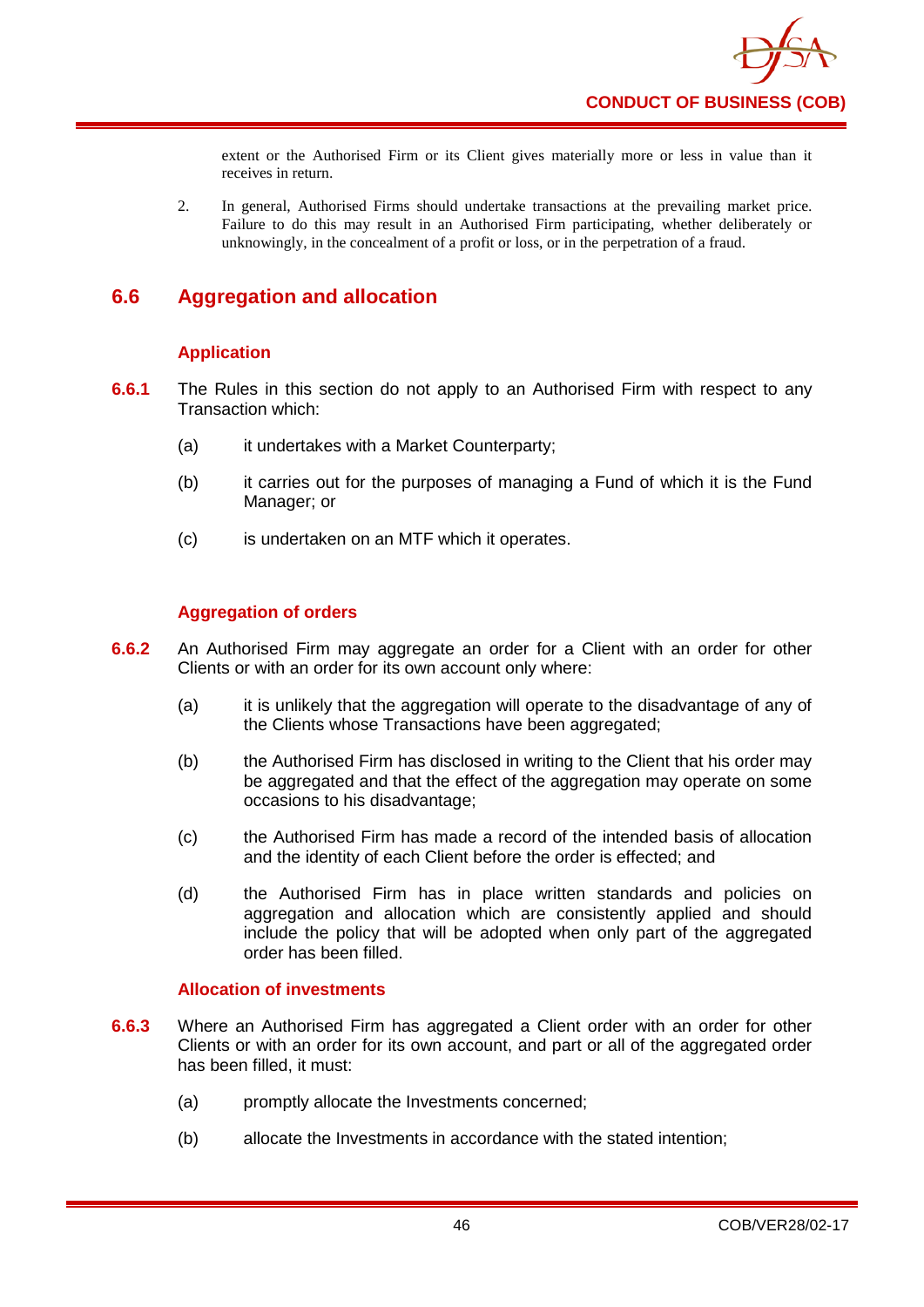extent or the Authorised Firm or its Client gives materially more or less in value than it receives in return.

2. In general, Authorised Firms should undertake transactions at the prevailing market price. Failure to do this may result in an Authorised Firm participating, whether deliberately or unknowingly, in the concealment of a profit or loss, or in the perpetration of a fraud.

## 6.6 Aggregation and allocation

### Application

**6.6.1** The Rules in this section do not apply to an Authorised Firm with respect to any Transaction which:

(a) it undertakes with a Market Counterparty;

(b) it carries out for the purposes of managing a Fund of which it is the Fund Manager; or

(c) is undertaken on an MTF which it operates.

### Aggregation of orders

**6.6.2** An Authorised Firm may aggregate an order for a Client with an order for other Clients or with an order for its own account only where:

(a) it is unlikely that the aggregation will operate to the disadvantage of any of the Clients whose Transactions have been aggregated;

(b) the Authorised Firm has disclosed in writing to the Client that his order may be aggregated and that the effect of the aggregation may operate on some occasions to his disadvantage;

(c) the Authorised Firm has made a record of the intended basis of allocation and the identity of each Client before the order is effected; and

(d) the Authorised Firm has in place written standards and policies on aggregation and allocation which are consistently applied and should include the policy that will be adopted when only part of the aggregated order has been filled.

### Allocation of investments

**6.6.3** Where an Authorised Firm has aggregated a Client order with an order for other Clients or with an order for its own account, and part or all of the aggregated order has been filled, it must:

(a) promptly allocate the Investments concerned;

(b) allocate the Investments in accordance with the stated intention;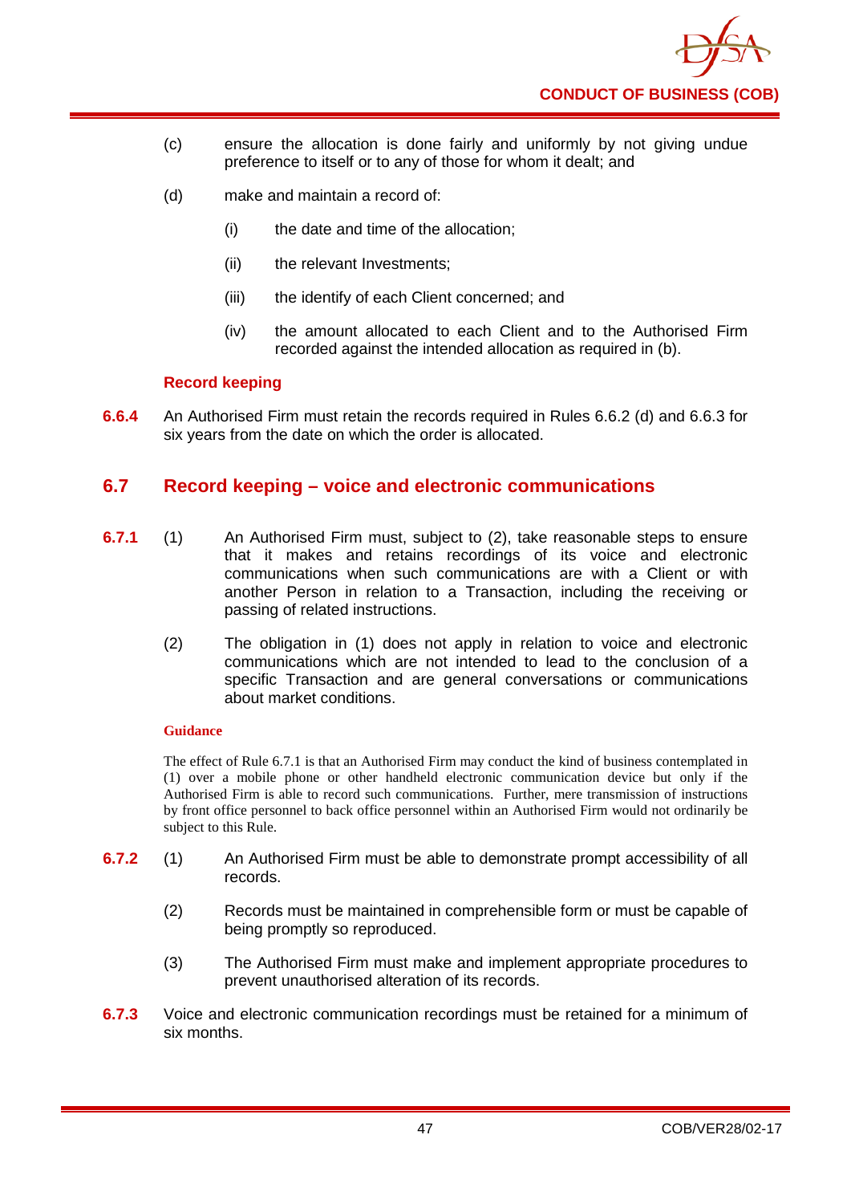(c) ensure the allocation is done fairly and uniformly by not giving undue preference to itself or to any of those for whom it dealt; and

(d) make and maintain a record of:

   (i) the date and time of the allocation;

   (ii) the relevant Investments;

   (iii) the identify of each Client concerned; and

   (iv) the amount allocated to each Client and to the Authorised Firm recorded against the intended allocation as required in (b).

**Record keeping**

**6.6.4** An Authorised Firm must retain the records required in Rules 6.6.2 (d) and 6.6.3 for six years from the date on which the order is allocated.

## 6.7 Record keeping – voice and electronic communications

**6.7.1** (1) An Authorised Firm must, subject to (2), take reasonable steps to ensure that it makes and retains recordings of its voice and electronic communications when such communications are with a Client or with another Person in relation to a Transaction, including the receiving or passing of related instructions.

(2) The obligation in (1) does not apply in relation to voice and electronic communications which are not intended to lead to the conclusion of a specific Transaction and are general conversations or communications about market conditions.

**Guidance**

The effect of Rule 6.7.1 is that an Authorised Firm may conduct the kind of business contemplated in (1) over a mobile phone or other handheld electronic communication device but only if the Authorised Firm is able to record such communications. Further, mere transmission of instructions by front office personnel to back office personnel within an Authorised Firm would not ordinarily be subject to this Rule.

**6.7.2** (1) An Authorised Firm must be able to demonstrate prompt accessibility of all records.

(2) Records must be maintained in comprehensible form or must be capable of being promptly so reproduced.

(3) The Authorised Firm must make and implement appropriate procedures to prevent unauthorised alteration of its records.

**6.7.3** Voice and electronic communication recordings must be retained for a minimum of six months.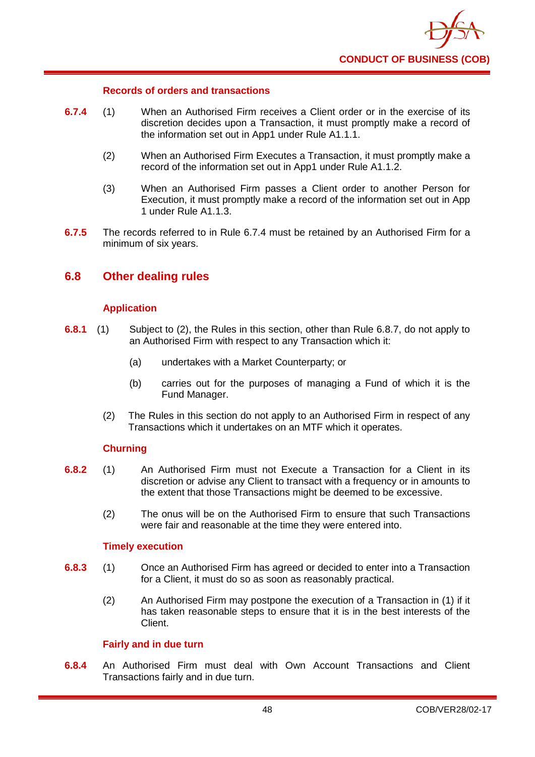### Records of orders and transactions

**6.7.4** (1) When an Authorised Firm receives a Client order or in the exercise of its discretion decides upon a Transaction, it must promptly make a record of the information set out in App1 under Rule A1.1.1.

(2) When an Authorised Firm Executes a Transaction, it must promptly make a record of the information set out in App1 under Rule A1.1.2.

(3) When an Authorised Firm passes a Client order to another Person for Execution, it must promptly make a record of the information set out in App 1 under Rule A1.1.3.

**6.7.5** The records referred to in Rule 6.7.4 must be retained by an Authorised Firm for a minimum of six years.

## 6.8 Other dealing rules

### Application

**6.8.1** (1) Subject to (2), the Rules in this section, other than Rule 6.8.7, do not apply to an Authorised Firm with respect to any Transaction which it:

(a) undertakes with a Market Counterparty; or

(b) carries out for the purposes of managing a Fund of which it is the Fund Manager.

(2) The Rules in this section do not apply to an Authorised Firm in respect of any Transactions which it undertakes on an MTF which it operates.

### Churning

**6.8.2** (1) An Authorised Firm must not Execute a Transaction for a Client in its discretion or advise any Client to transact with a frequency or in amounts to the extent that those Transactions might be deemed to be excessive.

(2) The onus will be on the Authorised Firm to ensure that such Transactions were fair and reasonable at the time they were entered into.

### Timely execution

**6.8.3** (1) Once an Authorised Firm has agreed or decided to enter into a Transaction for a Client, it must do so as soon as reasonably practical.

(2) An Authorised Firm may postpone the execution of a Transaction in (1) if it has taken reasonable steps to ensure that it is in the best interests of the Client.

### Fairly and in due turn

**6.8.4** An Authorised Firm must deal with Own Account Transactions and Client Transactions fairly and in due turn.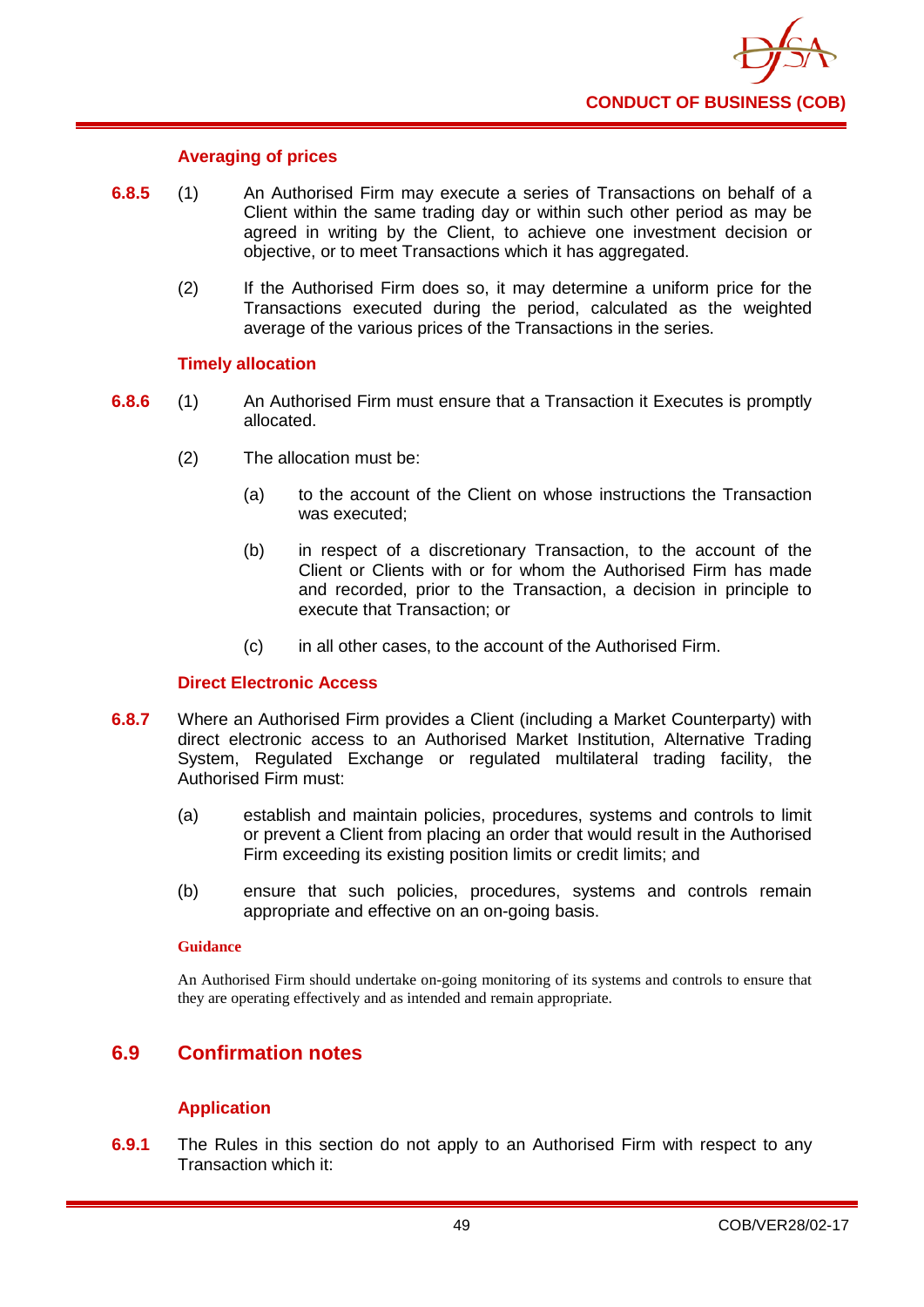#### Averaging of prices

**6.8.5** (1) An Authorised Firm may execute a series of Transactions on behalf of a Client within the same trading day or within such other period as may be agreed in writing by the Client, to achieve one investment decision or objective, or to meet Transactions which it has aggregated.

(2) If the Authorised Firm does so, it may determine a uniform price for the Transactions executed during the period, calculated as the weighted average of the various prices of the Transactions in the series.

#### Timely allocation

**6.8.6** (1) An Authorised Firm must ensure that a Transaction it Executes is promptly allocated.

(2) The allocation must be:

(a) to the account of the Client on whose instructions the Transaction was executed;

(b) in respect of a discretionary Transaction, to the account of the Client or Clients with or for whom the Authorised Firm has made and recorded, prior to the Transaction, a decision in principle to execute that Transaction; or

(c) in all other cases, to the account of the Authorised Firm.

#### Direct Electronic Access

**6.8.7** Where an Authorised Firm provides a Client (including a Market Counterparty) with direct electronic access to an Authorised Market Institution, Alternative Trading System, Regulated Exchange or regulated multilateral trading facility, the Authorised Firm must:

(a) establish and maintain policies, procedures, systems and controls to limit or prevent a Client from placing an order that would result in the Authorised Firm exceeding its existing position limits or credit limits; and

(b) ensure that such policies, procedures, systems and controls remain appropriate and effective on an on-going basis.

**Guidance**

An Authorised Firm should undertake on-going monitoring of its systems and controls to ensure that they are operating effectively and as intended and remain appropriate.

## 6.9 Confirmation notes

#### Application

**6.9.1** The Rules in this section do not apply to an Authorised Firm with respect to any Transaction which it: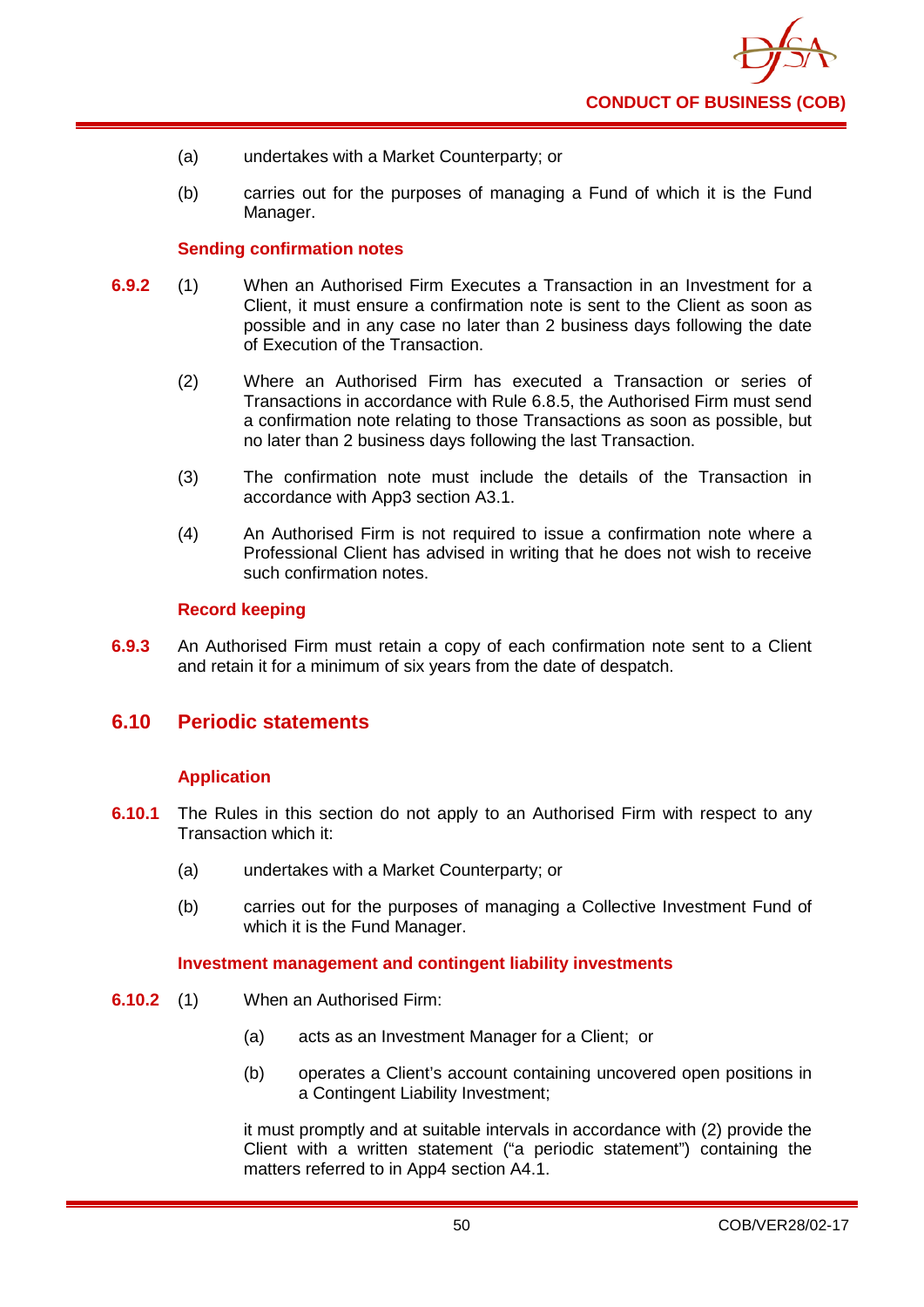(a) undertakes with a Market Counterparty; or

(b) carries out for the purposes of managing a Fund of which it is the Fund Manager.

### Sending confirmation notes

**6.9.2** (1) When an Authorised Firm Executes a Transaction in an Investment for a Client, it must ensure a confirmation note is sent to the Client as soon as possible and in any case no later than 2 business days following the date of Execution of the Transaction.

(2) Where an Authorised Firm has executed a Transaction or series of Transactions in accordance with Rule 6.8.5, the Authorised Firm must send a confirmation note relating to those Transactions as soon as possible, but no later than 2 business days following the last Transaction.

(3) The confirmation note must include the details of the Transaction in accordance with App3 section A3.1.

(4) An Authorised Firm is not required to issue a confirmation note where a Professional Client has advised in writing that he does not wish to receive such confirmation notes.

### Record keeping

**6.9.3** An Authorised Firm must retain a copy of each confirmation note sent to a Client and retain it for a minimum of six years from the date of despatch.

## 6.10 Periodic statements

### Application

**6.10.1** The Rules in this section do not apply to an Authorised Firm with respect to any Transaction which it:

(a) undertakes with a Market Counterparty; or

(b) carries out for the purposes of managing a Collective Investment Fund of which it is the Fund Manager.

### Investment management and contingent liability investments

**6.10.2** (1) When an Authorised Firm:

(a) acts as an Investment Manager for a Client; or

(b) operates a Client's account containing uncovered open positions in a Contingent Liability Investment;

it must promptly and at suitable intervals in accordance with (2) provide the Client with a written statement ("a periodic statement") containing the matters referred to in App4 section A4.1.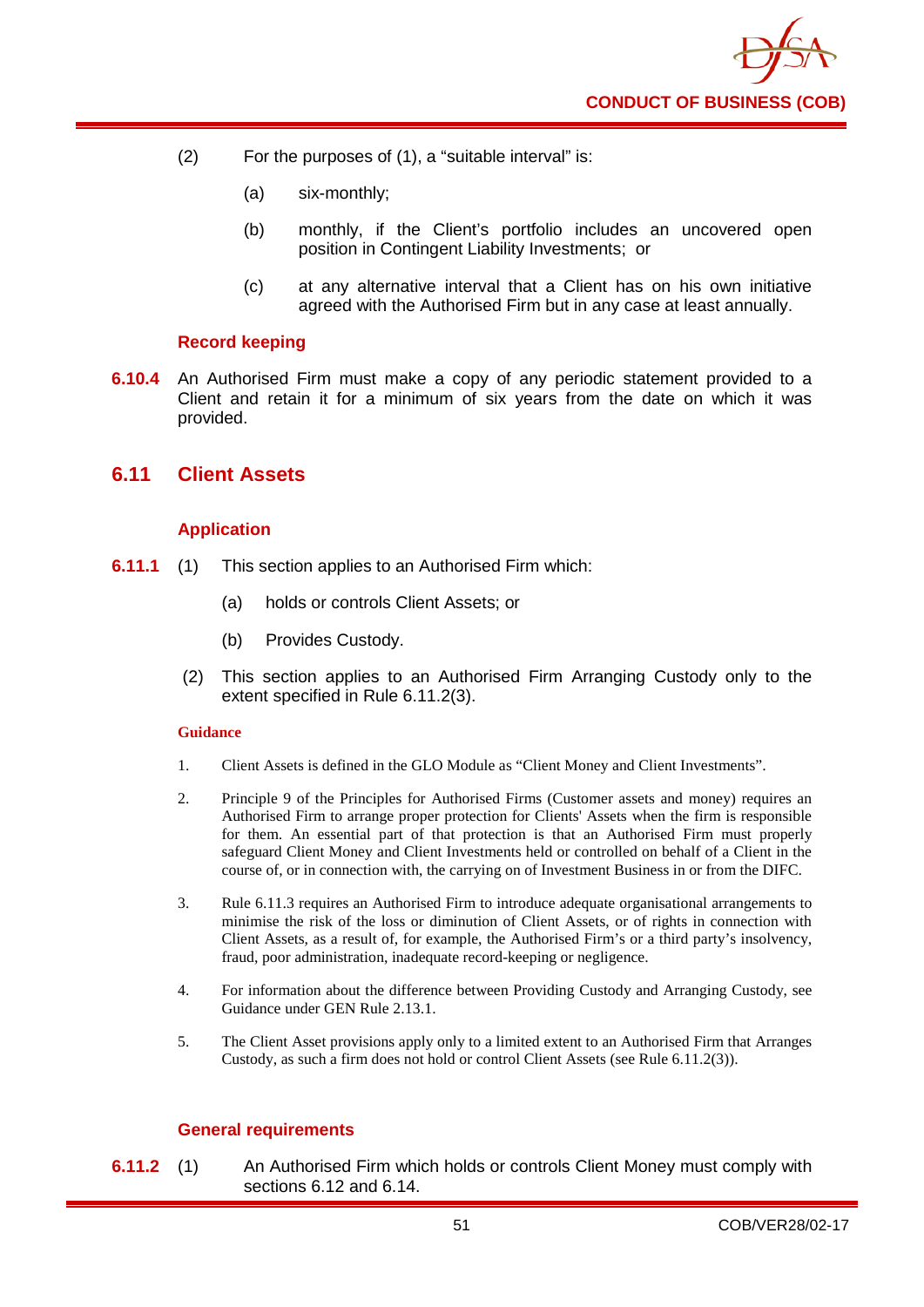(2) For the purposes of (1), a "suitable interval" is:

(a) six-monthly;

(b) monthly, if the Client's portfolio includes an uncovered open position in Contingent Liability Investments; or

(c) at any alternative interval that a Client has on his own initiative agreed with the Authorised Firm but in any case at least annually.

### Record keeping

**6.10.4** An Authorised Firm must make a copy of any periodic statement provided to a Client and retain it for a minimum of six years from the date on which it was provided.

## 6.11 Client Assets

### Application

**6.11.1** (1) This section applies to an Authorised Firm which:

(a) holds or controls Client Assets; or

(b) Provides Custody.

(2) This section applies to an Authorised Firm Arranging Custody only to the extent specified in Rule 6.11.2(3).

#### Guidance

1. Client Assets is defined in the GLO Module as "Client Money and Client Investments".

2. Principle 9 of the Principles for Authorised Firms (Customer assets and money) requires an Authorised Firm to arrange proper protection for Clients' Assets when the firm is responsible for them. An essential part of that protection is that an Authorised Firm must properly safeguard Client Money and Client Investments held or controlled on behalf of a Client in the course of, or in connection with, the carrying on of Investment Business in or from the DIFC.

3. Rule 6.11.3 requires an Authorised Firm to introduce adequate organisational arrangements to minimise the risk of the loss or diminution of Client Assets, or of rights in connection with Client Assets, as a result of, for example, the Authorised Firm's or a third party's insolvency, fraud, poor administration, inadequate record-keeping or negligence.

4. For information about the difference between Providing Custody and Arranging Custody, see Guidance under GEN Rule 2.13.1.

5. The Client Asset provisions apply only to a limited extent to an Authorised Firm that Arranges Custody, as such a firm does not hold or control Client Assets (see Rule 6.11.2(3)).

### General requirements

**6.11.2** (1) An Authorised Firm which holds or controls Client Money must comply with sections 6.12 and 6.14.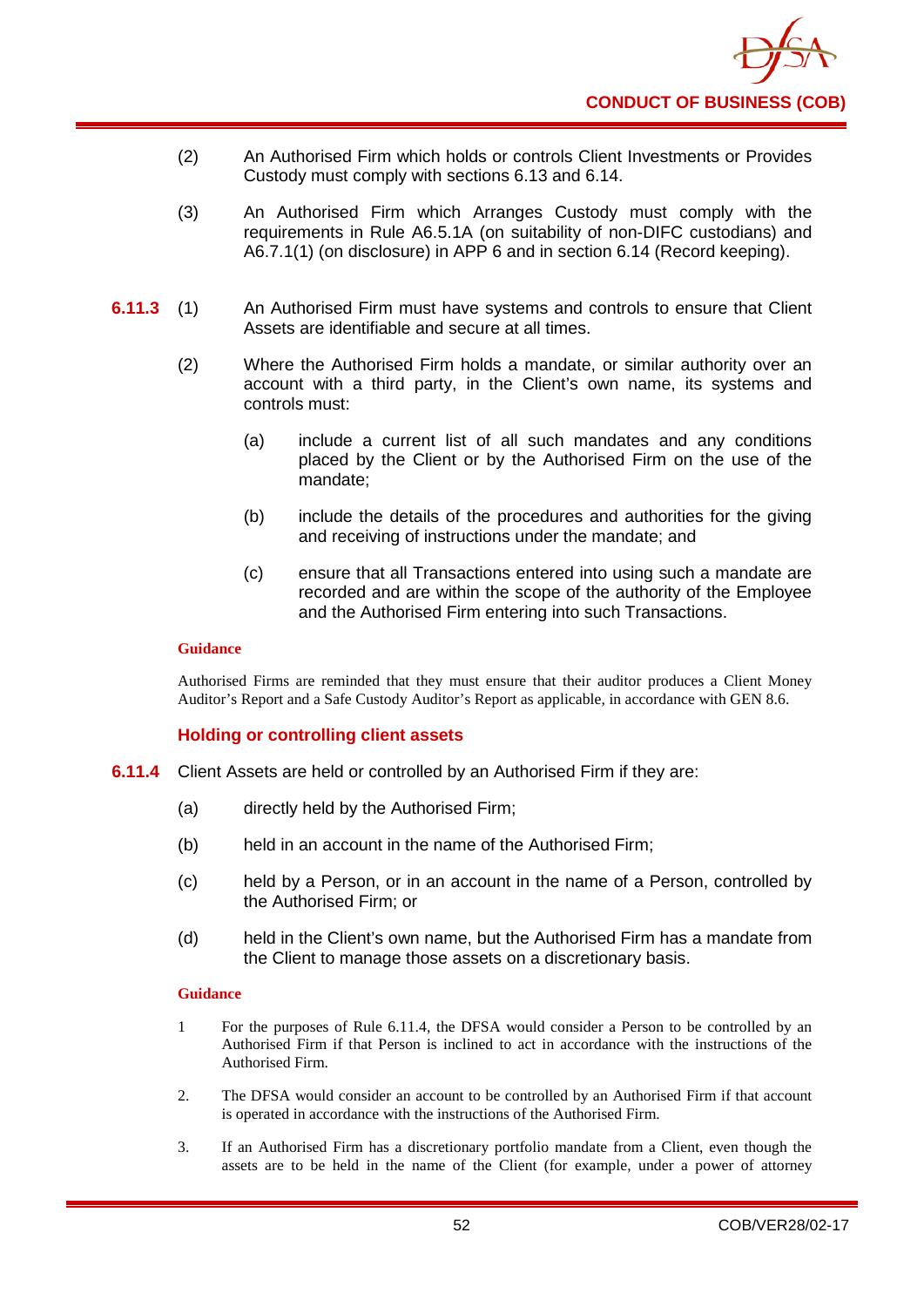(2) An Authorised Firm which holds or controls Client Investments or Provides Custody must comply with sections 6.13 and 6.14.

(3) An Authorised Firm which Arranges Custody must comply with the requirements in Rule A6.5.1A (on suitability of non-DIFC custodians) and A6.7.1(1) (on disclosure) in APP 6 and in section 6.14 (Record keeping).

**6.11.3** (1) An Authorised Firm must have systems and controls to ensure that Client Assets are identifiable and secure at all times.

(2) Where the Authorised Firm holds a mandate, or similar authority over an account with a third party, in the Client's own name, its systems and controls must:

(a) include a current list of all such mandates and any conditions placed by the Client or by the Authorised Firm on the use of the mandate;

(b) include the details of the procedures and authorities for the giving and receiving of instructions under the mandate; and

(c) ensure that all Transactions entered into using such a mandate are recorded and are within the scope of the authority of the Employee and the Authorised Firm entering into such Transactions.

**Guidance**

Authorised Firms are reminded that they must ensure that their auditor produces a Client Money Auditor's Report and a Safe Custody Auditor's Report as applicable, in accordance with GEN 8.6.

### Holding or controlling client assets

**6.11.4** Client Assets are held or controlled by an Authorised Firm if they are:

(a) directly held by the Authorised Firm;

(b) held in an account in the name of the Authorised Firm;

(c) held by a Person, or in an account in the name of a Person, controlled by the Authorised Firm; or

(d) held in the Client's own name, but the Authorised Firm has a mandate from the Client to manage those assets on a discretionary basis.

**Guidance**

1 For the purposes of Rule 6.11.4, the DFSA would consider a Person to be controlled by an Authorised Firm if that Person is inclined to act in accordance with the instructions of the Authorised Firm.

2. The DFSA would consider an account to be controlled by an Authorised Firm if that account is operated in accordance with the instructions of the Authorised Firm.

3. If an Authorised Firm has a discretionary portfolio mandate from a Client, even though the assets are to be held in the name of the Client (for example, under a power of attorney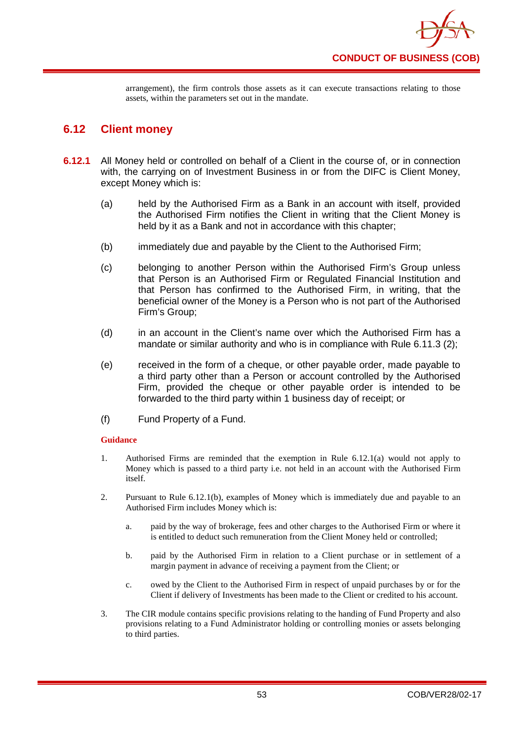arrangement), the firm controls those assets as it can execute transactions relating to those assets, within the parameters set out in the mandate.

## 6.12 Client money

**6.12.1** All Money held or controlled on behalf of a Client in the course of, or in connection with, the carrying on of Investment Business in or from the DIFC is Client Money, except Money which is:

(a) held by the Authorised Firm as a Bank in an account with itself, provided the Authorised Firm notifies the Client in writing that the Client Money is held by it as a Bank and not in accordance with this chapter;

(b) immediately due and payable by the Client to the Authorised Firm;

(c) belonging to another Person within the Authorised Firm's Group unless that Person is an Authorised Firm or Regulated Financial Institution and that Person has confirmed to the Authorised Firm, in writing, that the beneficial owner of the Money is a Person who is not part of the Authorised Firm's Group;

(d) in an account in the Client's name over which the Authorised Firm has a mandate or similar authority and who is in compliance with Rule 6.11.3 (2);

(e) received in the form of a cheque, or other payable order, made payable to a third party other than a Person or account controlled by the Authorised Firm, provided the cheque or other payable order is intended to be forwarded to the third party within 1 business day of receipt; or

(f) Fund Property of a Fund.

**Guidance**

1. Authorised Firms are reminded that the exemption in Rule 6.12.1(a) would not apply to Money which is passed to a third party i.e. not held in an account with the Authorised Firm itself.

2. Pursuant to Rule 6.12.1(b), examples of Money which is immediately due and payable to an Authorised Firm includes Money which is:

   a. paid by the way of brokerage, fees and other charges to the Authorised Firm or where it is entitled to deduct such remuneration from the Client Money held or controlled;

   b. paid by the Authorised Firm in relation to a Client purchase or in settlement of a margin payment in advance of receiving a payment from the Client; or

   c. owed by the Client to the Authorised Firm in respect of unpaid purchases by or for the Client if delivery of Investments has been made to the Client or credited to his account.

3. The CIR module contains specific provisions relating to the handing of Fund Property and also provisions relating to a Fund Administrator holding or controlling monies or assets belonging to third parties.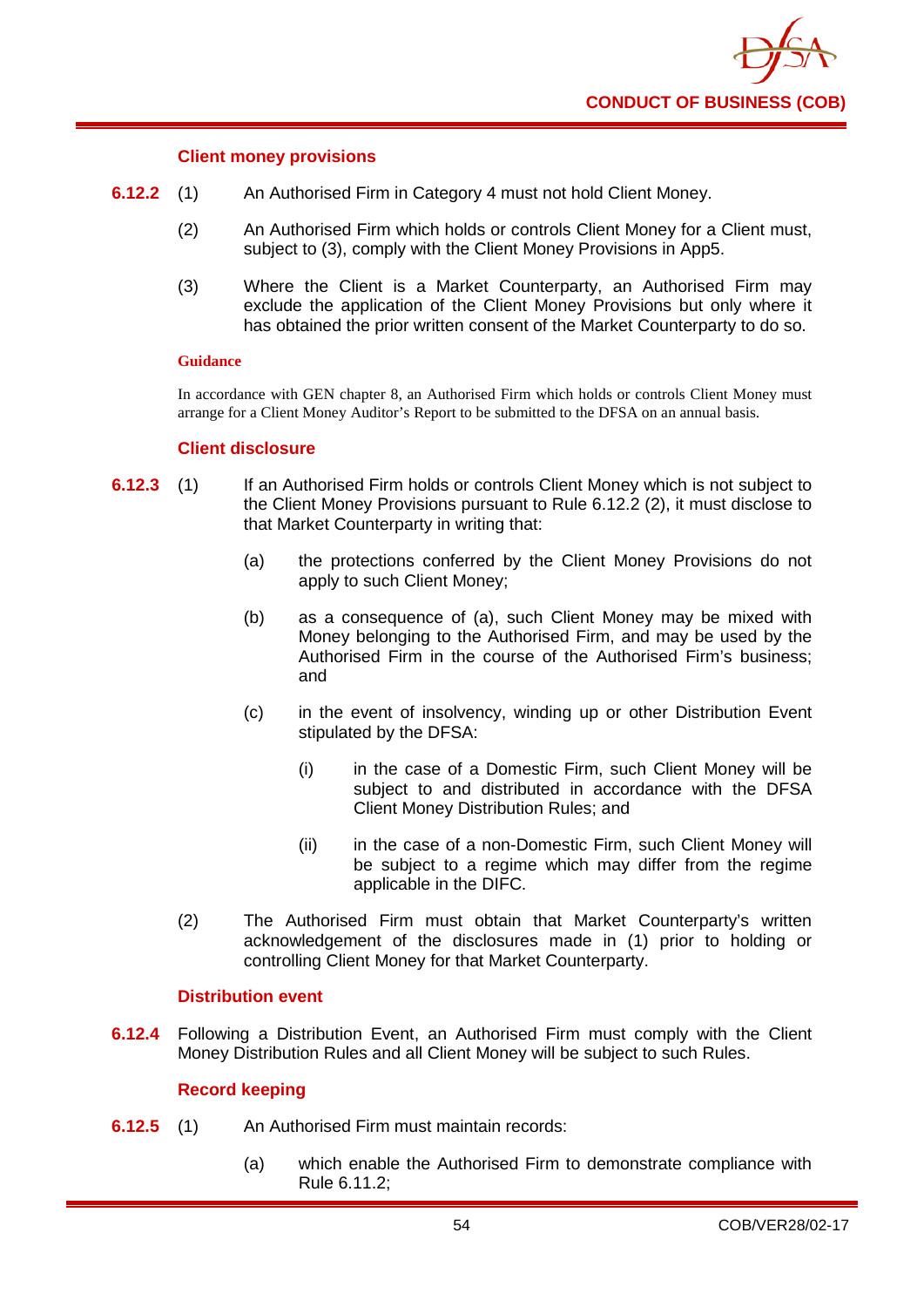### Client money provisions

**6.12.2** (1) An Authorised Firm in Category 4 must not hold Client Money.

(2) An Authorised Firm which holds or controls Client Money for a Client must, subject to (3), comply with the Client Money Provisions in App5.

(3) Where the Client is a Market Counterparty, an Authorised Firm may exclude the application of the Client Money Provisions but only where it has obtained the prior written consent of the Market Counterparty to do so.

**Guidance**

In accordance with GEN chapter 8, an Authorised Firm which holds or controls Client Money must arrange for a Client Money Auditor's Report to be submitted to the DFSA on an annual basis.

### Client disclosure

**6.12.3** (1) If an Authorised Firm holds or controls Client Money which is not subject to the Client Money Provisions pursuant to Rule 6.12.2 (2), it must disclose to that Market Counterparty in writing that:

(a) the protections conferred by the Client Money Provisions do not apply to such Client Money;

(b) as a consequence of (a), such Client Money may be mixed with Money belonging to the Authorised Firm, and may be used by the Authorised Firm in the course of the Authorised Firm's business; and

(c) in the event of insolvency, winding up or other Distribution Event stipulated by the DFSA:

(i) in the case of a Domestic Firm, such Client Money will be subject to and distributed in accordance with the DFSA Client Money Distribution Rules; and

(ii) in the case of a non-Domestic Firm, such Client Money will be subject to a regime which may differ from the regime applicable in the DIFC.

(2) The Authorised Firm must obtain that Market Counterparty's written acknowledgement of the disclosures made in (1) prior to holding or controlling Client Money for that Market Counterparty.

### Distribution event

**6.12.4** Following a Distribution Event, an Authorised Firm must comply with the Client Money Distribution Rules and all Client Money will be subject to such Rules.

### Record keeping

**6.12.5** (1) An Authorised Firm must maintain records:

(a) which enable the Authorised Firm to demonstrate compliance with Rule 6.11.2;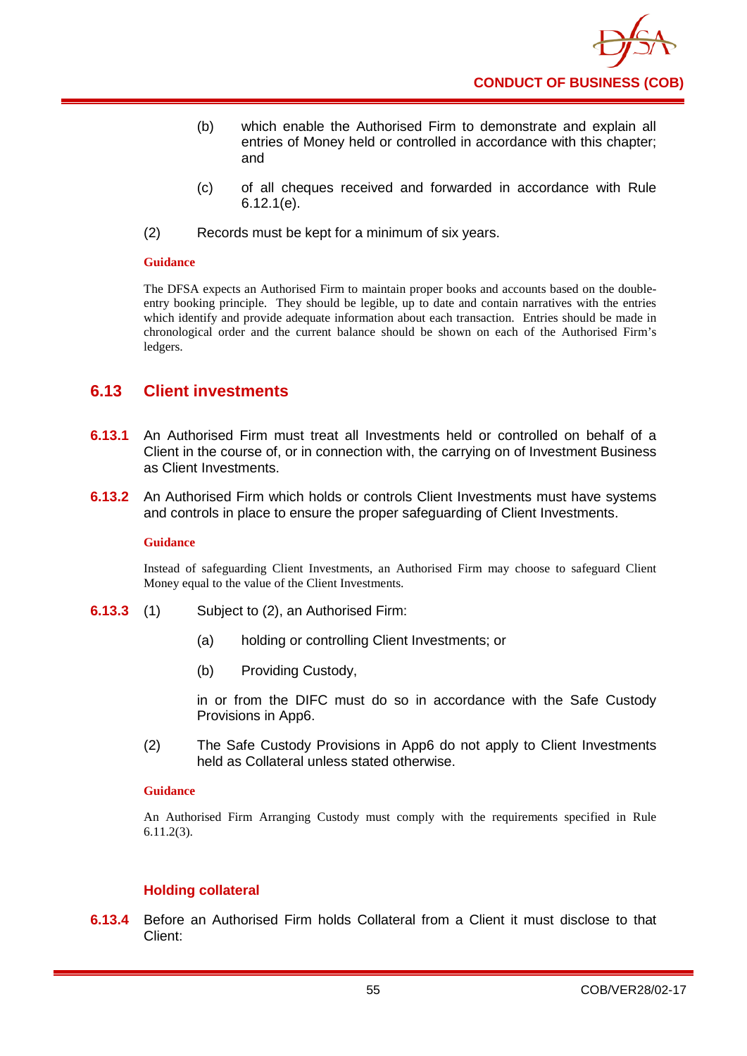(b) which enable the Authorised Firm to demonstrate and explain all entries of Money held or controlled in accordance with this chapter; and

(c) of all cheques received and forwarded in accordance with Rule 6.12.1(e).

(2) Records must be kept for a minimum of six years.

**Guidance**

The DFSA expects an Authorised Firm to maintain proper books and accounts based on the double-entry booking principle. They should be legible, up to date and contain narratives with the entries which identify and provide adequate information about each transaction. Entries should be made in chronological order and the current balance should be shown on each of the Authorised Firm's ledgers.

## 6.13 Client investments

**6.13.1** An Authorised Firm must treat all Investments held or controlled on behalf of a Client in the course of, or in connection with, the carrying on of Investment Business as Client Investments.

**6.13.2** An Authorised Firm which holds or controls Client Investments must have systems and controls in place to ensure the proper safeguarding of Client Investments.

**Guidance**

Instead of safeguarding Client Investments, an Authorised Firm may choose to safeguard Client Money equal to the value of the Client Investments.

**6.13.3** (1) Subject to (2), an Authorised Firm:

(a) holding or controlling Client Investments; or

(b) Providing Custody,

in or from the DIFC must do so in accordance with the Safe Custody Provisions in App6.

(2) The Safe Custody Provisions in App6 do not apply to Client Investments held as Collateral unless stated otherwise.

**Guidance**

An Authorised Firm Arranging Custody must comply with the requirements specified in Rule 6.11.2(3).

### Holding collateral

**6.13.4** Before an Authorised Firm holds Collateral from a Client it must disclose to that Client: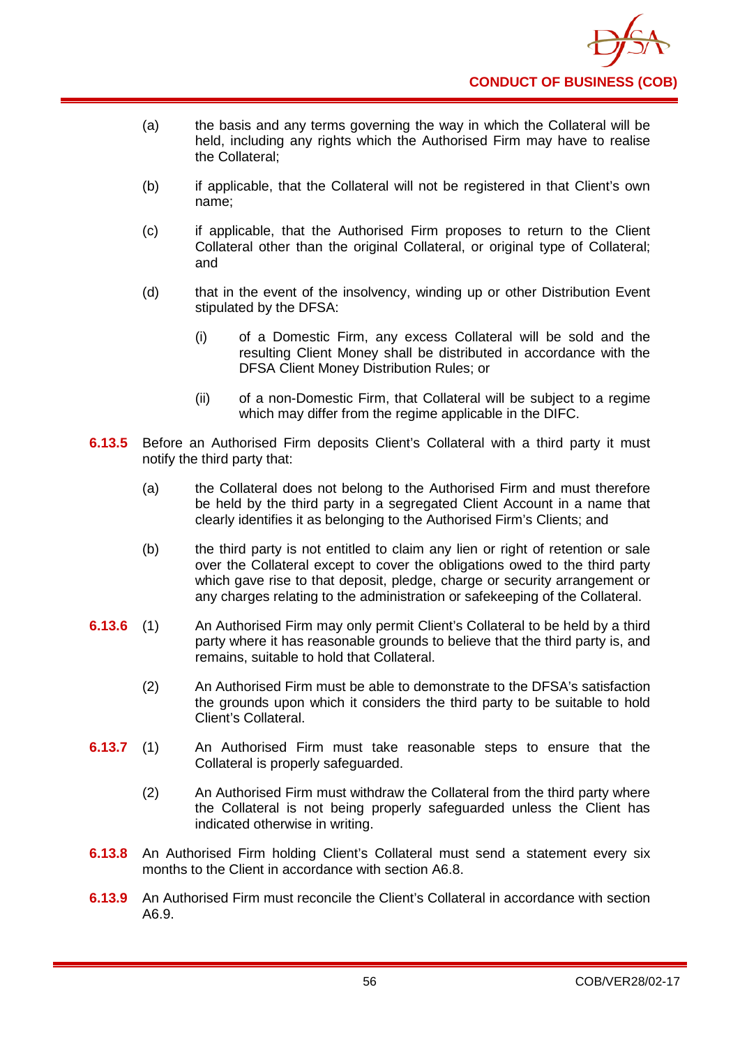(a) the basis and any terms governing the way in which the Collateral will be held, including any rights which the Authorised Firm may have to realise the Collateral;

(b) if applicable, that the Collateral will not be registered in that Client's own name;

(c) if applicable, that the Authorised Firm proposes to return to the Client Collateral other than the original Collateral, or original type of Collateral; and

(d) that in the event of the insolvency, winding up or other Distribution Event stipulated by the DFSA:

    (i) of a Domestic Firm, any excess Collateral will be sold and the resulting Client Money shall be distributed in accordance with the DFSA Client Money Distribution Rules; or

    (ii) of a non-Domestic Firm, that Collateral will be subject to a regime which may differ from the regime applicable in the DIFC.

**6.13.5** Before an Authorised Firm deposits Client's Collateral with a third party it must notify the third party that:

(a) the Collateral does not belong to the Authorised Firm and must therefore be held by the third party in a segregated Client Account in a name that clearly identifies it as belonging to the Authorised Firm's Clients; and

(b) the third party is not entitled to claim any lien or right of retention or sale over the Collateral except to cover the obligations owed to the third party which gave rise to that deposit, pledge, charge or security arrangement or any charges relating to the administration or safekeeping of the Collateral.

**6.13.6** (1) An Authorised Firm may only permit Client's Collateral to be held by a third party where it has reasonable grounds to believe that the third party is, and remains, suitable to hold that Collateral.

(2) An Authorised Firm must be able to demonstrate to the DFSA's satisfaction the grounds upon which it considers the third party to be suitable to hold Client's Collateral.

**6.13.7** (1) An Authorised Firm must take reasonable steps to ensure that the Collateral is properly safeguarded.

(2) An Authorised Firm must withdraw the Collateral from the third party where the Collateral is not being properly safeguarded unless the Client has indicated otherwise in writing.

**6.13.8** An Authorised Firm holding Client's Collateral must send a statement every six months to the Client in accordance with section A6.8.

**6.13.9** An Authorised Firm must reconcile the Client's Collateral in accordance with section A6.9.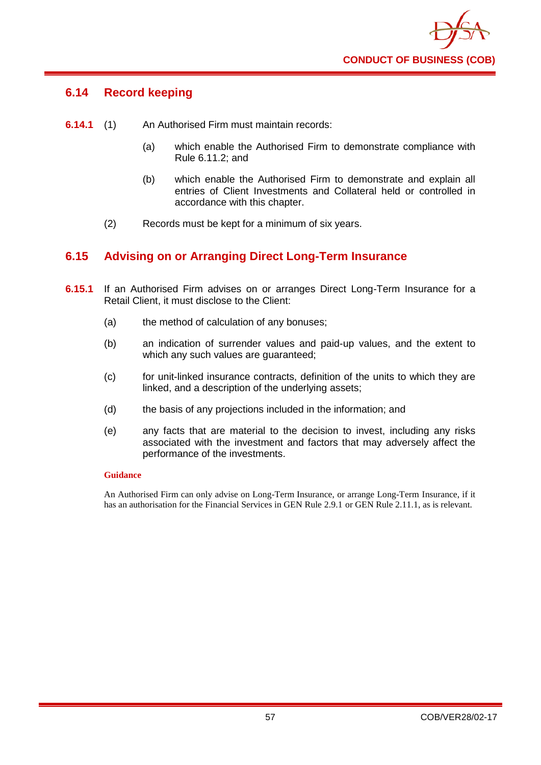## 6.14 Record keeping

**6.14.1** (1) An Authorised Firm must maintain records:

(a) which enable the Authorised Firm to demonstrate compliance with Rule 6.11.2; and

(b) which enable the Authorised Firm to demonstrate and explain all entries of Client Investments and Collateral held or controlled in accordance with this chapter.

(2) Records must be kept for a minimum of six years.

## 6.15 Advising on or Arranging Direct Long-Term Insurance

**6.15.1** If an Authorised Firm advises on or arranges Direct Long-Term Insurance for a Retail Client, it must disclose to the Client:

(a) the method of calculation of any bonuses;

(b) an indication of surrender values and paid-up values, and the extent to which any such values are guaranteed;

(c) for unit-linked insurance contracts, definition of the units to which they are linked, and a description of the underlying assets;

(d) the basis of any projections included in the information; and

(e) any facts that are material to the decision to invest, including any risks associated with the investment and factors that may adversely affect the performance of the investments.

**Guidance**

An Authorised Firm can only advise on Long-Term Insurance, or arrange Long-Term Insurance, if it has an authorisation for the Financial Services in GEN Rule 2.9.1 or GEN Rule 2.11.1, as is relevant.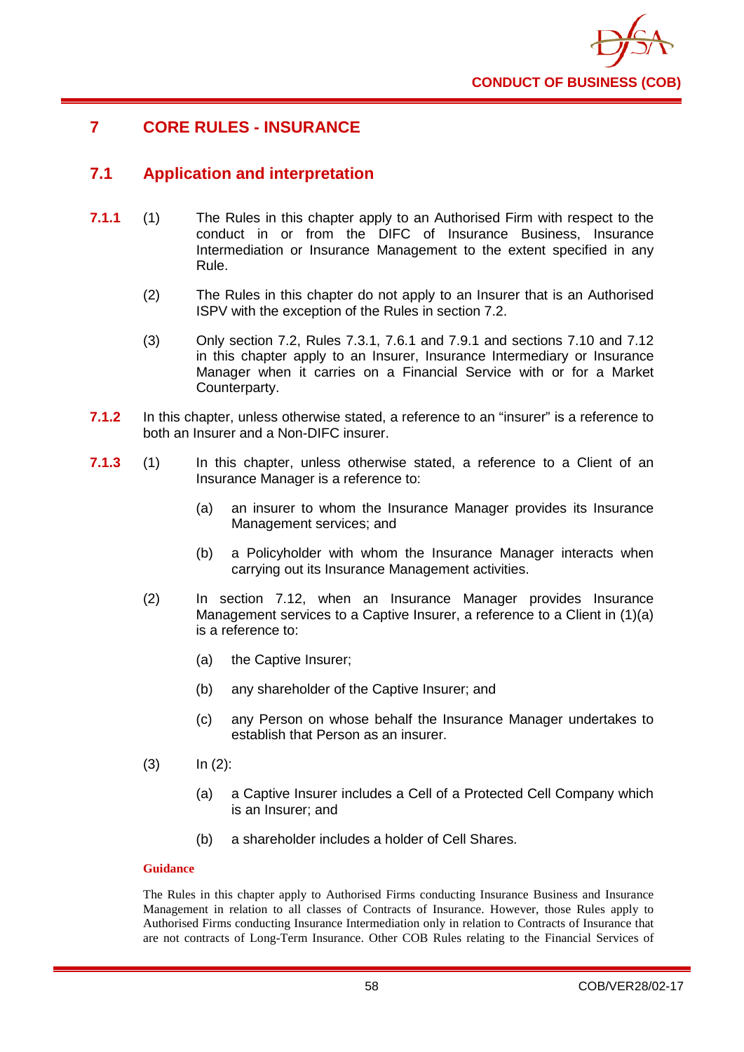## 7 CORE RULES - INSURANCE

### 7.1 Application and interpretation

**7.1.1** (1) The Rules in this chapter apply to an Authorised Firm with respect to the conduct in or from the DIFC of Insurance Business, Insurance Intermediation or Insurance Management to the extent specified in any Rule.

(2) The Rules in this chapter do not apply to an Insurer that is an Authorised ISPV with the exception of the Rules in section 7.2.

(3) Only section 7.2, Rules 7.3.1, 7.6.1 and 7.9.1 and sections 7.10 and 7.12 in this chapter apply to an Insurer, Insurance Intermediary or Insurance Manager when it carries on a Financial Service with or for a Market Counterparty.

**7.1.2** In this chapter, unless otherwise stated, a reference to an "insurer" is a reference to both an Insurer and a Non-DIFC insurer.

**7.1.3** (1) In this chapter, unless otherwise stated, a reference to a Client of an Insurance Manager is a reference to:

(a) an insurer to whom the Insurance Manager provides its Insurance Management services; and

(b) a Policyholder with whom the Insurance Manager interacts when carrying out its Insurance Management activities.

(2) In section 7.12, when an Insurance Manager provides Insurance Management services to a Captive Insurer, a reference to a Client in (1)(a) is a reference to:

(a) the Captive Insurer;

(b) any shareholder of the Captive Insurer; and

(c) any Person on whose behalf the Insurance Manager undertakes to establish that Person as an insurer.

(3) In (2):

(a) a Captive Insurer includes a Cell of a Protected Cell Company which is an Insurer; and

(b) a shareholder includes a holder of Cell Shares.

**Guidance**

The Rules in this chapter apply to Authorised Firms conducting Insurance Business and Insurance Management in relation to all classes of Contracts of Insurance. However, those Rules apply to Authorised Firms conducting Insurance Intermediation only in relation to Contracts of Insurance that are not contracts of Long-Term Insurance. Other COB Rules relating to the Financial Services of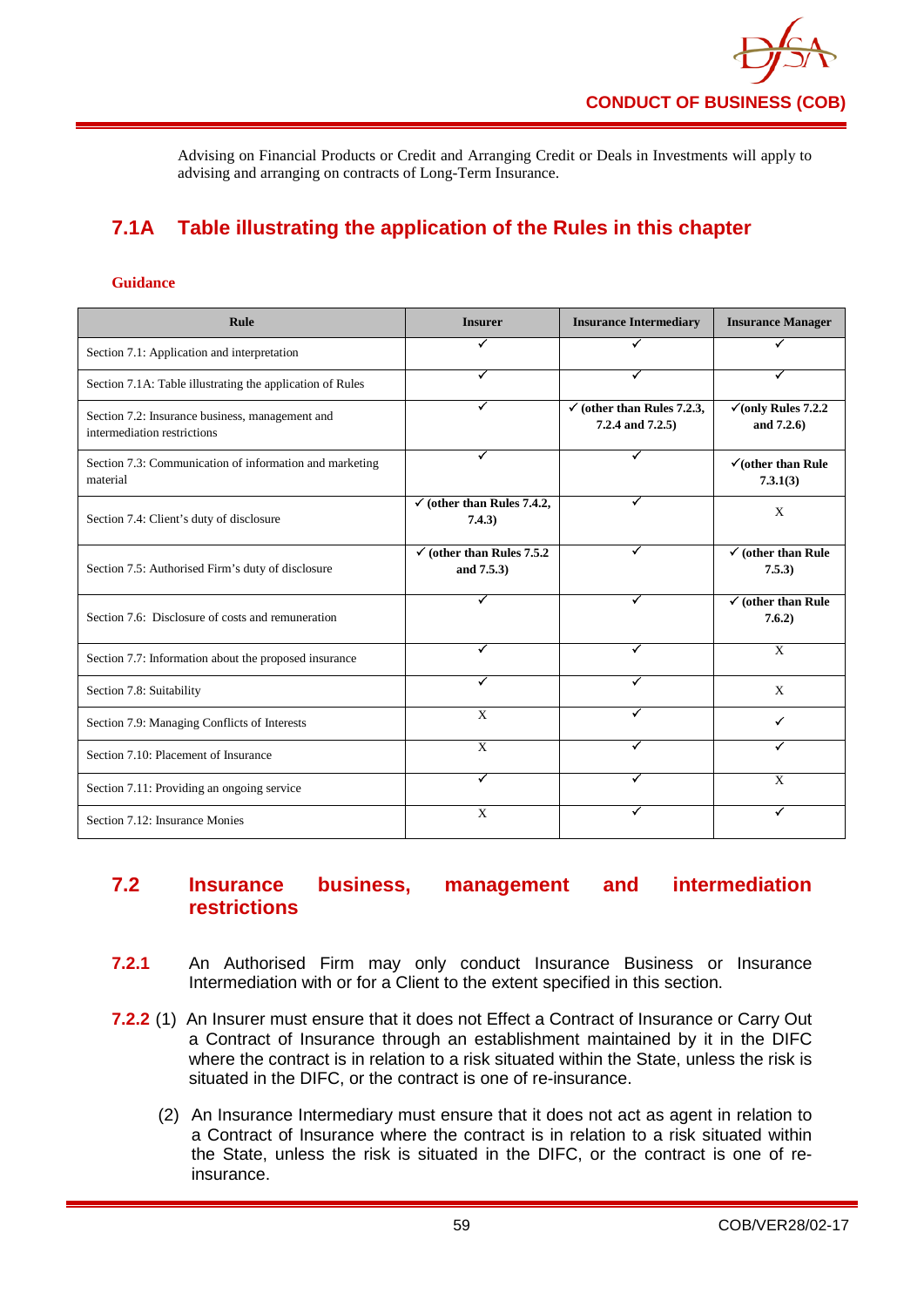Advising on Financial Products or Credit and Arranging Credit or Deals in Investments will apply to advising and arranging on contracts of Long-Term Insurance.

## 7.1A Table illustrating the application of the Rules in this chapter

**Guidance**

| Rule | Insurer | Insurance Intermediary | Insurance Manager |
|---|---|---|---|
| Section 7.1: Application and interpretation | ✓ | ✓ | ✓ |
| Section 7.1A: Table illustrating the application of Rules | ✓ | ✓ | ✓ |
| Section 7.2: Insurance business, management and intermediation restrictions | ✓ | ✓ **(other than Rules 7.2.3, 7.2.4 and 7.2.5)** | ✓**(only Rules 7.2.2 and 7.2.6)** |
| Section 7.3: Communication of information and marketing material | ✓ | ✓ | ✓**(other than Rule 7.3.1(3)** |
| Section 7.4: Client's duty of disclosure | ✓ **(other than Rules 7.4.2, 7.4.3)** | ✓ | X |
| Section 7.5: Authorised Firm's duty of disclosure | ✓ **(other than Rules 7.5.2 and 7.5.3)** | ✓ | ✓ **(other than Rule 7.5.3)** |
| Section 7.6: Disclosure of costs and remuneration | ✓ | ✓ | ✓ **(other than Rule 7.6.2)** |
| Section 7.7: Information about the proposed insurance | ✓ | ✓ | X |
| Section 7.8: Suitability | ✓ | ✓ | X |
| Section 7.9: Managing Conflicts of Interests | X | ✓ | ✓ |
| Section 7.10: Placement of Insurance | X | ✓ | ✓ |
| Section 7.11: Providing an ongoing service | ✓ | ✓ | X |
| Section 7.12: Insurance Monies | X | ✓ | ✓ |

## 7.2 Insurance business, management and intermediation restrictions

**7.2.1** An Authorised Firm may only conduct Insurance Business or Insurance Intermediation with or for a Client to the extent specified in this section.

**7.2.2** (1) An Insurer must ensure that it does not Effect a Contract of Insurance or Carry Out a Contract of Insurance through an establishment maintained by it in the DIFC where the contract is in relation to a risk situated within the State, unless the risk is situated in the DIFC, or the contract is one of re-insurance.

(2) An Insurance Intermediary must ensure that it does not act as agent in relation to a Contract of Insurance where the contract is in relation to a risk situated within the State, unless the risk is situated in the DIFC, or the contract is one of re-insurance.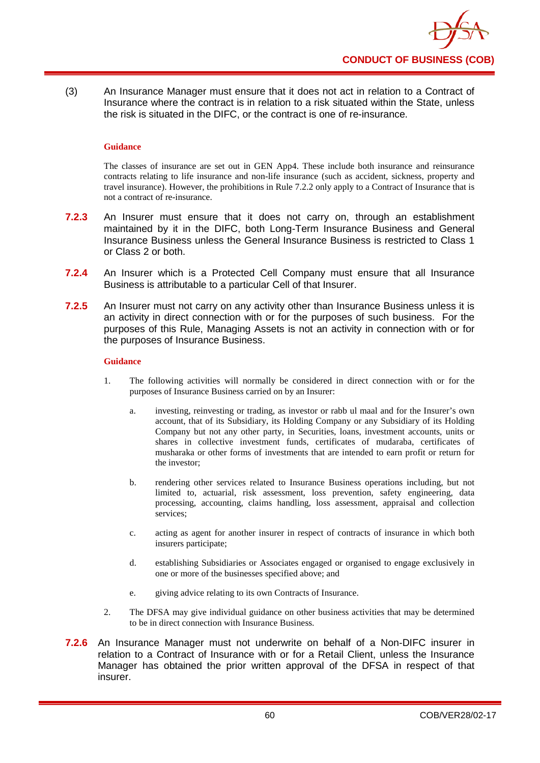(3) An Insurance Manager must ensure that it does not act in relation to a Contract of Insurance where the contract is in relation to a risk situated within the State, unless the risk is situated in the DIFC, or the contract is one of re-insurance.

**Guidance**

The classes of insurance are set out in GEN App4. These include both insurance and reinsurance contracts relating to life insurance and non-life insurance (such as accident, sickness, property and travel insurance). However, the prohibitions in Rule 7.2.2 only apply to a Contract of Insurance that is not a contract of re-insurance.

**7.2.3** An Insurer must ensure that it does not carry on, through an establishment maintained by it in the DIFC, both Long-Term Insurance Business and General Insurance Business unless the General Insurance Business is restricted to Class 1 or Class 2 or both.

**7.2.4** An Insurer which is a Protected Cell Company must ensure that all Insurance Business is attributable to a particular Cell of that Insurer.

**7.2.5** An Insurer must not carry on any activity other than Insurance Business unless it is an activity in direct connection with or for the purposes of such business. For the purposes of this Rule, Managing Assets is not an activity in connection with or for the purposes of Insurance Business.

**Guidance**

1. The following activities will normally be considered in direct connection with or for the purposes of Insurance Business carried on by an Insurer:

   a. investing, reinvesting or trading, as investor or rabb ul maal and for the Insurer's own account, that of its Subsidiary, its Holding Company or any Subsidiary of its Holding Company but not any other party, in Securities, loans, investment accounts, units or shares in collective investment funds, certificates of mudaraba, certificates of musharaka or other forms of investments that are intended to earn profit or return for the investor;

   b. rendering other services related to Insurance Business operations including, but not limited to, actuarial, risk assessment, loss prevention, safety engineering, data processing, accounting, claims handling, loss assessment, appraisal and collection services;

   c. acting as agent for another insurer in respect of contracts of insurance in which both insurers participate;

   d. establishing Subsidiaries or Associates engaged or organised to engage exclusively in one or more of the businesses specified above; and

   e. giving advice relating to its own Contracts of Insurance.

2. The DFSA may give individual guidance on other business activities that may be determined to be in direct connection with Insurance Business.

**7.2.6** An Insurance Manager must not underwrite on behalf of a Non-DIFC insurer in relation to a Contract of Insurance with or for a Retail Client, unless the Insurance Manager has obtained the prior written approval of the DFSA in respect of that insurer.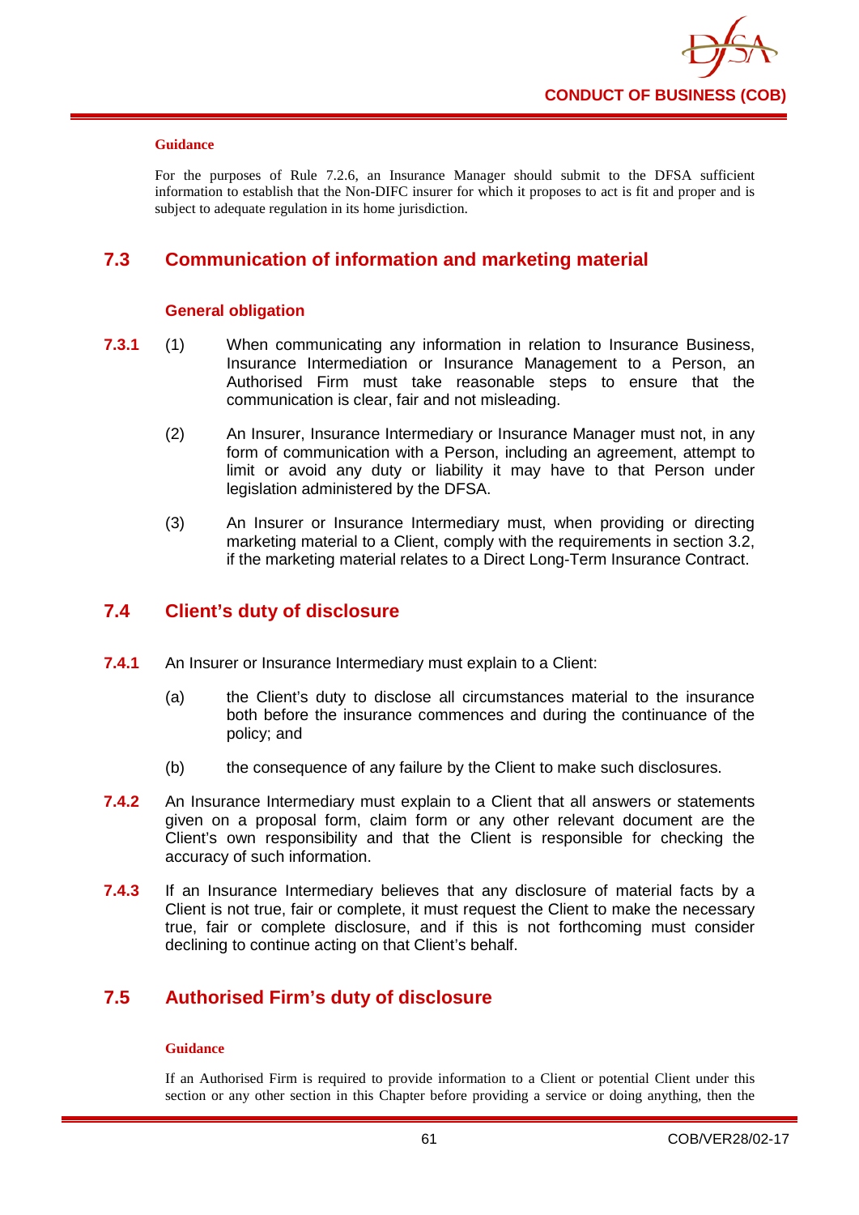**Guidance**

For the purposes of Rule 7.2.6, an Insurance Manager should submit to the DFSA sufficient information to establish that the Non-DIFC insurer for which it proposes to act is fit and proper and is subject to adequate regulation in its home jurisdiction.

## 7.3 Communication of information and marketing material

### General obligation

**7.3.1** (1) When communicating any information in relation to Insurance Business, Insurance Intermediation or Insurance Management to a Person, an Authorised Firm must take reasonable steps to ensure that the communication is clear, fair and not misleading.

(2) An Insurer, Insurance Intermediary or Insurance Manager must not, in any form of communication with a Person, including an agreement, attempt to limit or avoid any duty or liability it may have to that Person under legislation administered by the DFSA.

(3) An Insurer or Insurance Intermediary must, when providing or directing marketing material to a Client, comply with the requirements in section 3.2, if the marketing material relates to a Direct Long-Term Insurance Contract.

## 7.4 Client's duty of disclosure

**7.4.1** An Insurer or Insurance Intermediary must explain to a Client:

(a) the Client's duty to disclose all circumstances material to the insurance both before the insurance commences and during the continuance of the policy; and

(b) the consequence of any failure by the Client to make such disclosures.

**7.4.2** An Insurance Intermediary must explain to a Client that all answers or statements given on a proposal form, claim form or any other relevant document are the Client's own responsibility and that the Client is responsible for checking the accuracy of such information.

**7.4.3** If an Insurance Intermediary believes that any disclosure of material facts by a Client is not true, fair or complete, it must request the Client to make the necessary true, fair or complete disclosure, and if this is not forthcoming must consider declining to continue acting on that Client's behalf.

## 7.5 Authorised Firm's duty of disclosure

**Guidance**

If an Authorised Firm is required to provide information to a Client or potential Client under this section or any other section in this Chapter before providing a service or doing anything, then the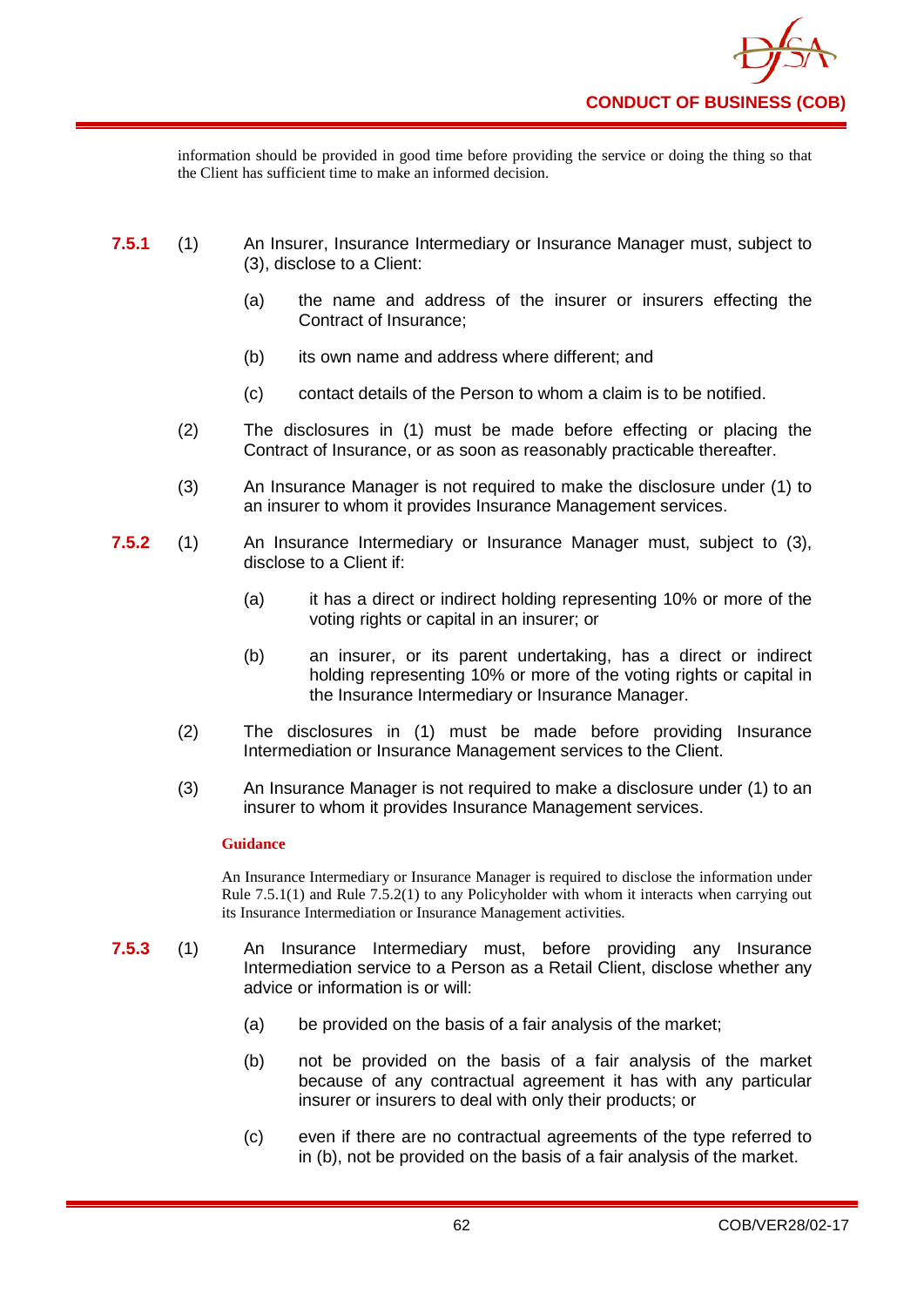information should be provided in good time before providing the service or doing the thing so that the Client has sufficient time to make an informed decision.

**7.5.1** (1) An Insurer, Insurance Intermediary or Insurance Manager must, subject to (3), disclose to a Client:

(a) the name and address of the insurer or insurers effecting the Contract of Insurance;

(b) its own name and address where different; and

(c) contact details of the Person to whom a claim is to be notified.

(2) The disclosures in (1) must be made before effecting or placing the Contract of Insurance, or as soon as reasonably practicable thereafter.

(3) An Insurance Manager is not required to make the disclosure under (1) to an insurer to whom it provides Insurance Management services.

**7.5.2** (1) An Insurance Intermediary or Insurance Manager must, subject to (3), disclose to a Client if:

(a) it has a direct or indirect holding representing 10% or more of the voting rights or capital in an insurer; or

(b) an insurer, or its parent undertaking, has a direct or indirect holding representing 10% or more of the voting rights or capital in the Insurance Intermediary or Insurance Manager.

(2) The disclosures in (1) must be made before providing Insurance Intermediation or Insurance Management services to the Client.

(3) An Insurance Manager is not required to make a disclosure under (1) to an insurer to whom it provides Insurance Management services.

**Guidance**

An Insurance Intermediary or Insurance Manager is required to disclose the information under Rule 7.5.1(1) and Rule 7.5.2(1) to any Policyholder with whom it interacts when carrying out its Insurance Intermediation or Insurance Management activities.

**7.5.3** (1) An Insurance Intermediary must, before providing any Insurance Intermediation service to a Person as a Retail Client, disclose whether any advice or information is or will:

(a) be provided on the basis of a fair analysis of the market;

(b) not be provided on the basis of a fair analysis of the market because of any contractual agreement it has with any particular insurer or insurers to deal with only their products; or

(c) even if there are no contractual agreements of the type referred to in (b), not be provided on the basis of a fair analysis of the market.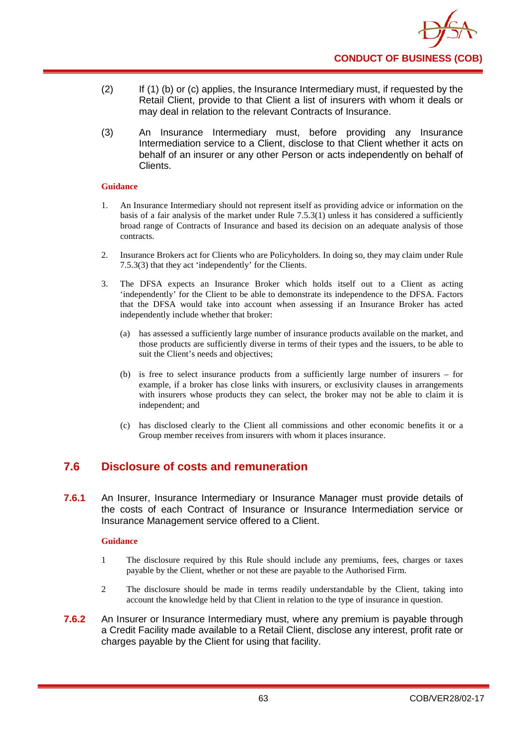(2) If (1) (b) or (c) applies, the Insurance Intermediary must, if requested by the Retail Client, provide to that Client a list of insurers with whom it deals or may deal in relation to the relevant Contracts of Insurance.

(3) An Insurance Intermediary must, before providing any Insurance Intermediation service to a Client, disclose to that Client whether it acts on behalf of an insurer or any other Person or acts independently on behalf of Clients.

**Guidance**

1. An Insurance Intermediary should not represent itself as providing advice or information on the basis of a fair analysis of the market under Rule 7.5.3(1) unless it has considered a sufficiently broad range of Contracts of Insurance and based its decision on an adequate analysis of those contracts.

2. Insurance Brokers act for Clients who are Policyholders. In doing so, they may claim under Rule 7.5.3(3) that they act 'independently' for the Clients.

3. The DFSA expects an Insurance Broker which holds itself out to a Client as acting 'independently' for the Client to be able to demonstrate its independence to the DFSA. Factors that the DFSA would take into account when assessing if an Insurance Broker has acted independently include whether that broker:

   (a) has assessed a sufficiently large number of insurance products available on the market, and those products are sufficiently diverse in terms of their types and the issuers, to be able to suit the Client's needs and objectives;

   (b) is free to select insurance products from a sufficiently large number of insurers – for example, if a broker has close links with insurers, or exclusivity clauses in arrangements with insurers whose products they can select, the broker may not be able to claim it is independent; and

   (c) has disclosed clearly to the Client all commissions and other economic benefits it or a Group member receives from insurers with whom it places insurance.

## 7.6 Disclosure of costs and remuneration

**7.6.1** An Insurer, Insurance Intermediary or Insurance Manager must provide details of the costs of each Contract of Insurance or Insurance Intermediation service or Insurance Management service offered to a Client.

**Guidance**

1 The disclosure required by this Rule should include any premiums, fees, charges or taxes payable by the Client, whether or not these are payable to the Authorised Firm.

2 The disclosure should be made in terms readily understandable by the Client, taking into account the knowledge held by that Client in relation to the type of insurance in question.

**7.6.2** An Insurer or Insurance Intermediary must, where any premium is payable through a Credit Facility made available to a Retail Client, disclose any interest, profit rate or charges payable by the Client for using that facility.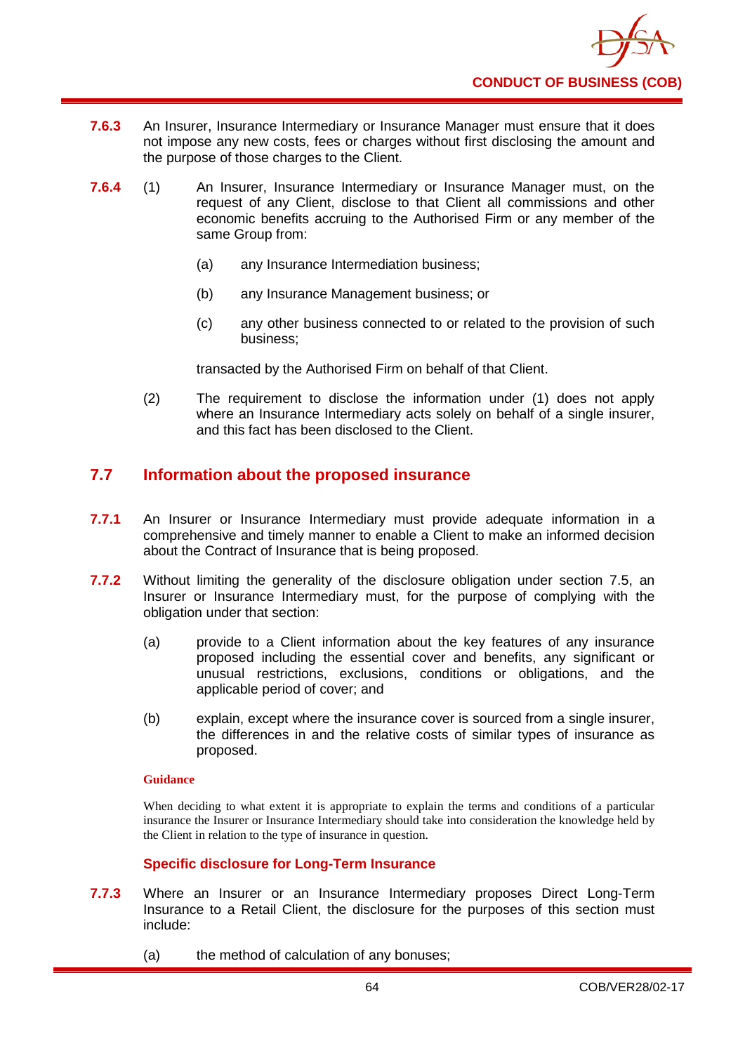**7.6.3** An Insurer, Insurance Intermediary or Insurance Manager must ensure that it does not impose any new costs, fees or charges without first disclosing the amount and the purpose of those charges to the Client.

**7.6.4** (1) An Insurer, Insurance Intermediary or Insurance Manager must, on the request of any Client, disclose to that Client all commissions and other economic benefits accruing to the Authorised Firm or any member of the same Group from:

(a) any Insurance Intermediation business;

(b) any Insurance Management business; or

(c) any other business connected to or related to the provision of such business;

transacted by the Authorised Firm on behalf of that Client.

(2) The requirement to disclose the information under (1) does not apply where an Insurance Intermediary acts solely on behalf of a single insurer, and this fact has been disclosed to the Client.

## 7.7 Information about the proposed insurance

**7.7.1** An Insurer or Insurance Intermediary must provide adequate information in a comprehensive and timely manner to enable a Client to make an informed decision about the Contract of Insurance that is being proposed.

**7.7.2** Without limiting the generality of the disclosure obligation under section 7.5, an Insurer or Insurance Intermediary must, for the purpose of complying with the obligation under that section:

(a) provide to a Client information about the key features of any insurance proposed including the essential cover and benefits, any significant or unusual restrictions, exclusions, conditions or obligations, and the applicable period of cover; and

(b) explain, except where the insurance cover is sourced from a single insurer, the differences in and the relative costs of similar types of insurance as proposed.

**Guidance**

When deciding to what extent it is appropriate to explain the terms and conditions of a particular insurance the Insurer or Insurance Intermediary should take into consideration the knowledge held by the Client in relation to the type of insurance in question.

### Specific disclosure for Long-Term Insurance

**7.7.3** Where an Insurer or an Insurance Intermediary proposes Direct Long-Term Insurance to a Retail Client, the disclosure for the purposes of this section must include:

(a) the method of calculation of any bonuses;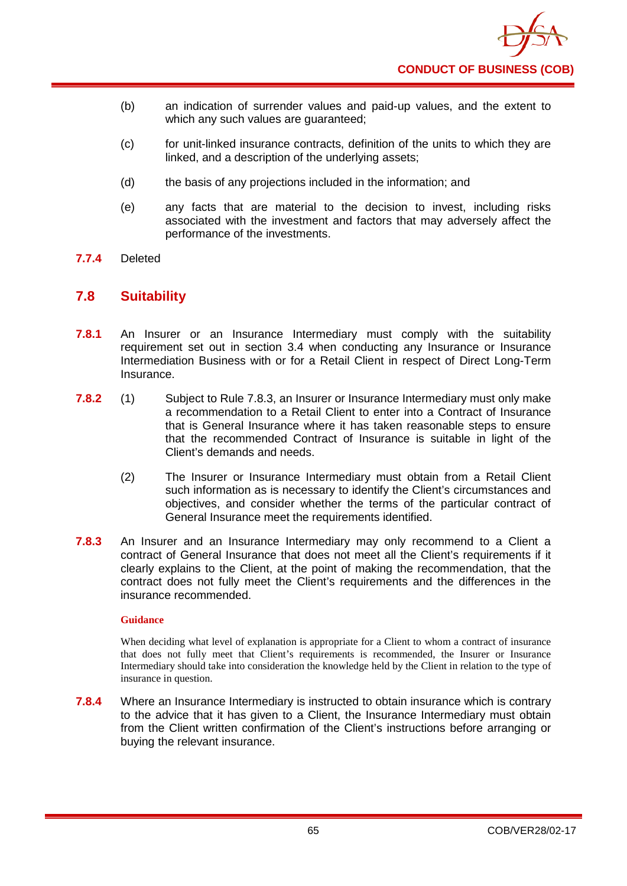(b) an indication of surrender values and paid-up values, and the extent to which any such values are guaranteed;

(c) for unit-linked insurance contracts, definition of the units to which they are linked, and a description of the underlying assets;

(d) the basis of any projections included in the information; and

(e) any facts that are material to the decision to invest, including risks associated with the investment and factors that may adversely affect the performance of the investments.

**7.7.4** Deleted

## 7.8 Suitability

**7.8.1** An Insurer or an Insurance Intermediary must comply with the suitability requirement set out in section 3.4 when conducting any Insurance or Insurance Intermediation Business with or for a Retail Client in respect of Direct Long-Term Insurance.

**7.8.2** (1) Subject to Rule 7.8.3, an Insurer or Insurance Intermediary must only make a recommendation to a Retail Client to enter into a Contract of Insurance that is General Insurance where it has taken reasonable steps to ensure that the recommended Contract of Insurance is suitable in light of the Client's demands and needs.

(2) The Insurer or Insurance Intermediary must obtain from a Retail Client such information as is necessary to identify the Client's circumstances and objectives, and consider whether the terms of the particular contract of General Insurance meet the requirements identified.

**7.8.3** An Insurer and an Insurance Intermediary may only recommend to a Client a contract of General Insurance that does not meet all the Client's requirements if it clearly explains to the Client, at the point of making the recommendation, that the contract does not fully meet the Client's requirements and the differences in the insurance recommended.

**Guidance**

When deciding what level of explanation is appropriate for a Client to whom a contract of insurance that does not fully meet that Client's requirements is recommended, the Insurer or Insurance Intermediary should take into consideration the knowledge held by the Client in relation to the type of insurance in question.

**7.8.4** Where an Insurance Intermediary is instructed to obtain insurance which is contrary to the advice that it has given to a Client, the Insurance Intermediary must obtain from the Client written confirmation of the Client's instructions before arranging or buying the relevant insurance.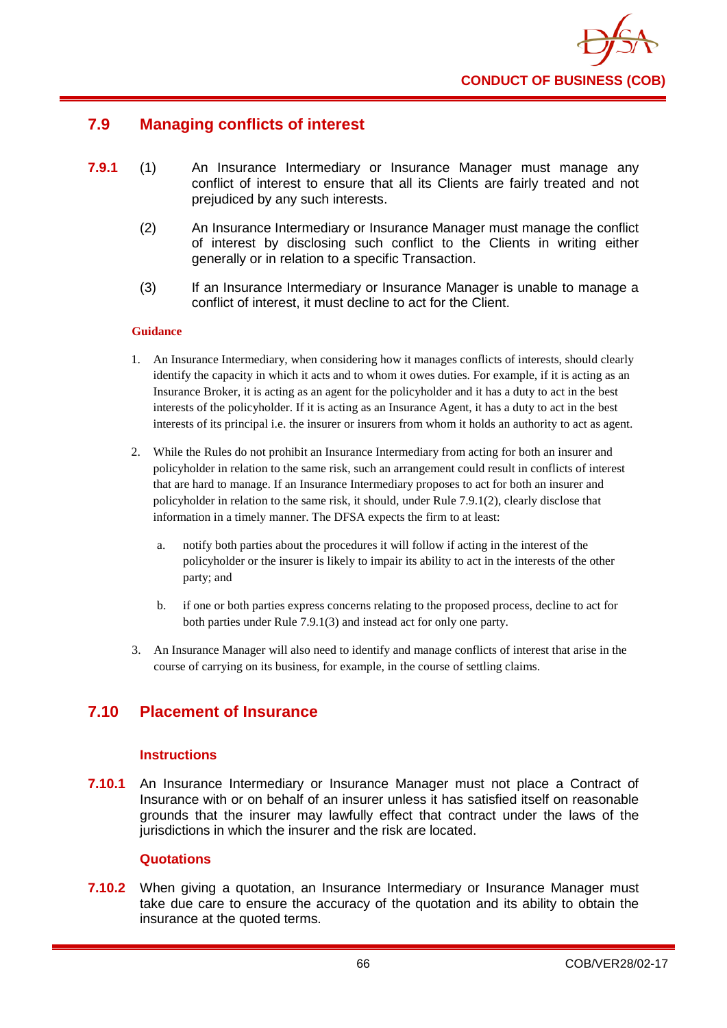## 7.9 Managing conflicts of interest

**7.9.1** (1) An Insurance Intermediary or Insurance Manager must manage any conflict of interest to ensure that all its Clients are fairly treated and not prejudiced by any such interests.

(2) An Insurance Intermediary or Insurance Manager must manage the conflict of interest by disclosing such conflict to the Clients in writing either generally or in relation to a specific Transaction.

(3) If an Insurance Intermediary or Insurance Manager is unable to manage a conflict of interest, it must decline to act for the Client.

**Guidance**

1. An Insurance Intermediary, when considering how it manages conflicts of interests, should clearly identify the capacity in which it acts and to whom it owes duties. For example, if it is acting as an Insurance Broker, it is acting as an agent for the policyholder and it has a duty to act in the best interests of the policyholder. If it is acting as an Insurance Agent, it has a duty to act in the best interests of its principal i.e. the insurer or insurers from whom it holds an authority to act as agent.

2. While the Rules do not prohibit an Insurance Intermediary from acting for both an insurer and policyholder in relation to the same risk, such an arrangement could result in conflicts of interest that are hard to manage. If an Insurance Intermediary proposes to act for both an insurer and policyholder in relation to the same risk, it should, under Rule 7.9.1(2), clearly disclose that information in a timely manner. The DFSA expects the firm to at least:

   a. notify both parties about the procedures it will follow if acting in the interest of the policyholder or the insurer is likely to impair its ability to act in the interests of the other party; and

   b. if one or both parties express concerns relating to the proposed process, decline to act for both parties under Rule 7.9.1(3) and instead act for only one party.

3. An Insurance Manager will also need to identify and manage conflicts of interest that arise in the course of carrying on its business, for example, in the course of settling claims.

## 7.10 Placement of Insurance

### Instructions

**7.10.1** An Insurance Intermediary or Insurance Manager must not place a Contract of Insurance with or on behalf of an insurer unless it has satisfied itself on reasonable grounds that the insurer may lawfully effect that contract under the laws of the jurisdictions in which the insurer and the risk are located.

### Quotations

**7.10.2** When giving a quotation, an Insurance Intermediary or Insurance Manager must take due care to ensure the accuracy of the quotation and its ability to obtain the insurance at the quoted terms.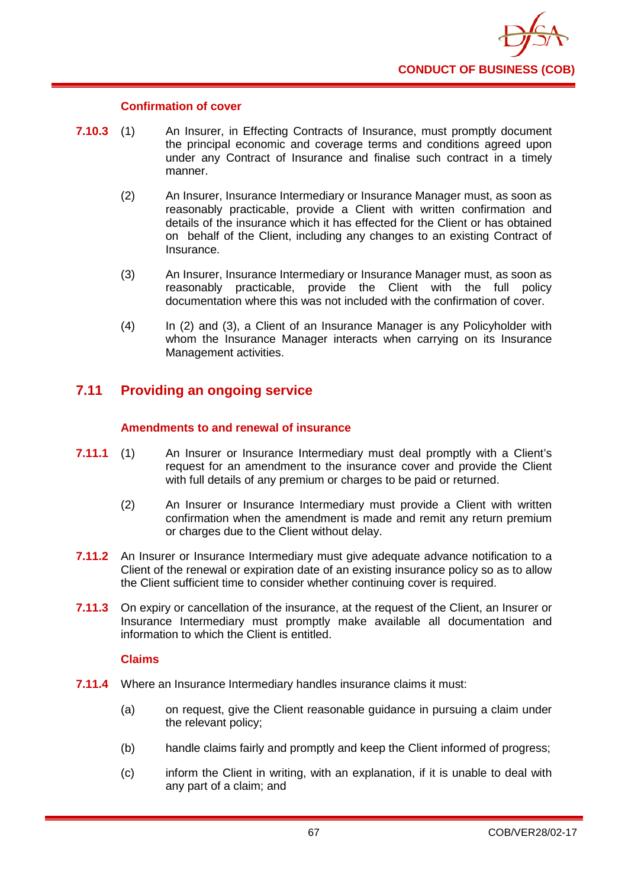#### Confirmation of cover

**7.10.3** (1) An Insurer, in Effecting Contracts of Insurance, must promptly document the principal economic and coverage terms and conditions agreed upon under any Contract of Insurance and finalise such contract in a timely manner.

(2) An Insurer, Insurance Intermediary or Insurance Manager must, as soon as reasonably practicable, provide a Client with written confirmation and details of the insurance which it has effected for the Client or has obtained on behalf of the Client, including any changes to an existing Contract of Insurance.

(3) An Insurer, Insurance Intermediary or Insurance Manager must, as soon as reasonably practicable, provide the Client with the full policy documentation where this was not included with the confirmation of cover.

(4) In (2) and (3), a Client of an Insurance Manager is any Policyholder with whom the Insurance Manager interacts when carrying on its Insurance Management activities.

## 7.11 Providing an ongoing service

#### Amendments to and renewal of insurance

**7.11.1** (1) An Insurer or Insurance Intermediary must deal promptly with a Client's request for an amendment to the insurance cover and provide the Client with full details of any premium or charges to be paid or returned.

(2) An Insurer or Insurance Intermediary must provide a Client with written confirmation when the amendment is made and remit any return premium or charges due to the Client without delay.

**7.11.2** An Insurer or Insurance Intermediary must give adequate advance notification to a Client of the renewal or expiration date of an existing insurance policy so as to allow the Client sufficient time to consider whether continuing cover is required.

**7.11.3** On expiry or cancellation of the insurance, at the request of the Client, an Insurer or Insurance Intermediary must promptly make available all documentation and information to which the Client is entitled.

#### Claims

**7.11.4** Where an Insurance Intermediary handles insurance claims it must:

(a) on request, give the Client reasonable guidance in pursuing a claim under the relevant policy;

(b) handle claims fairly and promptly and keep the Client informed of progress;

(c) inform the Client in writing, with an explanation, if it is unable to deal with any part of a claim; and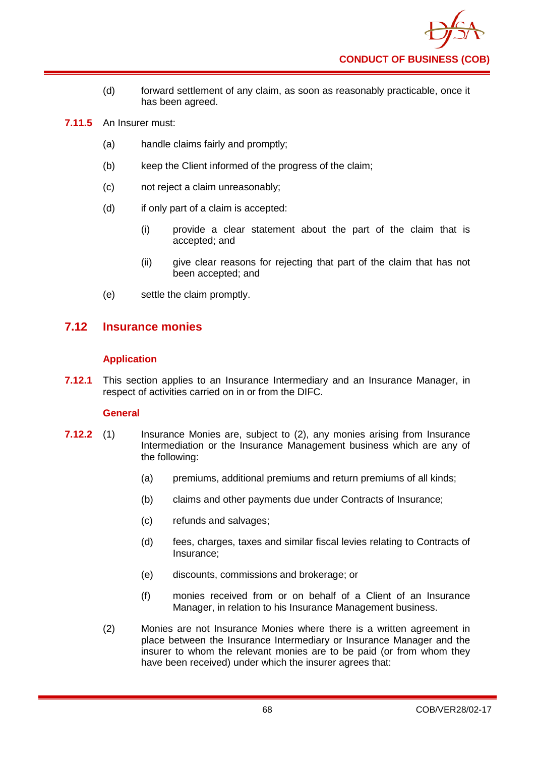(d) forward settlement of any claim, as soon as reasonably practicable, once it has been agreed.

**7.11.5** An Insurer must:

(a) handle claims fairly and promptly;

(b) keep the Client informed of the progress of the claim;

(c) not reject a claim unreasonably;

(d) if only part of a claim is accepted:

(i) provide a clear statement about the part of the claim that is accepted; and

(ii) give clear reasons for rejecting that part of the claim that has not been accepted; and

(e) settle the claim promptly.

## 7.12 Insurance monies

### Application

**7.12.1** This section applies to an Insurance Intermediary and an Insurance Manager, in respect of activities carried on in or from the DIFC.

### General

**7.12.2** (1) Insurance Monies are, subject to (2), any monies arising from Insurance Intermediation or the Insurance Management business which are any of the following:

(a) premiums, additional premiums and return premiums of all kinds;

(b) claims and other payments due under Contracts of Insurance;

(c) refunds and salvages;

(d) fees, charges, taxes and similar fiscal levies relating to Contracts of Insurance;

(e) discounts, commissions and brokerage; or

(f) monies received from or on behalf of a Client of an Insurance Manager, in relation to his Insurance Management business.

(2) Monies are not Insurance Monies where there is a written agreement in place between the Insurance Intermediary or Insurance Manager and the insurer to whom the relevant monies are to be paid (or from whom they have been received) under which the insurer agrees that: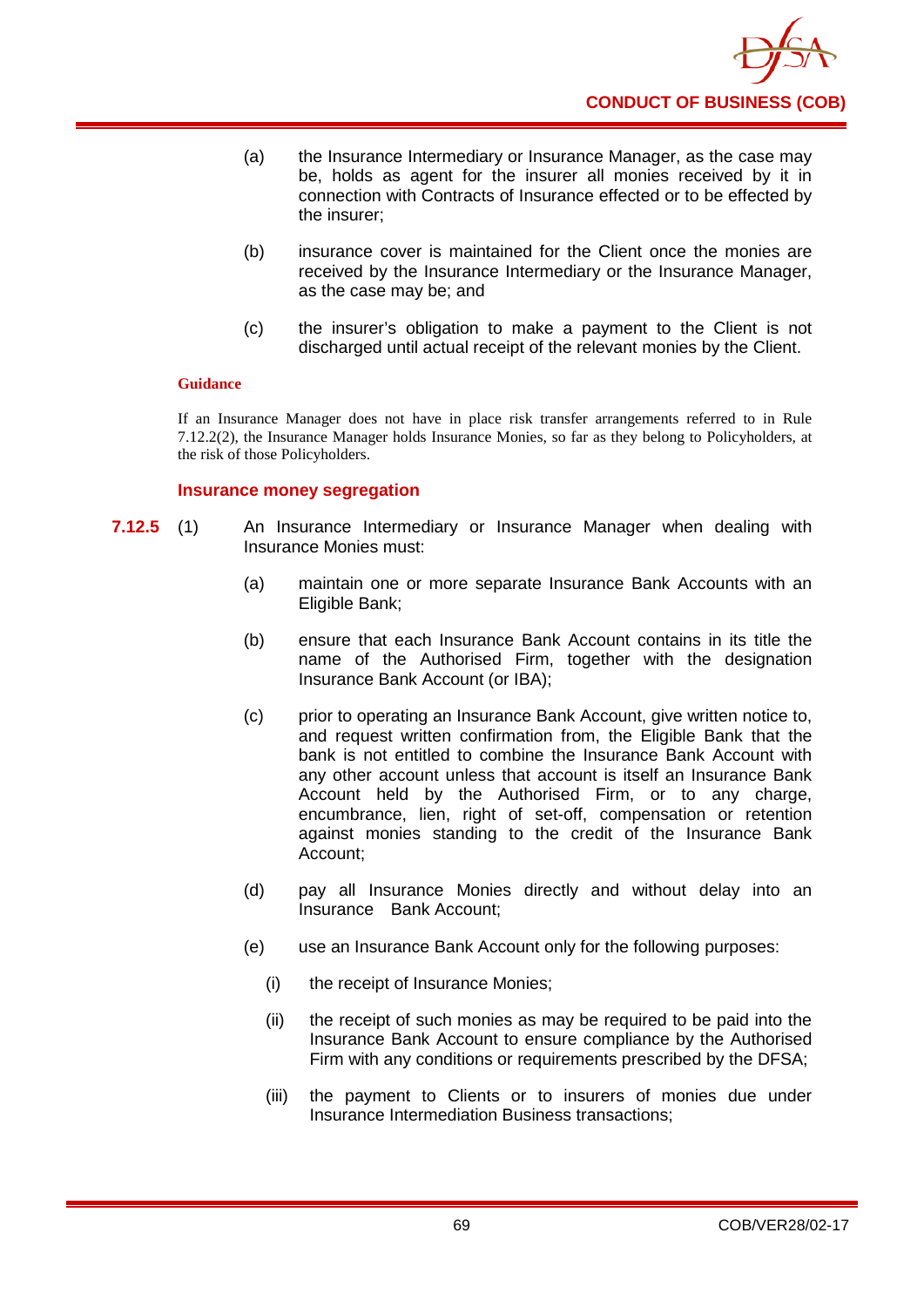(a) the Insurance Intermediary or Insurance Manager, as the case may be, holds as agent for the insurer all monies received by it in connection with Contracts of Insurance effected or to be effected by the insurer;

(b) insurance cover is maintained for the Client once the monies are received by the Insurance Intermediary or the Insurance Manager, as the case may be; and

(c) the insurer's obligation to make a payment to the Client is not discharged until actual receipt of the relevant monies by the Client.

**Guidance**

If an Insurance Manager does not have in place risk transfer arrangements referred to in Rule 7.12.2(2), the Insurance Manager holds Insurance Monies, so far as they belong to Policyholders, at the risk of those Policyholders.

### Insurance money segregation

**7.12.5** (1) An Insurance Intermediary or Insurance Manager when dealing with Insurance Monies must:

(a) maintain one or more separate Insurance Bank Accounts with an Eligible Bank;

(b) ensure that each Insurance Bank Account contains in its title the name of the Authorised Firm, together with the designation Insurance Bank Account (or IBA);

(c) prior to operating an Insurance Bank Account, give written notice to, and request written confirmation from, the Eligible Bank that the bank is not entitled to combine the Insurance Bank Account with any other account unless that account is itself an Insurance Bank Account held by the Authorised Firm, or to any charge, encumbrance, lien, right of set-off, compensation or retention against monies standing to the credit of the Insurance Bank Account;

(d) pay all Insurance Monies directly and without delay into an Insurance Bank Account;

(e) use an Insurance Bank Account only for the following purposes:

(i) the receipt of Insurance Monies;

(ii) the receipt of such monies as may be required to be paid into the Insurance Bank Account to ensure compliance by the Authorised Firm with any conditions or requirements prescribed by the DFSA;

(iii) the payment to Clients or to insurers of monies due under Insurance Intermediation Business transactions;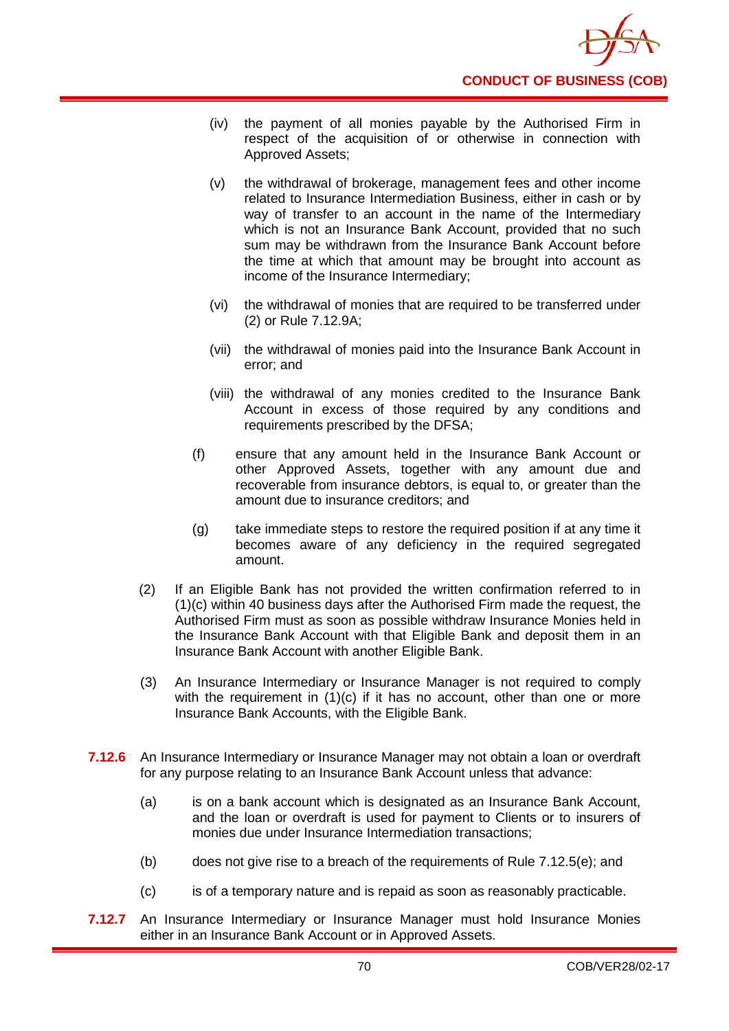(iv) the payment of all monies payable by the Authorised Firm in respect of the acquisition of or otherwise in connection with Approved Assets;

(v) the withdrawal of brokerage, management fees and other income related to Insurance Intermediation Business, either in cash or by way of transfer to an account in the name of the Intermediary which is not an Insurance Bank Account, provided that no such sum may be withdrawn from the Insurance Bank Account before the time at which that amount may be brought into account as income of the Insurance Intermediary;

(vi) the withdrawal of monies that are required to be transferred under (2) or Rule 7.12.9A;

(vii) the withdrawal of monies paid into the Insurance Bank Account in error; and

(viii) the withdrawal of any monies credited to the Insurance Bank Account in excess of those required by any conditions and requirements prescribed by the DFSA;

(f) ensure that any amount held in the Insurance Bank Account or other Approved Assets, together with any amount due and recoverable from insurance debtors, is equal to, or greater than the amount due to insurance creditors; and

(g) take immediate steps to restore the required position if at any time it becomes aware of any deficiency in the required segregated amount.

(2) If an Eligible Bank has not provided the written confirmation referred to in (1)(c) within 40 business days after the Authorised Firm made the request, the Authorised Firm must as soon as possible withdraw Insurance Monies held in the Insurance Bank Account with that Eligible Bank and deposit them in an Insurance Bank Account with another Eligible Bank.

(3) An Insurance Intermediary or Insurance Manager is not required to comply with the requirement in (1)(c) if it has no account, other than one or more Insurance Bank Accounts, with the Eligible Bank.

**7.12.6** An Insurance Intermediary or Insurance Manager may not obtain a loan or overdraft for any purpose relating to an Insurance Bank Account unless that advance:

(a) is on a bank account which is designated as an Insurance Bank Account, and the loan or overdraft is used for payment to Clients or to insurers of monies due under Insurance Intermediation transactions;

(b) does not give rise to a breach of the requirements of Rule 7.12.5(e); and

(c) is of a temporary nature and is repaid as soon as reasonably practicable.

**7.12.7** An Insurance Intermediary or Insurance Manager must hold Insurance Monies either in an Insurance Bank Account or in Approved Assets.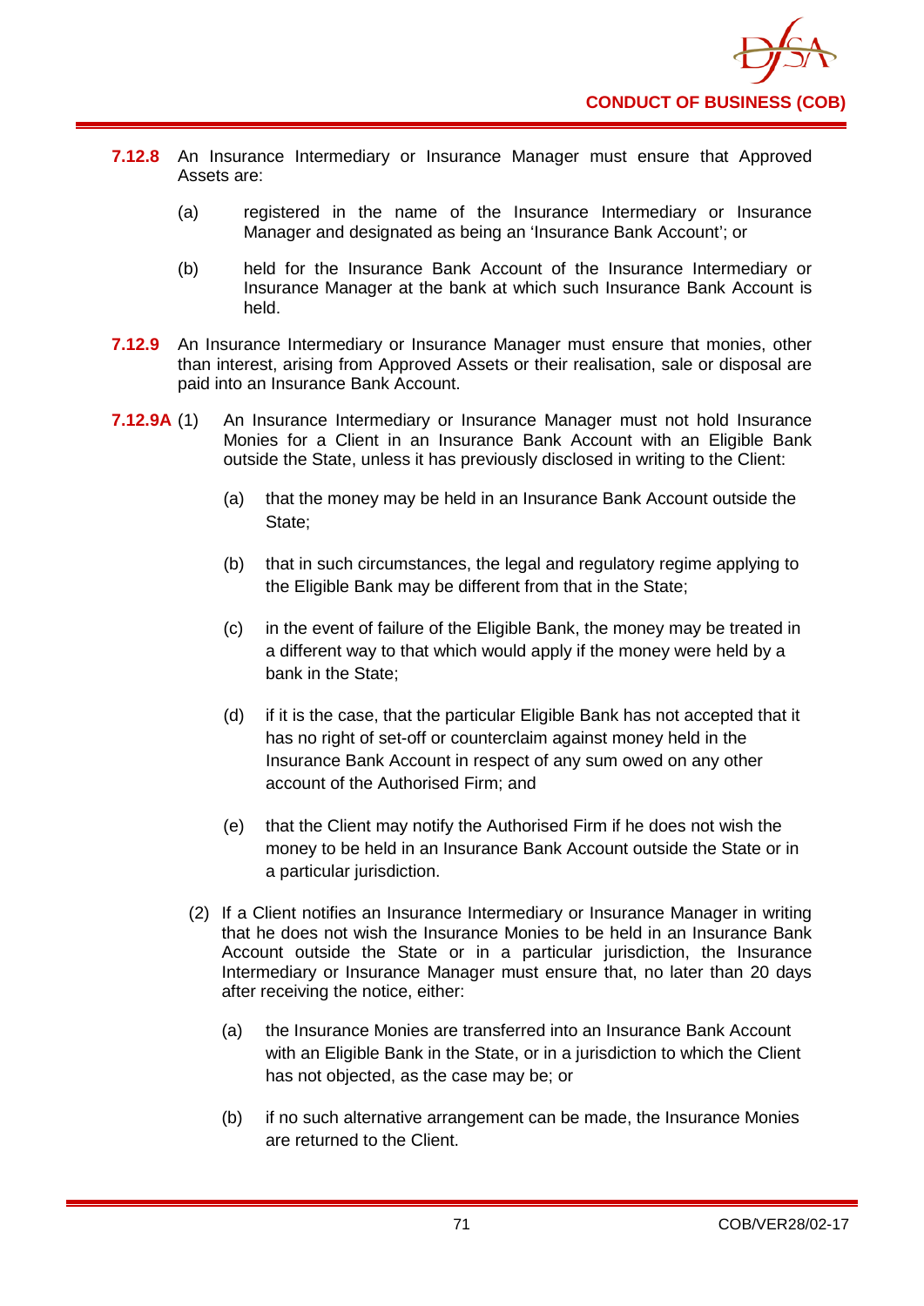**7.12.8** An Insurance Intermediary or Insurance Manager must ensure that Approved Assets are:

(a) registered in the name of the Insurance Intermediary or Insurance Manager and designated as being an 'Insurance Bank Account'; or

(b) held for the Insurance Bank Account of the Insurance Intermediary or Insurance Manager at the bank at which such Insurance Bank Account is held.

**7.12.9** An Insurance Intermediary or Insurance Manager must ensure that monies, other than interest, arising from Approved Assets or their realisation, sale or disposal are paid into an Insurance Bank Account.

**7.12.9A** (1) An Insurance Intermediary or Insurance Manager must not hold Insurance Monies for a Client in an Insurance Bank Account with an Eligible Bank outside the State, unless it has previously disclosed in writing to the Client:

(a) that the money may be held in an Insurance Bank Account outside the State;

(b) that in such circumstances, the legal and regulatory regime applying to the Eligible Bank may be different from that in the State;

(c) in the event of failure of the Eligible Bank, the money may be treated in a different way to that which would apply if the money were held by a bank in the State;

(d) if it is the case, that the particular Eligible Bank has not accepted that it has no right of set-off or counterclaim against money held in the Insurance Bank Account in respect of any sum owed on any other account of the Authorised Firm; and

(e) that the Client may notify the Authorised Firm if he does not wish the money to be held in an Insurance Bank Account outside the State or in a particular jurisdiction.

(2) If a Client notifies an Insurance Intermediary or Insurance Manager in writing that he does not wish the Insurance Monies to be held in an Insurance Bank Account outside the State or in a particular jurisdiction, the Insurance Intermediary or Insurance Manager must ensure that, no later than 20 days after receiving the notice, either:

(a) the Insurance Monies are transferred into an Insurance Bank Account with an Eligible Bank in the State, or in a jurisdiction to which the Client has not objected, as the case may be; or

(b) if no such alternative arrangement can be made, the Insurance Monies are returned to the Client.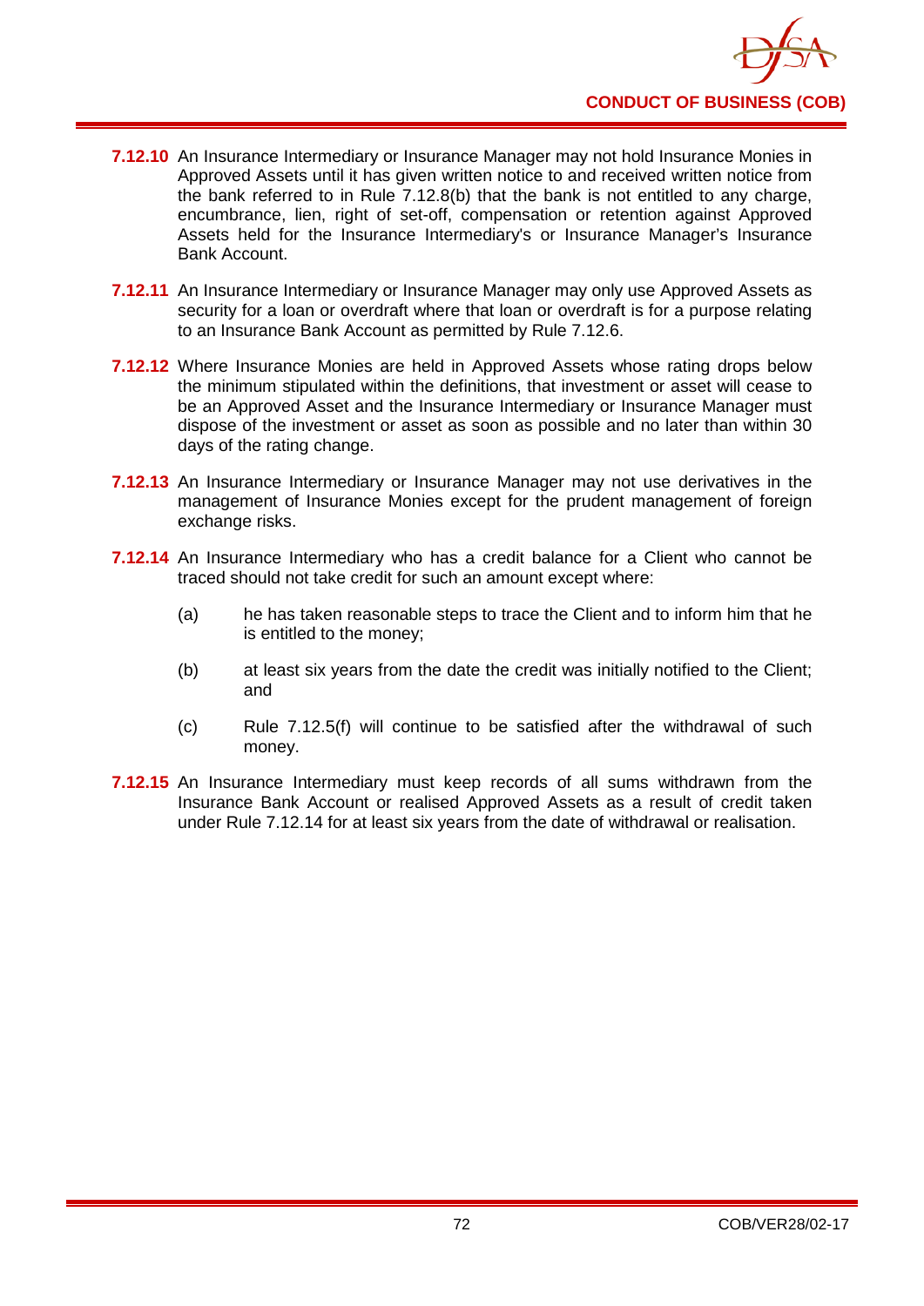**7.12.10** An Insurance Intermediary or Insurance Manager may not hold Insurance Monies in Approved Assets until it has given written notice to and received written notice from the bank referred to in Rule 7.12.8(b) that the bank is not entitled to any charge, encumbrance, lien, right of set-off, compensation or retention against Approved Assets held for the Insurance Intermediary's or Insurance Manager's Insurance Bank Account.

**7.12.11** An Insurance Intermediary or Insurance Manager may only use Approved Assets as security for a loan or overdraft where that loan or overdraft is for a purpose relating to an Insurance Bank Account as permitted by Rule 7.12.6.

**7.12.12** Where Insurance Monies are held in Approved Assets whose rating drops below the minimum stipulated within the definitions, that investment or asset will cease to be an Approved Asset and the Insurance Intermediary or Insurance Manager must dispose of the investment or asset as soon as possible and no later than within 30 days of the rating change.

**7.12.13** An Insurance Intermediary or Insurance Manager may not use derivatives in the management of Insurance Monies except for the prudent management of foreign exchange risks.

**7.12.14** An Insurance Intermediary who has a credit balance for a Client who cannot be traced should not take credit for such an amount except where:

(a) he has taken reasonable steps to trace the Client and to inform him that he is entitled to the money;

(b) at least six years from the date the credit was initially notified to the Client; and

(c) Rule 7.12.5(f) will continue to be satisfied after the withdrawal of such money.

**7.12.15** An Insurance Intermediary must keep records of all sums withdrawn from the Insurance Bank Account or realised Approved Assets as a result of credit taken under Rule 7.12.14 for at least six years from the date of withdrawal or realisation.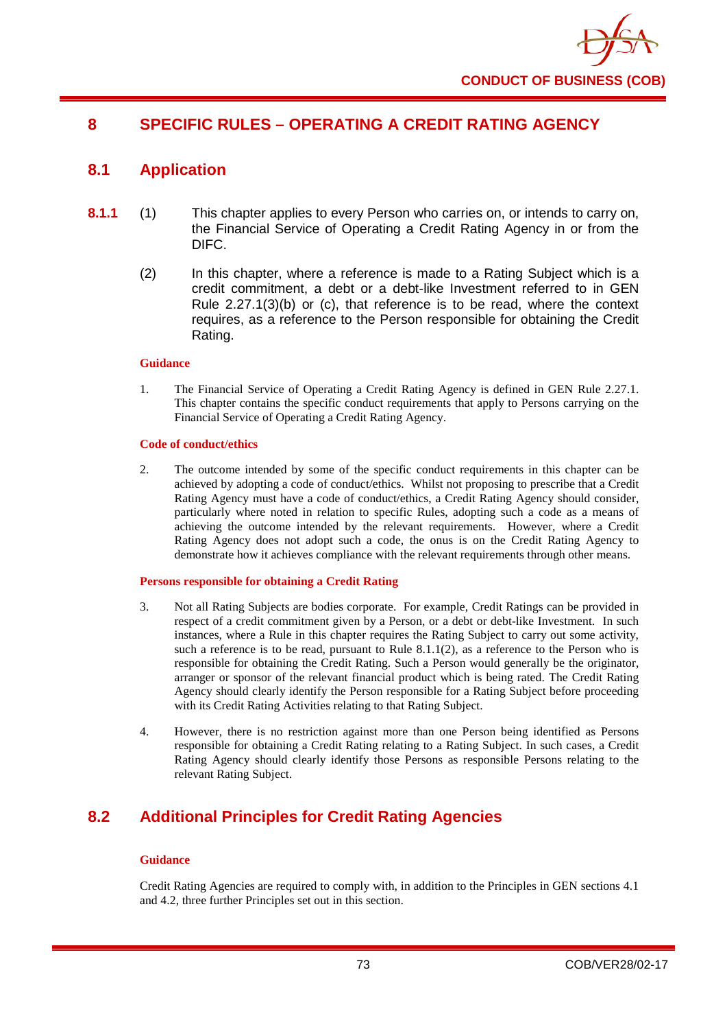## 8 SPECIFIC RULES – OPERATING A CREDIT RATING AGENCY

### 8.1 Application

**8.1.1** (1) This chapter applies to every Person who carries on, or intends to carry on, the Financial Service of Operating a Credit Rating Agency in or from the DIFC.

(2) In this chapter, where a reference is made to a Rating Subject which is a credit commitment, a debt or a debt-like Investment referred to in GEN Rule 2.27.1(3)(b) or (c), that reference is to be read, where the context requires, as a reference to the Person responsible for obtaining the Credit Rating.

**Guidance**

1. The Financial Service of Operating a Credit Rating Agency is defined in GEN Rule 2.27.1. This chapter contains the specific conduct requirements that apply to Persons carrying on the Financial Service of Operating a Credit Rating Agency.

**Code of conduct/ethics**

2. The outcome intended by some of the specific conduct requirements in this chapter can be achieved by adopting a code of conduct/ethics. Whilst not proposing to prescribe that a Credit Rating Agency must have a code of conduct/ethics, a Credit Rating Agency should consider, particularly where noted in relation to specific Rules, adopting such a code as a means of achieving the outcome intended by the relevant requirements. However, where a Credit Rating Agency does not adopt such a code, the onus is on the Credit Rating Agency to demonstrate how it achieves compliance with the relevant requirements through other means.

**Persons responsible for obtaining a Credit Rating**

3. Not all Rating Subjects are bodies corporate. For example, Credit Ratings can be provided in respect of a credit commitment given by a Person, or a debt or debt-like Investment. In such instances, where a Rule in this chapter requires the Rating Subject to carry out some activity, such a reference is to be read, pursuant to Rule 8.1.1(2), as a reference to the Person who is responsible for obtaining the Credit Rating. Such a Person would generally be the originator, arranger or sponsor of the relevant financial product which is being rated. The Credit Rating Agency should clearly identify the Person responsible for a Rating Subject before proceeding with its Credit Rating Activities relating to that Rating Subject.

4. However, there is no restriction against more than one Person being identified as Persons responsible for obtaining a Credit Rating relating to a Rating Subject. In such cases, a Credit Rating Agency should clearly identify those Persons as responsible Persons relating to the relevant Rating Subject.

### 8.2 Additional Principles for Credit Rating Agencies

**Guidance**

Credit Rating Agencies are required to comply with, in addition to the Principles in GEN sections 4.1 and 4.2, three further Principles set out in this section.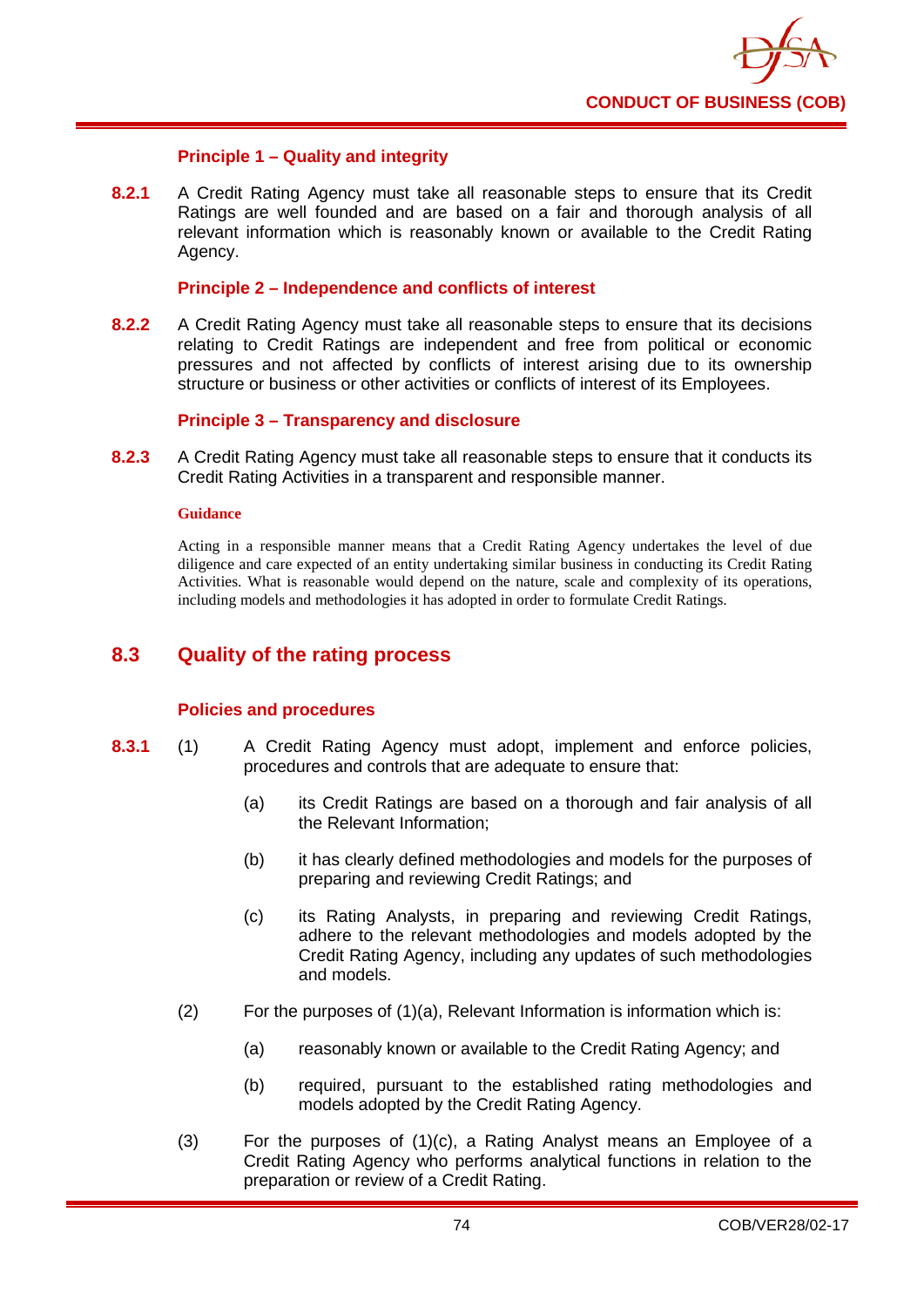#### Principle 1 – Quality and integrity

**8.2.1** A Credit Rating Agency must take all reasonable steps to ensure that its Credit Ratings are well founded and are based on a fair and thorough analysis of all relevant information which is reasonably known or available to the Credit Rating Agency.

#### Principle 2 – Independence and conflicts of interest

**8.2.2** A Credit Rating Agency must take all reasonable steps to ensure that its decisions relating to Credit Ratings are independent and free from political or economic pressures and not affected by conflicts of interest arising due to its ownership structure or business or other activities or conflicts of interest of its Employees.

#### Principle 3 – Transparency and disclosure

**8.2.3** A Credit Rating Agency must take all reasonable steps to ensure that it conducts its Credit Rating Activities in a transparent and responsible manner.

**Guidance**

Acting in a responsible manner means that a Credit Rating Agency undertakes the level of due diligence and care expected of an entity undertaking similar business in conducting its Credit Rating Activities. What is reasonable would depend on the nature, scale and complexity of its operations, including models and methodologies it has adopted in order to formulate Credit Ratings.

## 8.3 Quality of the rating process

#### Policies and procedures

**8.3.1** (1) A Credit Rating Agency must adopt, implement and enforce policies, procedures and controls that are adequate to ensure that:

(a) its Credit Ratings are based on a thorough and fair analysis of all the Relevant Information;

(b) it has clearly defined methodologies and models for the purposes of preparing and reviewing Credit Ratings; and

(c) its Rating Analysts, in preparing and reviewing Credit Ratings, adhere to the relevant methodologies and models adopted by the Credit Rating Agency, including any updates of such methodologies and models.

(2) For the purposes of (1)(a), Relevant Information is information which is:

(a) reasonably known or available to the Credit Rating Agency; and

(b) required, pursuant to the established rating methodologies and models adopted by the Credit Rating Agency.

(3) For the purposes of (1)(c), a Rating Analyst means an Employee of a Credit Rating Agency who performs analytical functions in relation to the preparation or review of a Credit Rating.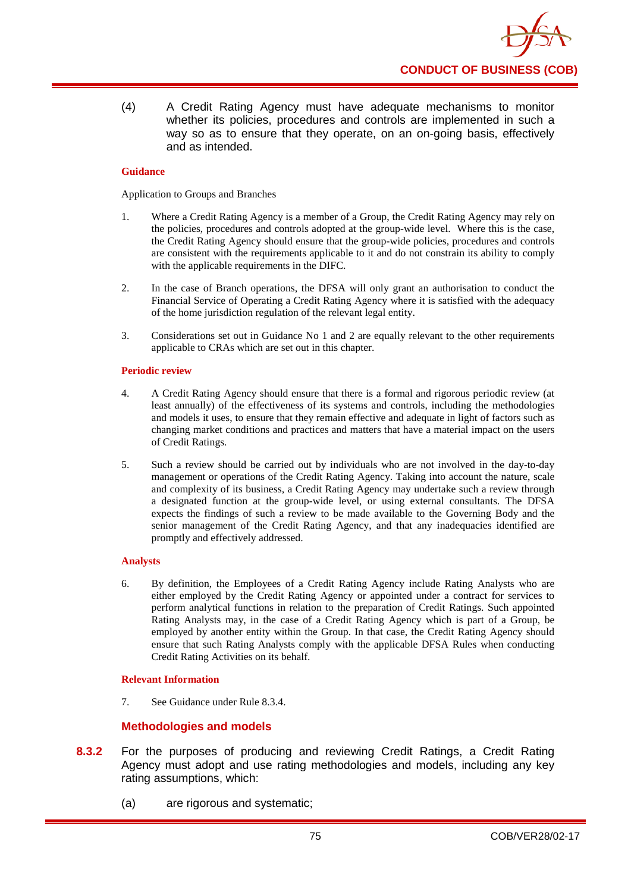(4) A Credit Rating Agency must have adequate mechanisms to monitor whether its policies, procedures and controls are implemented in such a way so as to ensure that they operate, on an on-going basis, effectively and as intended.

**Guidance**

Application to Groups and Branches

1. Where a Credit Rating Agency is a member of a Group, the Credit Rating Agency may rely on the policies, procedures and controls adopted at the group-wide level. Where this is the case, the Credit Rating Agency should ensure that the group-wide policies, procedures and controls are consistent with the requirements applicable to it and do not constrain its ability to comply with the applicable requirements in the DIFC.

2. In the case of Branch operations, the DFSA will only grant an authorisation to conduct the Financial Service of Operating a Credit Rating Agency where it is satisfied with the adequacy of the home jurisdiction regulation of the relevant legal entity.

3. Considerations set out in Guidance No 1 and 2 are equally relevant to the other requirements applicable to CRAs which are set out in this chapter.

**Periodic review**

4. A Credit Rating Agency should ensure that there is a formal and rigorous periodic review (at least annually) of the effectiveness of its systems and controls, including the methodologies and models it uses, to ensure that they remain effective and adequate in light of factors such as changing market conditions and practices and matters that have a material impact on the users of Credit Ratings.

5. Such a review should be carried out by individuals who are not involved in the day-to-day management or operations of the Credit Rating Agency. Taking into account the nature, scale and complexity of its business, a Credit Rating Agency may undertake such a review through a designated function at the group-wide level, or using external consultants. The DFSA expects the findings of such a review to be made available to the Governing Body and the senior management of the Credit Rating Agency, and that any inadequacies identified are promptly and effectively addressed.

**Analysts**

6. By definition, the Employees of a Credit Rating Agency include Rating Analysts who are either employed by the Credit Rating Agency or appointed under a contract for services to perform analytical functions in relation to the preparation of Credit Ratings. Such appointed Rating Analysts may, in the case of a Credit Rating Agency which is part of a Group, be employed by another entity within the Group. In that case, the Credit Rating Agency should ensure that such Rating Analysts comply with the applicable DFSA Rules when conducting Credit Rating Activities on its behalf.

**Relevant Information**

7. See Guidance under Rule 8.3.4.

### Methodologies and models

**8.3.2** For the purposes of producing and reviewing Credit Ratings, a Credit Rating Agency must adopt and use rating methodologies and models, including any key rating assumptions, which:

(a) are rigorous and systematic;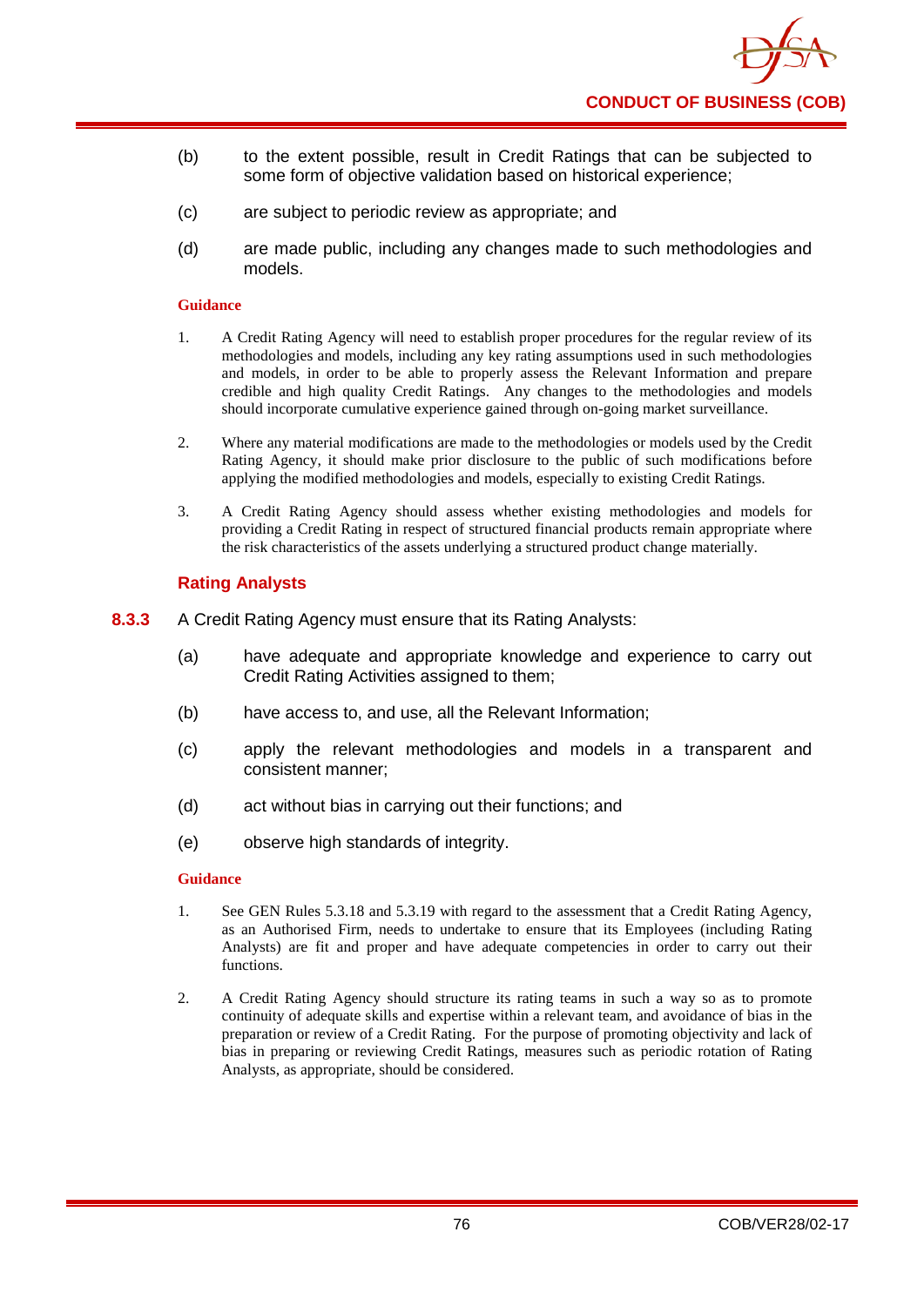(b) to the extent possible, result in Credit Ratings that can be subjected to some form of objective validation based on historical experience;

(c) are subject to periodic review as appropriate; and

(d) are made public, including any changes made to such methodologies and models.

**Guidance**

1. A Credit Rating Agency will need to establish proper procedures for the regular review of its methodologies and models, including any key rating assumptions used in such methodologies and models, in order to be able to properly assess the Relevant Information and prepare credible and high quality Credit Ratings. Any changes to the methodologies and models should incorporate cumulative experience gained through on-going market surveillance.

2. Where any material modifications are made to the methodologies or models used by the Credit Rating Agency, it should make prior disclosure to the public of such modifications before applying the modified methodologies and models, especially to existing Credit Ratings.

3. A Credit Rating Agency should assess whether existing methodologies and models for providing a Credit Rating in respect of structured financial products remain appropriate where the risk characteristics of the assets underlying a structured product change materially.

### Rating Analysts

**8.3.3** A Credit Rating Agency must ensure that its Rating Analysts:

(a) have adequate and appropriate knowledge and experience to carry out Credit Rating Activities assigned to them;

(b) have access to, and use, all the Relevant Information;

(c) apply the relevant methodologies and models in a transparent and consistent manner;

(d) act without bias in carrying out their functions; and

(e) observe high standards of integrity.

**Guidance**

1. See GEN Rules 5.3.18 and 5.3.19 with regard to the assessment that a Credit Rating Agency, as an Authorised Firm, needs to undertake to ensure that its Employees (including Rating Analysts) are fit and proper and have adequate competencies in order to carry out their functions.

2. A Credit Rating Agency should structure its rating teams in such a way so as to promote continuity of adequate skills and expertise within a relevant team, and avoidance of bias in the preparation or review of a Credit Rating. For the purpose of promoting objectivity and lack of bias in preparing or reviewing Credit Ratings, measures such as periodic rotation of Rating Analysts, as appropriate, should be considered.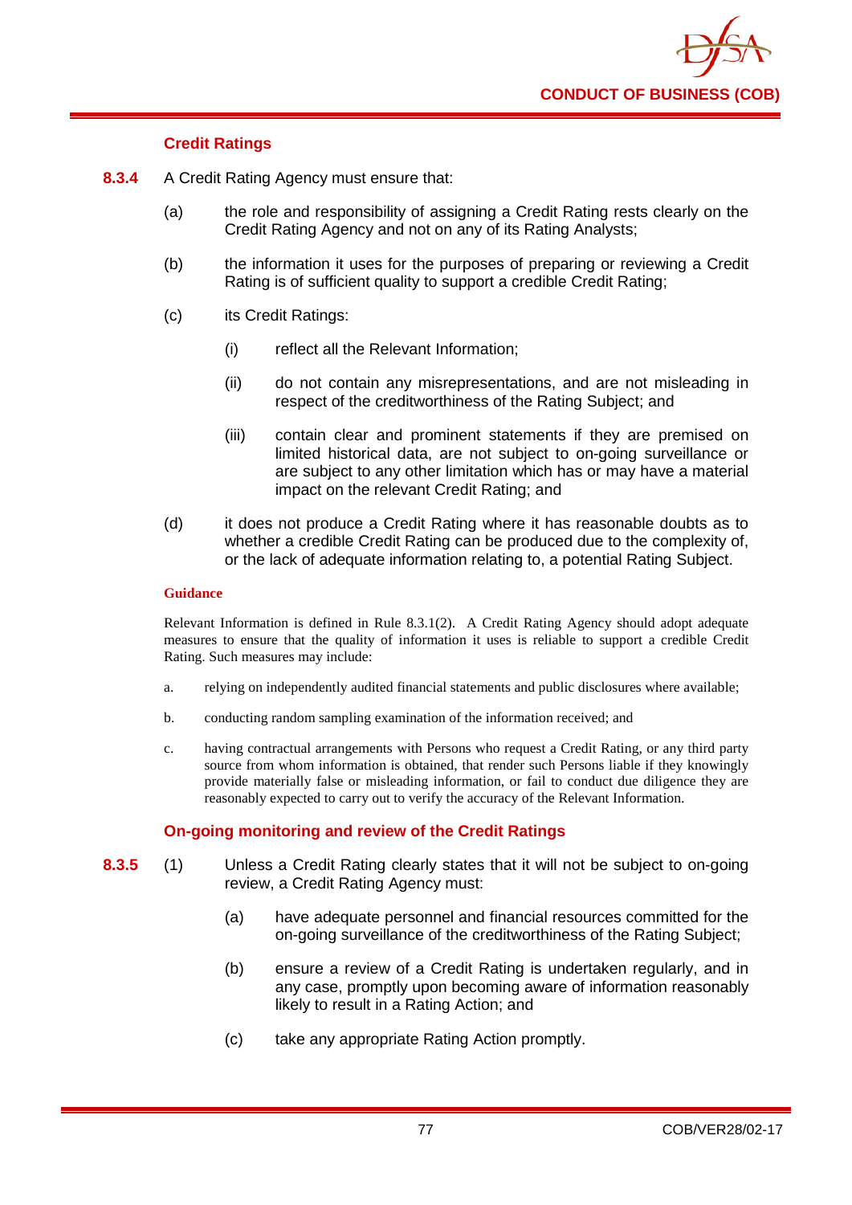### Credit Ratings

**8.3.4** A Credit Rating Agency must ensure that:

(a) the role and responsibility of assigning a Credit Rating rests clearly on the Credit Rating Agency and not on any of its Rating Analysts;

(b) the information it uses for the purposes of preparing or reviewing a Credit Rating is of sufficient quality to support a credible Credit Rating;

(c) its Credit Ratings:

(i) reflect all the Relevant Information;

(ii) do not contain any misrepresentations, and are not misleading in respect of the creditworthiness of the Rating Subject; and

(iii) contain clear and prominent statements if they are premised on limited historical data, are not subject to on-going surveillance or are subject to any other limitation which has or may have a material impact on the relevant Credit Rating; and

(d) it does not produce a Credit Rating where it has reasonable doubts as to whether a credible Credit Rating can be produced due to the complexity of, or the lack of adequate information relating to, a potential Rating Subject.

**Guidance**

Relevant Information is defined in Rule 8.3.1(2). A Credit Rating Agency should adopt adequate measures to ensure that the quality of information it uses is reliable to support a credible Credit Rating. Such measures may include:

a. relying on independently audited financial statements and public disclosures where available;

b. conducting random sampling examination of the information received; and

c. having contractual arrangements with Persons who request a Credit Rating, or any third party source from whom information is obtained, that render such Persons liable if they knowingly provide materially false or misleading information, or fail to conduct due diligence they are reasonably expected to carry out to verify the accuracy of the Relevant Information.

### On-going monitoring and review of the Credit Ratings

**8.3.5** (1) Unless a Credit Rating clearly states that it will not be subject to on-going review, a Credit Rating Agency must:

(a) have adequate personnel and financial resources committed for the on-going surveillance of the creditworthiness of the Rating Subject;

(b) ensure a review of a Credit Rating is undertaken regularly, and in any case, promptly upon becoming aware of information reasonably likely to result in a Rating Action; and

(c) take any appropriate Rating Action promptly.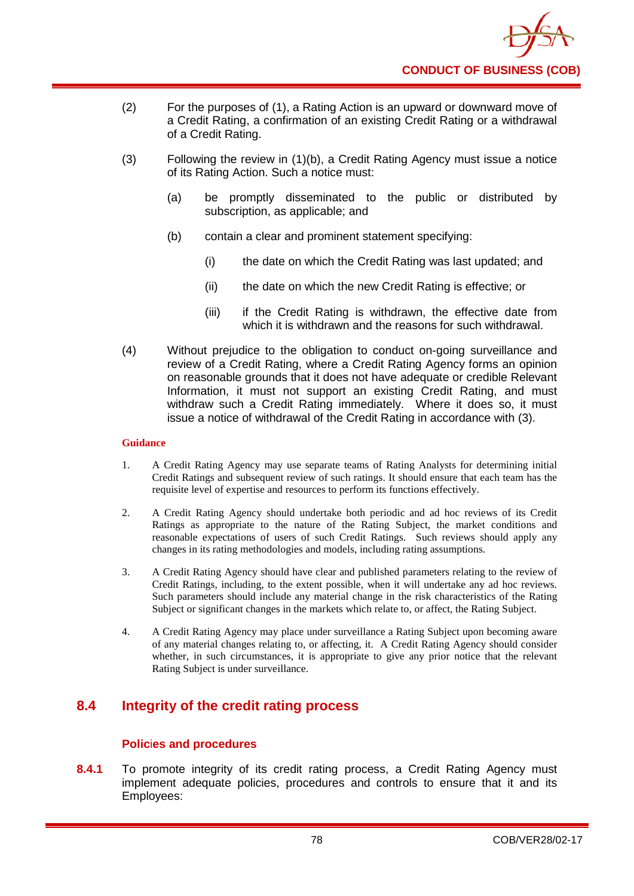(2) For the purposes of (1), a Rating Action is an upward or downward move of a Credit Rating, a confirmation of an existing Credit Rating or a withdrawal of a Credit Rating.

(3) Following the review in (1)(b), a Credit Rating Agency must issue a notice of its Rating Action. Such a notice must:

(a) be promptly disseminated to the public or distributed by subscription, as applicable; and

(b) contain a clear and prominent statement specifying:

(i) the date on which the Credit Rating was last updated; and

(ii) the date on which the new Credit Rating is effective; or

(iii) if the Credit Rating is withdrawn, the effective date from which it is withdrawn and the reasons for such withdrawal.

(4) Without prejudice to the obligation to conduct on-going surveillance and review of a Credit Rating, where a Credit Rating Agency forms an opinion on reasonable grounds that it does not have adequate or credible Relevant Information, it must not support an existing Credit Rating, and must withdraw such a Credit Rating immediately. Where it does so, it must issue a notice of withdrawal of the Credit Rating in accordance with (3).

**Guidance**

1. A Credit Rating Agency may use separate teams of Rating Analysts for determining initial Credit Ratings and subsequent review of such ratings. It should ensure that each team has the requisite level of expertise and resources to perform its functions effectively.

2. A Credit Rating Agency should undertake both periodic and ad hoc reviews of its Credit Ratings as appropriate to the nature of the Rating Subject, the market conditions and reasonable expectations of users of such Credit Ratings. Such reviews should apply any changes in its rating methodologies and models, including rating assumptions.

3. A Credit Rating Agency should have clear and published parameters relating to the review of Credit Ratings, including, to the extent possible, when it will undertake any ad hoc reviews. Such parameters should include any material change in the risk characteristics of the Rating Subject or significant changes in the markets which relate to, or affect, the Rating Subject.

4. A Credit Rating Agency may place under surveillance a Rating Subject upon becoming aware of any material changes relating to, or affecting, it. A Credit Rating Agency should consider whether, in such circumstances, it is appropriate to give any prior notice that the relevant Rating Subject is under surveillance.

## 8.4 Integrity of the credit rating process

### Policies and procedures

**8.4.1** To promote integrity of its credit rating process, a Credit Rating Agency must implement adequate policies, procedures and controls to ensure that it and its Employees: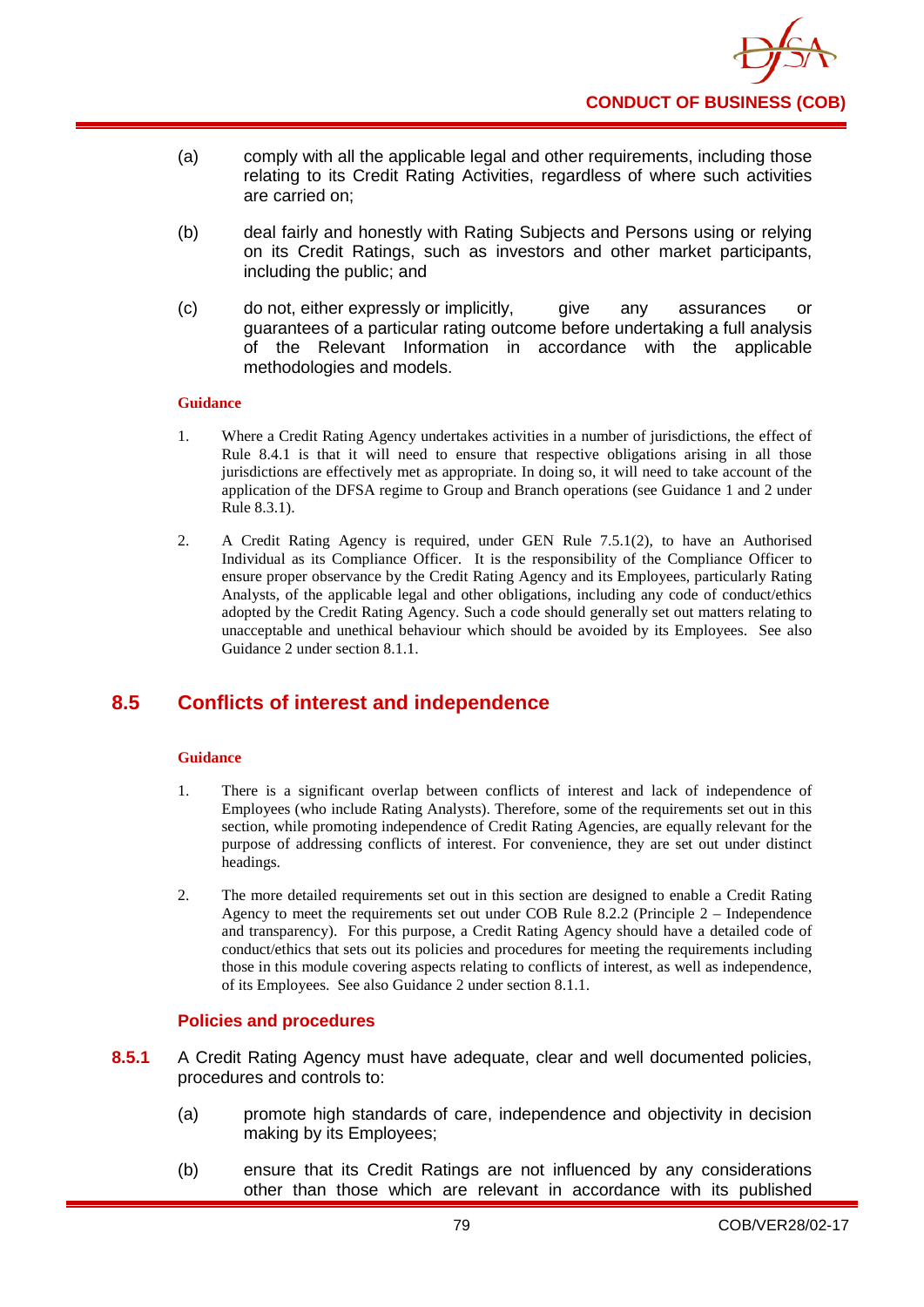(a) comply with all the applicable legal and other requirements, including those relating to its Credit Rating Activities, regardless of where such activities are carried on;

(b) deal fairly and honestly with Rating Subjects and Persons using or relying on its Credit Ratings, such as investors and other market participants, including the public; and

(c) do not, either expressly or implicitly, give any assurances or guarantees of a particular rating outcome before undertaking a full analysis of the Relevant Information in accordance with the applicable methodologies and models.

**Guidance**

1. Where a Credit Rating Agency undertakes activities in a number of jurisdictions, the effect of Rule 8.4.1 is that it will need to ensure that respective obligations arising in all those jurisdictions are effectively met as appropriate. In doing so, it will need to take account of the application of the DFSA regime to Group and Branch operations (see Guidance 1 and 2 under Rule 8.3.1).

2. A Credit Rating Agency is required, under GEN Rule 7.5.1(2), to have an Authorised Individual as its Compliance Officer. It is the responsibility of the Compliance Officer to ensure proper observance by the Credit Rating Agency and its Employees, particularly Rating Analysts, of the applicable legal and other obligations, including any code of conduct/ethics adopted by the Credit Rating Agency. Such a code should generally set out matters relating to unacceptable and unethical behaviour which should be avoided by its Employees. See also Guidance 2 under section 8.1.1.

## 8.5 Conflicts of interest and independence

**Guidance**

1. There is a significant overlap between conflicts of interest and lack of independence of Employees (who include Rating Analysts). Therefore, some of the requirements set out in this section, while promoting independence of Credit Rating Agencies, are equally relevant for the purpose of addressing conflicts of interest. For convenience, they are set out under distinct headings.

2. The more detailed requirements set out in this section are designed to enable a Credit Rating Agency to meet the requirements set out under COB Rule 8.2.2 (Principle 2 – Independence and transparency). For this purpose, a Credit Rating Agency should have a detailed code of conduct/ethics that sets out its policies and procedures for meeting the requirements including those in this module covering aspects relating to conflicts of interest, as well as independence, of its Employees. See also Guidance 2 under section 8.1.1.

### Policies and procedures

**8.5.1** A Credit Rating Agency must have adequate, clear and well documented policies, procedures and controls to:

(a) promote high standards of care, independence and objectivity in decision making by its Employees;

(b) ensure that its Credit Ratings are not influenced by any considerations other than those which are relevant in accordance with its published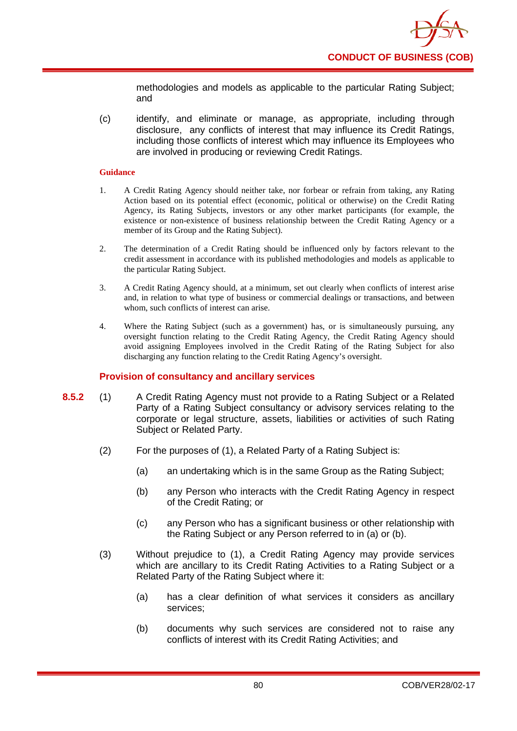methodologies and models as applicable to the particular Rating Subject; and

(c) identify, and eliminate or manage, as appropriate, including through disclosure, any conflicts of interest that may influence its Credit Ratings, including those conflicts of interest which may influence its Employees who are involved in producing or reviewing Credit Ratings.

**Guidance**

1. A Credit Rating Agency should neither take, nor forbear or refrain from taking, any Rating Action based on its potential effect (economic, political or otherwise) on the Credit Rating Agency, its Rating Subjects, investors or any other market participants (for example, the existence or non-existence of business relationship between the Credit Rating Agency or a member of its Group and the Rating Subject).

2. The determination of a Credit Rating should be influenced only by factors relevant to the credit assessment in accordance with its published methodologies and models as applicable to the particular Rating Subject.

3. A Credit Rating Agency should, at a minimum, set out clearly when conflicts of interest arise and, in relation to what type of business or commercial dealings or transactions, and between whom, such conflicts of interest can arise.

4. Where the Rating Subject (such as a government) has, or is simultaneously pursuing, any oversight function relating to the Credit Rating Agency, the Credit Rating Agency should avoid assigning Employees involved in the Credit Rating of the Rating Subject for also discharging any function relating to the Credit Rating Agency's oversight.

### Provision of consultancy and ancillary services

**8.5.2** (1) A Credit Rating Agency must not provide to a Rating Subject or a Related Party of a Rating Subject consultancy or advisory services relating to the corporate or legal structure, assets, liabilities or activities of such Rating Subject or Related Party.

(2) For the purposes of (1), a Related Party of a Rating Subject is:

(a) an undertaking which is in the same Group as the Rating Subject;

(b) any Person who interacts with the Credit Rating Agency in respect of the Credit Rating; or

(c) any Person who has a significant business or other relationship with the Rating Subject or any Person referred to in (a) or (b).

(3) Without prejudice to (1), a Credit Rating Agency may provide services which are ancillary to its Credit Rating Activities to a Rating Subject or a Related Party of the Rating Subject where it:

(a) has a clear definition of what services it considers as ancillary services;

(b) documents why such services are considered not to raise any conflicts of interest with its Credit Rating Activities; and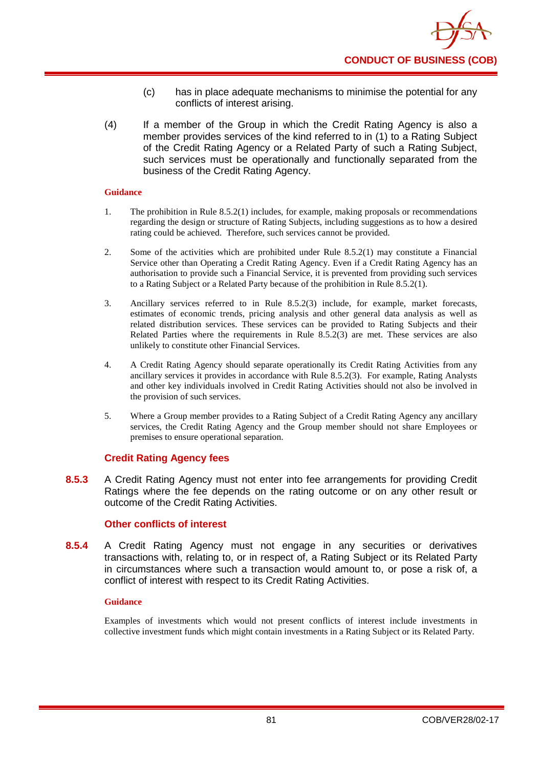(c) has in place adequate mechanisms to minimise the potential for any conflicts of interest arising.

(4) If a member of the Group in which the Credit Rating Agency is also a member provides services of the kind referred to in (1) to a Rating Subject of the Credit Rating Agency or a Related Party of such a Rating Subject, such services must be operationally and functionally separated from the business of the Credit Rating Agency.

**Guidance**

1. The prohibition in Rule 8.5.2(1) includes, for example, making proposals or recommendations regarding the design or structure of Rating Subjects, including suggestions as to how a desired rating could be achieved. Therefore, such services cannot be provided.

2. Some of the activities which are prohibited under Rule 8.5.2(1) may constitute a Financial Service other than Operating a Credit Rating Agency. Even if a Credit Rating Agency has an authorisation to provide such a Financial Service, it is prevented from providing such services to a Rating Subject or a Related Party because of the prohibition in Rule 8.5.2(1).

3. Ancillary services referred to in Rule 8.5.2(3) include, for example, market forecasts, estimates of economic trends, pricing analysis and other general data analysis as well as related distribution services. These services can be provided to Rating Subjects and their Related Parties where the requirements in Rule 8.5.2(3) are met. These services are also unlikely to constitute other Financial Services.

4. A Credit Rating Agency should separate operationally its Credit Rating Activities from any ancillary services it provides in accordance with Rule 8.5.2(3). For example, Rating Analysts and other key individuals involved in Credit Rating Activities should not also be involved in the provision of such services.

5. Where a Group member provides to a Rating Subject of a Credit Rating Agency any ancillary services, the Credit Rating Agency and the Group member should not share Employees or premises to ensure operational separation.

### Credit Rating Agency fees

**8.5.3** A Credit Rating Agency must not enter into fee arrangements for providing Credit Ratings where the fee depends on the rating outcome or on any other result or outcome of the Credit Rating Activities.

### Other conflicts of interest

**8.5.4** A Credit Rating Agency must not engage in any securities or derivatives transactions with, relating to, or in respect of, a Rating Subject or its Related Party in circumstances where such a transaction would amount to, or pose a risk of, a conflict of interest with respect to its Credit Rating Activities.

**Guidance**

Examples of investments which would not present conflicts of interest include investments in collective investment funds which might contain investments in a Rating Subject or its Related Party.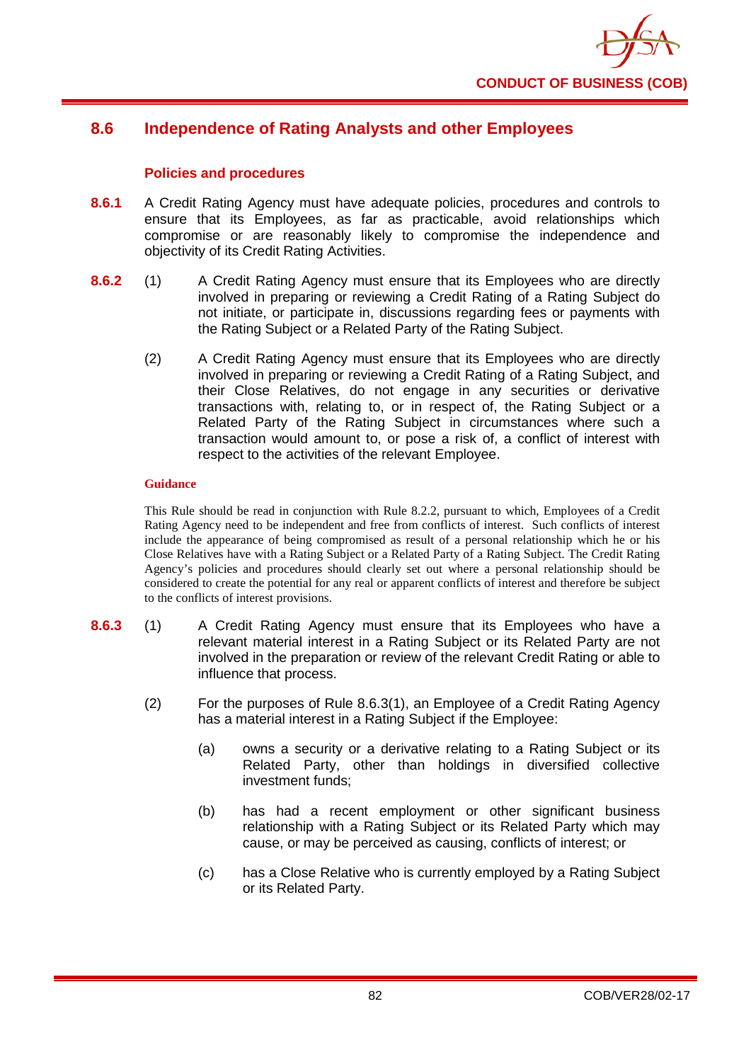## 8.6 Independence of Rating Analysts and other Employees

### Policies and procedures

**8.6.1** A Credit Rating Agency must have adequate policies, procedures and controls to ensure that its Employees, as far as practicable, avoid relationships which compromise or are reasonably likely to compromise the independence and objectivity of its Credit Rating Activities.

**8.6.2** (1) A Credit Rating Agency must ensure that its Employees who are directly involved in preparing or reviewing a Credit Rating of a Rating Subject do not initiate, or participate in, discussions regarding fees or payments with the Rating Subject or a Related Party of the Rating Subject.

(2) A Credit Rating Agency must ensure that its Employees who are directly involved in preparing or reviewing a Credit Rating of a Rating Subject, and their Close Relatives, do not engage in any securities or derivative transactions with, relating to, or in respect of, the Rating Subject or a Related Party of the Rating Subject in circumstances where such a transaction would amount to, or pose a risk of, a conflict of interest with respect to the activities of the relevant Employee.

**Guidance**

This Rule should be read in conjunction with Rule 8.2.2, pursuant to which, Employees of a Credit Rating Agency need to be independent and free from conflicts of interest. Such conflicts of interest include the appearance of being compromised as result of a personal relationship which he or his Close Relatives have with a Rating Subject or a Related Party of a Rating Subject. The Credit Rating Agency's policies and procedures should clearly set out where a personal relationship should be considered to create the potential for any real or apparent conflicts of interest and therefore be subject to the conflicts of interest provisions.

**8.6.3** (1) A Credit Rating Agency must ensure that its Employees who have a relevant material interest in a Rating Subject or its Related Party are not involved in the preparation or review of the relevant Credit Rating or able to influence that process.

(2) For the purposes of Rule 8.6.3(1), an Employee of a Credit Rating Agency has a material interest in a Rating Subject if the Employee:

(a) owns a security or a derivative relating to a Rating Subject or its Related Party, other than holdings in diversified collective investment funds;

(b) has had a recent employment or other significant business relationship with a Rating Subject or its Related Party which may cause, or may be perceived as causing, conflicts of interest; or

(c) has a Close Relative who is currently employed by a Rating Subject or its Related Party.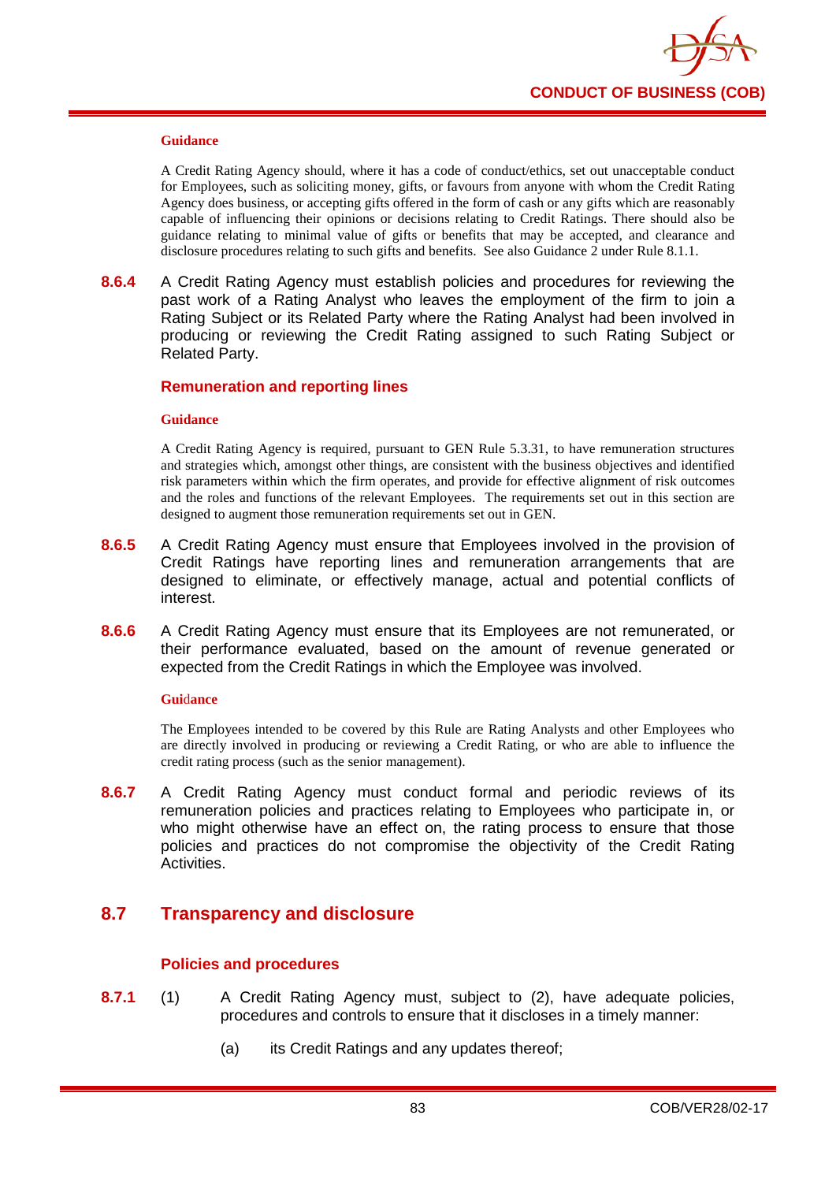**Guidance**

A Credit Rating Agency should, where it has a code of conduct/ethics, set out unacceptable conduct for Employees, such as soliciting money, gifts, or favours from anyone with whom the Credit Rating Agency does business, or accepting gifts offered in the form of cash or any gifts which are reasonably capable of influencing their opinions or decisions relating to Credit Ratings. There should also be guidance relating to minimal value of gifts or benefits that may be accepted, and clearance and disclosure procedures relating to such gifts and benefits. See also Guidance 2 under Rule 8.1.1.

**8.6.4** A Credit Rating Agency must establish policies and procedures for reviewing the past work of a Rating Analyst who leaves the employment of the firm to join a Rating Subject or its Related Party where the Rating Analyst had been involved in producing or reviewing the Credit Rating assigned to such Rating Subject or Related Party.

### Remuneration and reporting lines

**Guidance**

A Credit Rating Agency is required, pursuant to GEN Rule 5.3.31, to have remuneration structures and strategies which, amongst other things, are consistent with the business objectives and identified risk parameters within which the firm operates, and provide for effective alignment of risk outcomes and the roles and functions of the relevant Employees. The requirements set out in this section are designed to augment those remuneration requirements set out in GEN.

**8.6.5** A Credit Rating Agency must ensure that Employees involved in the provision of Credit Ratings have reporting lines and remuneration arrangements that are designed to eliminate, or effectively manage, actual and potential conflicts of interest.

**8.6.6** A Credit Rating Agency must ensure that its Employees are not remunerated, or their performance evaluated, based on the amount of revenue generated or expected from the Credit Ratings in which the Employee was involved.

**Guidance**

The Employees intended to be covered by this Rule are Rating Analysts and other Employees who are directly involved in producing or reviewing a Credit Rating, or who are able to influence the credit rating process (such as the senior management).

**8.6.7** A Credit Rating Agency must conduct formal and periodic reviews of its remuneration policies and practices relating to Employees who participate in, or who might otherwise have an effect on, the rating process to ensure that those policies and practices do not compromise the objectivity of the Credit Rating Activities.

## 8.7 Transparency and disclosure

### Policies and procedures

**8.7.1** (1) A Credit Rating Agency must, subject to (2), have adequate policies, procedures and controls to ensure that it discloses in a timely manner:

(a) its Credit Ratings and any updates thereof;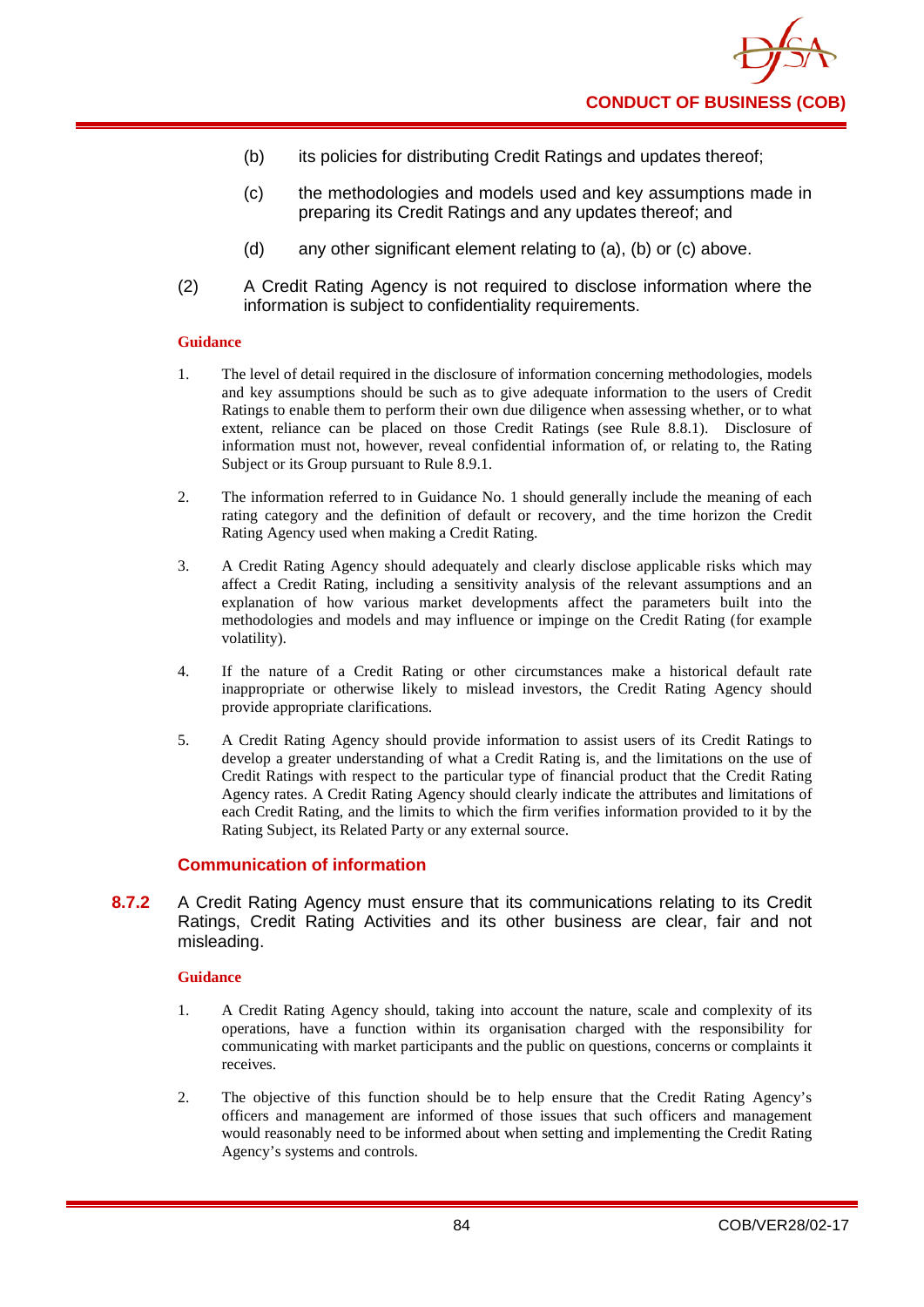(b) its policies for distributing Credit Ratings and updates thereof;

(c) the methodologies and models used and key assumptions made in preparing its Credit Ratings and any updates thereof; and

(d) any other significant element relating to (a), (b) or (c) above.

(2) A Credit Rating Agency is not required to disclose information where the information is subject to confidentiality requirements.

**Guidance**

1. The level of detail required in the disclosure of information concerning methodologies, models and key assumptions should be such as to give adequate information to the users of Credit Ratings to enable them to perform their own due diligence when assessing whether, or to what extent, reliance can be placed on those Credit Ratings (see Rule 8.8.1). Disclosure of information must not, however, reveal confidential information of, or relating to, the Rating Subject or its Group pursuant to Rule 8.9.1.

2. The information referred to in Guidance No. 1 should generally include the meaning of each rating category and the definition of default or recovery, and the time horizon the Credit Rating Agency used when making a Credit Rating.

3. A Credit Rating Agency should adequately and clearly disclose applicable risks which may affect a Credit Rating, including a sensitivity analysis of the relevant assumptions and an explanation of how various market developments affect the parameters built into the methodologies and models and may influence or impinge on the Credit Rating (for example volatility).

4. If the nature of a Credit Rating or other circumstances make a historical default rate inappropriate or otherwise likely to mislead investors, the Credit Rating Agency should provide appropriate clarifications.

5. A Credit Rating Agency should provide information to assist users of its Credit Ratings to develop a greater understanding of what a Credit Rating is, and the limitations on the use of Credit Ratings with respect to the particular type of financial product that the Credit Rating Agency rates. A Credit Rating Agency should clearly indicate the attributes and limitations of each Credit Rating, and the limits to which the firm verifies information provided to it by the Rating Subject, its Related Party or any external source.

### Communication of information

**8.7.2** A Credit Rating Agency must ensure that its communications relating to its Credit Ratings, Credit Rating Activities and its other business are clear, fair and not misleading.

**Guidance**

1. A Credit Rating Agency should, taking into account the nature, scale and complexity of its operations, have a function within its organisation charged with the responsibility for communicating with market participants and the public on questions, concerns or complaints it receives.

2. The objective of this function should be to help ensure that the Credit Rating Agency's officers and management are informed of those issues that such officers and management would reasonably need to be informed about when setting and implementing the Credit Rating Agency's systems and controls.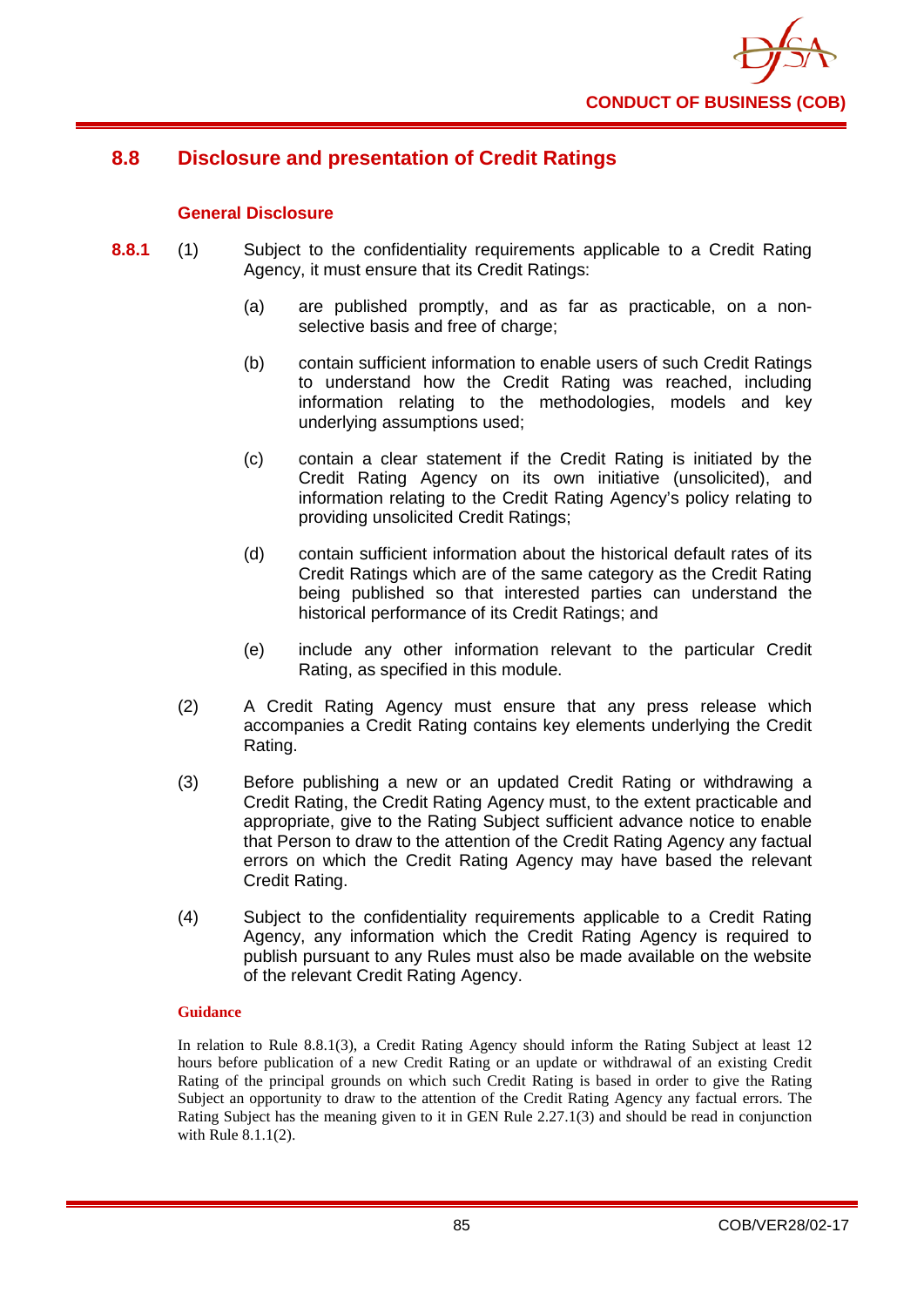## 8.8 Disclosure and presentation of Credit Ratings

### General Disclosure

**8.8.1** (1) Subject to the confidentiality requirements applicable to a Credit Rating Agency, it must ensure that its Credit Ratings:

(a) are published promptly, and as far as practicable, on a non-selective basis and free of charge;

(b) contain sufficient information to enable users of such Credit Ratings to understand how the Credit Rating was reached, including information relating to the methodologies, models and key underlying assumptions used;

(c) contain a clear statement if the Credit Rating is initiated by the Credit Rating Agency on its own initiative (unsolicited), and information relating to the Credit Rating Agency's policy relating to providing unsolicited Credit Ratings;

(d) contain sufficient information about the historical default rates of its Credit Ratings which are of the same category as the Credit Rating being published so that interested parties can understand the historical performance of its Credit Ratings; and

(e) include any other information relevant to the particular Credit Rating, as specified in this module.

(2) A Credit Rating Agency must ensure that any press release which accompanies a Credit Rating contains key elements underlying the Credit Rating.

(3) Before publishing a new or an updated Credit Rating or withdrawing a Credit Rating, the Credit Rating Agency must, to the extent practicable and appropriate, give to the Rating Subject sufficient advance notice to enable that Person to draw to the attention of the Credit Rating Agency any factual errors on which the Credit Rating Agency may have based the relevant Credit Rating.

(4) Subject to the confidentiality requirements applicable to a Credit Rating Agency, any information which the Credit Rating Agency is required to publish pursuant to any Rules must also be made available on the website of the relevant Credit Rating Agency.

**Guidance**

In relation to Rule 8.8.1(3), a Credit Rating Agency should inform the Rating Subject at least 12 hours before publication of a new Credit Rating or an update or withdrawal of an existing Credit Rating of the principal grounds on which such Credit Rating is based in order to give the Rating Subject an opportunity to draw to the attention of the Credit Rating Agency any factual errors. The Rating Subject has the meaning given to it in GEN Rule 2.27.1(3) and should be read in conjunction with Rule 8.1.1(2).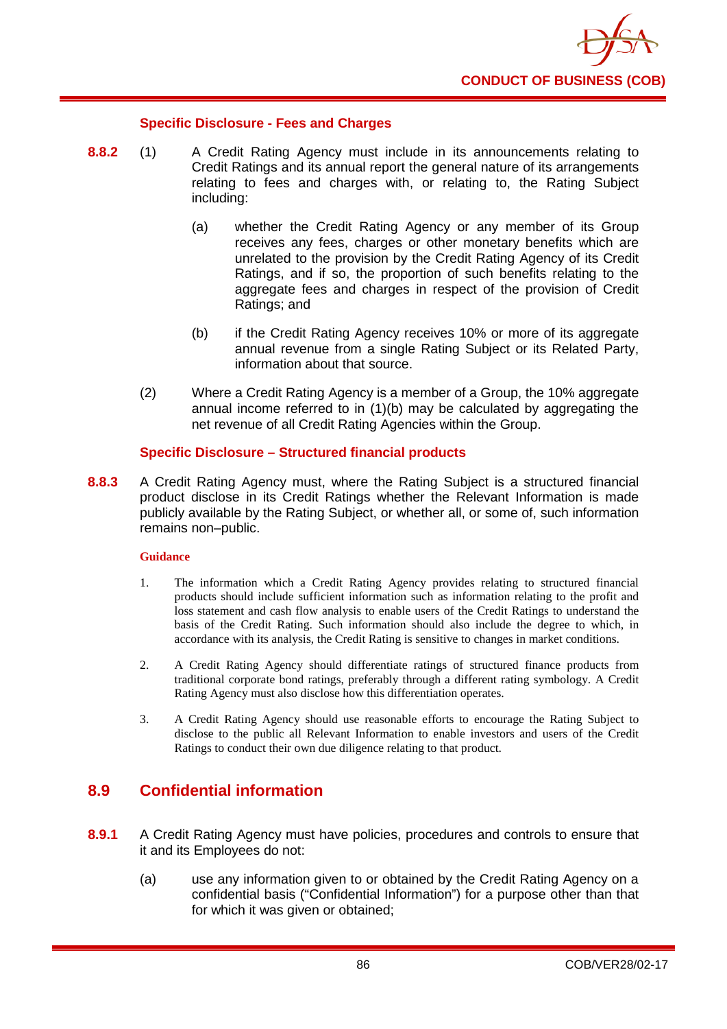### Specific Disclosure - Fees and Charges

**8.8.2** (1) A Credit Rating Agency must include in its announcements relating to Credit Ratings and its annual report the general nature of its arrangements relating to fees and charges with, or relating to, the Rating Subject including:

(a) whether the Credit Rating Agency or any member of its Group receives any fees, charges or other monetary benefits which are unrelated to the provision by the Credit Rating Agency of its Credit Ratings, and if so, the proportion of such benefits relating to the aggregate fees and charges in respect of the provision of Credit Ratings; and

(b) if the Credit Rating Agency receives 10% or more of its aggregate annual revenue from a single Rating Subject or its Related Party, information about that source.

(2) Where a Credit Rating Agency is a member of a Group, the 10% aggregate annual income referred to in (1)(b) may be calculated by aggregating the net revenue of all Credit Rating Agencies within the Group.

### Specific Disclosure – Structured financial products

**8.8.3** A Credit Rating Agency must, where the Rating Subject is a structured financial product disclose in its Credit Ratings whether the Relevant Information is made publicly available by the Rating Subject, or whether all, or some of, such information remains non–public.

**Guidance**

1. The information which a Credit Rating Agency provides relating to structured financial products should include sufficient information such as information relating to the profit and loss statement and cash flow analysis to enable users of the Credit Ratings to understand the basis of the Credit Rating. Such information should also include the degree to which, in accordance with its analysis, the Credit Rating is sensitive to changes in market conditions.

2. A Credit Rating Agency should differentiate ratings of structured finance products from traditional corporate bond ratings, preferably through a different rating symbology. A Credit Rating Agency must also disclose how this differentiation operates.

3. A Credit Rating Agency should use reasonable efforts to encourage the Rating Subject to disclose to the public all Relevant Information to enable investors and users of the Credit Ratings to conduct their own due diligence relating to that product.

## 8.9 Confidential information

**8.9.1** A Credit Rating Agency must have policies, procedures and controls to ensure that it and its Employees do not:

(a) use any information given to or obtained by the Credit Rating Agency on a confidential basis ("Confidential Information") for a purpose other than that for which it was given or obtained;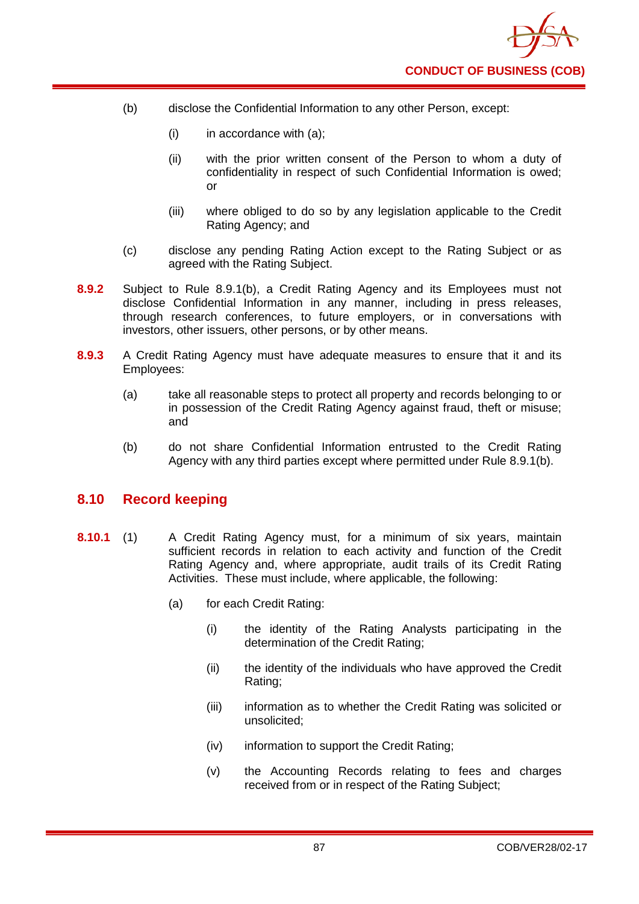(b) disclose the Confidential Information to any other Person, except:

   (i) in accordance with (a);

   (ii) with the prior written consent of the Person to whom a duty of confidentiality in respect of such Confidential Information is owed; or

   (iii) where obliged to do so by any legislation applicable to the Credit Rating Agency; and

(c) disclose any pending Rating Action except to the Rating Subject or as agreed with the Rating Subject.

**8.9.2** Subject to Rule 8.9.1(b), a Credit Rating Agency and its Employees must not disclose Confidential Information in any manner, including in press releases, through research conferences, to future employers, or in conversations with investors, other issuers, other persons, or by other means.

**8.9.3** A Credit Rating Agency must have adequate measures to ensure that it and its Employees:

(a) take all reasonable steps to protect all property and records belonging to or in possession of the Credit Rating Agency against fraud, theft or misuse; and

(b) do not share Confidential Information entrusted to the Credit Rating Agency with any third parties except where permitted under Rule 8.9.1(b).

## 8.10 Record keeping

**8.10.1** (1) A Credit Rating Agency must, for a minimum of six years, maintain sufficient records in relation to each activity and function of the Credit Rating Agency and, where appropriate, audit trails of its Credit Rating Activities. These must include, where applicable, the following:

(a) for each Credit Rating:

   (i) the identity of the Rating Analysts participating in the determination of the Credit Rating;

   (ii) the identity of the individuals who have approved the Credit Rating;

   (iii) information as to whether the Credit Rating was solicited or unsolicited;

   (iv) information to support the Credit Rating;

   (v) the Accounting Records relating to fees and charges received from or in respect of the Rating Subject;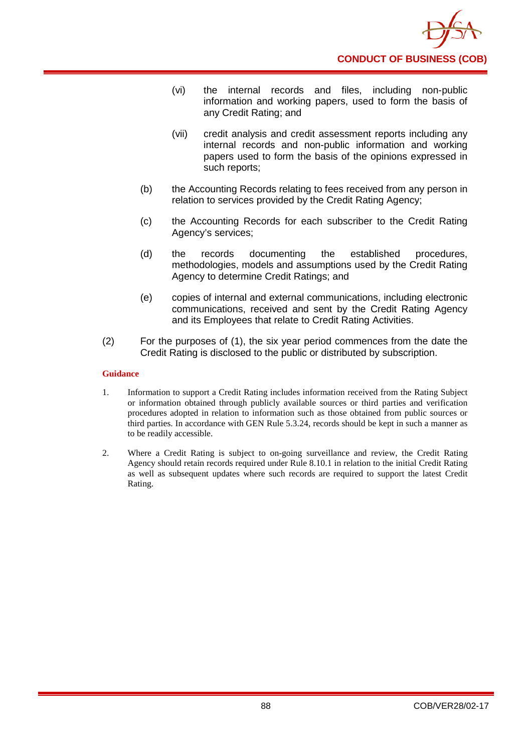(vi) the internal records and files, including non-public information and working papers, used to form the basis of any Credit Rating; and

(vii) credit analysis and credit assessment reports including any internal records and non-public information and working papers used to form the basis of the opinions expressed in such reports;

(b) the Accounting Records relating to fees received from any person in relation to services provided by the Credit Rating Agency;

(c) the Accounting Records for each subscriber to the Credit Rating Agency's services;

(d) the records documenting the established procedures, methodologies, models and assumptions used by the Credit Rating Agency to determine Credit Ratings; and

(e) copies of internal and external communications, including electronic communications, received and sent by the Credit Rating Agency and its Employees that relate to Credit Rating Activities.

(2) For the purposes of (1), the six year period commences from the date the Credit Rating is disclosed to the public or distributed by subscription.

**Guidance**

1. Information to support a Credit Rating includes information received from the Rating Subject or information obtained through publicly available sources or third parties and verification procedures adopted in relation to information such as those obtained from public sources or third parties. In accordance with GEN Rule 5.3.24, records should be kept in such a manner as to be readily accessible.

2. Where a Credit Rating is subject to on-going surveillance and review, the Credit Rating Agency should retain records required under Rule 8.10.1 in relation to the initial Credit Rating as well as subsequent updates where such records are required to support the latest Credit Rating.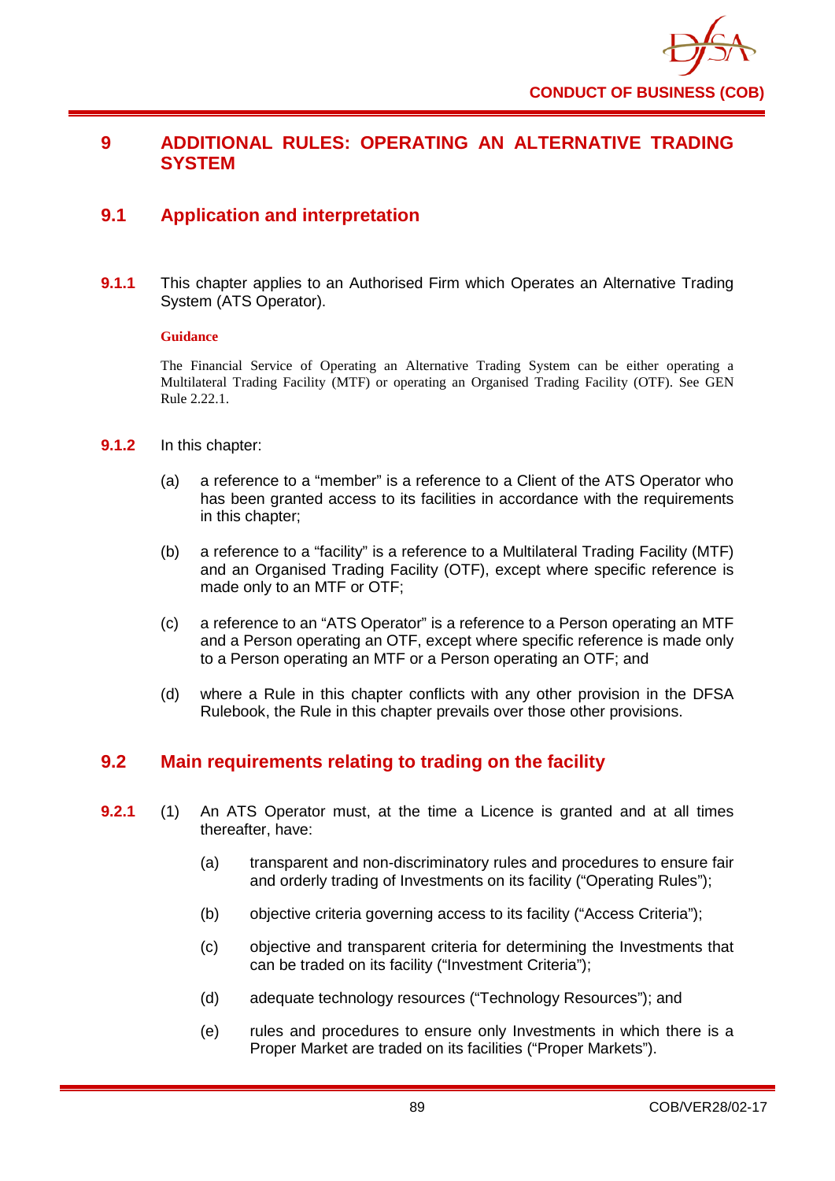# 9 ADDITIONAL RULES: OPERATING AN ALTERNATIVE TRADING SYSTEM

## 9.1 Application and interpretation

**9.1.1** This chapter applies to an Authorised Firm which Operates an Alternative Trading System (ATS Operator).

**Guidance**

The Financial Service of Operating an Alternative Trading System can be either operating a Multilateral Trading Facility (MTF) or operating an Organised Trading Facility (OTF). See GEN Rule 2.22.1.

**9.1.2** In this chapter:

(a) a reference to a "member" is a reference to a Client of the ATS Operator who has been granted access to its facilities in accordance with the requirements in this chapter;

(b) a reference to a "facility" is a reference to a Multilateral Trading Facility (MTF) and an Organised Trading Facility (OTF), except where specific reference is made only to an MTF or OTF;

(c) a reference to an "ATS Operator" is a reference to a Person operating an MTF and a Person operating an OTF, except where specific reference is made only to a Person operating an MTF or a Person operating an OTF; and

(d) where a Rule in this chapter conflicts with any other provision in the DFSA Rulebook, the Rule in this chapter prevails over those other provisions.

## 9.2 Main requirements relating to trading on the facility

**9.2.1** (1) An ATS Operator must, at the time a Licence is granted and at all times thereafter, have:

(a) transparent and non-discriminatory rules and procedures to ensure fair and orderly trading of Investments on its facility ("Operating Rules");

(b) objective criteria governing access to its facility ("Access Criteria");

(c) objective and transparent criteria for determining the Investments that can be traded on its facility ("Investment Criteria");

(d) adequate technology resources ("Technology Resources"); and

(e) rules and procedures to ensure only Investments in which there is a Proper Market are traded on its facilities ("Proper Markets").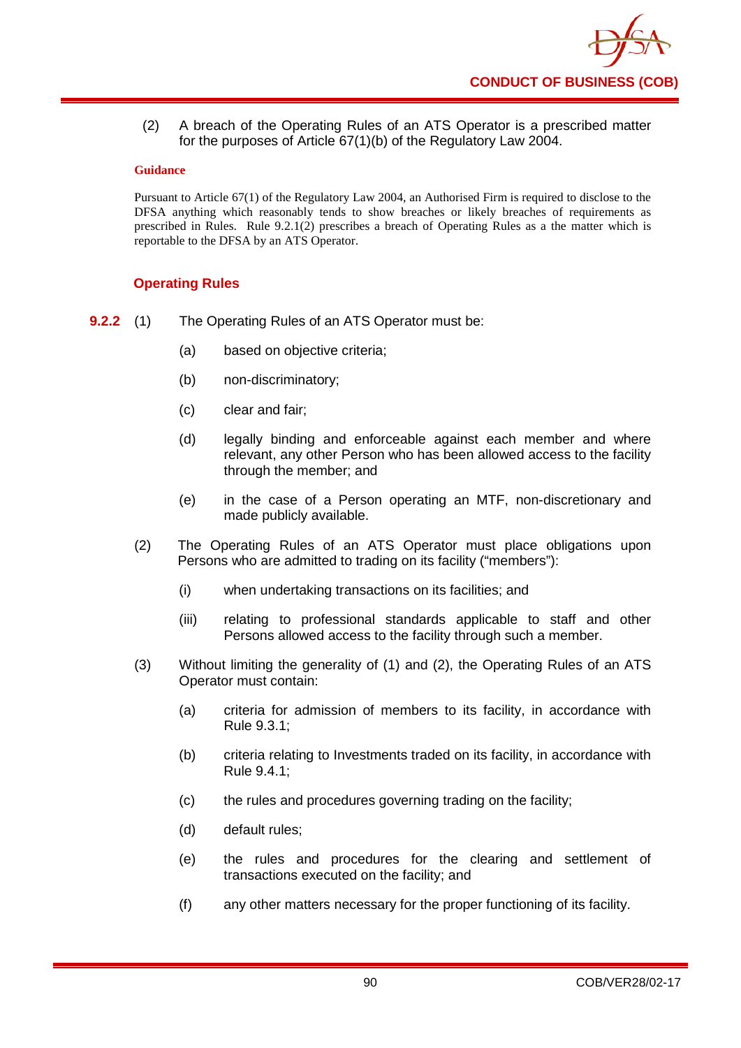(2) A breach of the Operating Rules of an ATS Operator is a prescribed matter for the purposes of Article 67(1)(b) of the Regulatory Law 2004.

**Guidance**

Pursuant to Article 67(1) of the Regulatory Law 2004, an Authorised Firm is required to disclose to the DFSA anything which reasonably tends to show breaches or likely breaches of requirements as prescribed in Rules. Rule 9.2.1(2) prescribes a breach of Operating Rules as a the matter which is reportable to the DFSA by an ATS Operator.

### Operating Rules

**9.2.2** (1) The Operating Rules of an ATS Operator must be:

- (a) based on objective criteria;
- (b) non-discriminatory;
- (c) clear and fair;
- (d) legally binding and enforceable against each member and where relevant, any other Person who has been allowed access to the facility through the member; and
- (e) in the case of a Person operating an MTF, non-discretionary and made publicly available.

(2) The Operating Rules of an ATS Operator must place obligations upon Persons who are admitted to trading on its facility ("members"):

- (i) when undertaking transactions on its facilities; and
- (iii) relating to professional standards applicable to staff and other Persons allowed access to the facility through such a member.

(3) Without limiting the generality of (1) and (2), the Operating Rules of an ATS Operator must contain:

- (a) criteria for admission of members to its facility, in accordance with Rule 9.3.1;
- (b) criteria relating to Investments traded on its facility, in accordance with Rule 9.4.1;
- (c) the rules and procedures governing trading on the facility;
- (d) default rules;
- (e) the rules and procedures for the clearing and settlement of transactions executed on the facility; and
- (f) any other matters necessary for the proper functioning of its facility.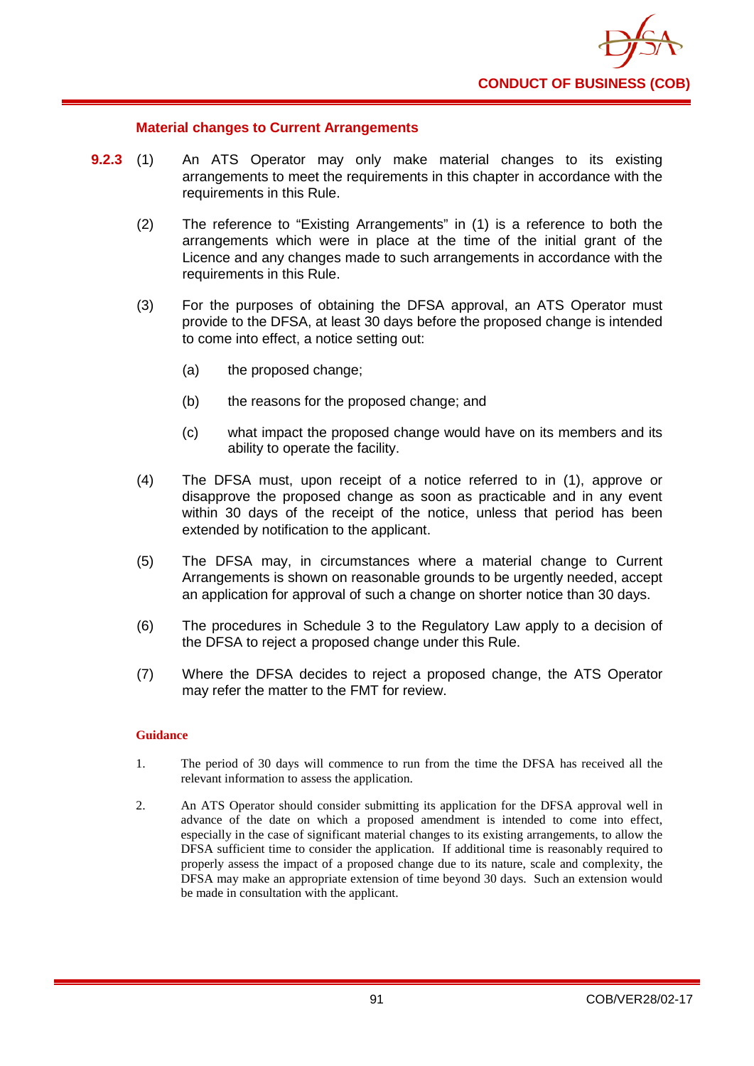### Material changes to Current Arrangements

**9.2.3** (1) An ATS Operator may only make material changes to its existing arrangements to meet the requirements in this chapter in accordance with the requirements in this Rule.

(2) The reference to "Existing Arrangements" in (1) is a reference to both the arrangements which were in place at the time of the initial grant of the Licence and any changes made to such arrangements in accordance with the requirements in this Rule.

(3) For the purposes of obtaining the DFSA approval, an ATS Operator must provide to the DFSA, at least 30 days before the proposed change is intended to come into effect, a notice setting out:

(a) the proposed change;

(b) the reasons for the proposed change; and

(c) what impact the proposed change would have on its members and its ability to operate the facility.

(4) The DFSA must, upon receipt of a notice referred to in (1), approve or disapprove the proposed change as soon as practicable and in any event within 30 days of the receipt of the notice, unless that period has been extended by notification to the applicant.

(5) The DFSA may, in circumstances where a material change to Current Arrangements is shown on reasonable grounds to be urgently needed, accept an application for approval of such a change on shorter notice than 30 days.

(6) The procedures in Schedule 3 to the Regulatory Law apply to a decision of the DFSA to reject a proposed change under this Rule.

(7) Where the DFSA decides to reject a proposed change, the ATS Operator may refer the matter to the FMT for review.

**Guidance**

1. The period of 30 days will commence to run from the time the DFSA has received all the relevant information to assess the application.

2. An ATS Operator should consider submitting its application for the DFSA approval well in advance of the date on which a proposed amendment is intended to come into effect, especially in the case of significant material changes to its existing arrangements, to allow the DFSA sufficient time to consider the application. If additional time is reasonably required to properly assess the impact of a proposed change due to its nature, scale and complexity, the DFSA may make an appropriate extension of time beyond 30 days. Such an extension would be made in consultation with the applicant.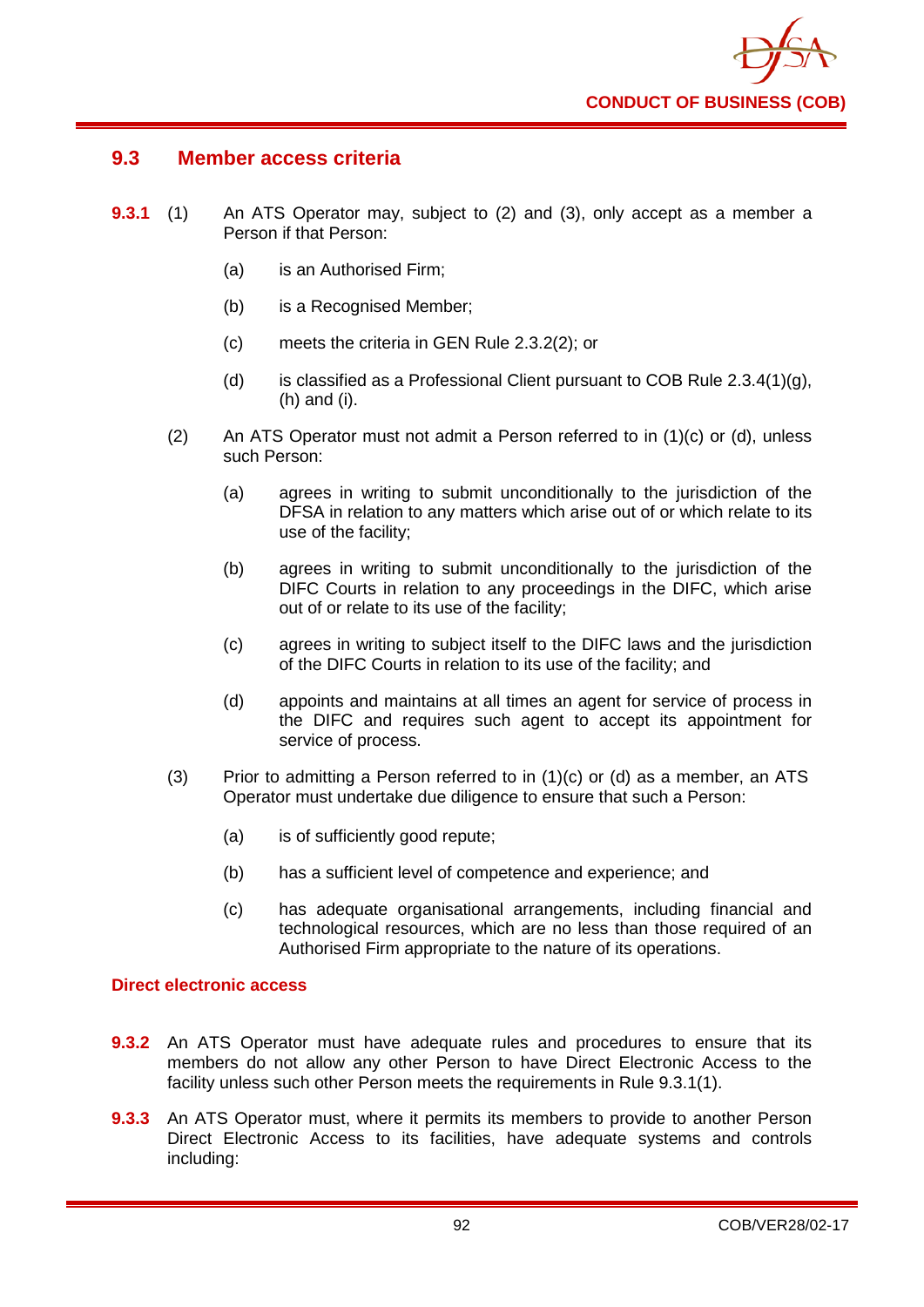## 9.3 Member access criteria

**9.3.1** (1) An ATS Operator may, subject to (2) and (3), only accept as a member a Person if that Person:

(a) is an Authorised Firm;

(b) is a Recognised Member;

(c) meets the criteria in GEN Rule 2.3.2(2); or

(d) is classified as a Professional Client pursuant to COB Rule 2.3.4(1)(g), (h) and (i).

(2) An ATS Operator must not admit a Person referred to in (1)(c) or (d), unless such Person:

(a) agrees in writing to submit unconditionally to the jurisdiction of the DFSA in relation to any matters which arise out of or which relate to its use of the facility;

(b) agrees in writing to submit unconditionally to the jurisdiction of the DIFC Courts in relation to any proceedings in the DIFC, which arise out of or relate to its use of the facility;

(c) agrees in writing to subject itself to the DIFC laws and the jurisdiction of the DIFC Courts in relation to its use of the facility; and

(d) appoints and maintains at all times an agent for service of process in the DIFC and requires such agent to accept its appointment for service of process.

(3) Prior to admitting a Person referred to in (1)(c) or (d) as a member, an ATS Operator must undertake due diligence to ensure that such a Person:

(a) is of sufficiently good repute;

(b) has a sufficient level of competence and experience; and

(c) has adequate organisational arrangements, including financial and technological resources, which are no less than those required of an Authorised Firm appropriate to the nature of its operations.

### Direct electronic access

**9.3.2** An ATS Operator must have adequate rules and procedures to ensure that its members do not allow any other Person to have Direct Electronic Access to the facility unless such other Person meets the requirements in Rule 9.3.1(1).

**9.3.3** An ATS Operator must, where it permits its members to provide to another Person Direct Electronic Access to its facilities, have adequate systems and controls including: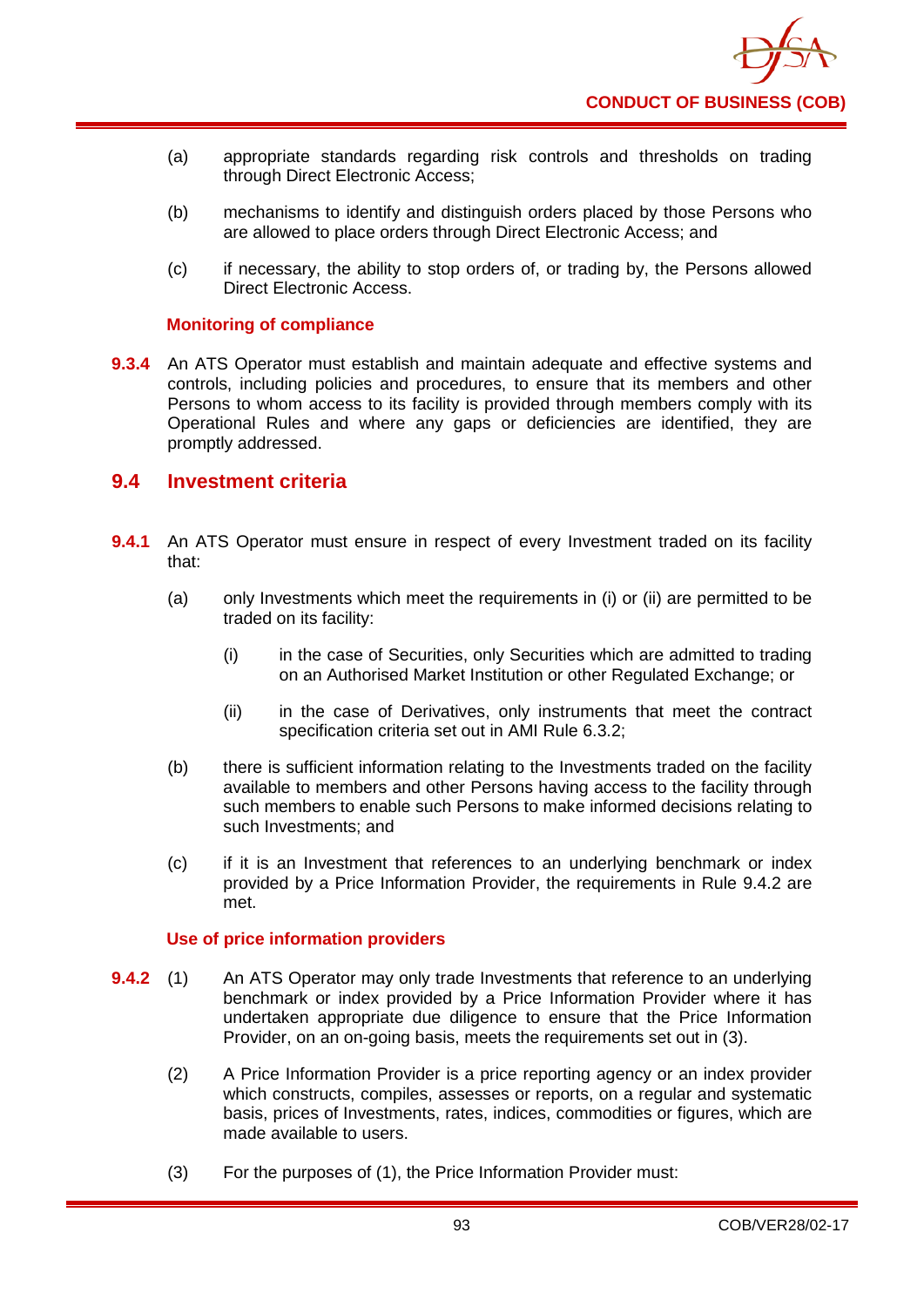(a) appropriate standards regarding risk controls and thresholds on trading through Direct Electronic Access;

(b) mechanisms to identify and distinguish orders placed by those Persons who are allowed to place orders through Direct Electronic Access; and

(c) if necessary, the ability to stop orders of, or trading by, the Persons allowed Direct Electronic Access.

**Monitoring of compliance**

**9.3.4** An ATS Operator must establish and maintain adequate and effective systems and controls, including policies and procedures, to ensure that its members and other Persons to whom access to its facility is provided through members comply with its Operational Rules and where any gaps or deficiencies are identified, they are promptly addressed.

## 9.4 Investment criteria

**9.4.1** An ATS Operator must ensure in respect of every Investment traded on its facility that:

(a) only Investments which meet the requirements in (i) or (ii) are permitted to be traded on its facility:

(i) in the case of Securities, only Securities which are admitted to trading on an Authorised Market Institution or other Regulated Exchange; or

(ii) in the case of Derivatives, only instruments that meet the contract specification criteria set out in AMI Rule 6.3.2;

(b) there is sufficient information relating to the Investments traded on the facility available to members and other Persons having access to the facility through such members to enable such Persons to make informed decisions relating to such Investments; and

(c) if it is an Investment that references to an underlying benchmark or index provided by a Price Information Provider, the requirements in Rule 9.4.2 are met.

**Use of price information providers**

**9.4.2** (1) An ATS Operator may only trade Investments that reference to an underlying benchmark or index provided by a Price Information Provider where it has undertaken appropriate due diligence to ensure that the Price Information Provider, on an on-going basis, meets the requirements set out in (3).

(2) A Price Information Provider is a price reporting agency or an index provider which constructs, compiles, assesses or reports, on a regular and systematic basis, prices of Investments, rates, indices, commodities or figures, which are made available to users.

(3) For the purposes of (1), the Price Information Provider must: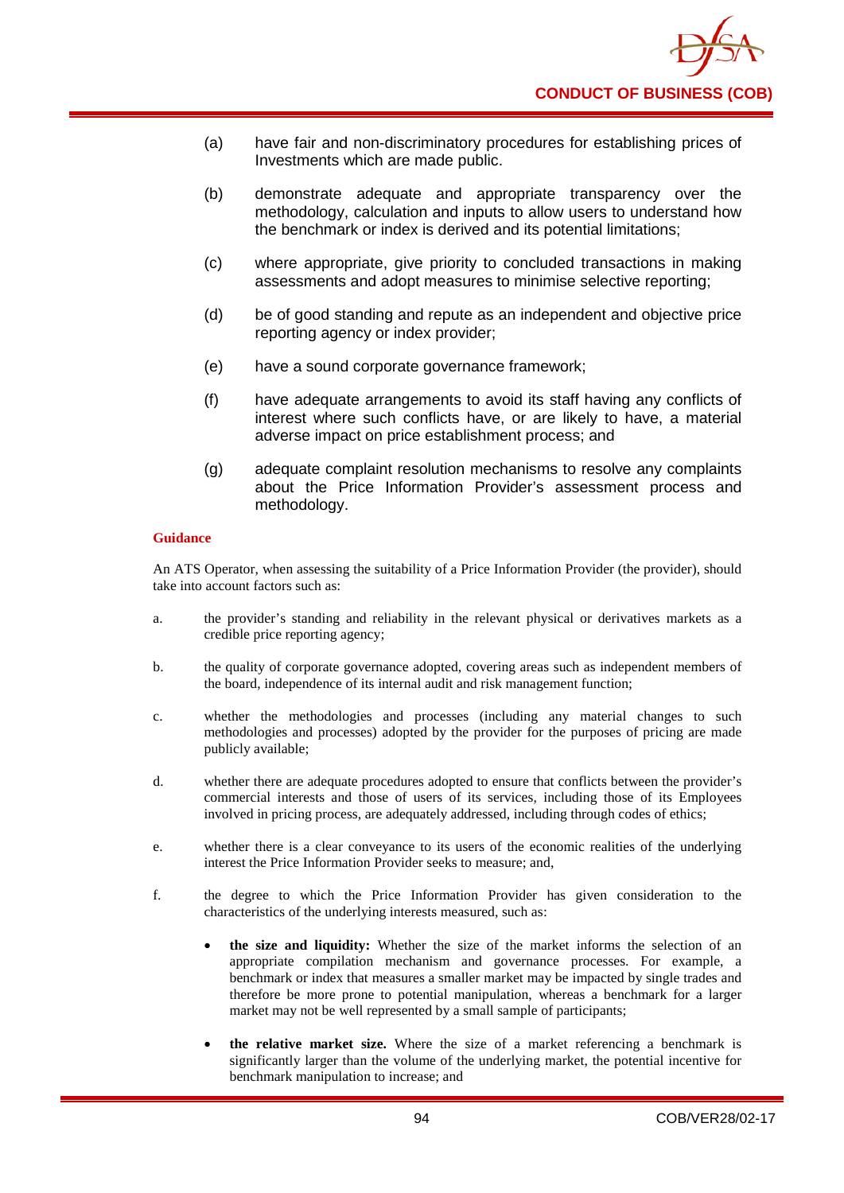(a) have fair and non-discriminatory procedures for establishing prices of Investments which are made public.

(b) demonstrate adequate and appropriate transparency over the methodology, calculation and inputs to allow users to understand how the benchmark or index is derived and its potential limitations;

(c) where appropriate, give priority to concluded transactions in making assessments and adopt measures to minimise selective reporting;

(d) be of good standing and repute as an independent and objective price reporting agency or index provider;

(e) have a sound corporate governance framework;

(f) have adequate arrangements to avoid its staff having any conflicts of interest where such conflicts have, or are likely to have, a material adverse impact on price establishment process; and

(g) adequate complaint resolution mechanisms to resolve any complaints about the Price Information Provider's assessment process and methodology.

**Guidance**

An ATS Operator, when assessing the suitability of a Price Information Provider (the provider), should take into account factors such as:

a. the provider's standing and reliability in the relevant physical or derivatives markets as a credible price reporting agency;

b. the quality of corporate governance adopted, covering areas such as independent members of the board, independence of its internal audit and risk management function;

c. whether the methodologies and processes (including any material changes to such methodologies and processes) adopted by the provider for the purposes of pricing are made publicly available;

d. whether there are adequate procedures adopted to ensure that conflicts between the provider's commercial interests and those of users of its services, including those of its Employees involved in pricing process, are adequately addressed, including through codes of ethics;

e. whether there is a clear conveyance to its users of the economic realities of the underlying interest the Price Information Provider seeks to measure; and,

f. the degree to which the Price Information Provider has given consideration to the characteristics of the underlying interests measured, such as:

- **the size and liquidity:** Whether the size of the market informs the selection of an appropriate compilation mechanism and governance processes. For example, a benchmark or index that measures a smaller market may be impacted by single trades and therefore be more prone to potential manipulation, whereas a benchmark for a larger market may not be well represented by a small sample of participants;
- **the relative market size.** Where the size of a market referencing a benchmark is significantly larger than the volume of the underlying market, the potential incentive for benchmark manipulation to increase; and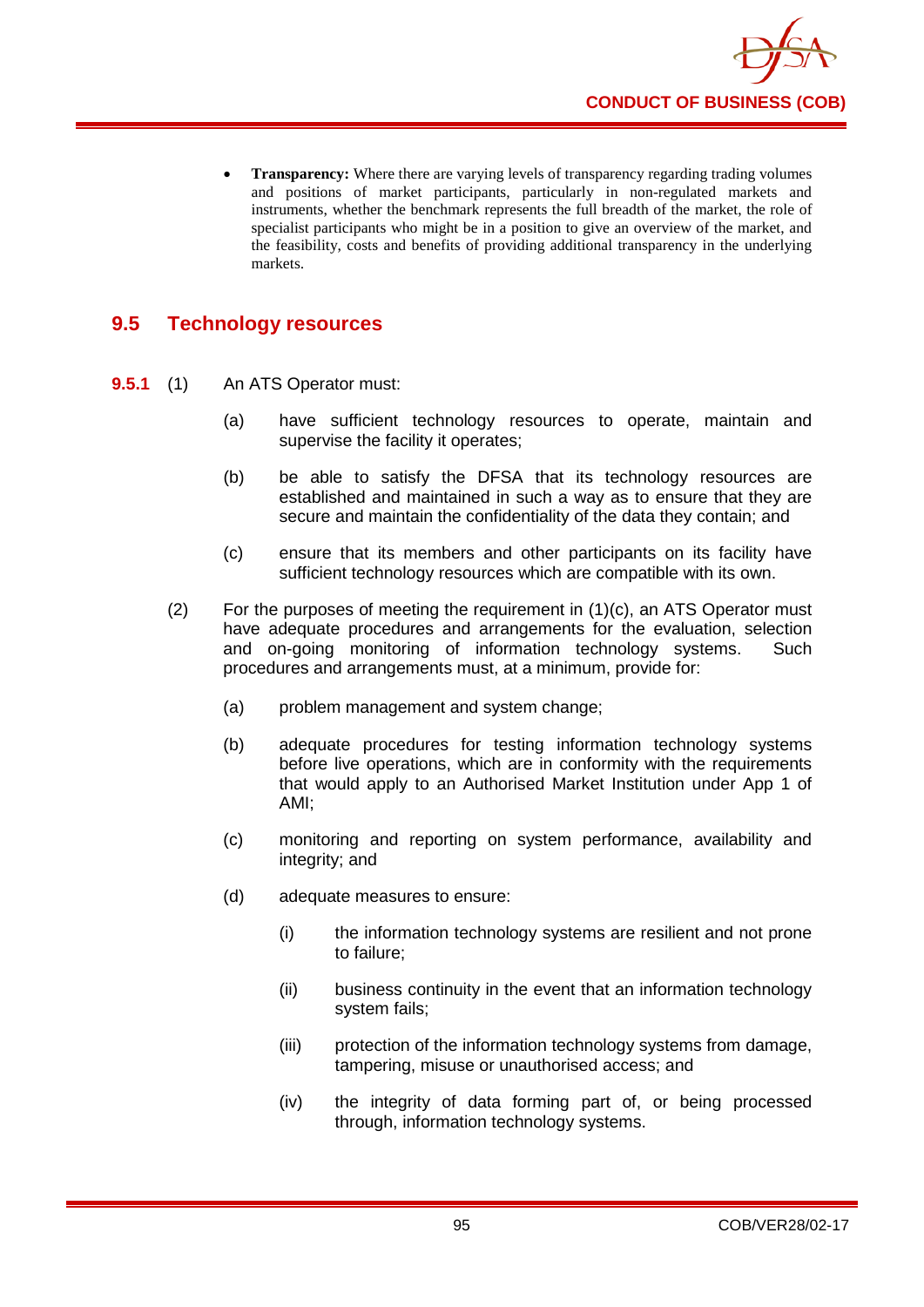- **Transparency:** Where there are varying levels of transparency regarding trading volumes and positions of market participants, particularly in non-regulated markets and instruments, whether the benchmark represents the full breadth of the market, the role of specialist participants who might be in a position to give an overview of the market, and the feasibility, costs and benefits of providing additional transparency in the underlying markets.

## 9.5 Technology resources

**9.5.1** (1) An ATS Operator must:

(a) have sufficient technology resources to operate, maintain and supervise the facility it operates;

(b) be able to satisfy the DFSA that its technology resources are established and maintained in such a way as to ensure that they are secure and maintain the confidentiality of the data they contain; and

(c) ensure that its members and other participants on its facility have sufficient technology resources which are compatible with its own.

(2) For the purposes of meeting the requirement in (1)(c), an ATS Operator must have adequate procedures and arrangements for the evaluation, selection and on-going monitoring of information technology systems. Such procedures and arrangements must, at a minimum, provide for:

(a) problem management and system change;

(b) adequate procedures for testing information technology systems before live operations, which are in conformity with the requirements that would apply to an Authorised Market Institution under App 1 of AMI;

(c) monitoring and reporting on system performance, availability and integrity; and

(d) adequate measures to ensure:

(i) the information technology systems are resilient and not prone to failure;

(ii) business continuity in the event that an information technology system fails;

(iii) protection of the information technology systems from damage, tampering, misuse or unauthorised access; and

(iv) the integrity of data forming part of, or being processed through, information technology systems.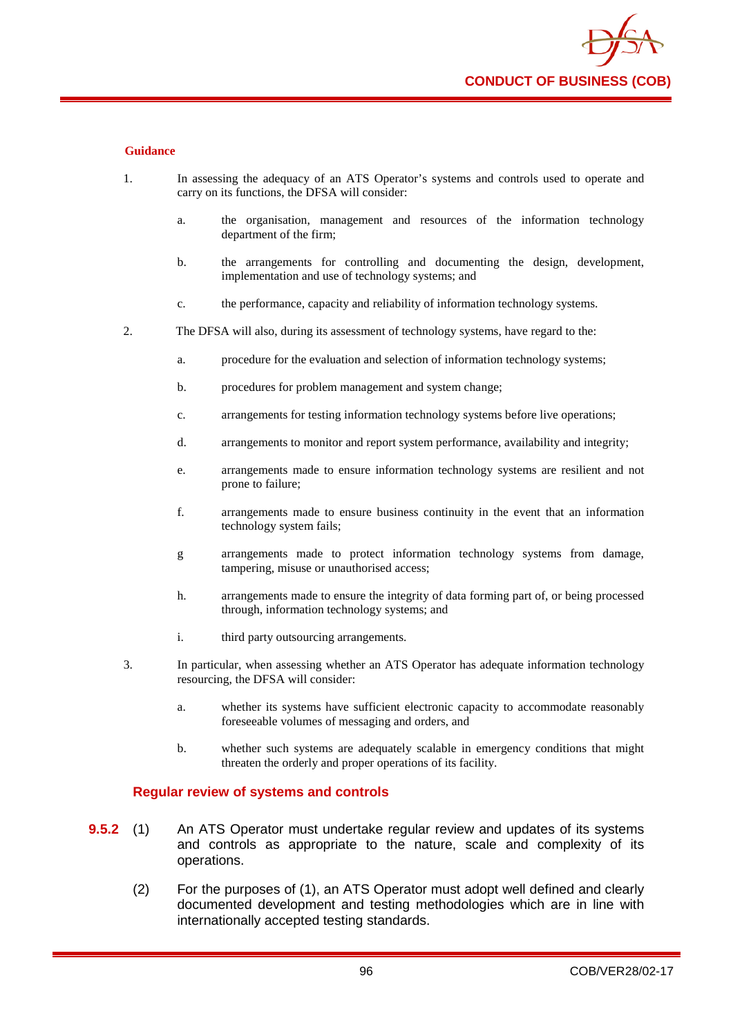#### Guidance

1. In assessing the adequacy of an ATS Operator's systems and controls used to operate and carry on its functions, the DFSA will consider:

   a. the organisation, management and resources of the information technology department of the firm;

   b. the arrangements for controlling and documenting the design, development, implementation and use of technology systems; and

   c. the performance, capacity and reliability of information technology systems.

2. The DFSA will also, during its assessment of technology systems, have regard to the:

   a. procedure for the evaluation and selection of information technology systems;

   b. procedures for problem management and system change;

   c. arrangements for testing information technology systems before live operations;

   d. arrangements to monitor and report system performance, availability and integrity;

   e. arrangements made to ensure information technology systems are resilient and not prone to failure;

   f. arrangements made to ensure business continuity in the event that an information technology system fails;

   g arrangements made to protect information technology systems from damage, tampering, misuse or unauthorised access;

   h. arrangements made to ensure the integrity of data forming part of, or being processed through, information technology systems; and

   i. third party outsourcing arrangements.

3. In particular, when assessing whether an ATS Operator has adequate information technology resourcing, the DFSA will consider:

   a. whether its systems have sufficient electronic capacity to accommodate reasonably foreseeable volumes of messaging and orders, and

   b. whether such systems are adequately scalable in emergency conditions that might threaten the orderly and proper operations of its facility.

### Regular review of systems and controls

**9.5.2** (1) An ATS Operator must undertake regular review and updates of its systems and controls as appropriate to the nature, scale and complexity of its operations.

(2) For the purposes of (1), an ATS Operator must adopt well defined and clearly documented development and testing methodologies which are in line with internationally accepted testing standards.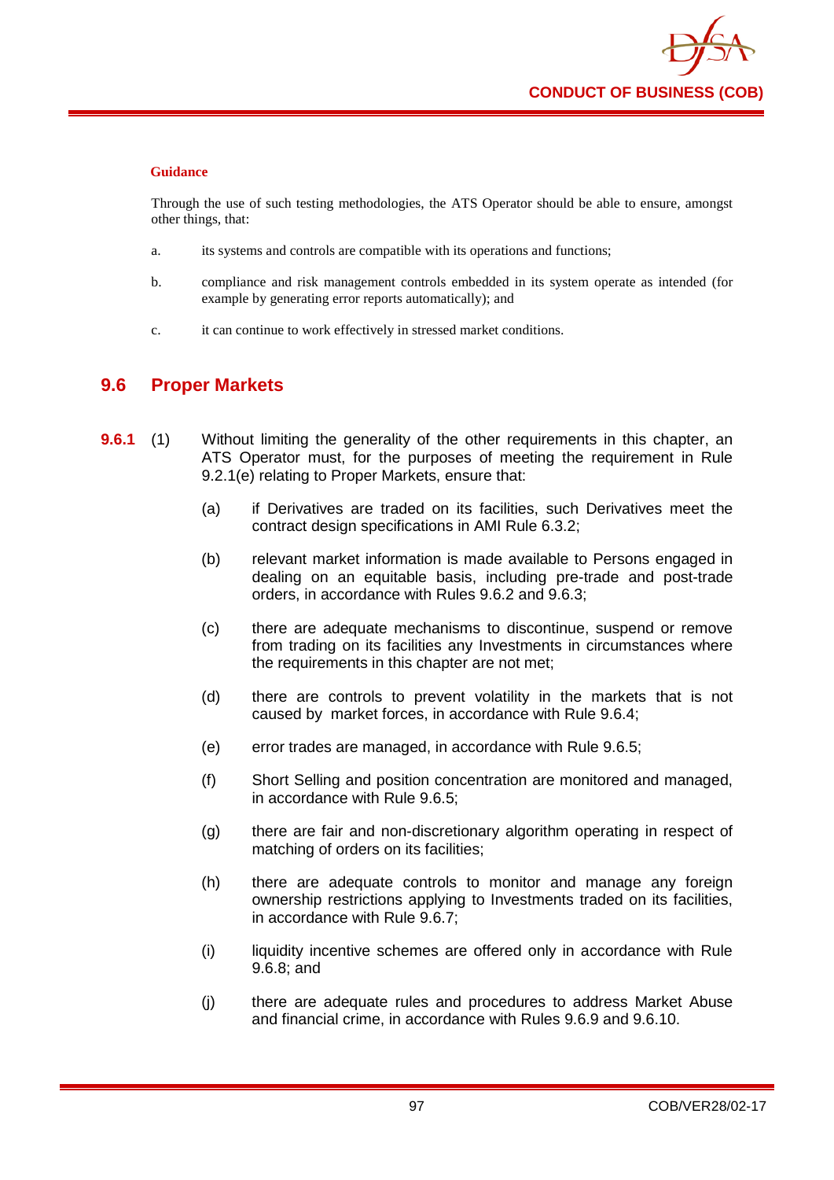**Guidance**

Through the use of such testing methodologies, the ATS Operator should be able to ensure, amongst other things, that:

a. its systems and controls are compatible with its operations and functions;

b. compliance and risk management controls embedded in its system operate as intended (for example by generating error reports automatically); and

c. it can continue to work effectively in stressed market conditions.

## 9.6 Proper Markets

**9.6.1** (1) Without limiting the generality of the other requirements in this chapter, an ATS Operator must, for the purposes of meeting the requirement in Rule 9.2.1(e) relating to Proper Markets, ensure that:

(a) if Derivatives are traded on its facilities, such Derivatives meet the contract design specifications in AMI Rule 6.3.2;

(b) relevant market information is made available to Persons engaged in dealing on an equitable basis, including pre-trade and post-trade orders, in accordance with Rules 9.6.2 and 9.6.3;

(c) there are adequate mechanisms to discontinue, suspend or remove from trading on its facilities any Investments in circumstances where the requirements in this chapter are not met;

(d) there are controls to prevent volatility in the markets that is not caused by market forces, in accordance with Rule 9.6.4;

(e) error trades are managed, in accordance with Rule 9.6.5;

(f) Short Selling and position concentration are monitored and managed, in accordance with Rule 9.6.5;

(g) there are fair and non-discretionary algorithm operating in respect of matching of orders on its facilities;

(h) there are adequate controls to monitor and manage any foreign ownership restrictions applying to Investments traded on its facilities, in accordance with Rule 9.6.7;

(i) liquidity incentive schemes are offered only in accordance with Rule 9.6.8; and

(j) there are adequate rules and procedures to address Market Abuse and financial crime, in accordance with Rules 9.6.9 and 9.6.10.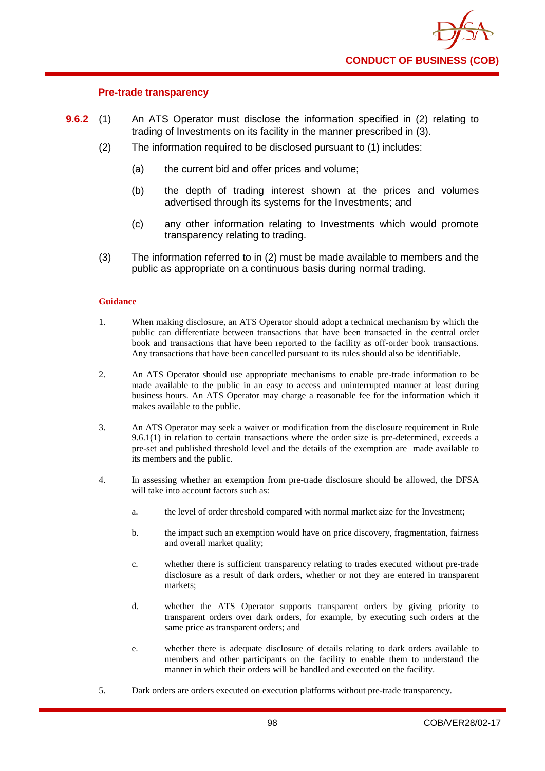### Pre-trade transparency

**9.6.2** (1) An ATS Operator must disclose the information specified in (2) relating to trading of Investments on its facility in the manner prescribed in (3).

(2) The information required to be disclosed pursuant to (1) includes:

(a) the current bid and offer prices and volume;

(b) the depth of trading interest shown at the prices and volumes advertised through its systems for the Investments; and

(c) any other information relating to Investments which would promote transparency relating to trading.

(3) The information referred to in (2) must be made available to members and the public as appropriate on a continuous basis during normal trading.

**Guidance**

1. When making disclosure, an ATS Operator should adopt a technical mechanism by which the public can differentiate between transactions that have been transacted in the central order book and transactions that have been reported to the facility as off-order book transactions. Any transactions that have been cancelled pursuant to its rules should also be identifiable.

2. An ATS Operator should use appropriate mechanisms to enable pre-trade information to be made available to the public in an easy to access and uninterrupted manner at least during business hours. An ATS Operator may charge a reasonable fee for the information which it makes available to the public.

3. An ATS Operator may seek a waiver or modification from the disclosure requirement in Rule 9.6.1(1) in relation to certain transactions where the order size is pre-determined, exceeds a pre-set and published threshold level and the details of the exemption are made available to its members and the public.

4. In assessing whether an exemption from pre-trade disclosure should be allowed, the DFSA will take into account factors such as:

   a. the level of order threshold compared with normal market size for the Investment;

   b. the impact such an exemption would have on price discovery, fragmentation, fairness and overall market quality;

   c. whether there is sufficient transparency relating to trades executed without pre-trade disclosure as a result of dark orders, whether or not they are entered in transparent markets;

   d. whether the ATS Operator supports transparent orders by giving priority to transparent orders over dark orders, for example, by executing such orders at the same price as transparent orders; and

   e. whether there is adequate disclosure of details relating to dark orders available to members and other participants on the facility to enable them to understand the manner in which their orders will be handled and executed on the facility.

5. Dark orders are orders executed on execution platforms without pre-trade transparency.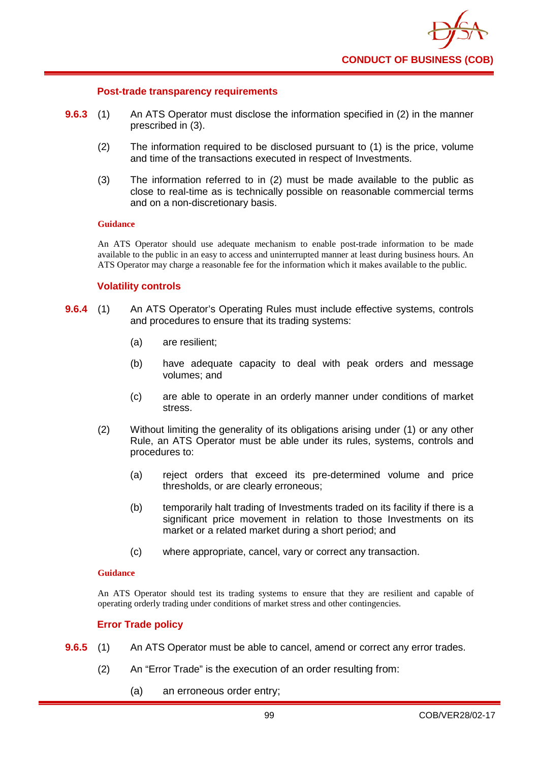### Post-trade transparency requirements

**9.6.3** (1) An ATS Operator must disclose the information specified in (2) in the manner prescribed in (3).

(2) The information required to be disclosed pursuant to (1) is the price, volume and time of the transactions executed in respect of Investments.

(3) The information referred to in (2) must be made available to the public as close to real-time as is technically possible on reasonable commercial terms and on a non-discretionary basis.

**Guidance**

An ATS Operator should use adequate mechanism to enable post-trade information to be made available to the public in an easy to access and uninterrupted manner at least during business hours. An ATS Operator may charge a reasonable fee for the information which it makes available to the public.

### Volatility controls

**9.6.4** (1) An ATS Operator's Operating Rules must include effective systems, controls and procedures to ensure that its trading systems:

(a) are resilient;

(b) have adequate capacity to deal with peak orders and message volumes; and

(c) are able to operate in an orderly manner under conditions of market stress.

(2) Without limiting the generality of its obligations arising under (1) or any other Rule, an ATS Operator must be able under its rules, systems, controls and procedures to:

(a) reject orders that exceed its pre-determined volume and price thresholds, or are clearly erroneous;

(b) temporarily halt trading of Investments traded on its facility if there is a significant price movement in relation to those Investments on its market or a related market during a short period; and

(c) where appropriate, cancel, vary or correct any transaction.

**Guidance**

An ATS Operator should test its trading systems to ensure that they are resilient and capable of operating orderly trading under conditions of market stress and other contingencies.

### Error Trade policy

**9.6.5** (1) An ATS Operator must be able to cancel, amend or correct any error trades.

(2) An "Error Trade" is the execution of an order resulting from:

(a) an erroneous order entry;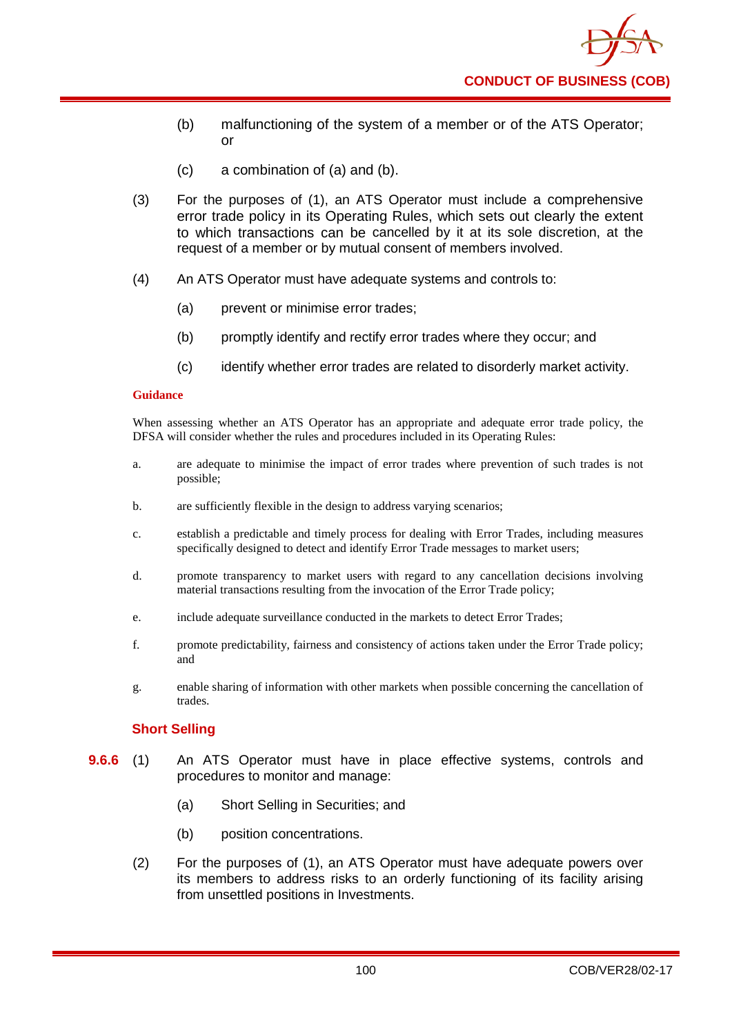(b) malfunctioning of the system of a member or of the ATS Operator; or

(c) a combination of (a) and (b).

(3) For the purposes of (1), an ATS Operator must include a comprehensive error trade policy in its Operating Rules, which sets out clearly the extent to which transactions can be cancelled by it at its sole discretion, at the request of a member or by mutual consent of members involved.

(4) An ATS Operator must have adequate systems and controls to:

(a) prevent or minimise error trades;

(b) promptly identify and rectify error trades where they occur; and

(c) identify whether error trades are related to disorderly market activity.

**Guidance**

When assessing whether an ATS Operator has an appropriate and adequate error trade policy, the DFSA will consider whether the rules and procedures included in its Operating Rules:

a. are adequate to minimise the impact of error trades where prevention of such trades is not possible;

b. are sufficiently flexible in the design to address varying scenarios;

c. establish a predictable and timely process for dealing with Error Trades, including measures specifically designed to detect and identify Error Trade messages to market users;

d. promote transparency to market users with regard to any cancellation decisions involving material transactions resulting from the invocation of the Error Trade policy;

e. include adequate surveillance conducted in the markets to detect Error Trades;

f. promote predictability, fairness and consistency of actions taken under the Error Trade policy; and

g. enable sharing of information with other markets when possible concerning the cancellation of trades.

**Short Selling**

**9.6.6** (1) An ATS Operator must have in place effective systems, controls and procedures to monitor and manage:

(a) Short Selling in Securities; and

(b) position concentrations.

(2) For the purposes of (1), an ATS Operator must have adequate powers over its members to address risks to an orderly functioning of its facility arising from unsettled positions in Investments.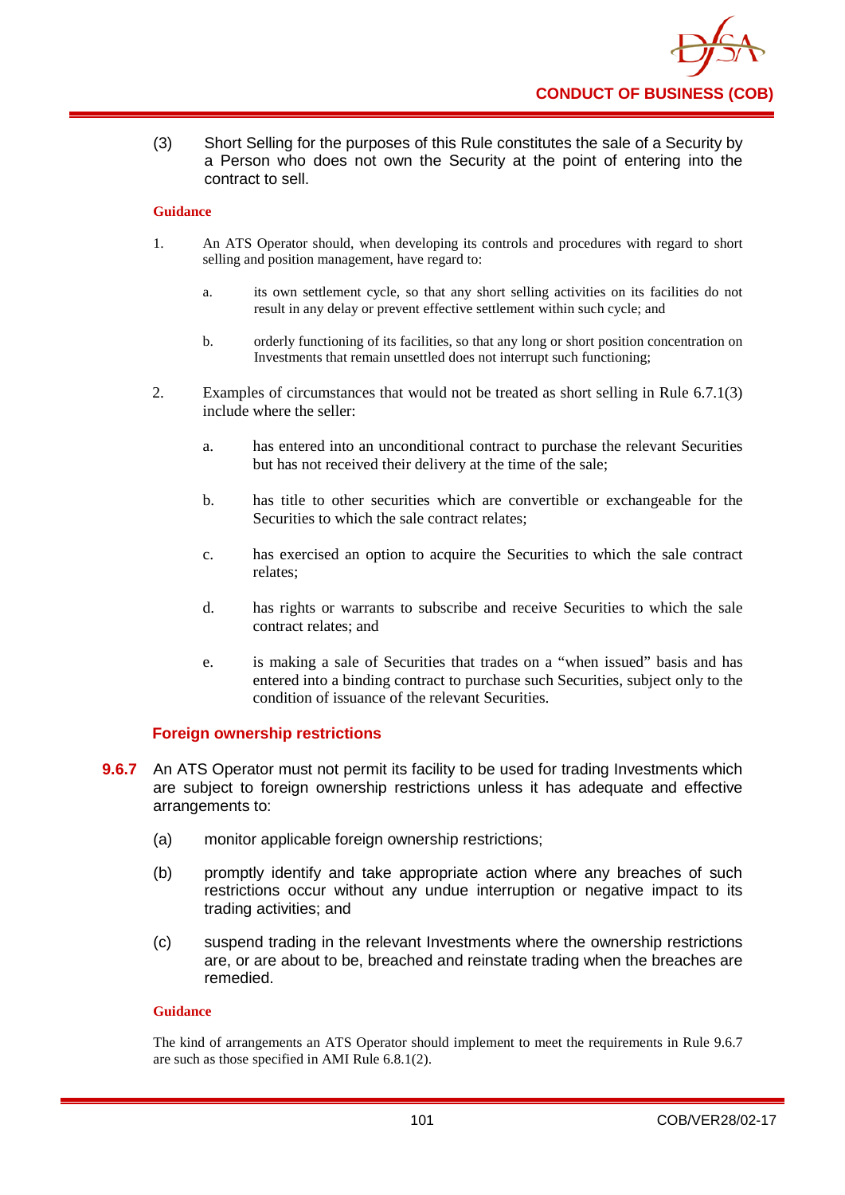(3) Short Selling for the purposes of this Rule constitutes the sale of a Security by a Person who does not own the Security at the point of entering into the contract to sell.

**Guidance**

1. An ATS Operator should, when developing its controls and procedures with regard to short selling and position management, have regard to:

   a. its own settlement cycle, so that any short selling activities on its facilities do not result in any delay or prevent effective settlement within such cycle; and

   b. orderly functioning of its facilities, so that any long or short position concentration on Investments that remain unsettled does not interrupt such functioning;

2. Examples of circumstances that would not be treated as short selling in Rule 6.7.1(3) include where the seller:

   a. has entered into an unconditional contract to purchase the relevant Securities but has not received their delivery at the time of the sale;

   b. has title to other securities which are convertible or exchangeable for the Securities to which the sale contract relates;

   c. has exercised an option to acquire the Securities to which the sale contract relates;

   d. has rights or warrants to subscribe and receive Securities to which the sale contract relates; and

   e. is making a sale of Securities that trades on a "when issued" basis and has entered into a binding contract to purchase such Securities, subject only to the condition of issuance of the relevant Securities.

### Foreign ownership restrictions

**9.6.7** An ATS Operator must not permit its facility to be used for trading Investments which are subject to foreign ownership restrictions unless it has adequate and effective arrangements to:

(a) monitor applicable foreign ownership restrictions;

(b) promptly identify and take appropriate action where any breaches of such restrictions occur without any undue interruption or negative impact to its trading activities; and

(c) suspend trading in the relevant Investments where the ownership restrictions are, or are about to be, breached and reinstate trading when the breaches are remedied.

**Guidance**

The kind of arrangements an ATS Operator should implement to meet the requirements in Rule 9.6.7 are such as those specified in AMI Rule 6.8.1(2).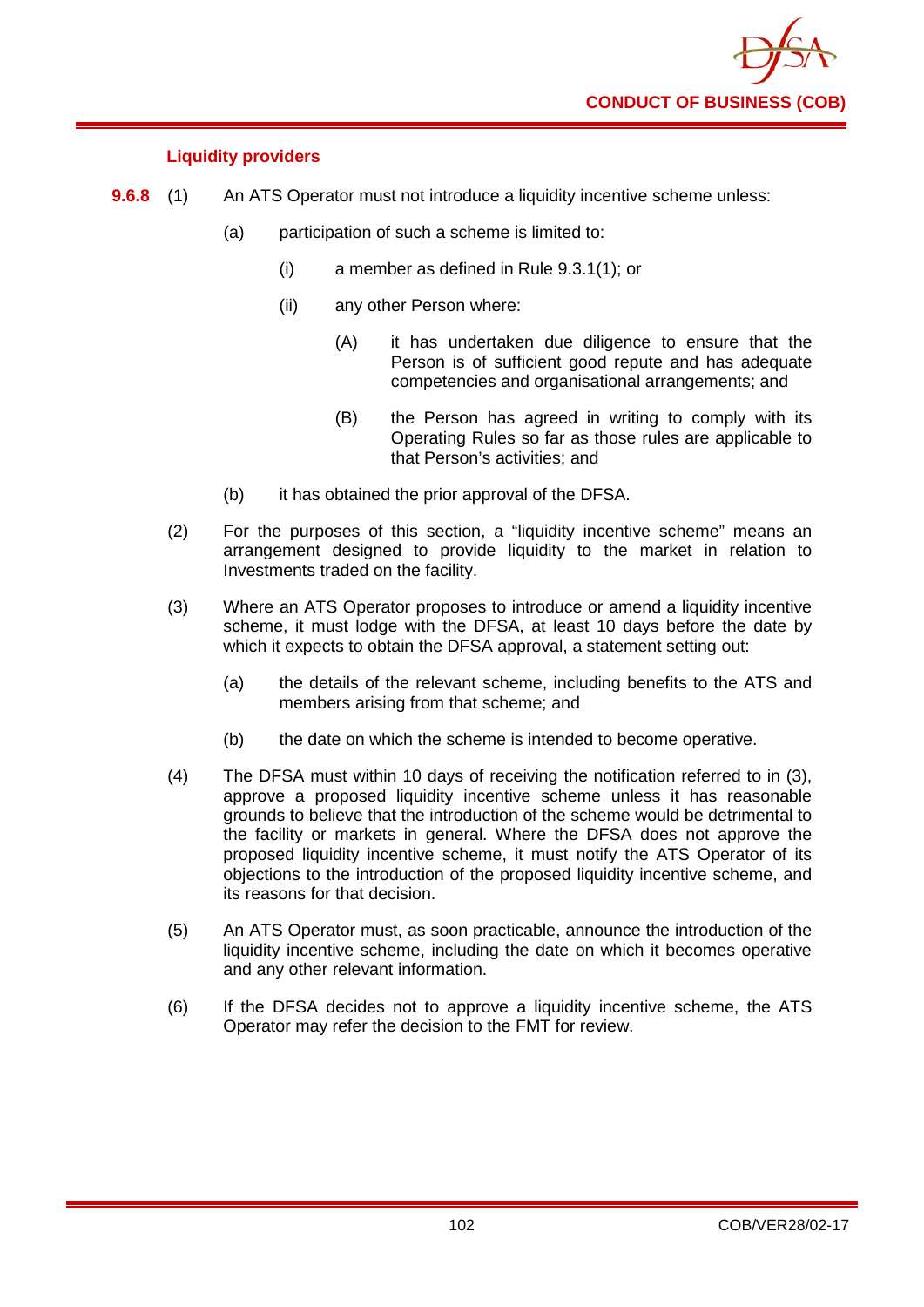### Liquidity providers

**9.6.8** (1) An ATS Operator must not introduce a liquidity incentive scheme unless:

(a) participation of such a scheme is limited to:

(i) a member as defined in Rule 9.3.1(1); or

(ii) any other Person where:

(A) it has undertaken due diligence to ensure that the Person is of sufficient good repute and has adequate competencies and organisational arrangements; and

(B) the Person has agreed in writing to comply with its Operating Rules so far as those rules are applicable to that Person's activities; and

(b) it has obtained the prior approval of the DFSA.

(2) For the purposes of this section, a "liquidity incentive scheme" means an arrangement designed to provide liquidity to the market in relation to Investments traded on the facility.

(3) Where an ATS Operator proposes to introduce or amend a liquidity incentive scheme, it must lodge with the DFSA, at least 10 days before the date by which it expects to obtain the DFSA approval, a statement setting out:

(a) the details of the relevant scheme, including benefits to the ATS and members arising from that scheme; and

(b) the date on which the scheme is intended to become operative.

(4) The DFSA must within 10 days of receiving the notification referred to in (3), approve a proposed liquidity incentive scheme unless it has reasonable grounds to believe that the introduction of the scheme would be detrimental to the facility or markets in general. Where the DFSA does not approve the proposed liquidity incentive scheme, it must notify the ATS Operator of its objections to the introduction of the proposed liquidity incentive scheme, and its reasons for that decision.

(5) An ATS Operator must, as soon practicable, announce the introduction of the liquidity incentive scheme, including the date on which it becomes operative and any other relevant information.

(6) If the DFSA decides not to approve a liquidity incentive scheme, the ATS Operator may refer the decision to the FMT for review.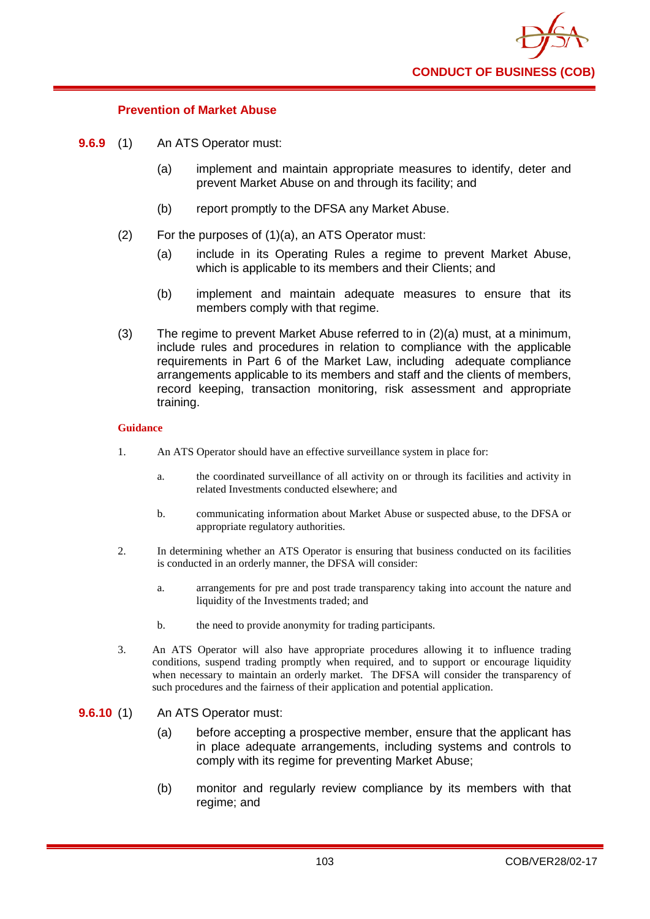#### Prevention of Market Abuse

**9.6.9** (1) An ATS Operator must:

(a) implement and maintain appropriate measures to identify, deter and prevent Market Abuse on and through its facility; and

(b) report promptly to the DFSA any Market Abuse.

(2) For the purposes of (1)(a), an ATS Operator must:

(a) include in its Operating Rules a regime to prevent Market Abuse, which is applicable to its members and their Clients; and

(b) implement and maintain adequate measures to ensure that its members comply with that regime.

(3) The regime to prevent Market Abuse referred to in (2)(a) must, at a minimum, include rules and procedures in relation to compliance with the applicable requirements in Part 6 of the Market Law, including adequate compliance arrangements applicable to its members and staff and the clients of members, record keeping, transaction monitoring, risk assessment and appropriate training.

**Guidance**

1. An ATS Operator should have an effective surveillance system in place for:

   a. the coordinated surveillance of all activity on or through its facilities and activity in related Investments conducted elsewhere; and

   b. communicating information about Market Abuse or suspected abuse, to the DFSA or appropriate regulatory authorities.

2. In determining whether an ATS Operator is ensuring that business conducted on its facilities is conducted in an orderly manner, the DFSA will consider:

   a. arrangements for pre and post trade transparency taking into account the nature and liquidity of the Investments traded; and

   b. the need to provide anonymity for trading participants.

3. An ATS Operator will also have appropriate procedures allowing it to influence trading conditions, suspend trading promptly when required, and to support or encourage liquidity when necessary to maintain an orderly market. The DFSA will consider the transparency of such procedures and the fairness of their application and potential application.

**9.6.10** (1) An ATS Operator must:

(a) before accepting a prospective member, ensure that the applicant has in place adequate arrangements, including systems and controls to comply with its regime for preventing Market Abuse;

(b) monitor and regularly review compliance by its members with that regime; and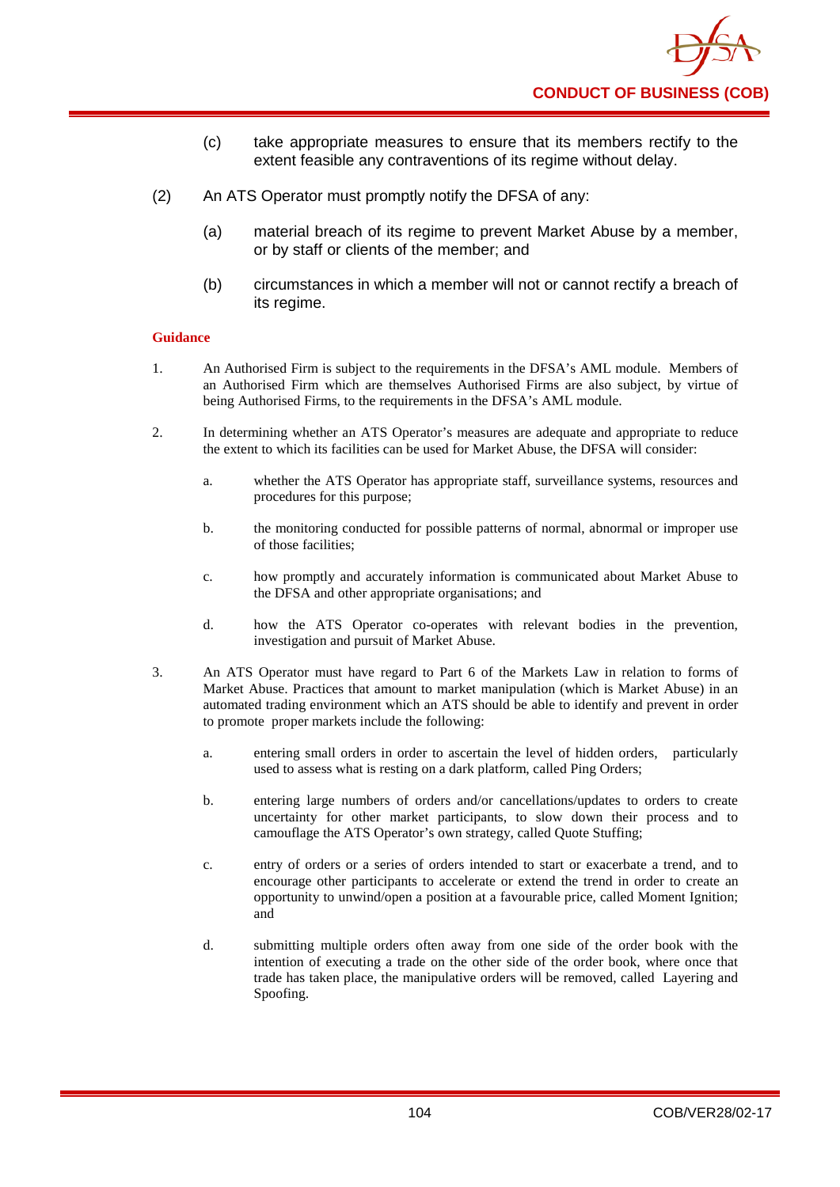(c) take appropriate measures to ensure that its members rectify to the extent feasible any contraventions of its regime without delay.

(2) An ATS Operator must promptly notify the DFSA of any:

(a) material breach of its regime to prevent Market Abuse by a member, or by staff or clients of the member; and

(b) circumstances in which a member will not or cannot rectify a breach of its regime.

**Guidance**

1. An Authorised Firm is subject to the requirements in the DFSA's AML module. Members of an Authorised Firm which are themselves Authorised Firms are also subject, by virtue of being Authorised Firms, to the requirements in the DFSA's AML module.

2. In determining whether an ATS Operator's measures are adequate and appropriate to reduce the extent to which its facilities can be used for Market Abuse, the DFSA will consider:

   a. whether the ATS Operator has appropriate staff, surveillance systems, resources and procedures for this purpose;

   b. the monitoring conducted for possible patterns of normal, abnormal or improper use of those facilities;

   c. how promptly and accurately information is communicated about Market Abuse to the DFSA and other appropriate organisations; and

   d. how the ATS Operator co-operates with relevant bodies in the prevention, investigation and pursuit of Market Abuse.

3. An ATS Operator must have regard to Part 6 of the Markets Law in relation to forms of Market Abuse. Practices that amount to market manipulation (which is Market Abuse) in an automated trading environment which an ATS should be able to identify and prevent in order to promote proper markets include the following:

   a. entering small orders in order to ascertain the level of hidden orders, particularly used to assess what is resting on a dark platform, called Ping Orders;

   b. entering large numbers of orders and/or cancellations/updates to orders to create uncertainty for other market participants, to slow down their process and to camouflage the ATS Operator's own strategy, called Quote Stuffing;

   c. entry of orders or a series of orders intended to start or exacerbate a trend, and to encourage other participants to accelerate or extend the trend in order to create an opportunity to unwind/open a position at a favourable price, called Moment Ignition; and

   d. submitting multiple orders often away from one side of the order book with the intention of executing a trade on the other side of the order book, where once that trade has taken place, the manipulative orders will be removed, called Layering and Spoofing.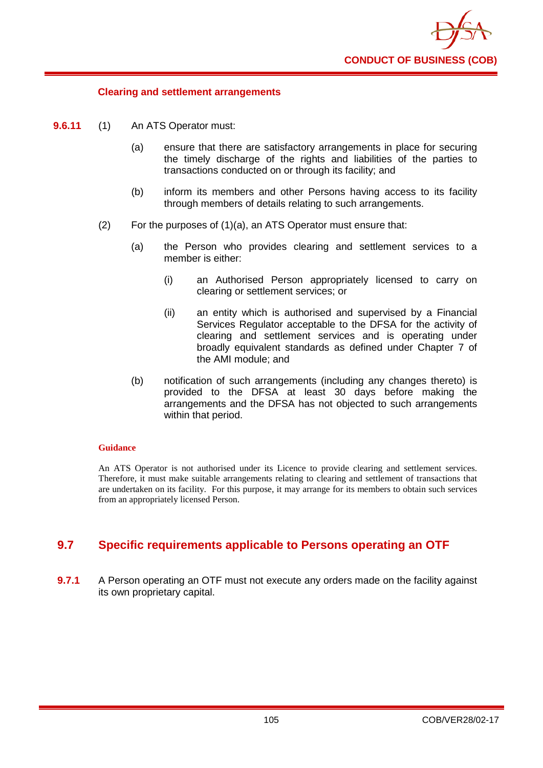#### Clearing and settlement arrangements

**9.6.11** (1) An ATS Operator must:

(a) ensure that there are satisfactory arrangements in place for securing the timely discharge of the rights and liabilities of the parties to transactions conducted on or through its facility; and

(b) inform its members and other Persons having access to its facility through members of details relating to such arrangements.

(2) For the purposes of (1)(a), an ATS Operator must ensure that:

(a) the Person who provides clearing and settlement services to a member is either:

(i) an Authorised Person appropriately licensed to carry on clearing or settlement services; or

(ii) an entity which is authorised and supervised by a Financial Services Regulator acceptable to the DFSA for the activity of clearing and settlement services and is operating under broadly equivalent standards as defined under Chapter 7 of the AMI module; and

(b) notification of such arrangements (including any changes thereto) is provided to the DFSA at least 30 days before making the arrangements and the DFSA has not objected to such arrangements within that period.

**Guidance**

An ATS Operator is not authorised under its Licence to provide clearing and settlement services. Therefore, it must make suitable arrangements relating to clearing and settlement of transactions that are undertaken on its facility. For this purpose, it may arrange for its members to obtain such services from an appropriately licensed Person.

## 9.7 Specific requirements applicable to Persons operating an OTF

**9.7.1** A Person operating an OTF must not execute any orders made on the facility against its own proprietary capital.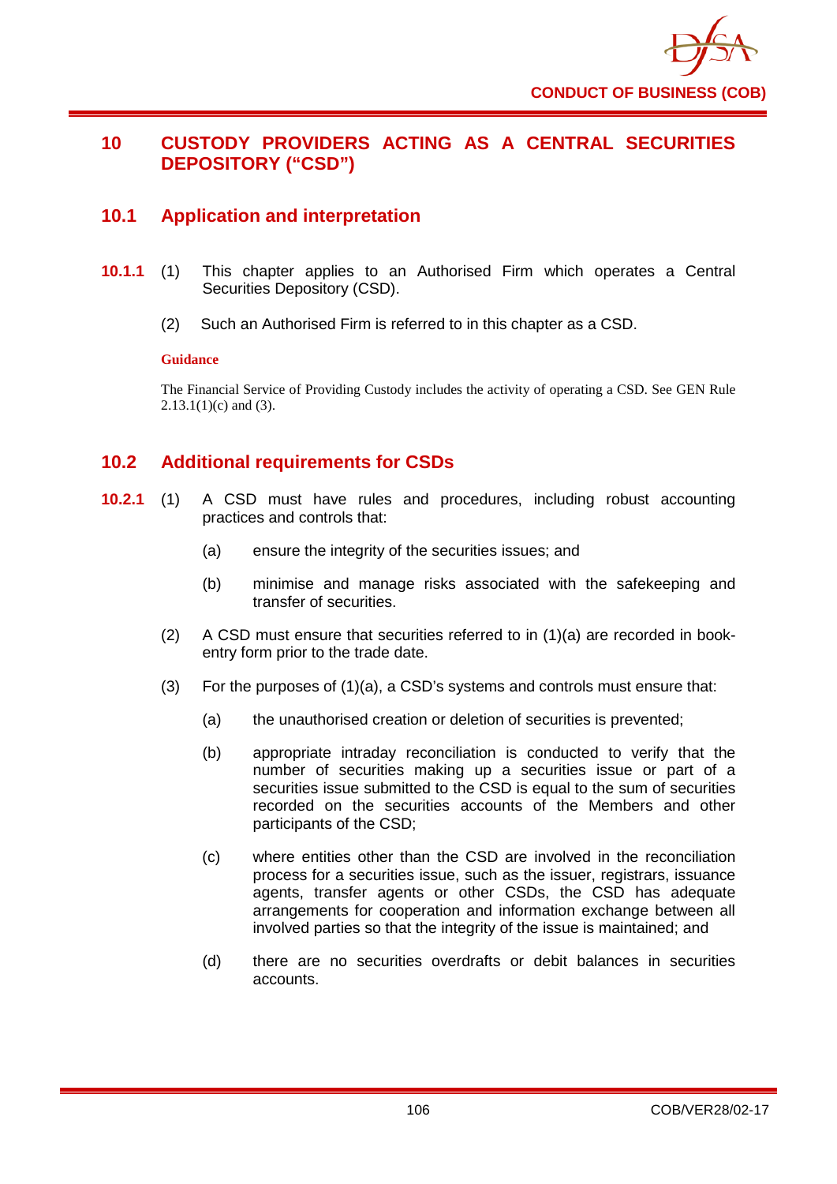## 10 CUSTODY PROVIDERS ACTING AS A CENTRAL SECURITIES DEPOSITORY ("CSD")

### 10.1 Application and interpretation

**10.1.1** (1) This chapter applies to an Authorised Firm which operates a Central Securities Depository (CSD).

(2) Such an Authorised Firm is referred to in this chapter as a CSD.

**Guidance**

The Financial Service of Providing Custody includes the activity of operating a CSD. See GEN Rule 2.13.1(1)(c) and (3).

### 10.2 Additional requirements for CSDs

**10.2.1** (1) A CSD must have rules and procedures, including robust accounting practices and controls that:

(a) ensure the integrity of the securities issues; and

(b) minimise and manage risks associated with the safekeeping and transfer of securities.

(2) A CSD must ensure that securities referred to in (1)(a) are recorded in book-entry form prior to the trade date.

(3) For the purposes of (1)(a), a CSD's systems and controls must ensure that:

(a) the unauthorised creation or deletion of securities is prevented;

(b) appropriate intraday reconciliation is conducted to verify that the number of securities making up a securities issue or part of a securities issue submitted to the CSD is equal to the sum of securities recorded on the securities accounts of the Members and other participants of the CSD;

(c) where entities other than the CSD are involved in the reconciliation process for a securities issue, such as the issuer, registrars, issuance agents, transfer agents or other CSDs, the CSD has adequate arrangements for cooperation and information exchange between all involved parties so that the integrity of the issue is maintained; and

(d) there are no securities overdrafts or debit balances in securities accounts.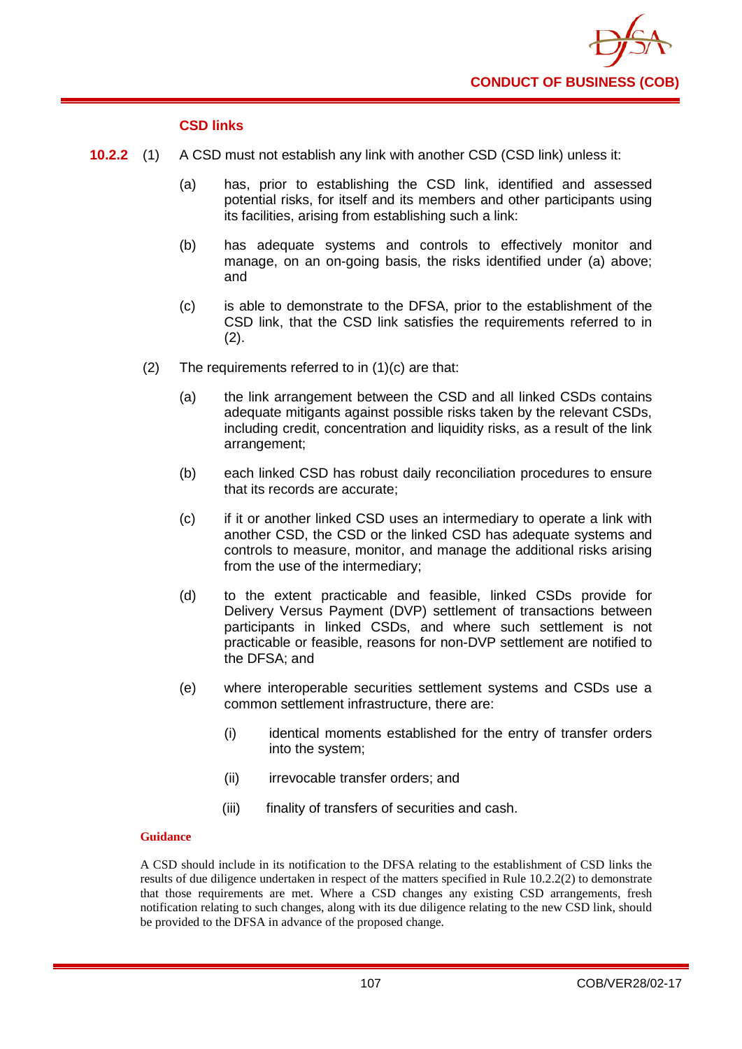### CSD links

**10.2.2** (1) A CSD must not establish any link with another CSD (CSD link) unless it:

(a) has, prior to establishing the CSD link, identified and assessed potential risks, for itself and its members and other participants using its facilities, arising from establishing such a link:

(b) has adequate systems and controls to effectively monitor and manage, on an on-going basis, the risks identified under (a) above; and

(c) is able to demonstrate to the DFSA, prior to the establishment of the CSD link, that the CSD link satisfies the requirements referred to in (2).

(2) The requirements referred to in (1)(c) are that:

(a) the link arrangement between the CSD and all linked CSDs contains adequate mitigants against possible risks taken by the relevant CSDs, including credit, concentration and liquidity risks, as a result of the link arrangement;

(b) each linked CSD has robust daily reconciliation procedures to ensure that its records are accurate;

(c) if it or another linked CSD uses an intermediary to operate a link with another CSD, the CSD or the linked CSD has adequate systems and controls to measure, monitor, and manage the additional risks arising from the use of the intermediary;

(d) to the extent practicable and feasible, linked CSDs provide for Delivery Versus Payment (DVP) settlement of transactions between participants in linked CSDs, and where such settlement is not practicable or feasible, reasons for non-DVP settlement are notified to the DFSA; and

(e) where interoperable securities settlement systems and CSDs use a common settlement infrastructure, there are:

(i) identical moments established for the entry of transfer orders into the system;

(ii) irrevocable transfer orders; and

(iii) finality of transfers of securities and cash.

**Guidance**

A CSD should include in its notification to the DFSA relating to the establishment of CSD links the results of due diligence undertaken in respect of the matters specified in Rule 10.2.2(2) to demonstrate that those requirements are met. Where a CSD changes any existing CSD arrangements, fresh notification relating to such changes, along with its due diligence relating to the new CSD link, should be provided to the DFSA in advance of the proposed change.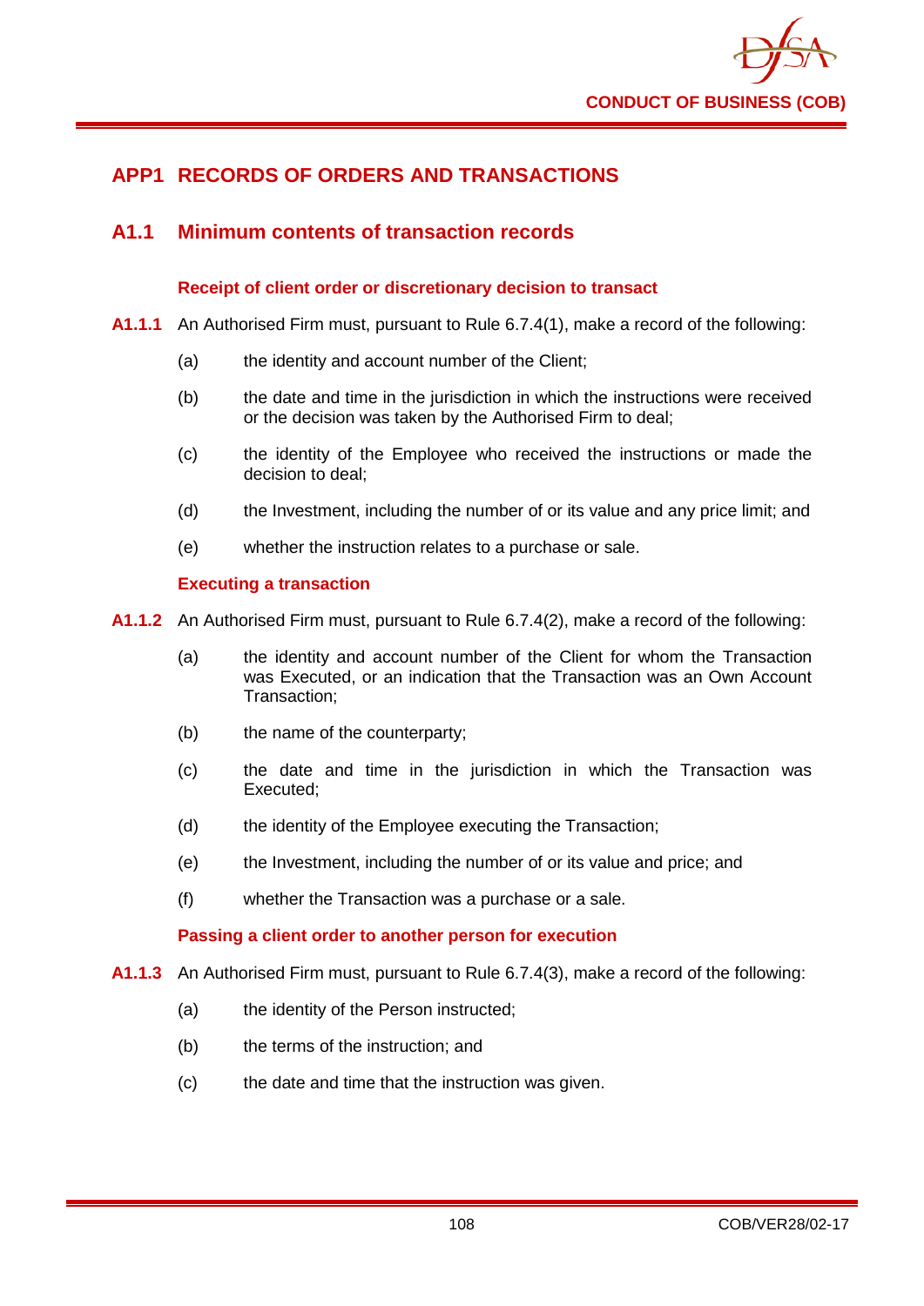# APP1 RECORDS OF ORDERS AND TRANSACTIONS

## A1.1 Minimum contents of transaction records

### Receipt of client order or discretionary decision to transact

**A1.1.1** An Authorised Firm must, pursuant to Rule 6.7.4(1), make a record of the following:

(a) the identity and account number of the Client;

(b) the date and time in the jurisdiction in which the instructions were received or the decision was taken by the Authorised Firm to deal;

(c) the identity of the Employee who received the instructions or made the decision to deal;

(d) the Investment, including the number of or its value and any price limit; and

(e) whether the instruction relates to a purchase or sale.

### Executing a transaction

**A1.1.2** An Authorised Firm must, pursuant to Rule 6.7.4(2), make a record of the following:

(a) the identity and account number of the Client for whom the Transaction was Executed, or an indication that the Transaction was an Own Account Transaction;

(b) the name of the counterparty;

(c) the date and time in the jurisdiction in which the Transaction was Executed;

(d) the identity of the Employee executing the Transaction;

(e) the Investment, including the number of or its value and price; and

(f) whether the Transaction was a purchase or a sale.

### Passing a client order to another person for execution

**A1.1.3** An Authorised Firm must, pursuant to Rule 6.7.4(3), make a record of the following:

(a) the identity of the Person instructed;

(b) the terms of the instruction; and

(c) the date and time that the instruction was given.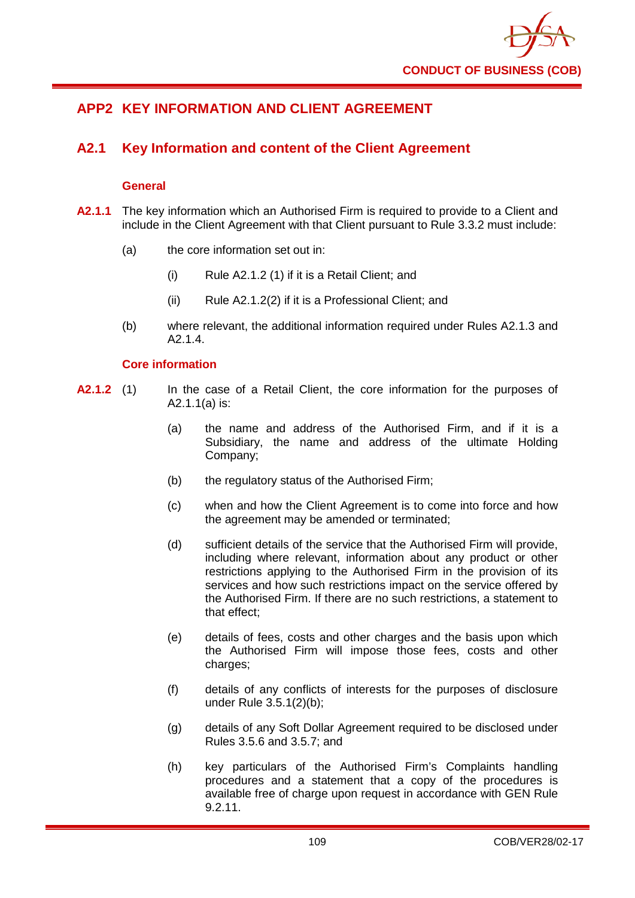## APP2 KEY INFORMATION AND CLIENT AGREEMENT

### A2.1 Key Information and content of the Client Agreement

#### General

**A2.1.1** The key information which an Authorised Firm is required to provide to a Client and include in the Client Agreement with that Client pursuant to Rule 3.3.2 must include:

(a) the core information set out in:

(i) Rule A2.1.2 (1) if it is a Retail Client; and

(ii) Rule A2.1.2(2) if it is a Professional Client; and

(b) where relevant, the additional information required under Rules A2.1.3 and A2.1.4.

#### Core information

**A2.1.2** (1) In the case of a Retail Client, the core information for the purposes of A2.1.1(a) is:

(a) the name and address of the Authorised Firm, and if it is a Subsidiary, the name and address of the ultimate Holding Company;

(b) the regulatory status of the Authorised Firm;

(c) when and how the Client Agreement is to come into force and how the agreement may be amended or terminated;

(d) sufficient details of the service that the Authorised Firm will provide, including where relevant, information about any product or other restrictions applying to the Authorised Firm in the provision of its services and how such restrictions impact on the service offered by the Authorised Firm. If there are no such restrictions, a statement to that effect;

(e) details of fees, costs and other charges and the basis upon which the Authorised Firm will impose those fees, costs and other charges;

(f) details of any conflicts of interests for the purposes of disclosure under Rule 3.5.1(2)(b);

(g) details of any Soft Dollar Agreement required to be disclosed under Rules 3.5.6 and 3.5.7; and

(h) key particulars of the Authorised Firm's Complaints handling procedures and a statement that a copy of the procedures is available free of charge upon request in accordance with GEN Rule 9.2.11.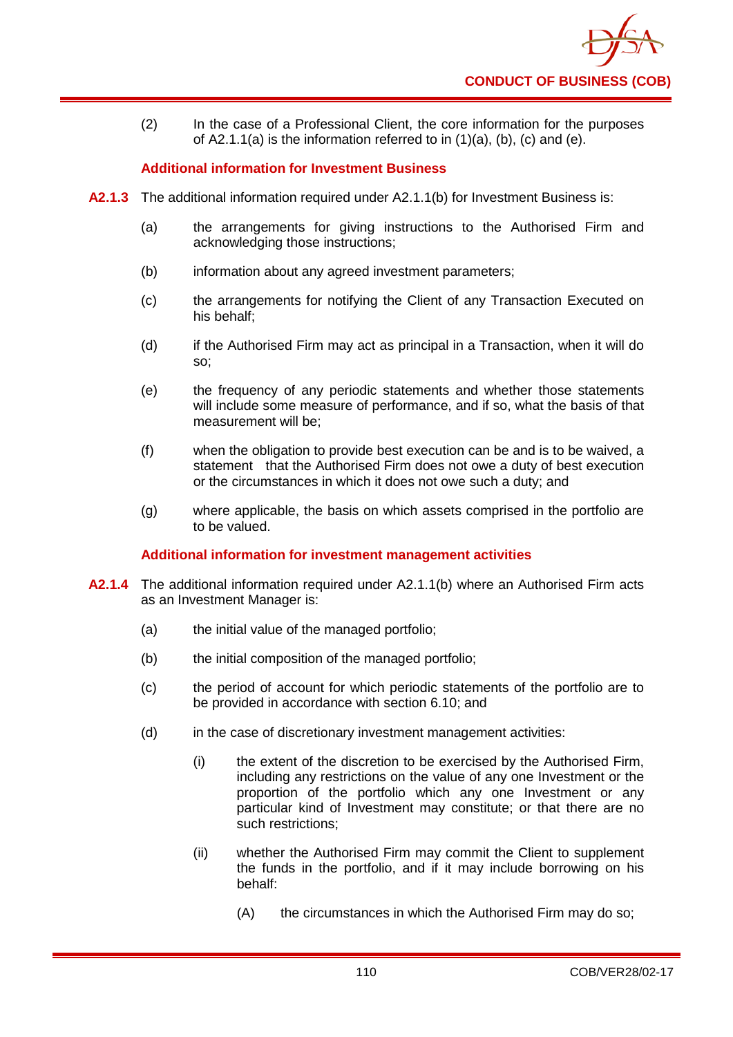(2) In the case of a Professional Client, the core information for the purposes of A2.1.1(a) is the information referred to in (1)(a), (b), (c) and (e).

### Additional information for Investment Business

**A2.1.3** The additional information required under A2.1.1(b) for Investment Business is:

(a) the arrangements for giving instructions to the Authorised Firm and acknowledging those instructions;

(b) information about any agreed investment parameters;

(c) the arrangements for notifying the Client of any Transaction Executed on his behalf;

(d) if the Authorised Firm may act as principal in a Transaction, when it will do so;

(e) the frequency of any periodic statements and whether those statements will include some measure of performance, and if so, what the basis of that measurement will be;

(f) when the obligation to provide best execution can be and is to be waived, a statement that the Authorised Firm does not owe a duty of best execution or the circumstances in which it does not owe such a duty; and

(g) where applicable, the basis on which assets comprised in the portfolio are to be valued.

### Additional information for investment management activities

**A2.1.4** The additional information required under A2.1.1(b) where an Authorised Firm acts as an Investment Manager is:

(a) the initial value of the managed portfolio;

(b) the initial composition of the managed portfolio;

(c) the period of account for which periodic statements of the portfolio are to be provided in accordance with section 6.10; and

(d) in the case of discretionary investment management activities:

(i) the extent of the discretion to be exercised by the Authorised Firm, including any restrictions on the value of any one Investment or the proportion of the portfolio which any one Investment or any particular kind of Investment may constitute; or that there are no such restrictions;

(ii) whether the Authorised Firm may commit the Client to supplement the funds in the portfolio, and if it may include borrowing on his behalf:

(A) the circumstances in which the Authorised Firm may do so;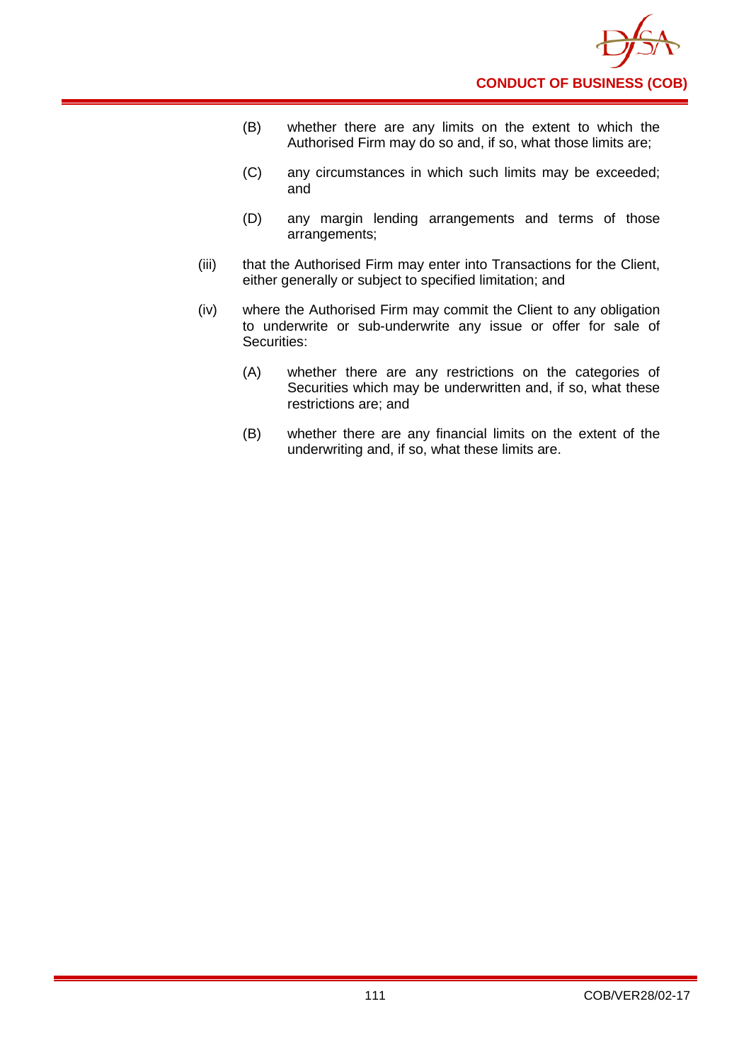(B) whether there are any limits on the extent to which the Authorised Firm may do so and, if so, what those limits are;

(C) any circumstances in which such limits may be exceeded; and

(D) any margin lending arrangements and terms of those arrangements;

(iii) that the Authorised Firm may enter into Transactions for the Client, either generally or subject to specified limitation; and

(iv) where the Authorised Firm may commit the Client to any obligation to underwrite or sub-underwrite any issue or offer for sale of Securities:

(A) whether there are any restrictions on the categories of Securities which may be underwritten and, if so, what these restrictions are; and

(B) whether there are any financial limits on the extent of the underwriting and, if so, what these limits are.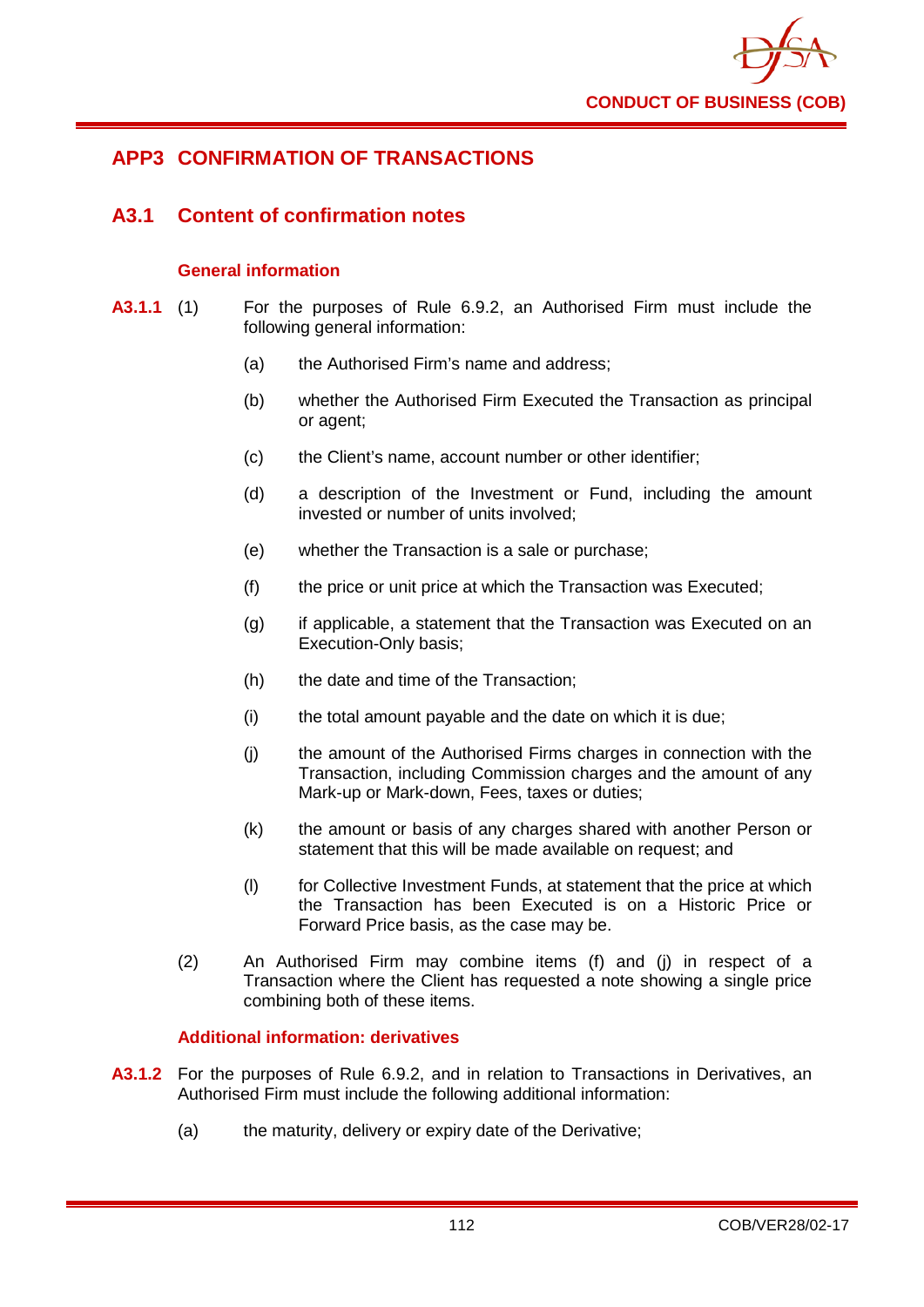# APP3 CONFIRMATION OF TRANSACTIONS

## A3.1 Content of confirmation notes

### General information

**A3.1.1** (1) For the purposes of Rule 6.9.2, an Authorised Firm must include the following general information:

(a) the Authorised Firm's name and address;

(b) whether the Authorised Firm Executed the Transaction as principal or agent;

(c) the Client's name, account number or other identifier;

(d) a description of the Investment or Fund, including the amount invested or number of units involved;

(e) whether the Transaction is a sale or purchase;

(f) the price or unit price at which the Transaction was Executed;

(g) if applicable, a statement that the Transaction was Executed on an Execution-Only basis;

(h) the date and time of the Transaction;

(i) the total amount payable and the date on which it is due;

(j) the amount of the Authorised Firms charges in connection with the Transaction, including Commission charges and the amount of any Mark-up or Mark-down, Fees, taxes or duties;

(k) the amount or basis of any charges shared with another Person or statement that this will be made available on request; and

(l) for Collective Investment Funds, at statement that the price at which the Transaction has been Executed is on a Historic Price or Forward Price basis, as the case may be.

(2) An Authorised Firm may combine items (f) and (j) in respect of a Transaction where the Client has requested a note showing a single price combining both of these items.

### Additional information: derivatives

**A3.1.2** For the purposes of Rule 6.9.2, and in relation to Transactions in Derivatives, an Authorised Firm must include the following additional information:

(a) the maturity, delivery or expiry date of the Derivative;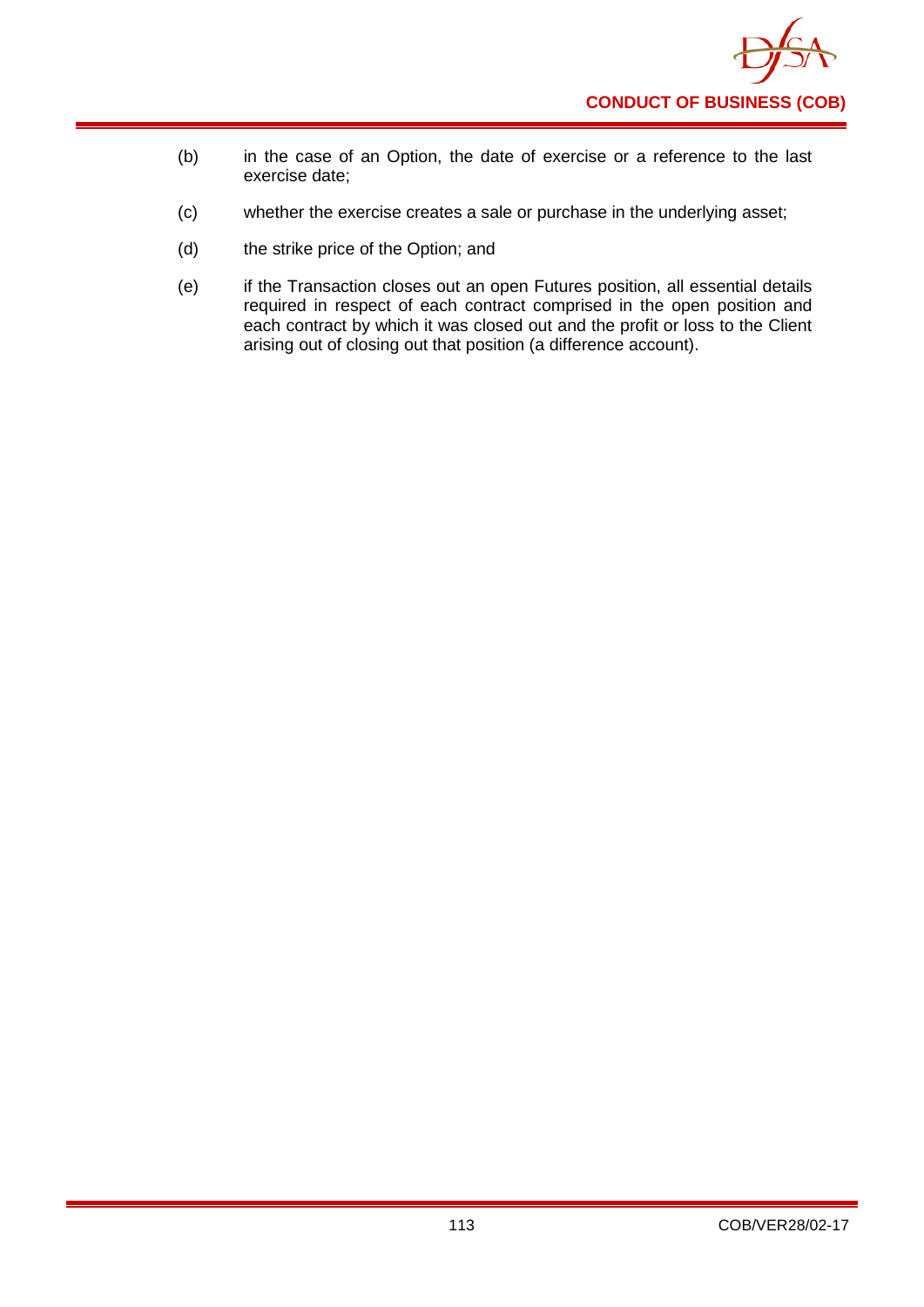(b) in the case of an Option, the date of exercise or a reference to the last exercise date;

(c) whether the exercise creates a sale or purchase in the underlying asset;

(d) the strike price of the Option; and

(e) if the Transaction closes out an open Futures position, all essential details required in respect of each contract comprised in the open position and each contract by which it was closed out and the profit or loss to the Client arising out of closing out that position (a difference account).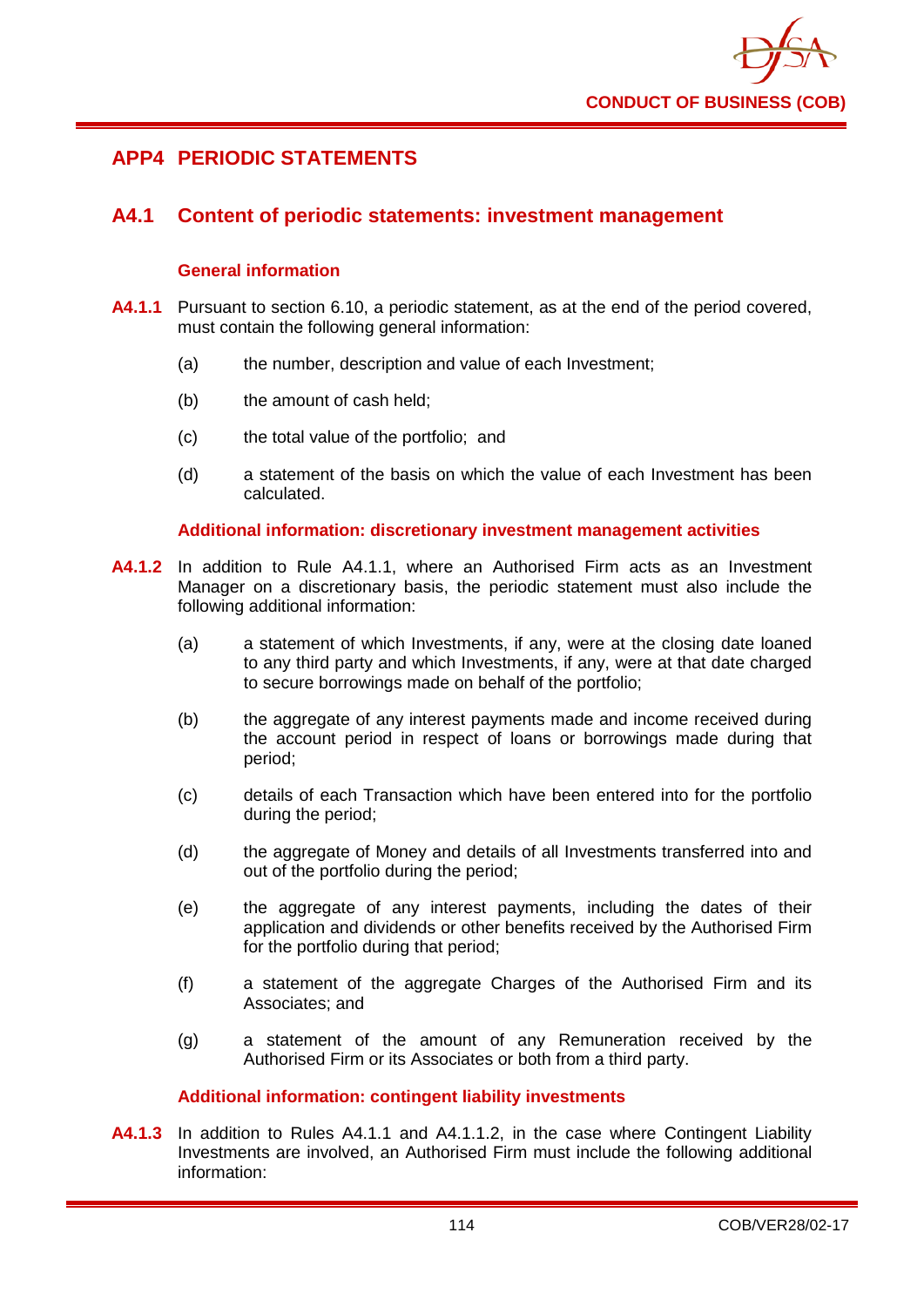## APP4 PERIODIC STATEMENTS

### A4.1 Content of periodic statements: investment management

#### General information

**A4.1.1** Pursuant to section 6.10, a periodic statement, as at the end of the period covered, must contain the following general information:

(a) the number, description and value of each Investment;

(b) the amount of cash held;

(c) the total value of the portfolio; and

(d) a statement of the basis on which the value of each Investment has been calculated.

#### Additional information: discretionary investment management activities

**A4.1.2** In addition to Rule A4.1.1, where an Authorised Firm acts as an Investment Manager on a discretionary basis, the periodic statement must also include the following additional information:

(a) a statement of which Investments, if any, were at the closing date loaned to any third party and which Investments, if any, were at that date charged to secure borrowings made on behalf of the portfolio;

(b) the aggregate of any interest payments made and income received during the account period in respect of loans or borrowings made during that period;

(c) details of each Transaction which have been entered into for the portfolio during the period;

(d) the aggregate of Money and details of all Investments transferred into and out of the portfolio during the period;

(e) the aggregate of any interest payments, including the dates of their application and dividends or other benefits received by the Authorised Firm for the portfolio during that period;

(f) a statement of the aggregate Charges of the Authorised Firm and its Associates; and

(g) a statement of the amount of any Remuneration received by the Authorised Firm or its Associates or both from a third party.

#### Additional information: contingent liability investments

**A4.1.3** In addition to Rules A4.1.1 and A4.1.1.2, in the case where Contingent Liability Investments are involved, an Authorised Firm must include the following additional information: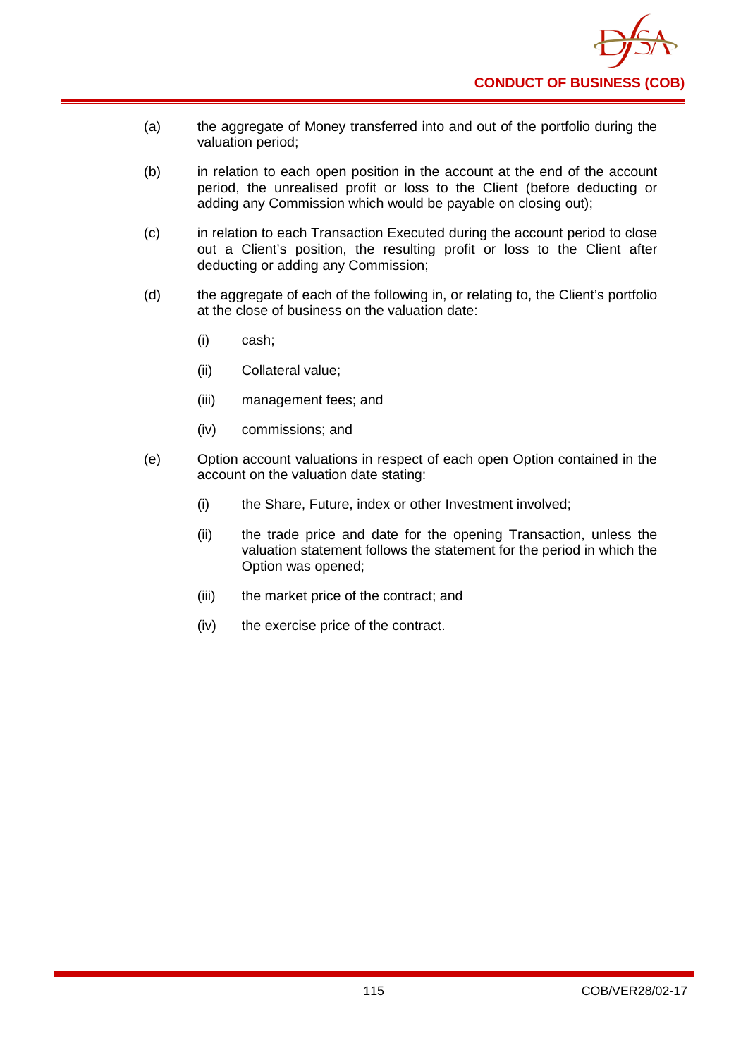(a) the aggregate of Money transferred into and out of the portfolio during the valuation period;

(b) in relation to each open position in the account at the end of the account period, the unrealised profit or loss to the Client (before deducting or adding any Commission which would be payable on closing out);

(c) in relation to each Transaction Executed during the account period to close out a Client's position, the resulting profit or loss to the Client after deducting or adding any Commission;

(d) the aggregate of each of the following in, or relating to, the Client's portfolio at the close of business on the valuation date:

  (i) cash;

  (ii) Collateral value;

  (iii) management fees; and

  (iv) commissions; and

(e) Option account valuations in respect of each open Option contained in the account on the valuation date stating:

  (i) the Share, Future, index or other Investment involved;

  (ii) the trade price and date for the opening Transaction, unless the valuation statement follows the statement for the period in which the Option was opened;

  (iii) the market price of the contract; and

  (iv) the exercise price of the contract.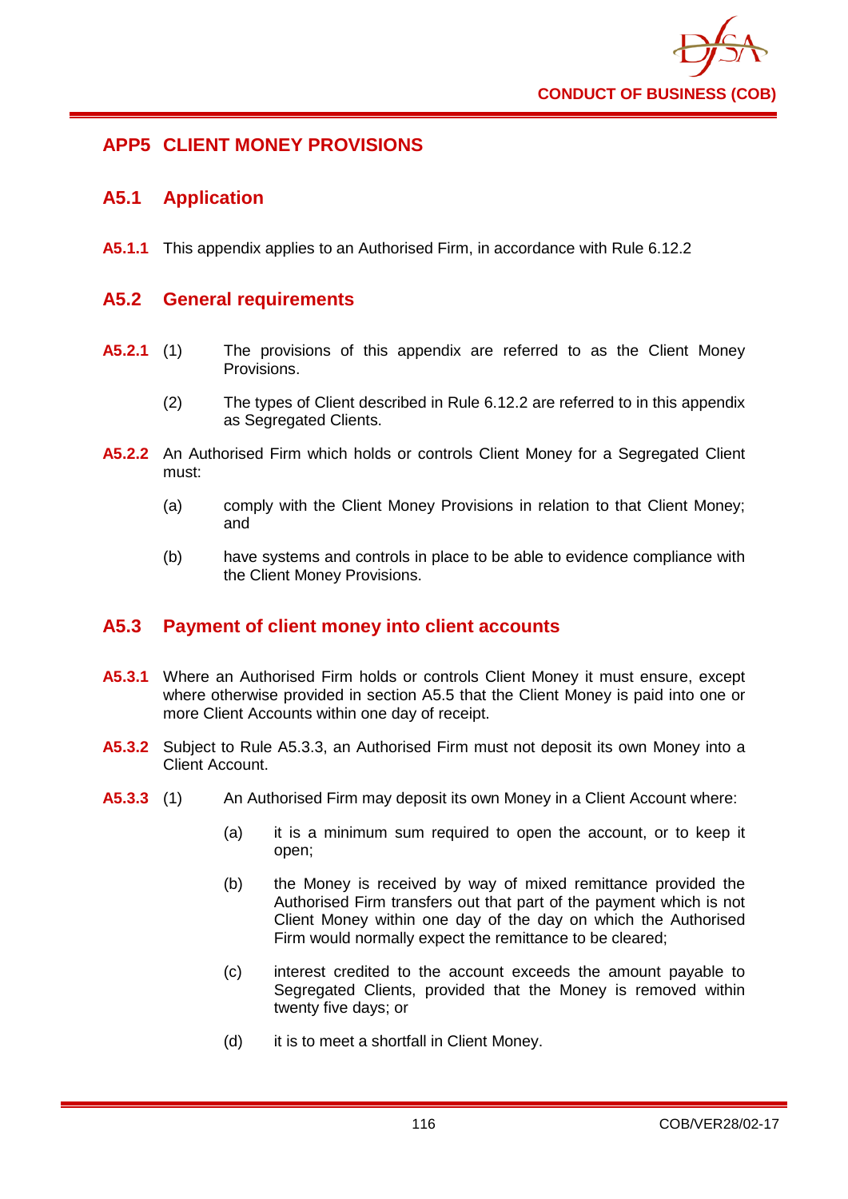## APP5 CLIENT MONEY PROVISIONS

### A5.1 Application

**A5.1.1** This appendix applies to an Authorised Firm, in accordance with Rule 6.12.2

### A5.2 General requirements

**A5.2.1** (1) The provisions of this appendix are referred to as the Client Money Provisions.

(2) The types of Client described in Rule 6.12.2 are referred to in this appendix as Segregated Clients.

**A5.2.2** An Authorised Firm which holds or controls Client Money for a Segregated Client must:

(a) comply with the Client Money Provisions in relation to that Client Money; and

(b) have systems and controls in place to be able to evidence compliance with the Client Money Provisions.

### A5.3 Payment of client money into client accounts

**A5.3.1** Where an Authorised Firm holds or controls Client Money it must ensure, except where otherwise provided in section A5.5 that the Client Money is paid into one or more Client Accounts within one day of receipt.

**A5.3.2** Subject to Rule A5.3.3, an Authorised Firm must not deposit its own Money into a Client Account.

**A5.3.3** (1) An Authorised Firm may deposit its own Money in a Client Account where:

(a) it is a minimum sum required to open the account, or to keep it open;

(b) the Money is received by way of mixed remittance provided the Authorised Firm transfers out that part of the payment which is not Client Money within one day of the day on which the Authorised Firm would normally expect the remittance to be cleared;

(c) interest credited to the account exceeds the amount payable to Segregated Clients, provided that the Money is removed within twenty five days; or

(d) it is to meet a shortfall in Client Money.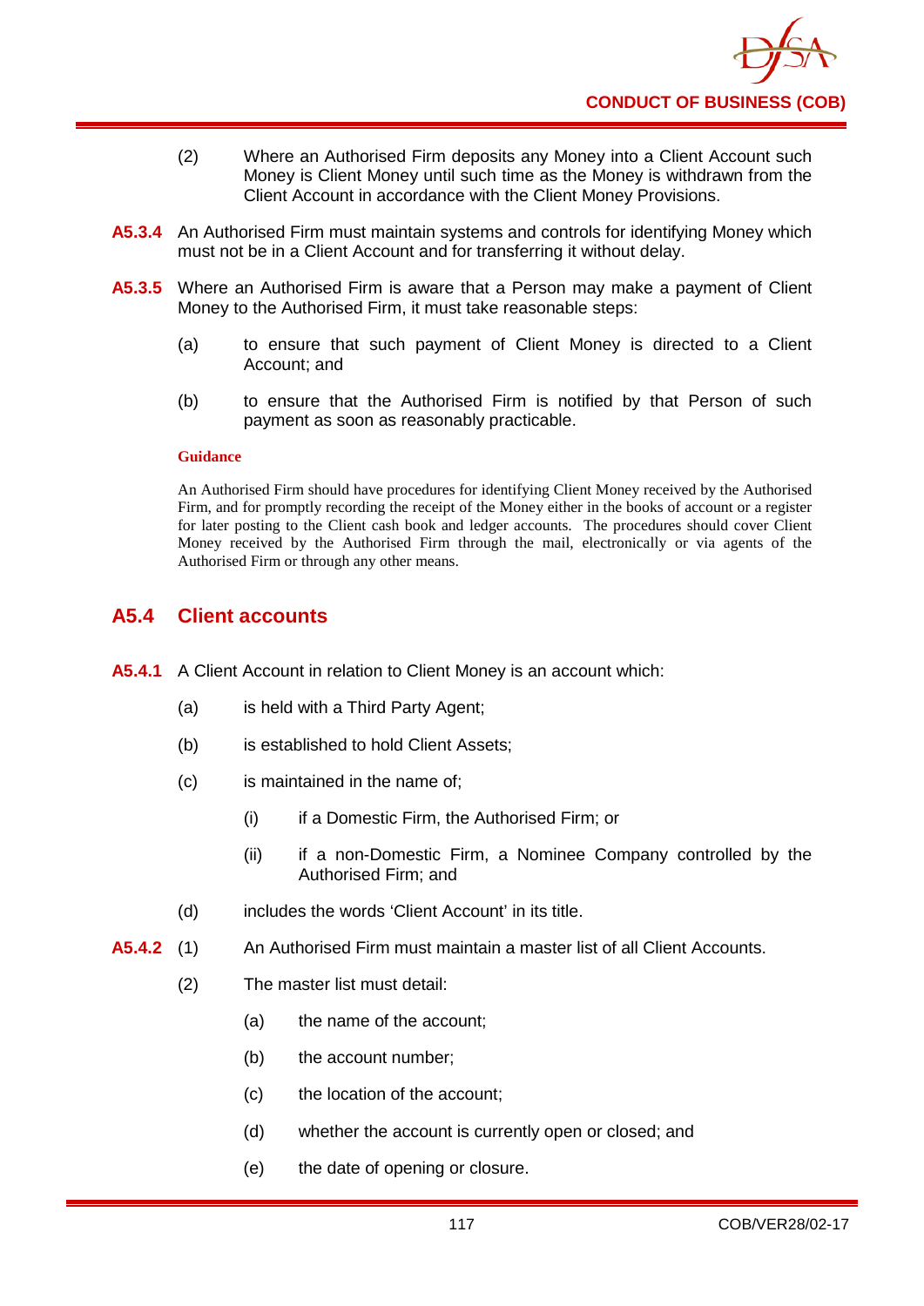(2) Where an Authorised Firm deposits any Money into a Client Account such Money is Client Money until such time as the Money is withdrawn from the Client Account in accordance with the Client Money Provisions.

**A5.3.4** An Authorised Firm must maintain systems and controls for identifying Money which must not be in a Client Account and for transferring it without delay.

**A5.3.5** Where an Authorised Firm is aware that a Person may make a payment of Client Money to the Authorised Firm, it must take reasonable steps:

(a) to ensure that such payment of Client Money is directed to a Client Account; and

(b) to ensure that the Authorised Firm is notified by that Person of such payment as soon as reasonably practicable.

**Guidance**

An Authorised Firm should have procedures for identifying Client Money received by the Authorised Firm, and for promptly recording the receipt of the Money either in the books of account or a register for later posting to the Client cash book and ledger accounts. The procedures should cover Client Money received by the Authorised Firm through the mail, electronically or via agents of the Authorised Firm or through any other means.

## A5.4 Client accounts

**A5.4.1** A Client Account in relation to Client Money is an account which:

(a) is held with a Third Party Agent;

(b) is established to hold Client Assets;

(c) is maintained in the name of;

(i) if a Domestic Firm, the Authorised Firm; or

(ii) if a non-Domestic Firm, a Nominee Company controlled by the Authorised Firm; and

(d) includes the words 'Client Account' in its title.

**A5.4.2** (1) An Authorised Firm must maintain a master list of all Client Accounts.

(2) The master list must detail:

(a) the name of the account;

(b) the account number;

(c) the location of the account;

(d) whether the account is currently open or closed; and

(e) the date of opening or closure.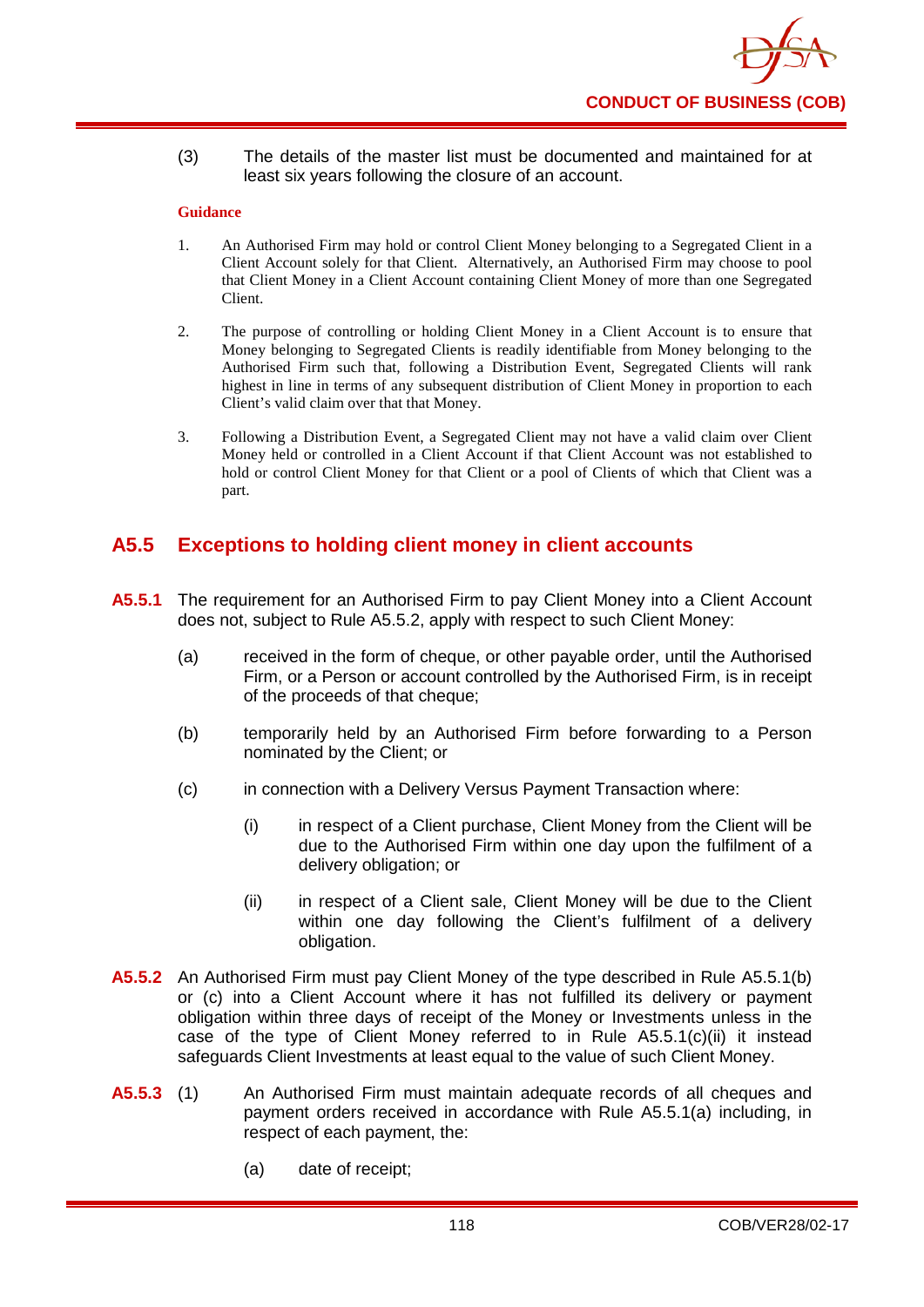(3) The details of the master list must be documented and maintained for at least six years following the closure of an account.

**Guidance**

1. An Authorised Firm may hold or control Client Money belonging to a Segregated Client in a Client Account solely for that Client. Alternatively, an Authorised Firm may choose to pool that Client Money in a Client Account containing Client Money of more than one Segregated Client.

2. The purpose of controlling or holding Client Money in a Client Account is to ensure that Money belonging to Segregated Clients is readily identifiable from Money belonging to the Authorised Firm such that, following a Distribution Event, Segregated Clients will rank highest in line in terms of any subsequent distribution of Client Money in proportion to each Client's valid claim over that that Money.

3. Following a Distribution Event, a Segregated Client may not have a valid claim over Client Money held or controlled in a Client Account if that Client Account was not established to hold or control Client Money for that Client or a pool of Clients of which that Client was a part.

## A5.5 Exceptions to holding client money in client accounts

**A5.5.1** The requirement for an Authorised Firm to pay Client Money into a Client Account does not, subject to Rule A5.5.2, apply with respect to such Client Money:

(a) received in the form of cheque, or other payable order, until the Authorised Firm, or a Person or account controlled by the Authorised Firm, is in receipt of the proceeds of that cheque;

(b) temporarily held by an Authorised Firm before forwarding to a Person nominated by the Client; or

(c) in connection with a Delivery Versus Payment Transaction where:

(i) in respect of a Client purchase, Client Money from the Client will be due to the Authorised Firm within one day upon the fulfilment of a delivery obligation; or

(ii) in respect of a Client sale, Client Money will be due to the Client within one day following the Client's fulfilment of a delivery obligation.

**A5.5.2** An Authorised Firm must pay Client Money of the type described in Rule A5.5.1(b) or (c) into a Client Account where it has not fulfilled its delivery or payment obligation within three days of receipt of the Money or Investments unless in the case of the type of Client Money referred to in Rule A5.5.1(c)(ii) it instead safeguards Client Investments at least equal to the value of such Client Money.

**A5.5.3** (1) An Authorised Firm must maintain adequate records of all cheques and payment orders received in accordance with Rule A5.5.1(a) including, in respect of each payment, the:

(a) date of receipt;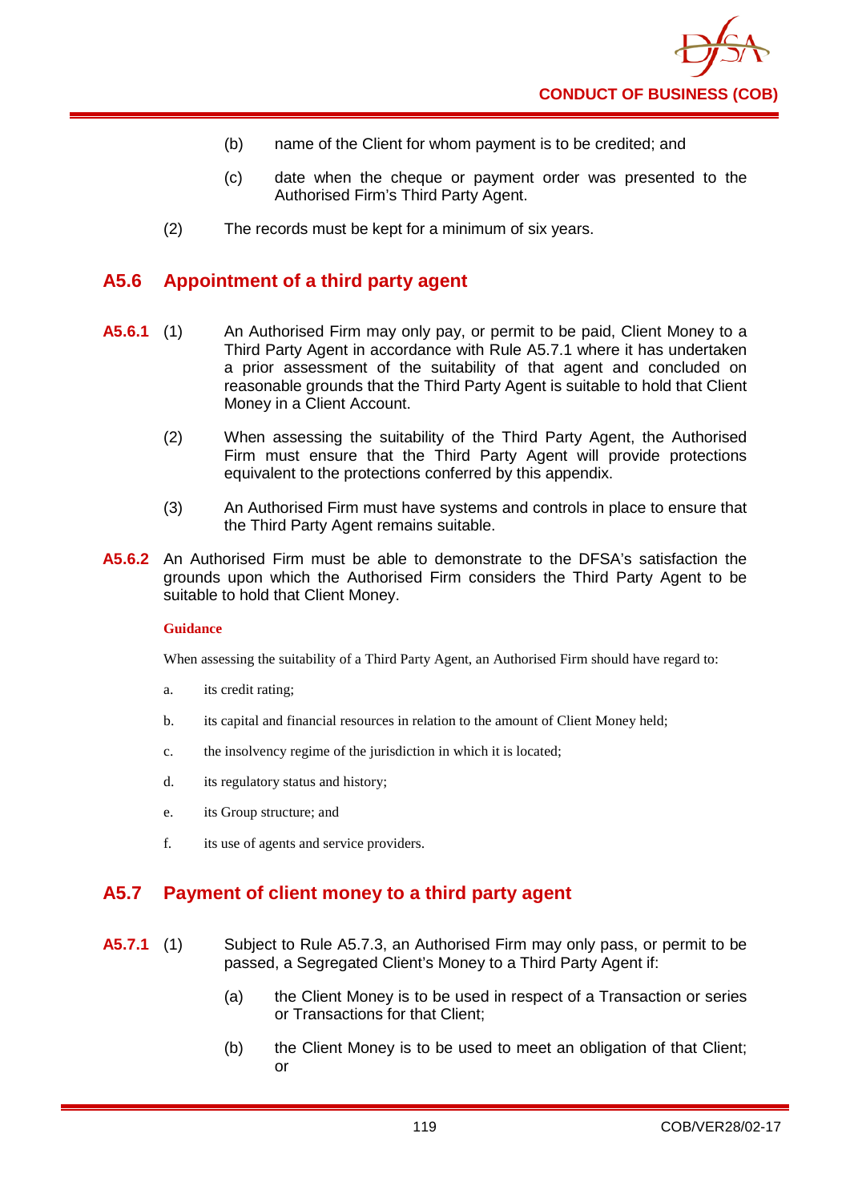(b) name of the Client for whom payment is to be credited; and

(c) date when the cheque or payment order was presented to the Authorised Firm's Third Party Agent.

(2) The records must be kept for a minimum of six years.

## A5.6 Appointment of a third party agent

**A5.6.1** (1) An Authorised Firm may only pay, or permit to be paid, Client Money to a Third Party Agent in accordance with Rule A5.7.1 where it has undertaken a prior assessment of the suitability of that agent and concluded on reasonable grounds that the Third Party Agent is suitable to hold that Client Money in a Client Account.

(2) When assessing the suitability of the Third Party Agent, the Authorised Firm must ensure that the Third Party Agent will provide protections equivalent to the protections conferred by this appendix.

(3) An Authorised Firm must have systems and controls in place to ensure that the Third Party Agent remains suitable.

**A5.6.2** An Authorised Firm must be able to demonstrate to the DFSA's satisfaction the grounds upon which the Authorised Firm considers the Third Party Agent to be suitable to hold that Client Money.

**Guidance**

When assessing the suitability of a Third Party Agent, an Authorised Firm should have regard to:

a. its credit rating;

b. its capital and financial resources in relation to the amount of Client Money held;

c. the insolvency regime of the jurisdiction in which it is located;

d. its regulatory status and history;

e. its Group structure; and

f. its use of agents and service providers.

## A5.7 Payment of client money to a third party agent

**A5.7.1** (1) Subject to Rule A5.7.3, an Authorised Firm may only pass, or permit to be passed, a Segregated Client's Money to a Third Party Agent if:

(a) the Client Money is to be used in respect of a Transaction or series or Transactions for that Client;

(b) the Client Money is to be used to meet an obligation of that Client; or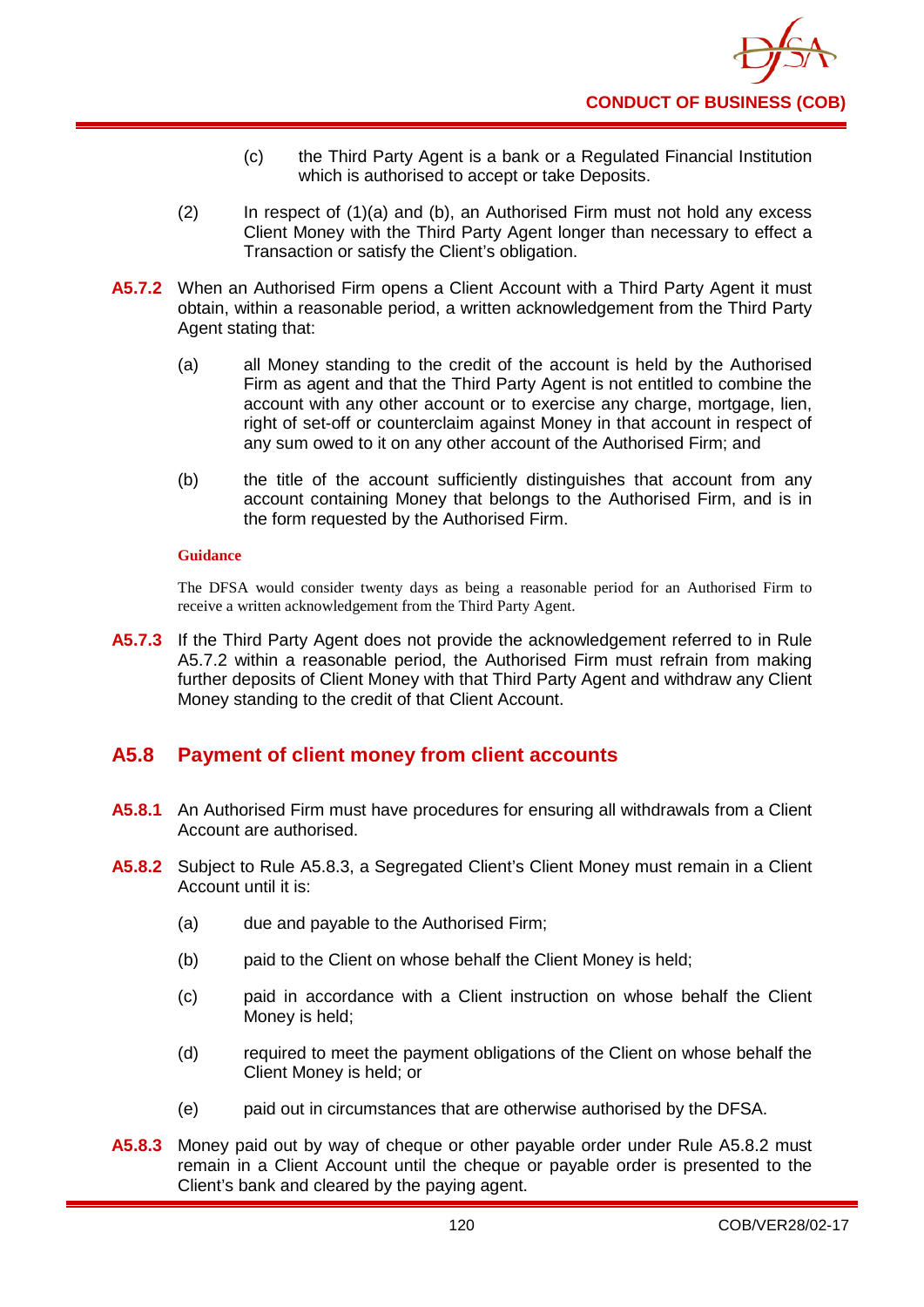(c) the Third Party Agent is a bank or a Regulated Financial Institution which is authorised to accept or take Deposits.

(2) In respect of (1)(a) and (b), an Authorised Firm must not hold any excess Client Money with the Third Party Agent longer than necessary to effect a Transaction or satisfy the Client's obligation.

**A5.7.2** When an Authorised Firm opens a Client Account with a Third Party Agent it must obtain, within a reasonable period, a written acknowledgement from the Third Party Agent stating that:

(a) all Money standing to the credit of the account is held by the Authorised Firm as agent and that the Third Party Agent is not entitled to combine the account with any other account or to exercise any charge, mortgage, lien, right of set-off or counterclaim against Money in that account in respect of any sum owed to it on any other account of the Authorised Firm; and

(b) the title of the account sufficiently distinguishes that account from any account containing Money that belongs to the Authorised Firm, and is in the form requested by the Authorised Firm.

**Guidance**

The DFSA would consider twenty days as being a reasonable period for an Authorised Firm to receive a written acknowledgement from the Third Party Agent.

**A5.7.3** If the Third Party Agent does not provide the acknowledgement referred to in Rule A5.7.2 within a reasonable period, the Authorised Firm must refrain from making further deposits of Client Money with that Third Party Agent and withdraw any Client Money standing to the credit of that Client Account.

## A5.8 Payment of client money from client accounts

**A5.8.1** An Authorised Firm must have procedures for ensuring all withdrawals from a Client Account are authorised.

**A5.8.2** Subject to Rule A5.8.3, a Segregated Client's Client Money must remain in a Client Account until it is:

(a) due and payable to the Authorised Firm;

(b) paid to the Client on whose behalf the Client Money is held;

(c) paid in accordance with a Client instruction on whose behalf the Client Money is held;

(d) required to meet the payment obligations of the Client on whose behalf the Client Money is held; or

(e) paid out in circumstances that are otherwise authorised by the DFSA.

**A5.8.3** Money paid out by way of cheque or other payable order under Rule A5.8.2 must remain in a Client Account until the cheque or payable order is presented to the Client's bank and cleared by the paying agent.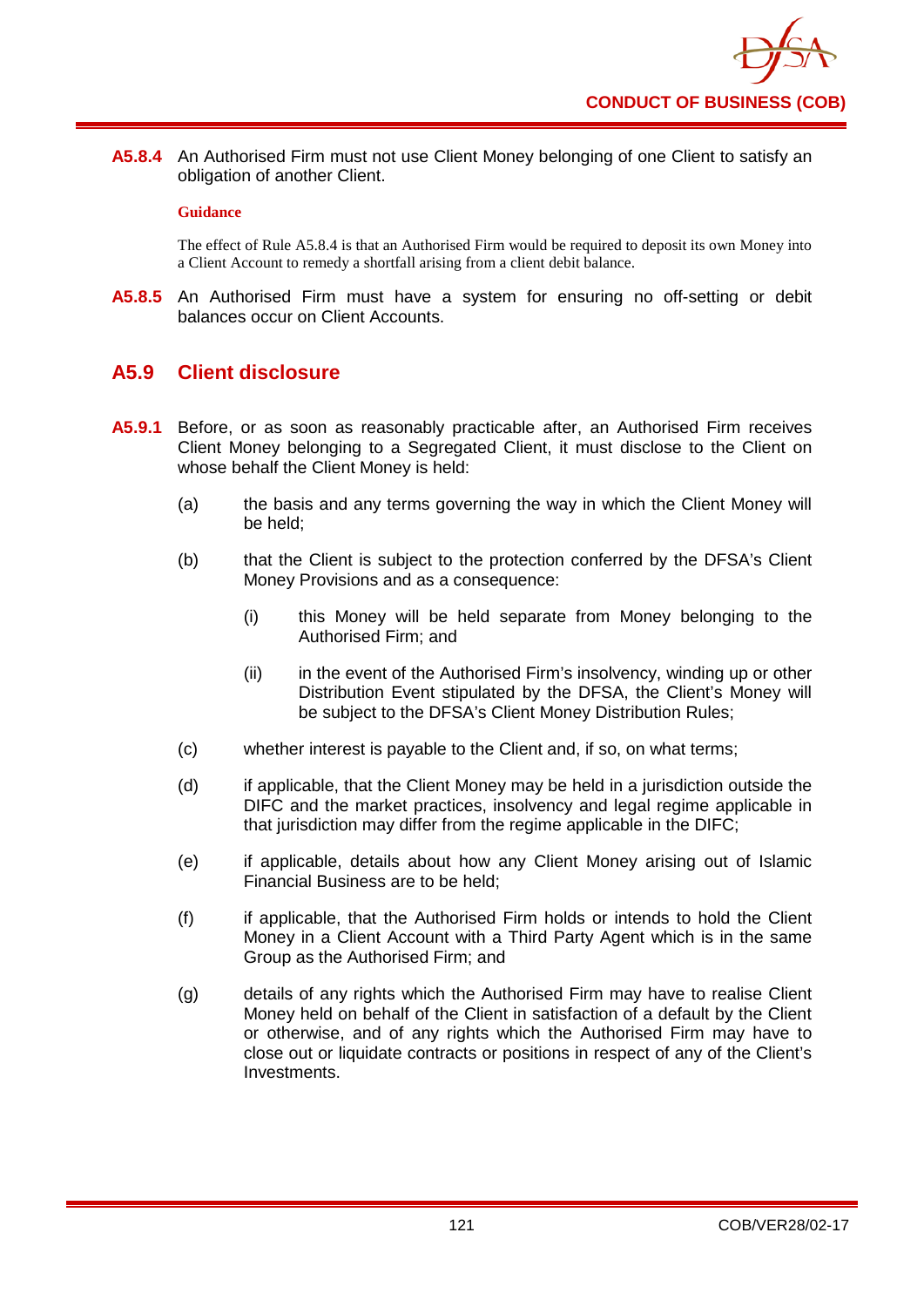**A5.8.4** An Authorised Firm must not use Client Money belonging of one Client to satisfy an obligation of another Client.

**Guidance**

The effect of Rule A5.8.4 is that an Authorised Firm would be required to deposit its own Money into a Client Account to remedy a shortfall arising from a client debit balance.

**A5.8.5** An Authorised Firm must have a system for ensuring no off-setting or debit balances occur on Client Accounts.

## A5.9 Client disclosure

**A5.9.1** Before, or as soon as reasonably practicable after, an Authorised Firm receives Client Money belonging to a Segregated Client, it must disclose to the Client on whose behalf the Client Money is held:

(a) the basis and any terms governing the way in which the Client Money will be held;

(b) that the Client is subject to the protection conferred by the DFSA's Client Money Provisions and as a consequence:

(i) this Money will be held separate from Money belonging to the Authorised Firm; and

(ii) in the event of the Authorised Firm's insolvency, winding up or other Distribution Event stipulated by the DFSA, the Client's Money will be subject to the DFSA's Client Money Distribution Rules;

(c) whether interest is payable to the Client and, if so, on what terms;

(d) if applicable, that the Client Money may be held in a jurisdiction outside the DIFC and the market practices, insolvency and legal regime applicable in that jurisdiction may differ from the regime applicable in the DIFC;

(e) if applicable, details about how any Client Money arising out of Islamic Financial Business are to be held;

(f) if applicable, that the Authorised Firm holds or intends to hold the Client Money in a Client Account with a Third Party Agent which is in the same Group as the Authorised Firm; and

(g) details of any rights which the Authorised Firm may have to realise Client Money held on behalf of the Client in satisfaction of a default by the Client or otherwise, and of any rights which the Authorised Firm may have to close out or liquidate contracts or positions in respect of any of the Client's Investments.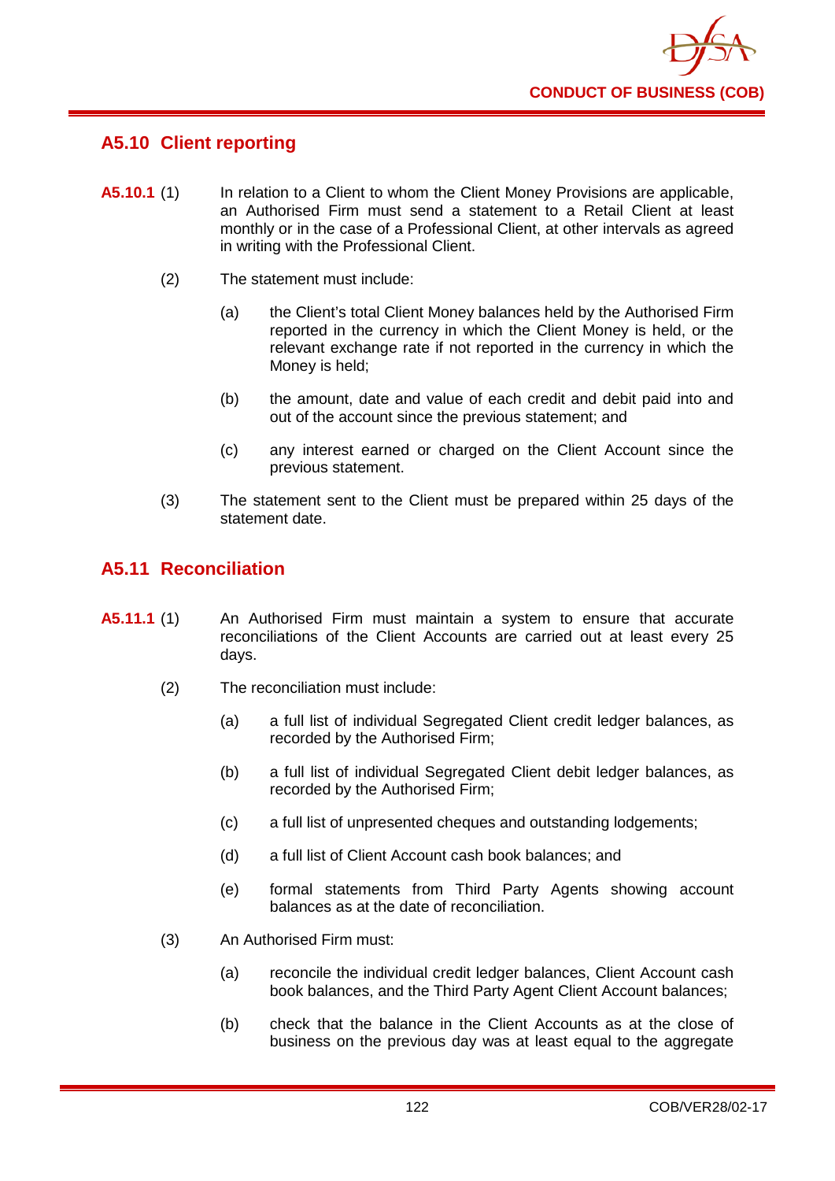## A5.10 Client reporting

**A5.10.1** (1) In relation to a Client to whom the Client Money Provisions are applicable, an Authorised Firm must send a statement to a Retail Client at least monthly or in the case of a Professional Client, at other intervals as agreed in writing with the Professional Client.

(2) The statement must include:

(a) the Client's total Client Money balances held by the Authorised Firm reported in the currency in which the Client Money is held, or the relevant exchange rate if not reported in the currency in which the Money is held;

(b) the amount, date and value of each credit and debit paid into and out of the account since the previous statement; and

(c) any interest earned or charged on the Client Account since the previous statement.

(3) The statement sent to the Client must be prepared within 25 days of the statement date.

## A5.11 Reconciliation

**A5.11.1** (1) An Authorised Firm must maintain a system to ensure that accurate reconciliations of the Client Accounts are carried out at least every 25 days.

(2) The reconciliation must include:

(a) a full list of individual Segregated Client credit ledger balances, as recorded by the Authorised Firm;

(b) a full list of individual Segregated Client debit ledger balances, as recorded by the Authorised Firm;

(c) a full list of unpresented cheques and outstanding lodgements;

(d) a full list of Client Account cash book balances; and

(e) formal statements from Third Party Agents showing account balances as at the date of reconciliation.

(3) An Authorised Firm must:

(a) reconcile the individual credit ledger balances, Client Account cash book balances, and the Third Party Agent Client Account balances;

(b) check that the balance in the Client Accounts as at the close of business on the previous day was at least equal to the aggregate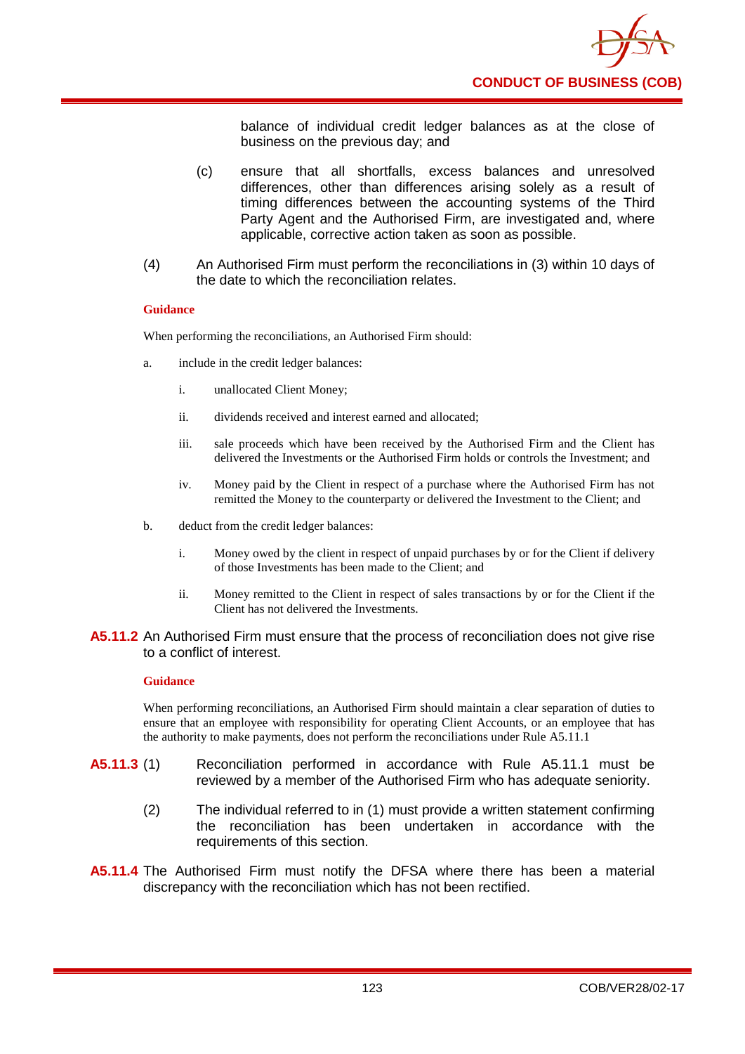balance of individual credit ledger balances as at the close of business on the previous day; and

(c) ensure that all shortfalls, excess balances and unresolved differences, other than differences arising solely as a result of timing differences between the accounting systems of the Third Party Agent and the Authorised Firm, are investigated and, where applicable, corrective action taken as soon as possible.

(4) An Authorised Firm must perform the reconciliations in (3) within 10 days of the date to which the reconciliation relates.

**Guidance**

When performing the reconciliations, an Authorised Firm should:

a. include in the credit ledger balances:

   i. unallocated Client Money;

   ii. dividends received and interest earned and allocated;

   iii. sale proceeds which have been received by the Authorised Firm and the Client has delivered the Investments or the Authorised Firm holds or controls the Investment; and

   iv. Money paid by the Client in respect of a purchase where the Authorised Firm has not remitted the Money to the counterparty or delivered the Investment to the Client; and

b. deduct from the credit ledger balances:

   i. Money owed by the client in respect of unpaid purchases by or for the Client if delivery of those Investments has been made to the Client; and

   ii. Money remitted to the Client in respect of sales transactions by or for the Client if the Client has not delivered the Investments.

**A5.11.2** An Authorised Firm must ensure that the process of reconciliation does not give rise to a conflict of interest.

**Guidance**

When performing reconciliations, an Authorised Firm should maintain a clear separation of duties to ensure that an employee with responsibility for operating Client Accounts, or an employee that has the authority to make payments, does not perform the reconciliations under Rule A5.11.1

**A5.11.3** (1) Reconciliation performed in accordance with Rule A5.11.1 must be reviewed by a member of the Authorised Firm who has adequate seniority.

(2) The individual referred to in (1) must provide a written statement confirming the reconciliation has been undertaken in accordance with the requirements of this section.

**A5.11.4** The Authorised Firm must notify the DFSA where there has been a material discrepancy with the reconciliation which has not been rectified.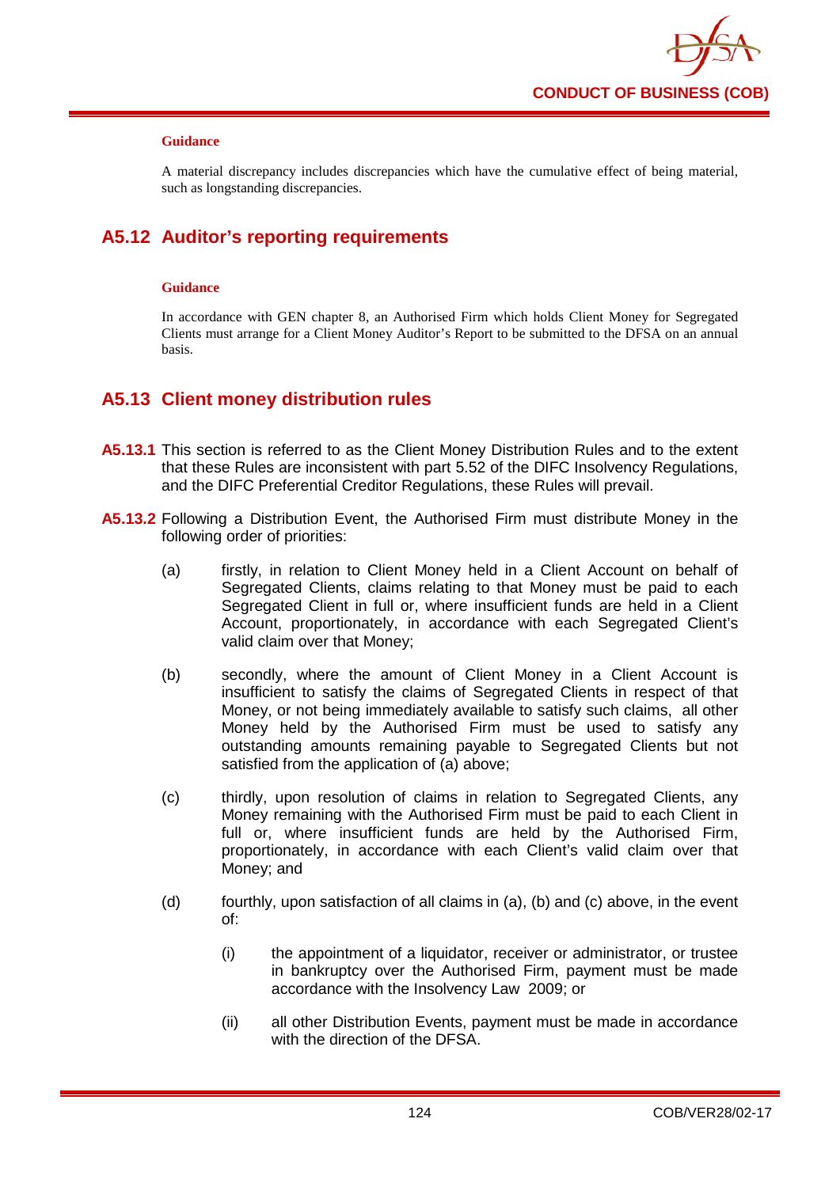#### Guidance

A material discrepancy includes discrepancies which have the cumulative effect of being material, such as longstanding discrepancies.

## A5.12 Auditor's reporting requirements

#### Guidance

In accordance with GEN chapter 8, an Authorised Firm which holds Client Money for Segregated Clients must arrange for a Client Money Auditor's Report to be submitted to the DFSA on an annual basis.

## A5.13 Client money distribution rules

**A5.13.1** This section is referred to as the Client Money Distribution Rules and to the extent that these Rules are inconsistent with part 5.52 of the DIFC Insolvency Regulations, and the DIFC Preferential Creditor Regulations, these Rules will prevail.

**A5.13.2** Following a Distribution Event, the Authorised Firm must distribute Money in the following order of priorities:

(a) firstly, in relation to Client Money held in a Client Account on behalf of Segregated Clients, claims relating to that Money must be paid to each Segregated Client in full or, where insufficient funds are held in a Client Account, proportionately, in accordance with each Segregated Client's valid claim over that Money;

(b) secondly, where the amount of Client Money in a Client Account is insufficient to satisfy the claims of Segregated Clients in respect of that Money, or not being immediately available to satisfy such claims, all other Money held by the Authorised Firm must be used to satisfy any outstanding amounts remaining payable to Segregated Clients but not satisfied from the application of (a) above;

(c) thirdly, upon resolution of claims in relation to Segregated Clients, any Money remaining with the Authorised Firm must be paid to each Client in full or, where insufficient funds are held by the Authorised Firm, proportionately, in accordance with each Client's valid claim over that Money; and

(d) fourthly, upon satisfaction of all claims in (a), (b) and (c) above, in the event of:

  (i) the appointment of a liquidator, receiver or administrator, or trustee in bankruptcy over the Authorised Firm, payment must be made accordance with the Insolvency Law 2009; or

  (ii) all other Distribution Events, payment must be made in accordance with the direction of the DFSA.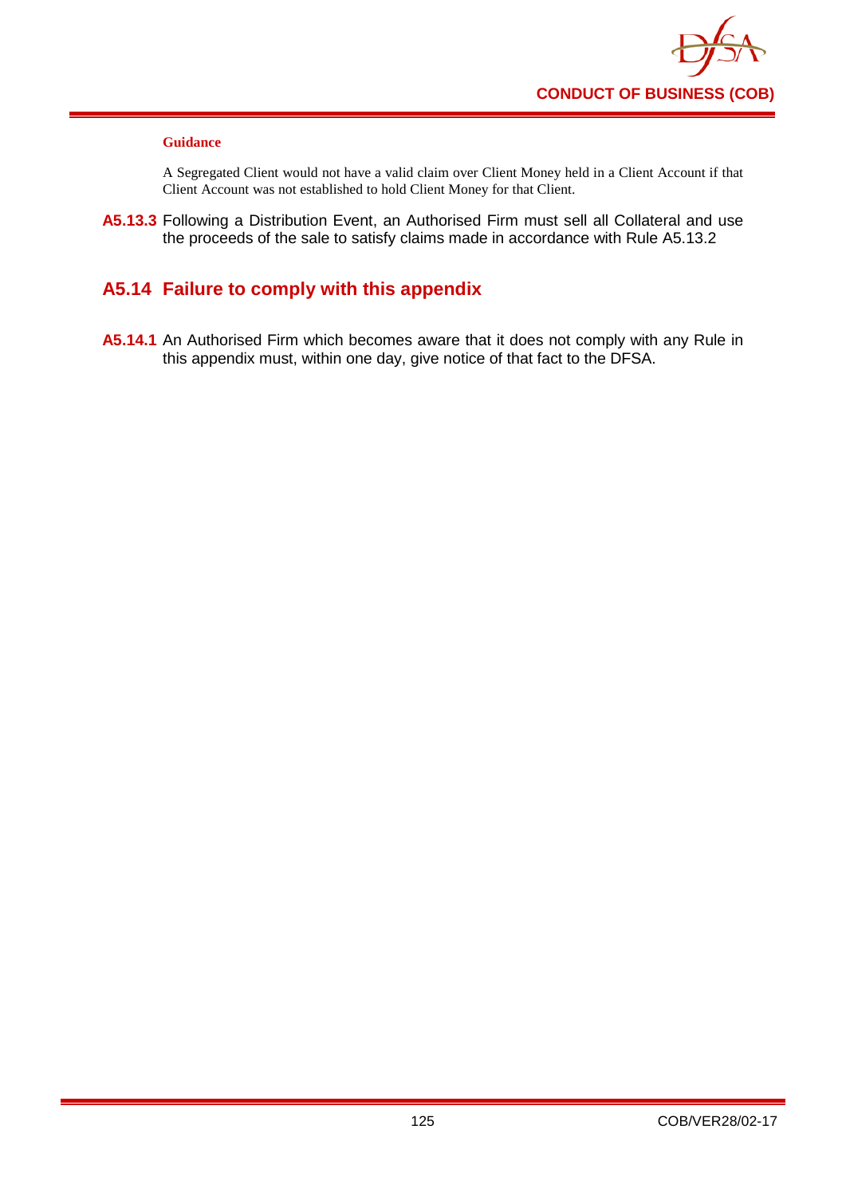**Guidance**

A Segregated Client would not have a valid claim over Client Money held in a Client Account if that Client Account was not established to hold Client Money for that Client.

**A5.13.3** Following a Distribution Event, an Authorised Firm must sell all Collateral and use the proceeds of the sale to satisfy claims made in accordance with Rule A5.13.2

## A5.14 Failure to comply with this appendix

**A5.14.1** An Authorised Firm which becomes aware that it does not comply with any Rule in this appendix must, within one day, give notice of that fact to the DFSA.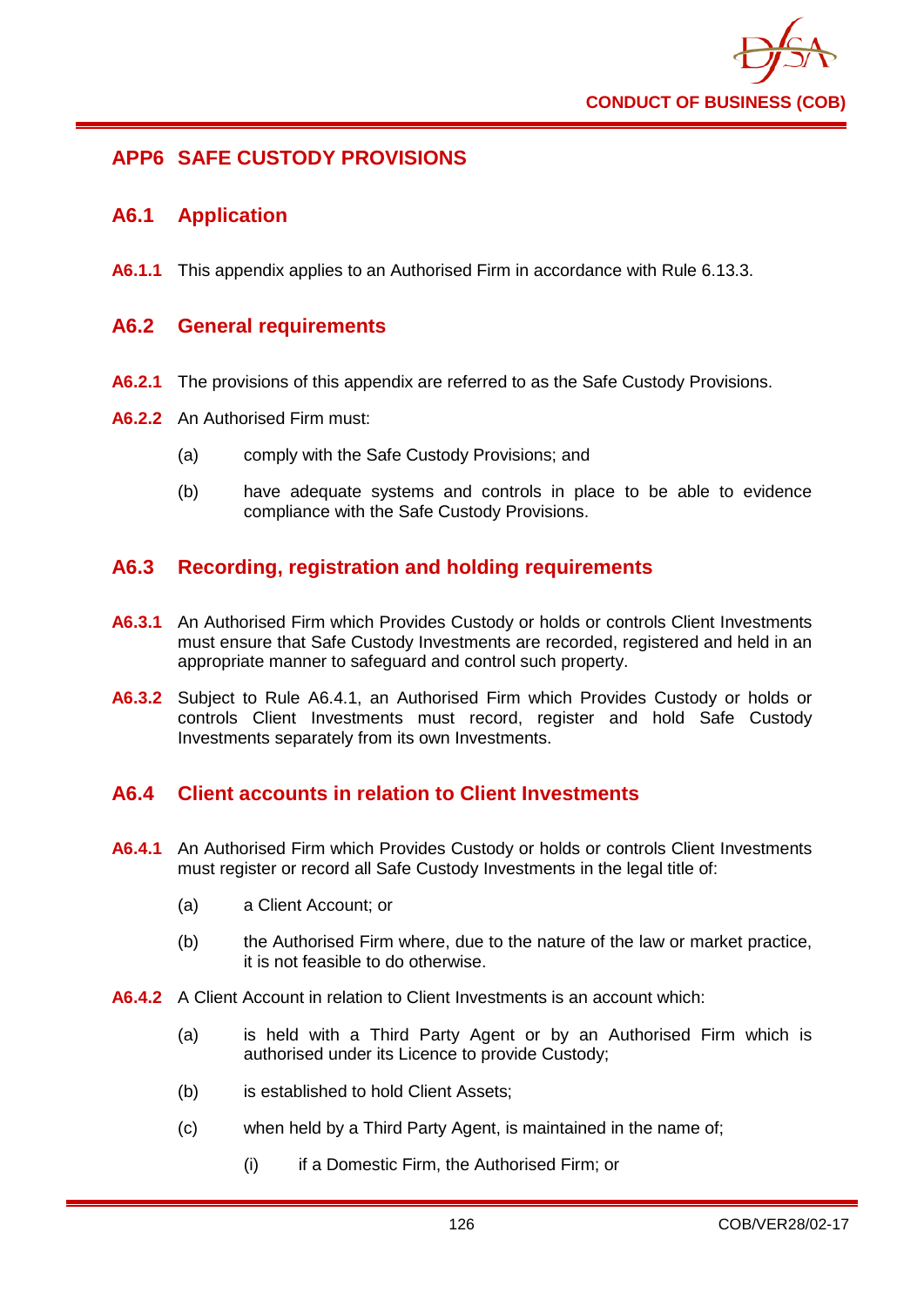## APP6 SAFE CUSTODY PROVISIONS

### A6.1 Application

**A6.1.1** This appendix applies to an Authorised Firm in accordance with Rule 6.13.3.

### A6.2 General requirements

**A6.2.1** The provisions of this appendix are referred to as the Safe Custody Provisions.

**A6.2.2** An Authorised Firm must:

(a) comply with the Safe Custody Provisions; and

(b) have adequate systems and controls in place to be able to evidence compliance with the Safe Custody Provisions.

### A6.3 Recording, registration and holding requirements

**A6.3.1** An Authorised Firm which Provides Custody or holds or controls Client Investments must ensure that Safe Custody Investments are recorded, registered and held in an appropriate manner to safeguard and control such property.

**A6.3.2** Subject to Rule A6.4.1, an Authorised Firm which Provides Custody or holds or controls Client Investments must record, register and hold Safe Custody Investments separately from its own Investments.

### A6.4 Client accounts in relation to Client Investments

**A6.4.1** An Authorised Firm which Provides Custody or holds or controls Client Investments must register or record all Safe Custody Investments in the legal title of:

(a) a Client Account; or

(b) the Authorised Firm where, due to the nature of the law or market practice, it is not feasible to do otherwise.

**A6.4.2** A Client Account in relation to Client Investments is an account which:

(a) is held with a Third Party Agent or by an Authorised Firm which is authorised under its Licence to provide Custody;

(b) is established to hold Client Assets;

(c) when held by a Third Party Agent, is maintained in the name of;

(i) if a Domestic Firm, the Authorised Firm; or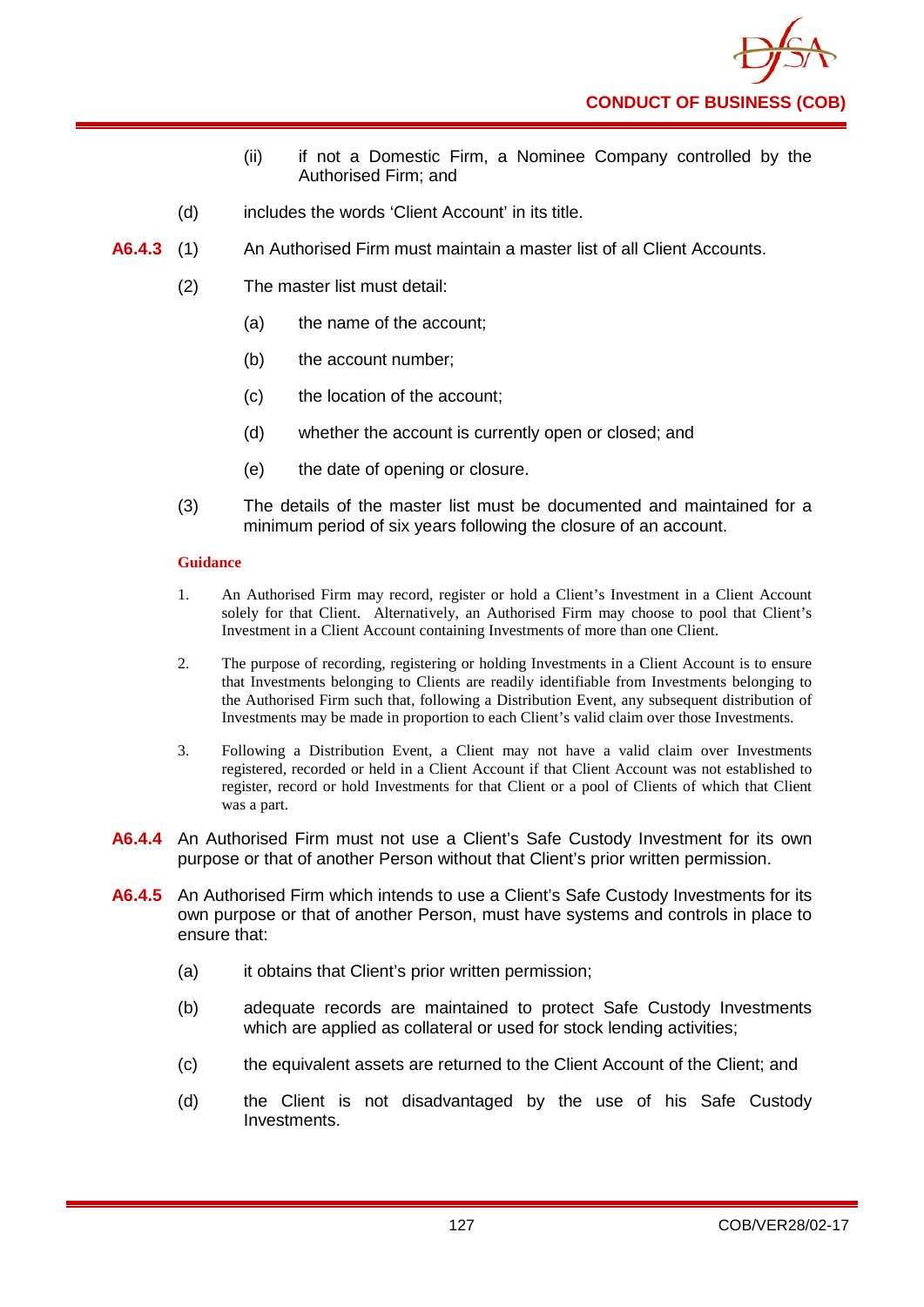(ii) if not a Domestic Firm, a Nominee Company controlled by the Authorised Firm; and

(d) includes the words 'Client Account' in its title.

**A6.4.3** (1) An Authorised Firm must maintain a master list of all Client Accounts.

(2) The master list must detail:

(a) the name of the account;

(b) the account number;

(c) the location of the account;

(d) whether the account is currently open or closed; and

(e) the date of opening or closure.

(3) The details of the master list must be documented and maintained for a minimum period of six years following the closure of an account.

**Guidance**

1. An Authorised Firm may record, register or hold a Client's Investment in a Client Account solely for that Client. Alternatively, an Authorised Firm may choose to pool that Client's Investment in a Client Account containing Investments of more than one Client.

2. The purpose of recording, registering or holding Investments in a Client Account is to ensure that Investments belonging to Clients are readily identifiable from Investments belonging to the Authorised Firm such that, following a Distribution Event, any subsequent distribution of Investments may be made in proportion to each Client's valid claim over those Investments.

3. Following a Distribution Event, a Client may not have a valid claim over Investments registered, recorded or held in a Client Account if that Client Account was not established to register, record or hold Investments for that Client or a pool of Clients of which that Client was a part.

**A6.4.4** An Authorised Firm must not use a Client's Safe Custody Investment for its own purpose or that of another Person without that Client's prior written permission.

**A6.4.5** An Authorised Firm which intends to use a Client's Safe Custody Investments for its own purpose or that of another Person, must have systems and controls in place to ensure that:

(a) it obtains that Client's prior written permission;

(b) adequate records are maintained to protect Safe Custody Investments which are applied as collateral or used for stock lending activities;

(c) the equivalent assets are returned to the Client Account of the Client; and

(d) the Client is not disadvantaged by the use of his Safe Custody Investments.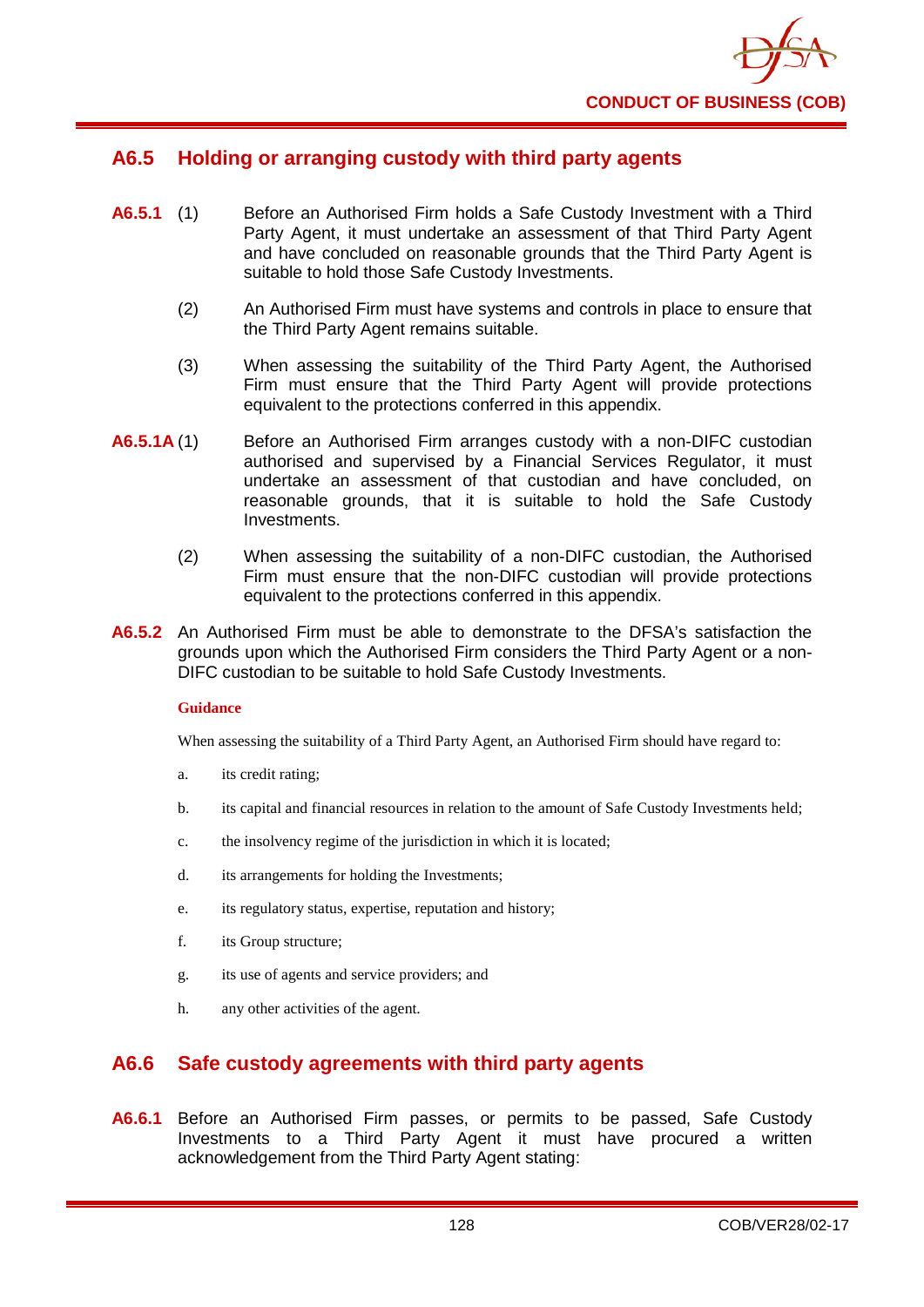## A6.5 Holding or arranging custody with third party agents

**A6.5.1** (1) Before an Authorised Firm holds a Safe Custody Investment with a Third Party Agent, it must undertake an assessment of that Third Party Agent and have concluded on reasonable grounds that the Third Party Agent is suitable to hold those Safe Custody Investments.

(2) An Authorised Firm must have systems and controls in place to ensure that the Third Party Agent remains suitable.

(3) When assessing the suitability of the Third Party Agent, the Authorised Firm must ensure that the Third Party Agent will provide protections equivalent to the protections conferred in this appendix.

**A6.5.1A** (1) Before an Authorised Firm arranges custody with a non-DIFC custodian authorised and supervised by a Financial Services Regulator, it must undertake an assessment of that custodian and have concluded, on reasonable grounds, that it is suitable to hold the Safe Custody Investments.

(2) When assessing the suitability of a non-DIFC custodian, the Authorised Firm must ensure that the non-DIFC custodian will provide protections equivalent to the protections conferred in this appendix.

**A6.5.2** An Authorised Firm must be able to demonstrate to the DFSA's satisfaction the grounds upon which the Authorised Firm considers the Third Party Agent or a non-DIFC custodian to be suitable to hold Safe Custody Investments.

**Guidance**

When assessing the suitability of a Third Party Agent, an Authorised Firm should have regard to:

a. its credit rating;

b. its capital and financial resources in relation to the amount of Safe Custody Investments held;

c. the insolvency regime of the jurisdiction in which it is located;

d. its arrangements for holding the Investments;

e. its regulatory status, expertise, reputation and history;

f. its Group structure;

g. its use of agents and service providers; and

h. any other activities of the agent.

## A6.6 Safe custody agreements with third party agents

**A6.6.1** Before an Authorised Firm passes, or permits to be passed, Safe Custody Investments to a Third Party Agent it must have procured a written acknowledgement from the Third Party Agent stating: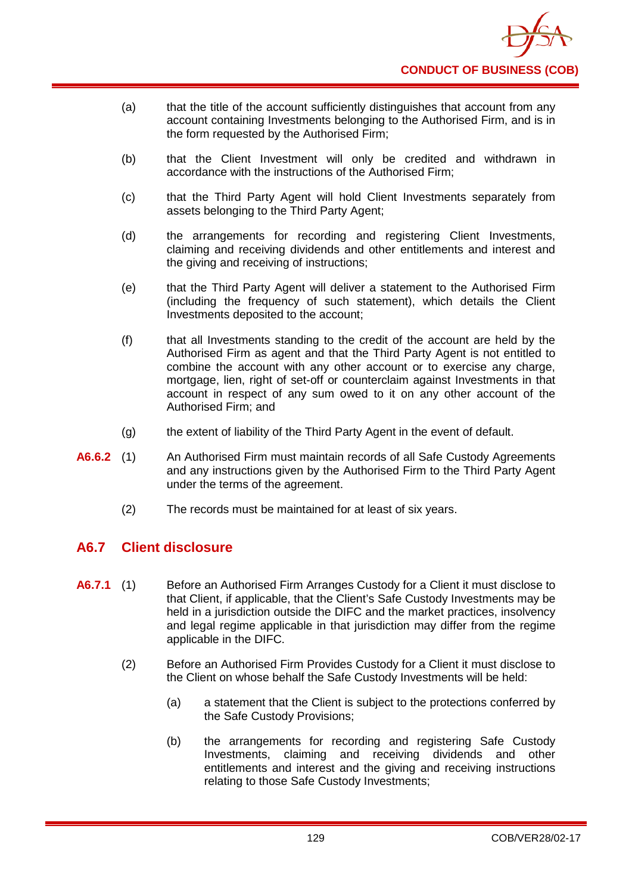(a) that the title of the account sufficiently distinguishes that account from any account containing Investments belonging to the Authorised Firm, and is in the form requested by the Authorised Firm;

(b) that the Client Investment will only be credited and withdrawn in accordance with the instructions of the Authorised Firm;

(c) that the Third Party Agent will hold Client Investments separately from assets belonging to the Third Party Agent;

(d) the arrangements for recording and registering Client Investments, claiming and receiving dividends and other entitlements and interest and the giving and receiving of instructions;

(e) that the Third Party Agent will deliver a statement to the Authorised Firm (including the frequency of such statement), which details the Client Investments deposited to the account;

(f) that all Investments standing to the credit of the account are held by the Authorised Firm as agent and that the Third Party Agent is not entitled to combine the account with any other account or to exercise any charge, mortgage, lien, right of set-off or counterclaim against Investments in that account in respect of any sum owed to it on any other account of the Authorised Firm; and

(g) the extent of liability of the Third Party Agent in the event of default.

**A6.6.2** (1) An Authorised Firm must maintain records of all Safe Custody Agreements and any instructions given by the Authorised Firm to the Third Party Agent under the terms of the agreement.

(2) The records must be maintained for at least six years.

## A6.7 Client disclosure

**A6.7.1** (1) Before an Authorised Firm Arranges Custody for a Client it must disclose to that Client, if applicable, that the Client's Safe Custody Investments may be held in a jurisdiction outside the DIFC and the market practices, insolvency and legal regime applicable in that jurisdiction may differ from the regime applicable in the DIFC.

(2) Before an Authorised Firm Provides Custody for a Client it must disclose to the Client on whose behalf the Safe Custody Investments will be held:

(a) a statement that the Client is subject to the protections conferred by the Safe Custody Provisions;

(b) the arrangements for recording and registering Safe Custody Investments, claiming and receiving dividends and other entitlements and interest and the giving and receiving instructions relating to those Safe Custody Investments;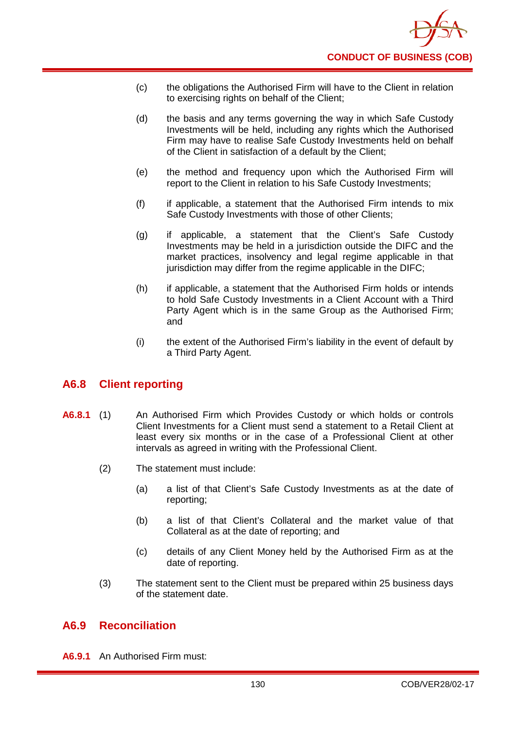(c) the obligations the Authorised Firm will have to the Client in relation to exercising rights on behalf of the Client;

(d) the basis and any terms governing the way in which Safe Custody Investments will be held, including any rights which the Authorised Firm may have to realise Safe Custody Investments held on behalf of the Client in satisfaction of a default by the Client;

(e) the method and frequency upon which the Authorised Firm will report to the Client in relation to his Safe Custody Investments;

(f) if applicable, a statement that the Authorised Firm intends to mix Safe Custody Investments with those of other Clients;

(g) if applicable, a statement that the Client's Safe Custody Investments may be held in a jurisdiction outside the DIFC and the market practices, insolvency and legal regime applicable in that jurisdiction may differ from the regime applicable in the DIFC;

(h) if applicable, a statement that the Authorised Firm holds or intends to hold Safe Custody Investments in a Client Account with a Third Party Agent which is in the same Group as the Authorised Firm; and

(i) the extent of the Authorised Firm's liability in the event of default by a Third Party Agent.

## A6.8 Client reporting

**A6.8.1** (1) An Authorised Firm which Provides Custody or which holds or controls Client Investments for a Client must send a statement to a Retail Client at least every six months or in the case of a Professional Client at other intervals as agreed in writing with the Professional Client.

(2) The statement must include:

(a) a list of that Client's Safe Custody Investments as at the date of reporting;

(b) a list of that Client's Collateral and the market value of that Collateral as at the date of reporting; and

(c) details of any Client Money held by the Authorised Firm as at the date of reporting.

(3) The statement sent to the Client must be prepared within 25 business days of the statement date.

## A6.9 Reconciliation

**A6.9.1** An Authorised Firm must: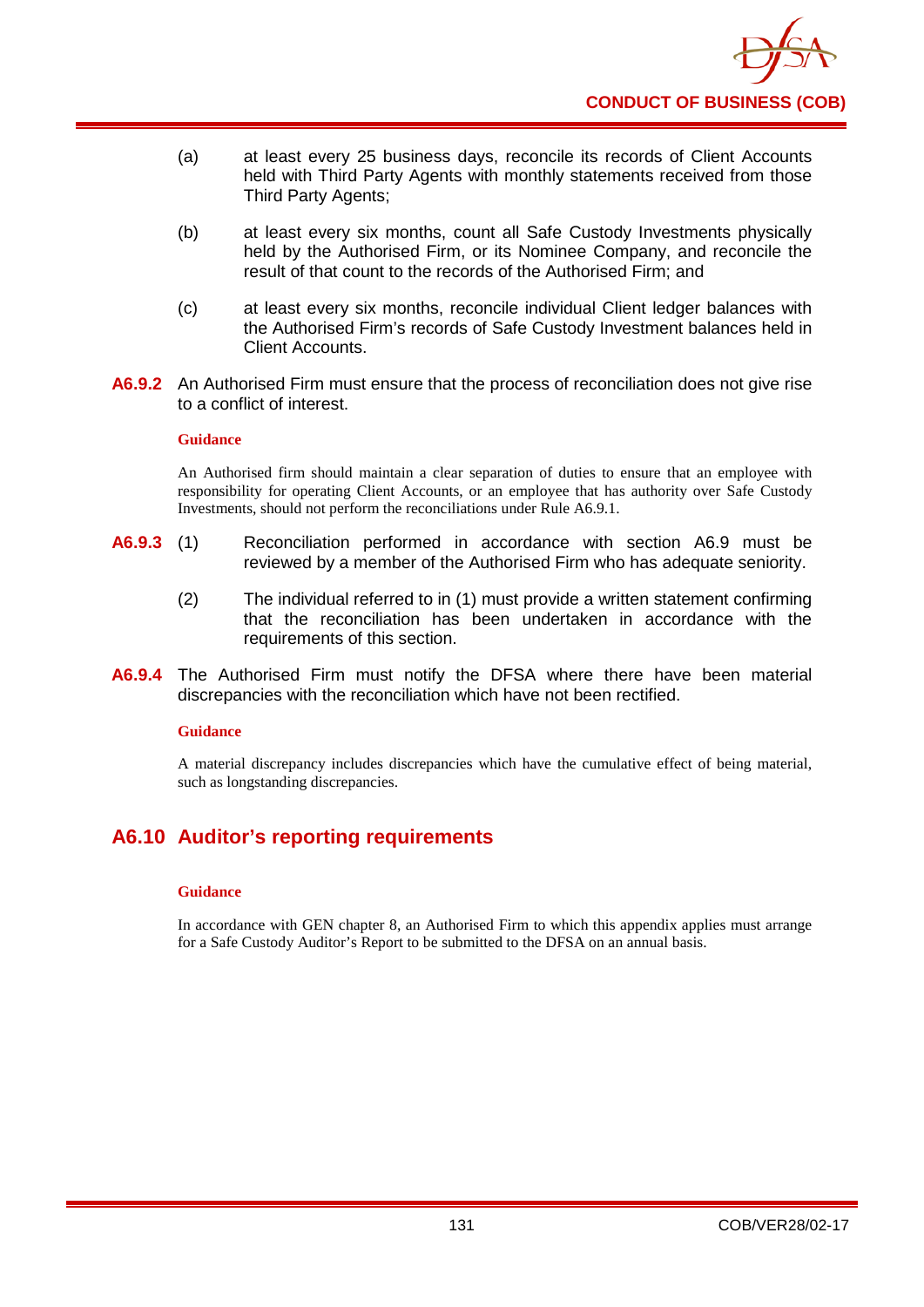(a) at least every 25 business days, reconcile its records of Client Accounts held with Third Party Agents with monthly statements received from those Third Party Agents;

(b) at least every six months, count all Safe Custody Investments physically held by the Authorised Firm, or its Nominee Company, and reconcile the result of that count to the records of the Authorised Firm; and

(c) at least every six months, reconcile individual Client ledger balances with the Authorised Firm's records of Safe Custody Investment balances held in Client Accounts.

**A6.9.2** An Authorised Firm must ensure that the process of reconciliation does not give rise to a conflict of interest.

**Guidance**

An Authorised firm should maintain a clear separation of duties to ensure that an employee with responsibility for operating Client Accounts, or an employee that has authority over Safe Custody Investments, should not perform the reconciliations under Rule A6.9.1.

**A6.9.3** (1) Reconciliation performed in accordance with section A6.9 must be reviewed by a member of the Authorised Firm who has adequate seniority.

(2) The individual referred to in (1) must provide a written statement confirming that the reconciliation has been undertaken in accordance with the requirements of this section.

**A6.9.4** The Authorised Firm must notify the DFSA where there have been material discrepancies with the reconciliation which have not been rectified.

**Guidance**

A material discrepancy includes discrepancies which have the cumulative effect of being material, such as longstanding discrepancies.

## A6.10 Auditor's reporting requirements

**Guidance**

In accordance with GEN chapter 8, an Authorised Firm to which this appendix applies must arrange for a Safe Custody Auditor's Report to be submitted to the DFSA on an annual basis.